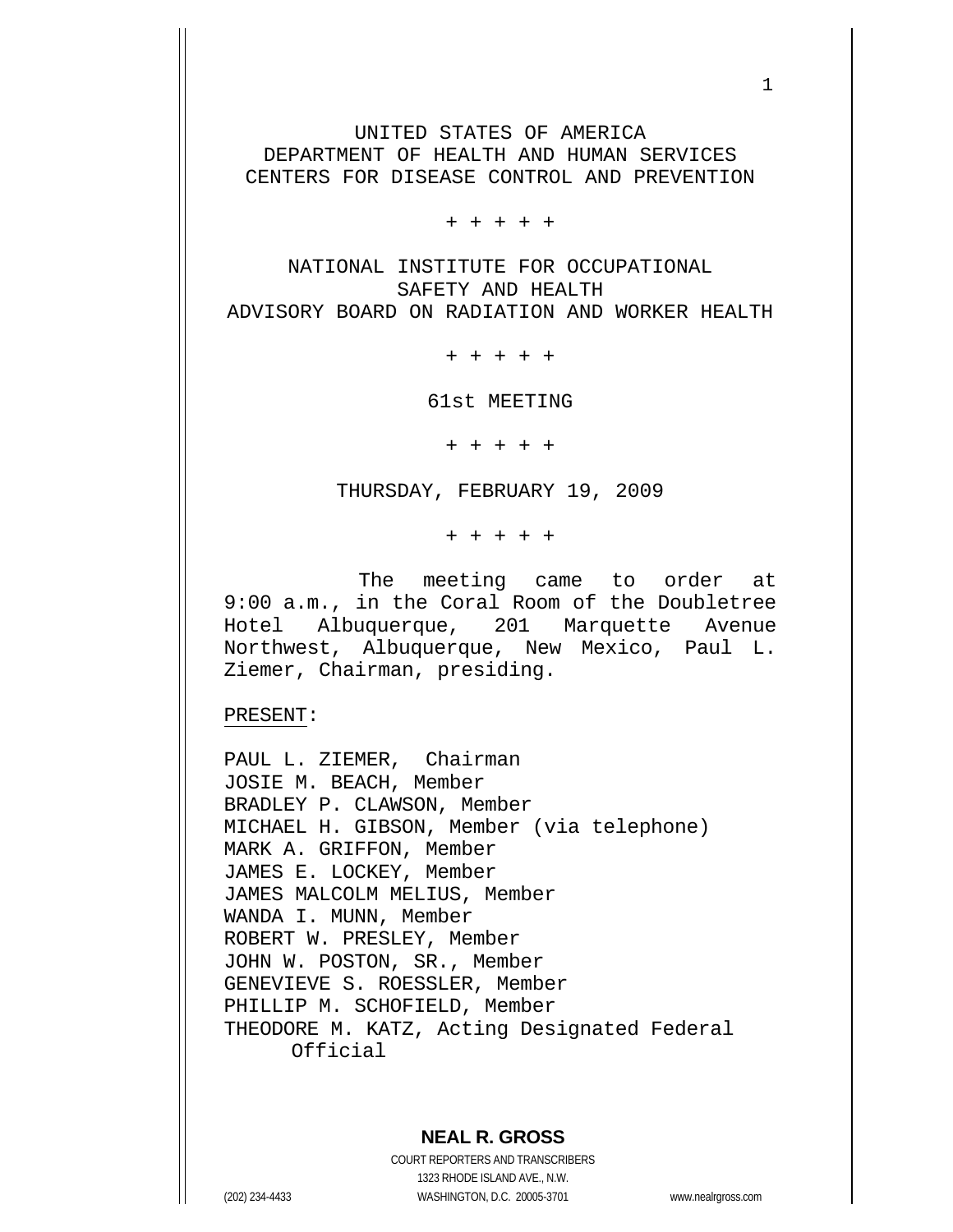UNITED STATES OF AMERICA
DEPARTMENT OF HEALTH AND HUMAN SERVICES
CENTERS FOR DISEASE CONTROL AND PREVENTION

+ + + + +

NATIONAL INSTITUTE FOR OCCUPATIONAL SAFETY AND HEALTH
ADVISORY BOARD ON RADIATION AND WORKER HEALTH

+ + + + +

61st MEETING

+ + + + +

THURSDAY, FEBRUARY 19, 2009

+ + + + +

The meeting came to order at 9:00 a.m., in the Coral Room of the Doubletree Hotel Albuquerque, 201 Marquette Avenue Northwest, Albuquerque, New Mexico, Paul L. Ziemer, Chairman, presiding.

PRESENT:

PAUL L. ZIEMER, Chairman
JOSIE M. BEACH, Member
BRADLEY P. CLAWSON, Member
MICHAEL H. GIBSON, Member (via telephone)
MARK A. GRIFFON, Member
JAMES E. LOCKEY, Member
JAMES MALCOLM MELIUS, Member
WANDA I. MUNN, Member
ROBERT W. PRESLEY, Member
JOHN W. POSTON, SR., Member
GENEVIEVE S. ROESSLER, Member
PHILLIP M. SCHOFIELD, Member
THEODORE M. KATZ, Acting Designated Federal Official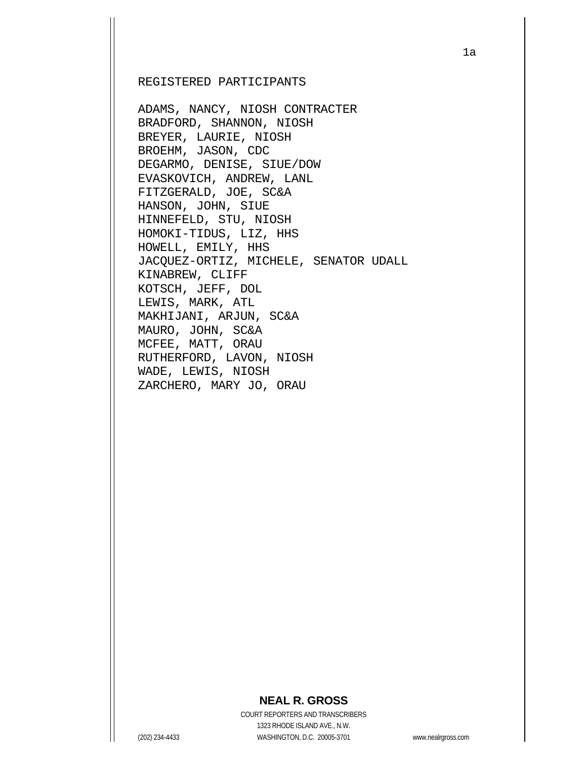REGISTERED PARTICIPANTS

ADAMS, NANCY, NIOSH CONTRACTER
BRADFORD, SHANNON, NIOSH
BREYER, LAURIE, NIOSH
BROEHM, JASON, CDC
DEGARMO, DENISE, SIUE/DOW
EVASKOVICH, ANDREW, LANL
FITZGERALD, JOE, SC&A
HANSON, JOHN, SIUE
HINNEFELD, STU, NIOSH
HOMOKI-TIDUS, LIZ, HHS
HOWELL, EMILY, HHS
JACQUEZ-ORTIZ, MICHELE, SENATOR UDALL
KINABREW, CLIFF
KOTSCH, JEFF, DOL
LEWIS, MARK, ATL
MAKHIJANI, ARJUN, SC&A
MAURO, JOHN, SC&A
MCFEE, MATT, ORAU
RUTHERFORD, LAVON, NIOSH
WADE, LEWIS, NIOSH
ZARCHERO, MARY JO, ORAU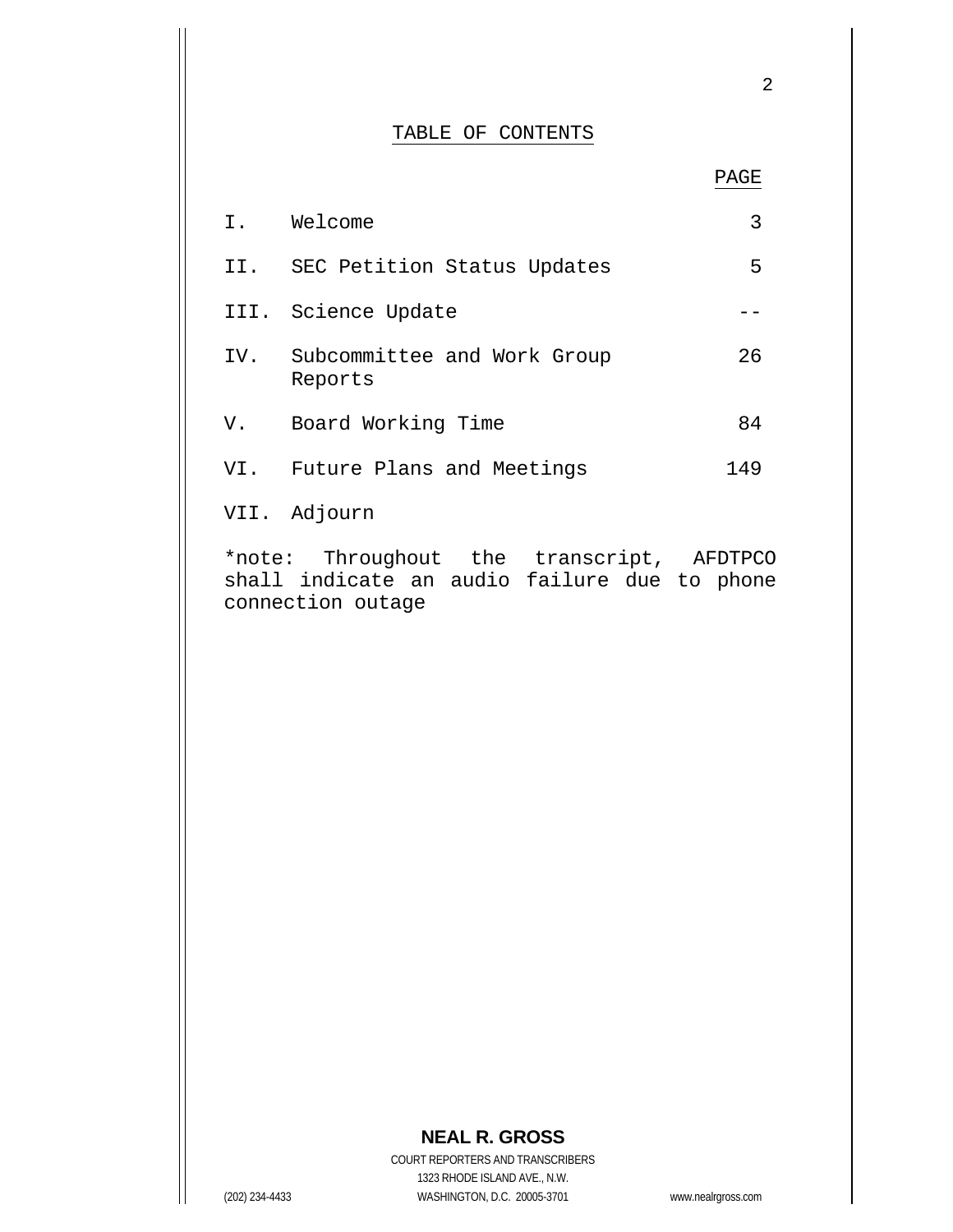## TABLE OF CONTENTS

| | | PAGE |
|---|---|---|
| I. | Welcome | 3 |
| II. | SEC Petition Status Updates | 5 |
| III. | Science Update | -- |
| IV. | Subcommittee and Work Group Reports | 26 |
| V. | Board Working Time | 84 |
| VI. | Future Plans and Meetings | 149 |
| VII. | Adjourn | |

*note: Throughout the transcript, AFDTPCO shall indicate an audio failure due to phone connection outage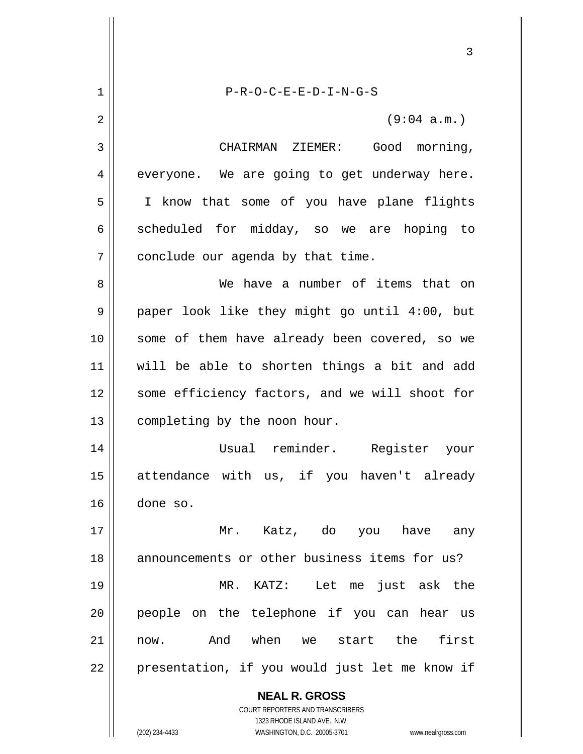P-R-O-C-E-E-D-I-N-G-S

(9:04 a.m.)

CHAIRMAN ZIEMER: Good morning, everyone. We are going to get underway here. I know that some of you have plane flights scheduled for midday, so we are hoping to conclude our agenda by that time.

We have a number of items that on paper look like they might go until 4:00, but some of them have already been covered, so we will be able to shorten things a bit and add some efficiency factors, and we will shoot for completing by the noon hour.

Usual reminder. Register your attendance with us, if you haven't already done so.

Mr. Katz, do you have any announcements or other business items for us?

MR. KATZ: Let me just ask the people on the telephone if you can hear us now. And when we start the first presentation, if you would just let me know if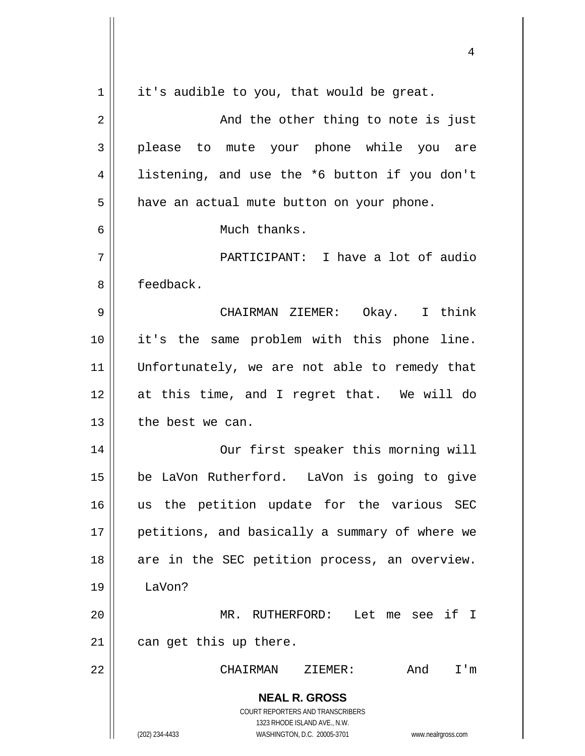it's audible to you, that would be great.

And the other thing to note is just please to mute your phone while you are listening, and use the *6 button if you don't have an actual mute button on your phone.

Much thanks.

PARTICIPANT: I have a lot of audio feedback.

CHAIRMAN ZIEMER: Okay. I think it's the same problem with this phone line. Unfortunately, we are not able to remedy that at this time, and I regret that. We will do the best we can.

Our first speaker this morning will be LaVon Rutherford. LaVon is going to give us the petition update for the various SEC petitions, and basically a summary of where we are in the SEC petition process, an overview. LaVon?

MR. RUTHERFORD: Let me see if I can get this up there.

CHAIRMAN ZIEMER: And I'm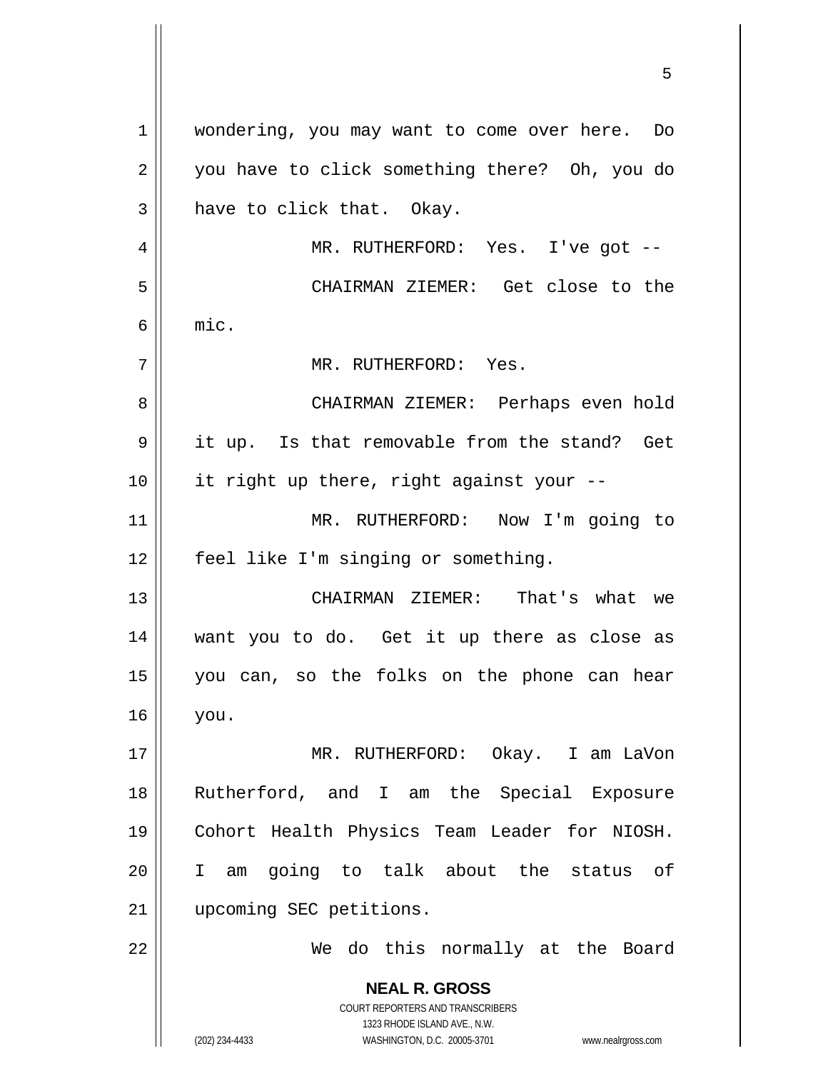wondering, you may want to come over here. Do you have to click something there? Oh, you do have to click that. Okay.

MR. RUTHERFORD: Yes. I've got --

CHAIRMAN ZIEMER: Get close to the mic.

MR. RUTHERFORD: Yes.

CHAIRMAN ZIEMER: Perhaps even hold it up. Is that removable from the stand? Get it right up there, right against your --

MR. RUTHERFORD: Now I'm going to feel like I'm singing or something.

CHAIRMAN ZIEMER: That's what we want you to do. Get it up there as close as you can, so the folks on the phone can hear you.

MR. RUTHERFORD: Okay. I am LaVon Rutherford, and I am the Special Exposure Cohort Health Physics Team Leader for NIOSH. I am going to talk about the status of upcoming SEC petitions.

We do this normally at the Board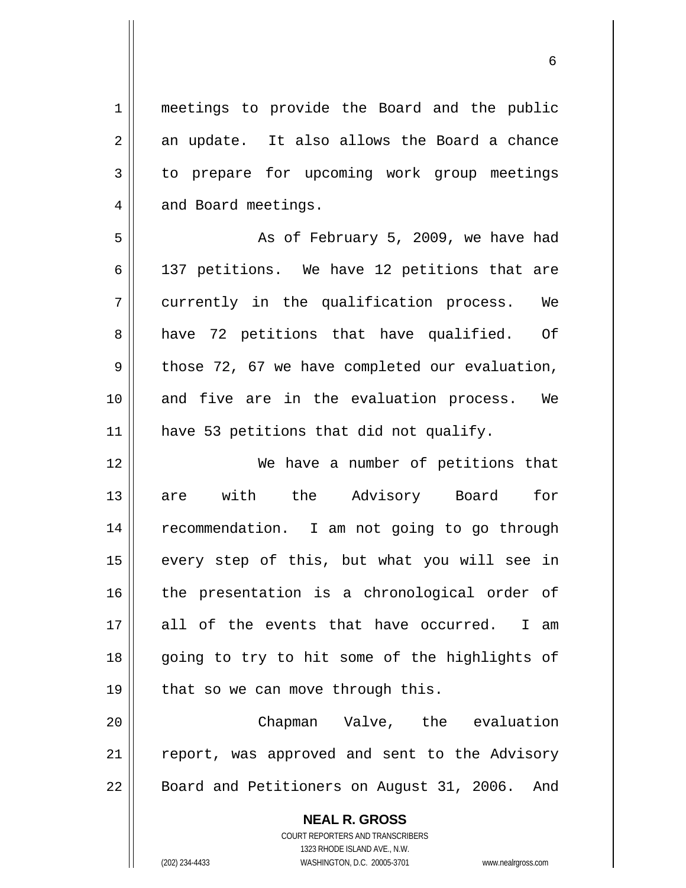meetings to provide the Board and the public an update. It also allows the Board a chance to prepare for upcoming work group meetings and Board meetings.

As of February 5, 2009, we have had 137 petitions. We have 12 petitions that are currently in the qualification process. We have 72 petitions that have qualified. Of those 72, 67 we have completed our evaluation, and five are in the evaluation process. We have 53 petitions that did not qualify.

We have a number of petitions that are with the Advisory Board for recommendation. I am not going to go through every step of this, but what you will see in the presentation is a chronological order of all of the events that have occurred. I am going to try to hit some of the highlights of that so we can move through this.

Chapman Valve, the evaluation report, was approved and sent to the Advisory Board and Petitioners on August 31, 2006. And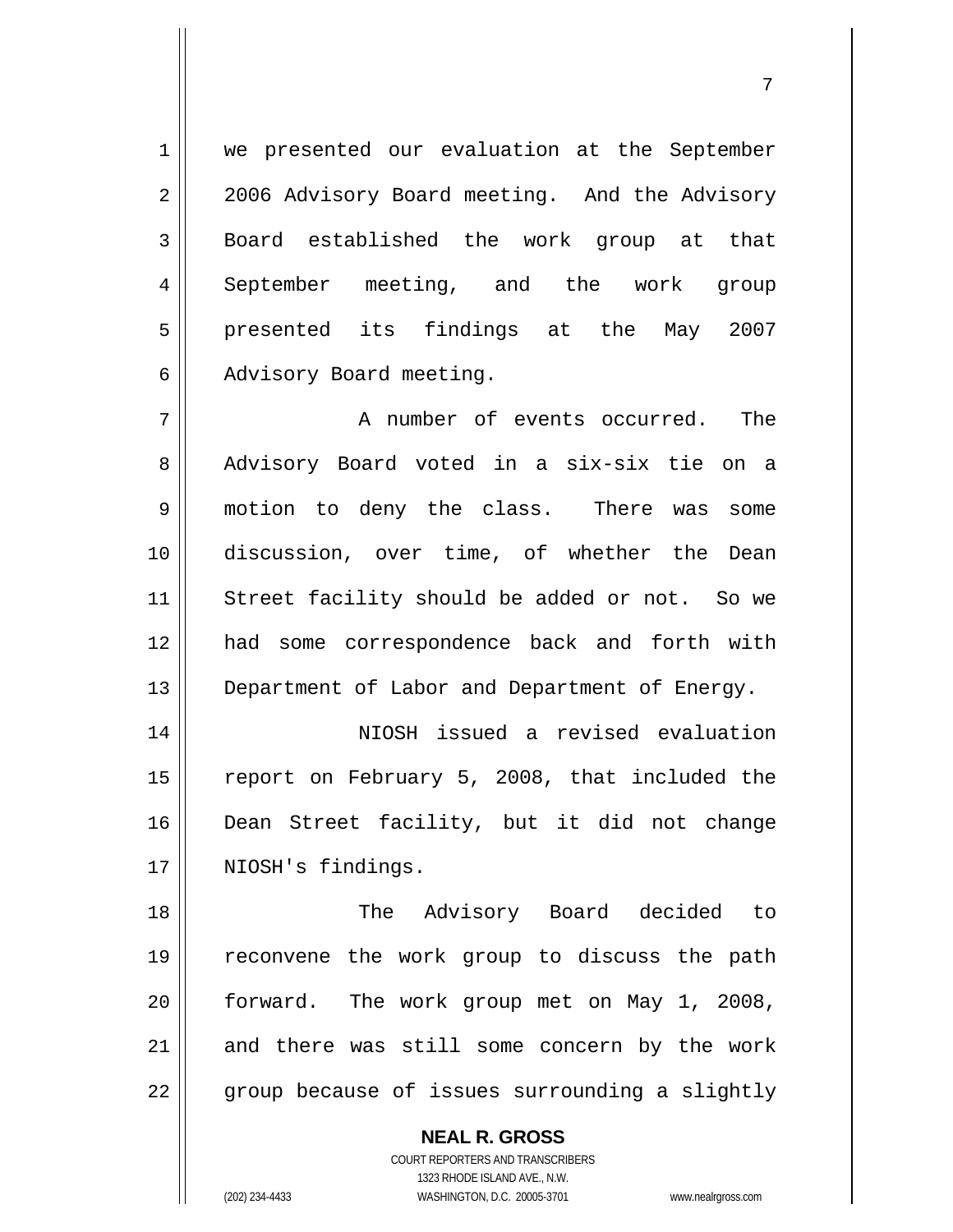we presented our evaluation at the September 2006 Advisory Board meeting. And the Advisory Board established the work group at that September meeting, and the work group presented its findings at the May 2007 Advisory Board meeting.

A number of events occurred. The Advisory Board voted in a six-six tie on a motion to deny the class. There was some discussion, over time, of whether the Dean Street facility should be added or not. So we had some correspondence back and forth with Department of Labor and Department of Energy.

NIOSH issued a revised evaluation report on February 5, 2008, that included the Dean Street facility, but it did not change NIOSH's findings.

The Advisory Board decided to reconvene the work group to discuss the path forward. The work group met on May 1, 2008, and there was still some concern by the work group because of issues surrounding a slightly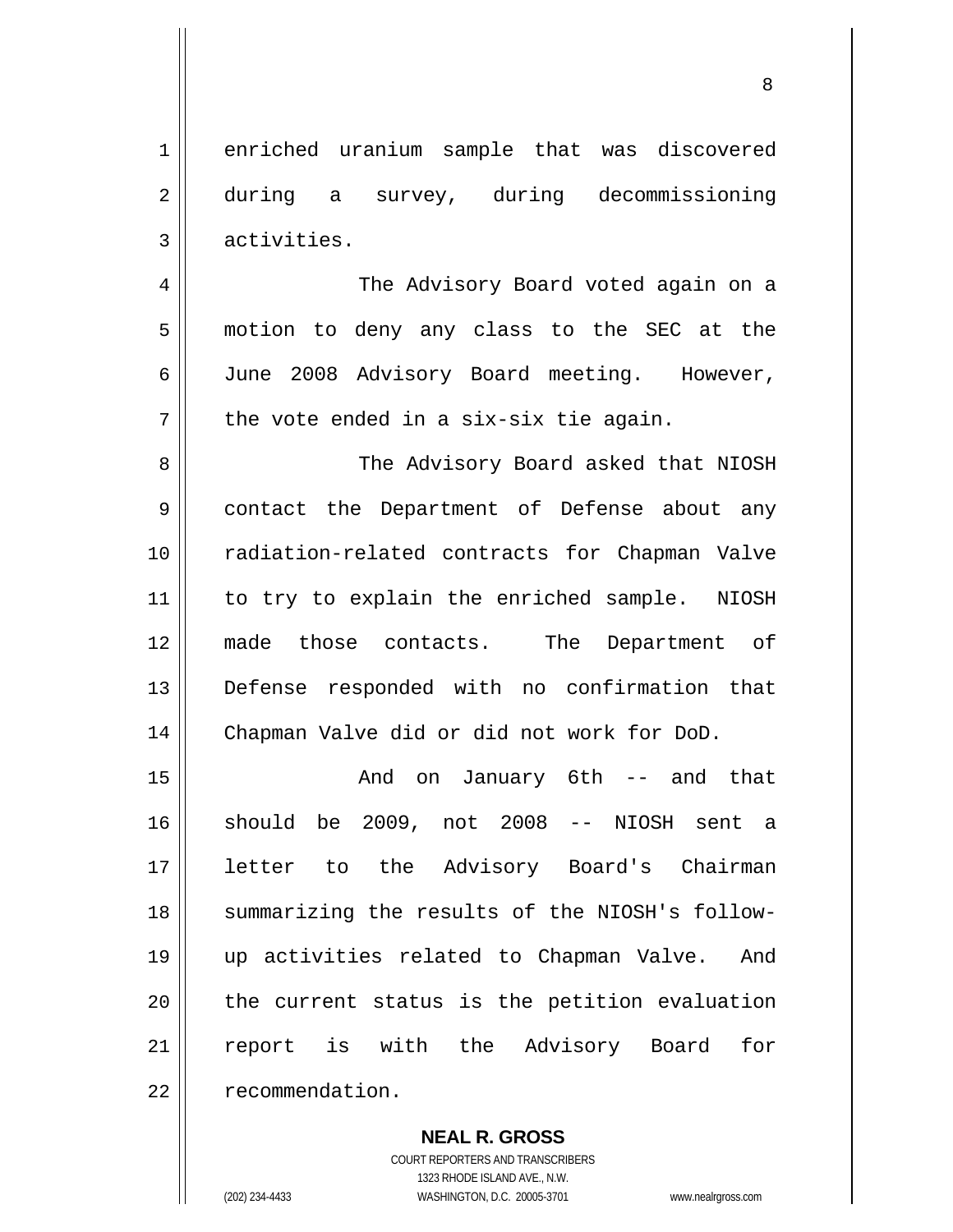enriched uranium sample that was discovered during a survey, during decommissioning activities.

The Advisory Board voted again on a motion to deny any class to the SEC at the June 2008 Advisory Board meeting. However, the vote ended in a six-six tie again.

The Advisory Board asked that NIOSH contact the Department of Defense about any radiation-related contracts for Chapman Valve to try to explain the enriched sample. NIOSH made those contacts. The Department of Defense responded with no confirmation that Chapman Valve did or did not work for DoD.

And on January 6th -- and that should be 2009, not 2008 -- NIOSH sent a letter to the Advisory Board's Chairman summarizing the results of the NIOSH's follow-up activities related to Chapman Valve. And the current status is the petition evaluation report is with the Advisory Board for recommendation.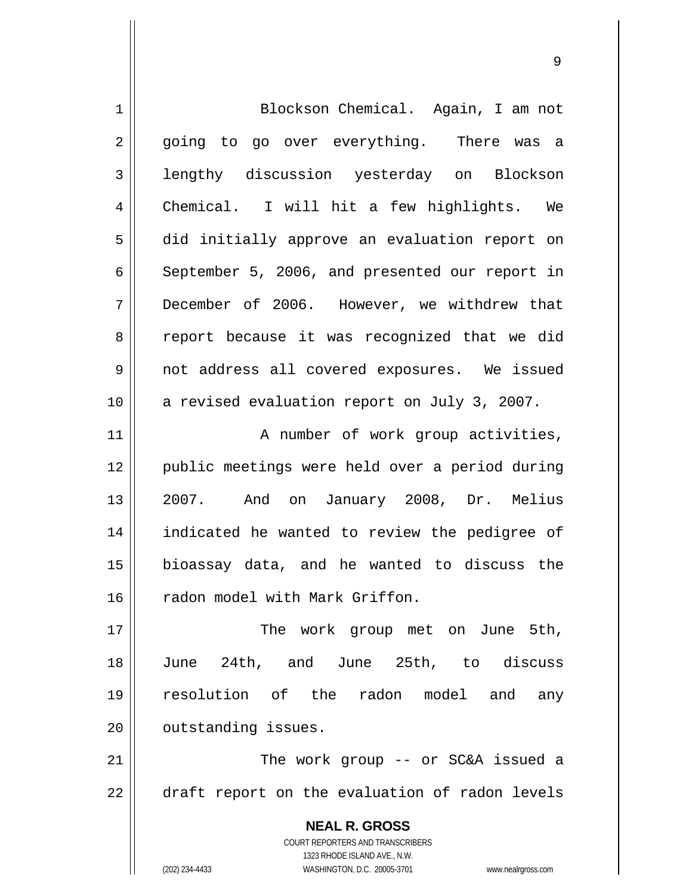Blockson Chemical. Again, I am not going to go over everything. There was a lengthy discussion yesterday on Blockson Chemical. I will hit a few highlights. We did initially approve an evaluation report on September 5, 2006, and presented our report in December of 2006. However, we withdrew that report because it was recognized that we did not address all covered exposures. We issued a revised evaluation report on July 3, 2007.

A number of work group activities, public meetings were held over a period during 2007. And on January 2008, Dr. Melius indicated he wanted to review the pedigree of bioassay data, and he wanted to discuss the radon model with Mark Griffon.

The work group met on June 5th, June 24th, and June 25th, to discuss resolution of the radon model and any outstanding issues.

The work group -- or SC&A issued a draft report on the evaluation of radon levels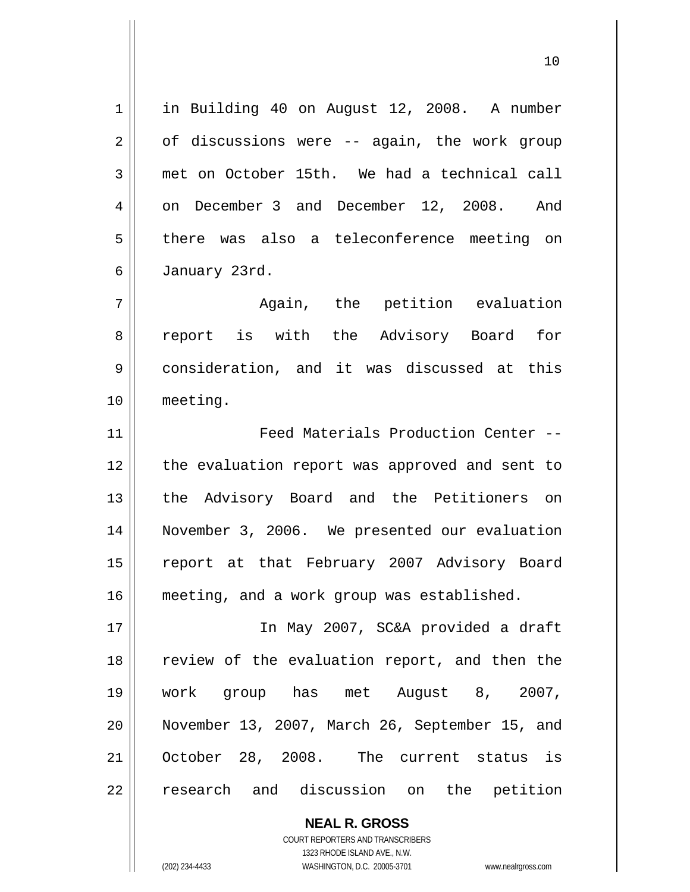in Building 40 on August 12, 2008. A number of discussions were -- again, the work group met on October 15th. We had a technical call on December 3 and December 12, 2008. And there was also a teleconference meeting on January 23rd.

Again, the petition evaluation report is with the Advisory Board for consideration, and it was discussed at this meeting.

Feed Materials Production Center -- the evaluation report was approved and sent to the Advisory Board and the Petitioners on November 3, 2006. We presented our evaluation report at that February 2007 Advisory Board meeting, and a work group was established.

In May 2007, SC&A provided a draft review of the evaluation report, and then the work group has met August 8, 2007, November 13, 2007, March 26, September 15, and October 28, 2008. The current status is research and discussion on the petition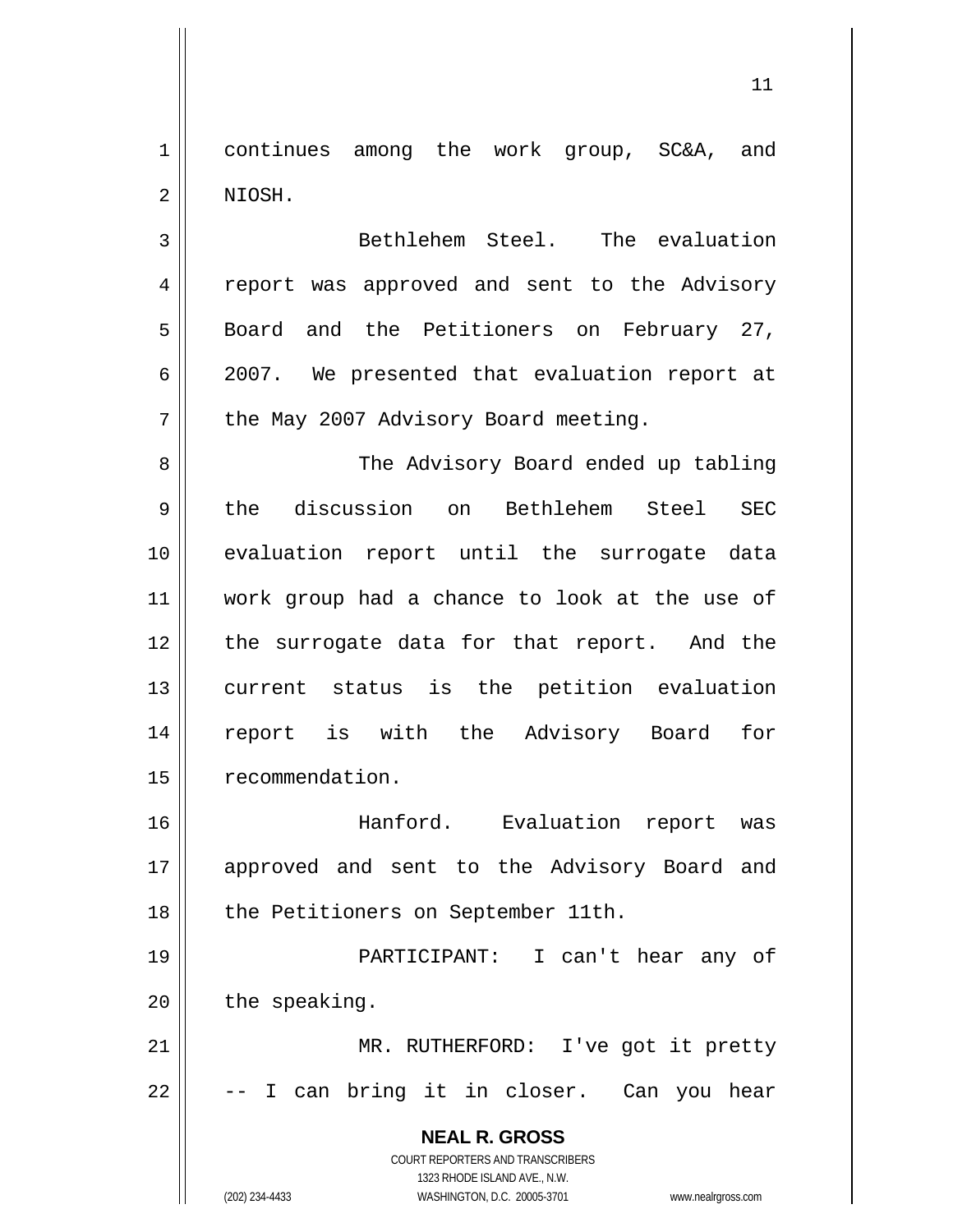continues among the work group, SC&A, and NIOSH.

Bethlehem Steel. The evaluation report was approved and sent to the Advisory Board and the Petitioners on February 27, 2007. We presented that evaluation report at the May 2007 Advisory Board meeting.

The Advisory Board ended up tabling the discussion on Bethlehem Steel SEC evaluation report until the surrogate data work group had a chance to look at the use of the surrogate data for that report. And the current status is the petition evaluation report is with the Advisory Board for recommendation.

Hanford. Evaluation report was approved and sent to the Advisory Board and the Petitioners on September 11th.

PARTICIPANT: I can't hear any of the speaking.

MR. RUTHERFORD: I've got it pretty -- I can bring it in closer. Can you hear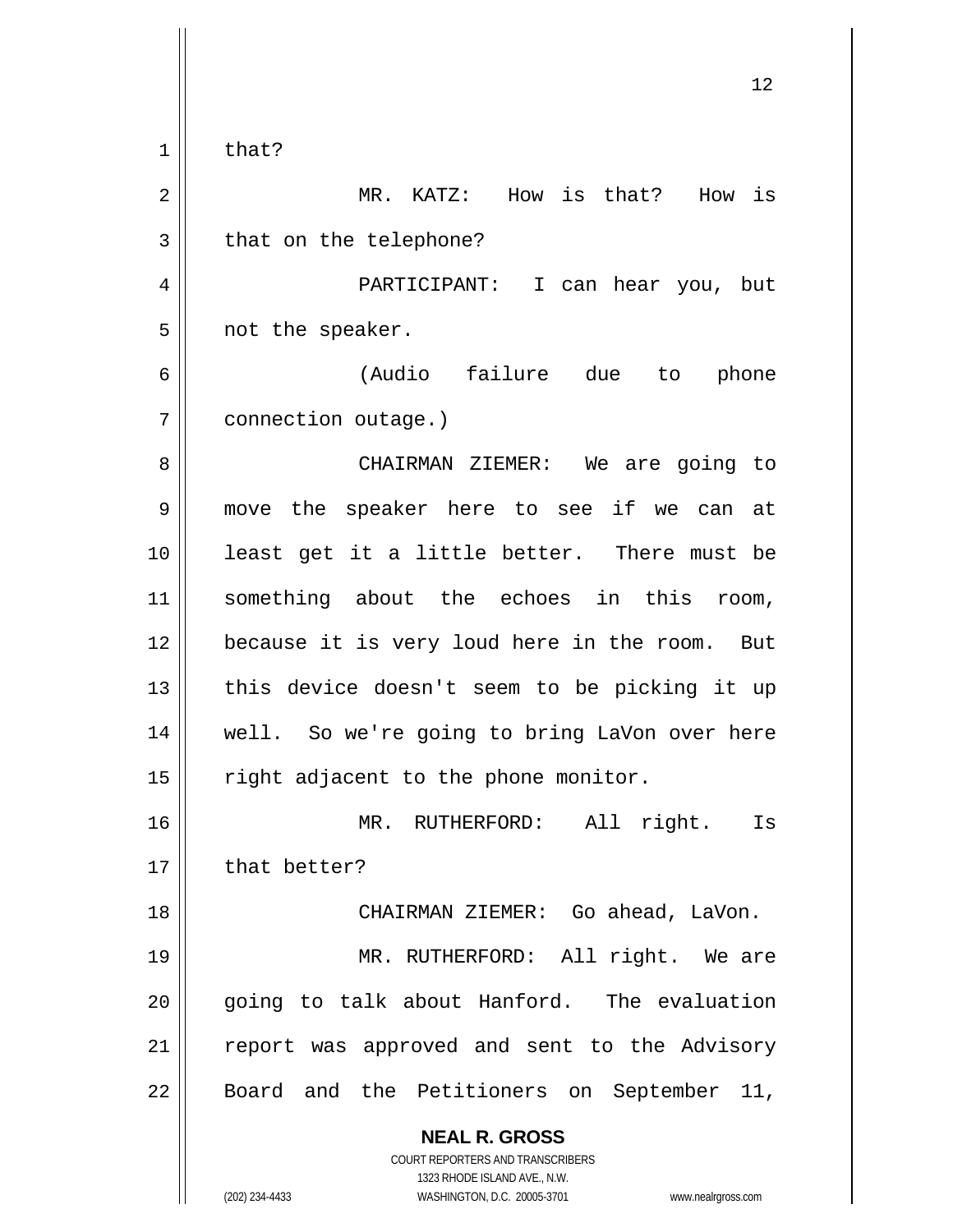that?

MR. KATZ: How is that? How is that on the telephone?

PARTICIPANT: I can hear you, but not the speaker.

(Audio failure due to phone connection outage.)

CHAIRMAN ZIEMER: We are going to move the speaker here to see if we can at least get it a little better. There must be something about the echoes in this room, because it is very loud here in the room. But this device doesn't seem to be picking it up well. So we're going to bring LaVon over here right adjacent to the phone monitor.

MR. RUTHERFORD: All right. Is that better?

CHAIRMAN ZIEMER: Go ahead, LaVon.

MR. RUTHERFORD: All right. We are going to talk about Hanford. The evaluation report was approved and sent to the Advisory Board and the Petitioners on September 11,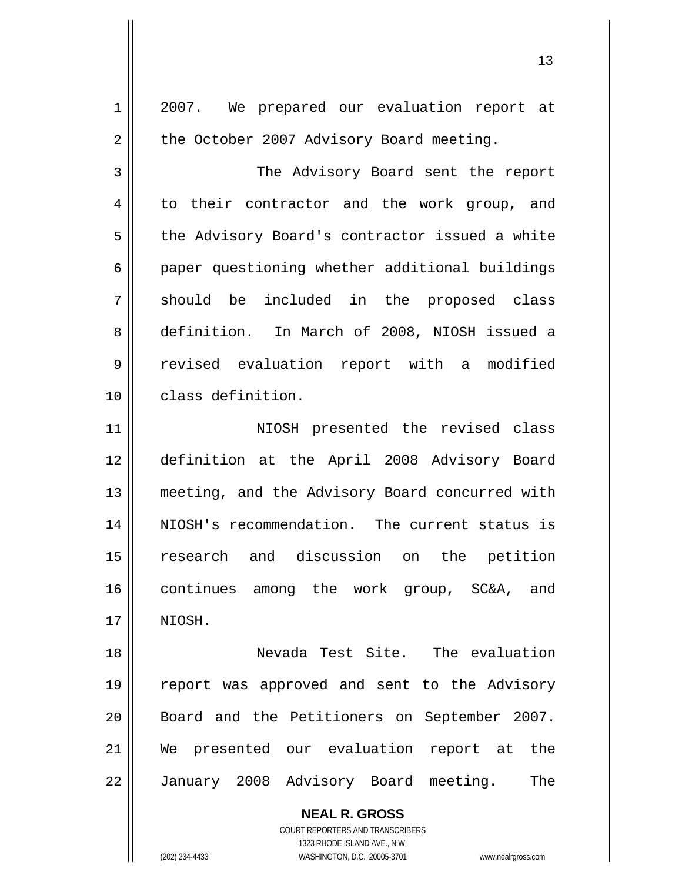2007. We prepared our evaluation report at the October 2007 Advisory Board meeting.

The Advisory Board sent the report to their contractor and the work group, and the Advisory Board's contractor issued a white paper questioning whether additional buildings should be included in the proposed class definition. In March of 2008, NIOSH issued a revised evaluation report with a modified class definition.

NIOSH presented the revised class definition at the April 2008 Advisory Board meeting, and the Advisory Board concurred with NIOSH's recommendation. The current status is research and discussion on the petition continues among the work group, SC&A, and NIOSH.

Nevada Test Site. The evaluation report was approved and sent to the Advisory Board and the Petitioners on September 2007. We presented our evaluation report at the January 2008 Advisory Board meeting. The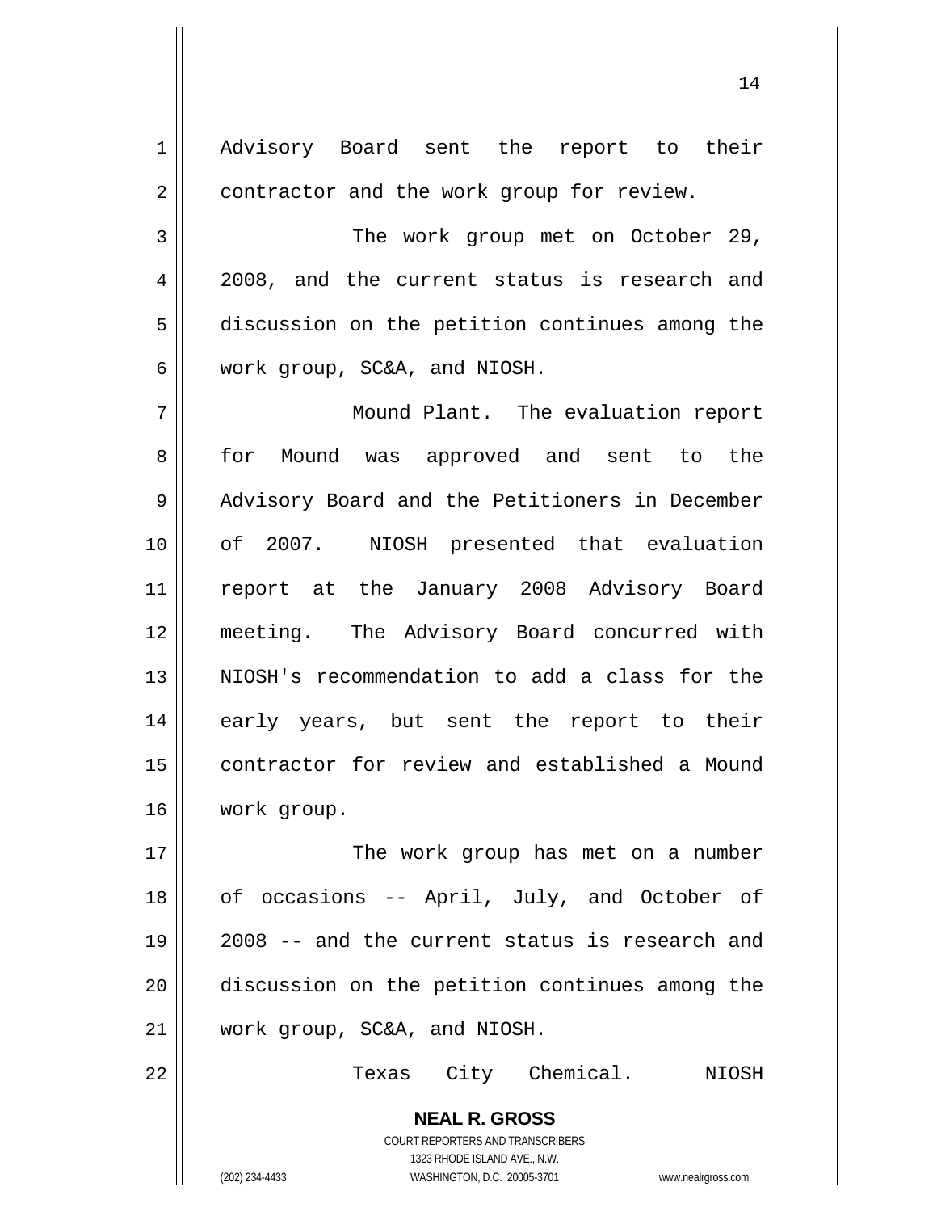Advisory Board sent the report to their contractor and the work group for review.

The work group met on October 29, 2008, and the current status is research and discussion on the petition continues among the work group, SC&A, and NIOSH.

Mound Plant. The evaluation report for Mound was approved and sent to the Advisory Board and the Petitioners in December of 2007. NIOSH presented that evaluation report at the January 2008 Advisory Board meeting. The Advisory Board concurred with NIOSH's recommendation to add a class for the early years, but sent the report to their contractor for review and established a Mound work group.

The work group has met on a number of occasions -- April, July, and October of 2008 -- and the current status is research and discussion on the petition continues among the work group, SC&A, and NIOSH.

Texas City Chemical. NIOSH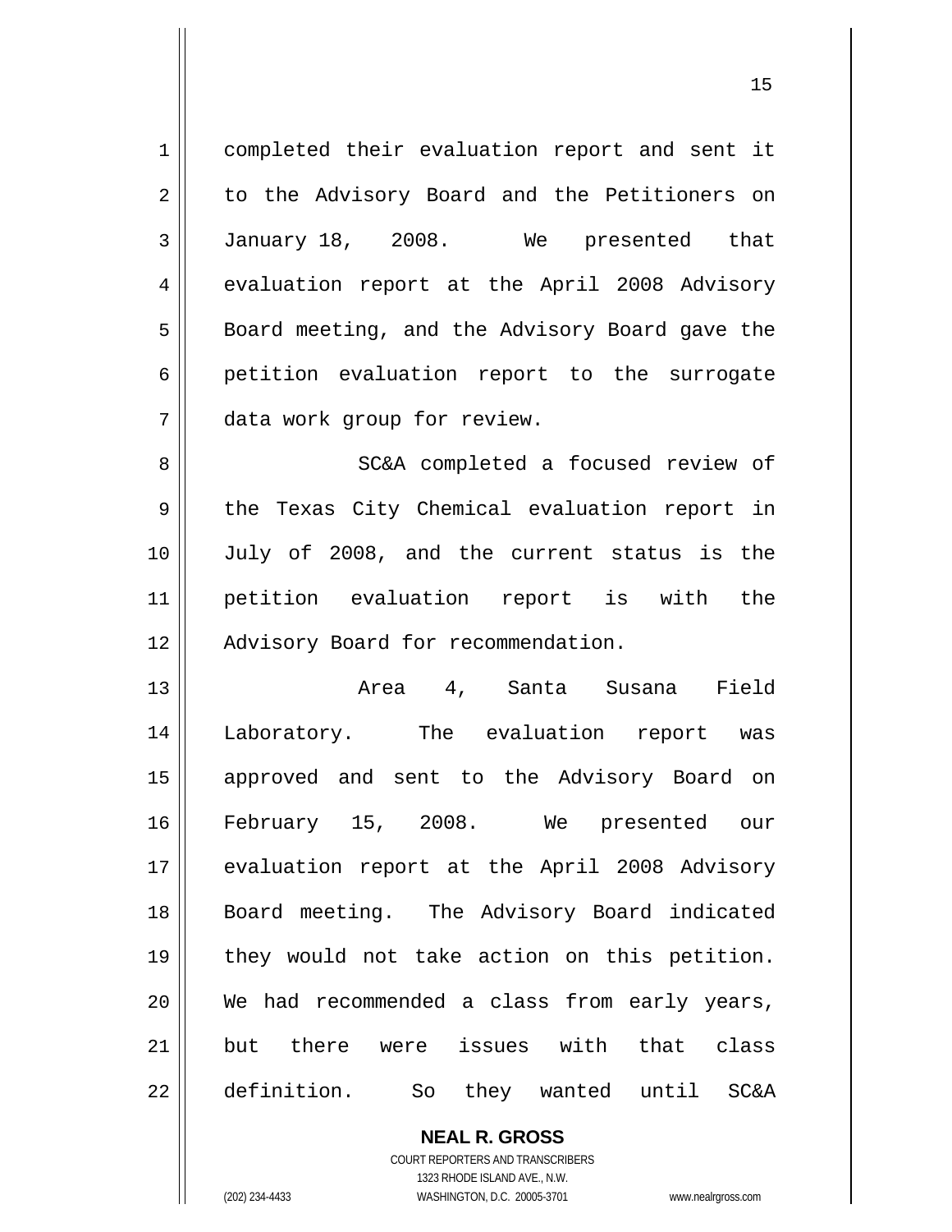completed their evaluation report and sent it to the Advisory Board and the Petitioners on January 18, 2008. We presented that evaluation report at the April 2008 Advisory Board meeting, and the Advisory Board gave the petition evaluation report to the surrogate data work group for review.

SC&A completed a focused review of the Texas City Chemical evaluation report in July of 2008, and the current status is the petition evaluation report is with the Advisory Board for recommendation.

Area 4, Santa Susana Field Laboratory. The evaluation report was approved and sent to the Advisory Board on February 15, 2008. We presented our evaluation report at the April 2008 Advisory Board meeting. The Advisory Board indicated they would not take action on this petition. We had recommended a class from early years, but there were issues with that class definition. So they wanted until SC&A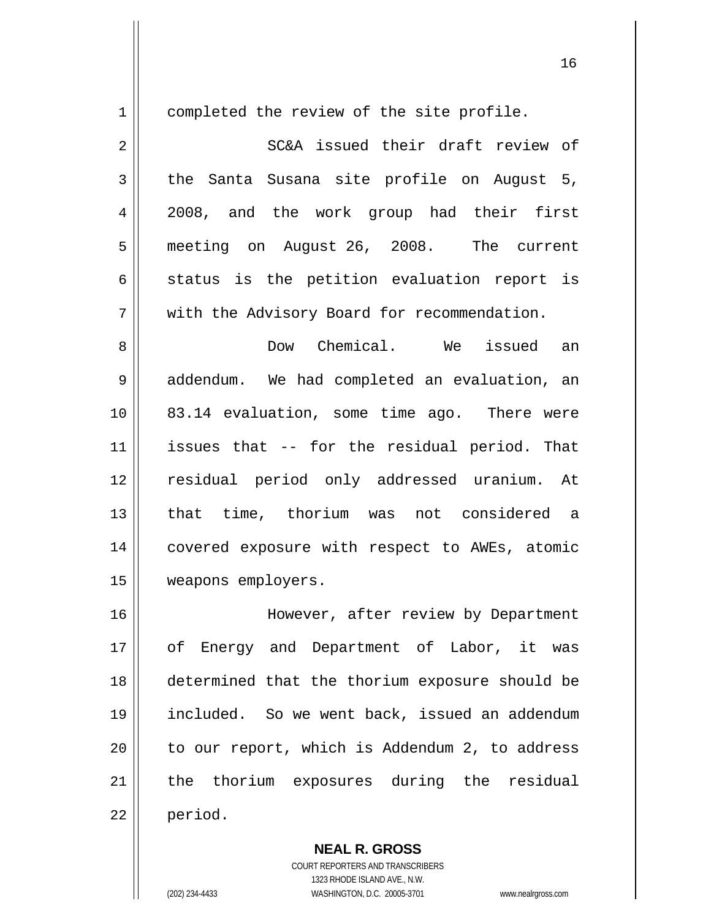completed the review of the site profile.

SC&A issued their draft review of the Santa Susana site profile on August 5, 2008, and the work group had their first meeting on August 26, 2008. The current status is the petition evaluation report is with the Advisory Board for recommendation.

Dow Chemical. We issued an addendum. We had completed an evaluation, an 83.14 evaluation, some time ago. There were issues that -- for the residual period. That residual period only addressed uranium. At that time, thorium was not considered a covered exposure with respect to AWEs, atomic weapons employers.

However, after review by Department of Energy and Department of Labor, it was determined that the thorium exposure should be included. So we went back, issued an addendum to our report, which is Addendum 2, to address the thorium exposures during the residual period.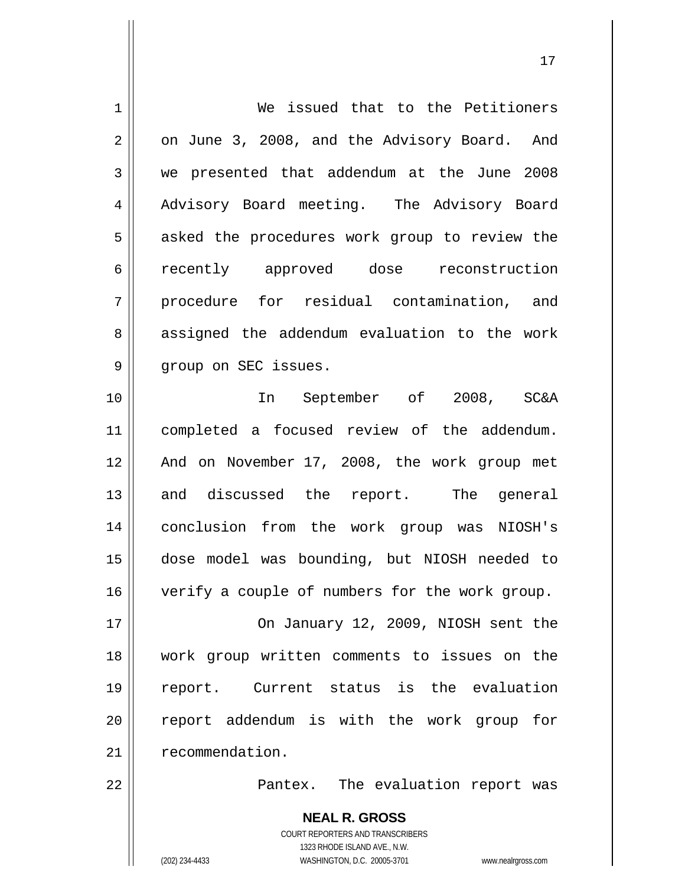We issued that to the Petitioners on June 3, 2008, and the Advisory Board. And we presented that addendum at the June 2008 Advisory Board meeting. The Advisory Board asked the procedures work group to review the recently approved dose reconstruction procedure for residual contamination, and assigned the addendum evaluation to the work group on SEC issues.

In September of 2008, SC&A completed a focused review of the addendum. And on November 17, 2008, the work group met and discussed the report. The general conclusion from the work group was NIOSH's dose model was bounding, but NIOSH needed to verify a couple of numbers for the work group.

On January 12, 2009, NIOSH sent the work group written comments to issues on the report. Current status is the evaluation report addendum is with the work group for recommendation.

Pantex. The evaluation report was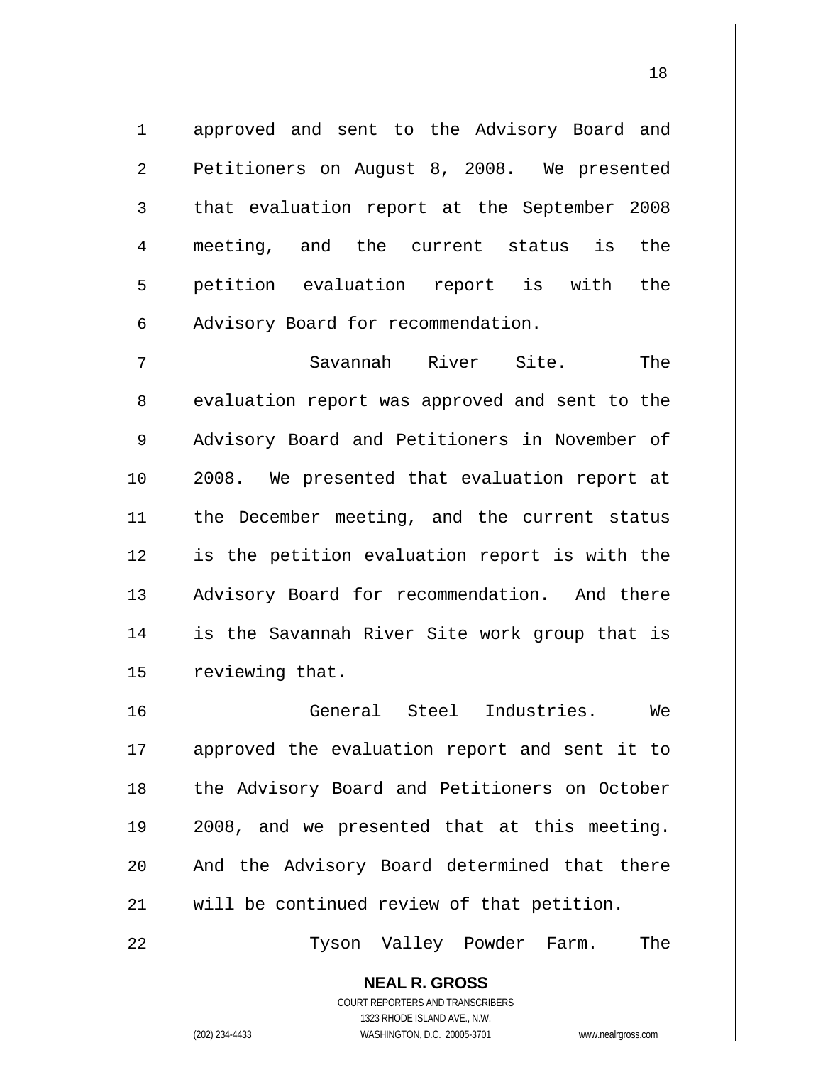approved and sent to the Advisory Board and Petitioners on August 8, 2008. We presented that evaluation report at the September 2008 meeting, and the current status is the petition evaluation report is with the Advisory Board for recommendation.

Savannah River Site. The evaluation report was approved and sent to the Advisory Board and Petitioners in November of 2008. We presented that evaluation report at the December meeting, and the current status is the petition evaluation report is with the Advisory Board for recommendation. And there is the Savannah River Site work group that is reviewing that.

General Steel Industries. We approved the evaluation report and sent it to the Advisory Board and Petitioners on October 2008, and we presented that at this meeting. And the Advisory Board determined that there will be continued review of that petition.

Tyson Valley Powder Farm. The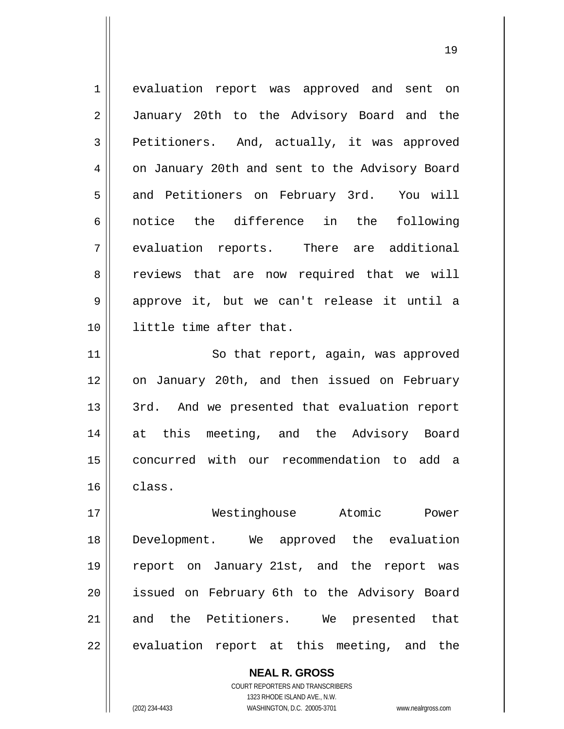evaluation report was approved and sent on January 20th to the Advisory Board and the Petitioners. And, actually, it was approved on January 20th and sent to the Advisory Board and Petitioners on February 3rd. You will notice the difference in the following evaluation reports. There are additional reviews that are now required that we will approve it, but we can't release it until a little time after that.

So that report, again, was approved on January 20th, and then issued on February 3rd. And we presented that evaluation report at this meeting, and the Advisory Board concurred with our recommendation to add a class.

Westinghouse Atomic Power Development. We approved the evaluation report on January 21st, and the report was issued on February 6th to the Advisory Board and the Petitioners. We presented that evaluation report at this meeting, and the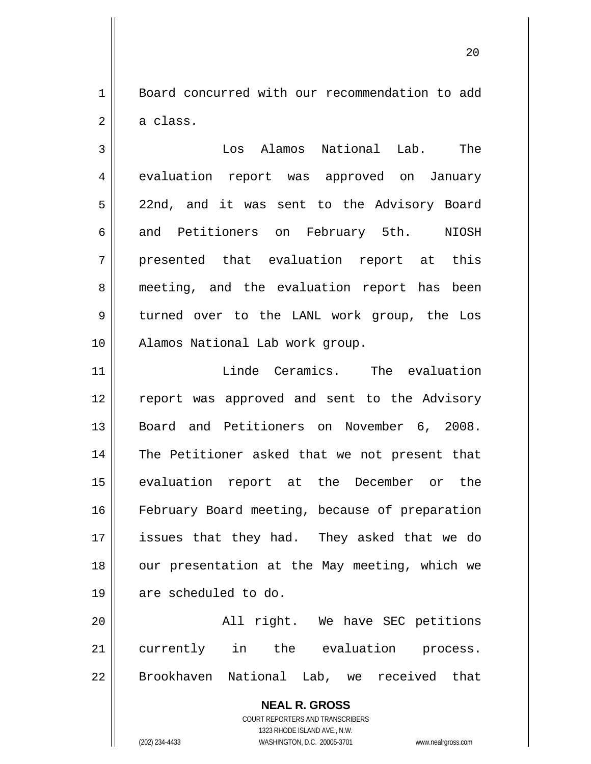Board concurred with our recommendation to add a class.

Los Alamos National Lab. The evaluation report was approved on January 22nd, and it was sent to the Advisory Board and Petitioners on February 5th. NIOSH presented that evaluation report at this meeting, and the evaluation report has been turned over to the LANL work group, the Los Alamos National Lab work group.

Linde Ceramics. The evaluation report was approved and sent to the Advisory Board and Petitioners on November 6, 2008. The Petitioner asked that we not present that evaluation report at the December or the February Board meeting, because of preparation issues that they had. They asked that we do our presentation at the May meeting, which we are scheduled to do.

All right. We have SEC petitions currently in the evaluation process. Brookhaven National Lab, we received that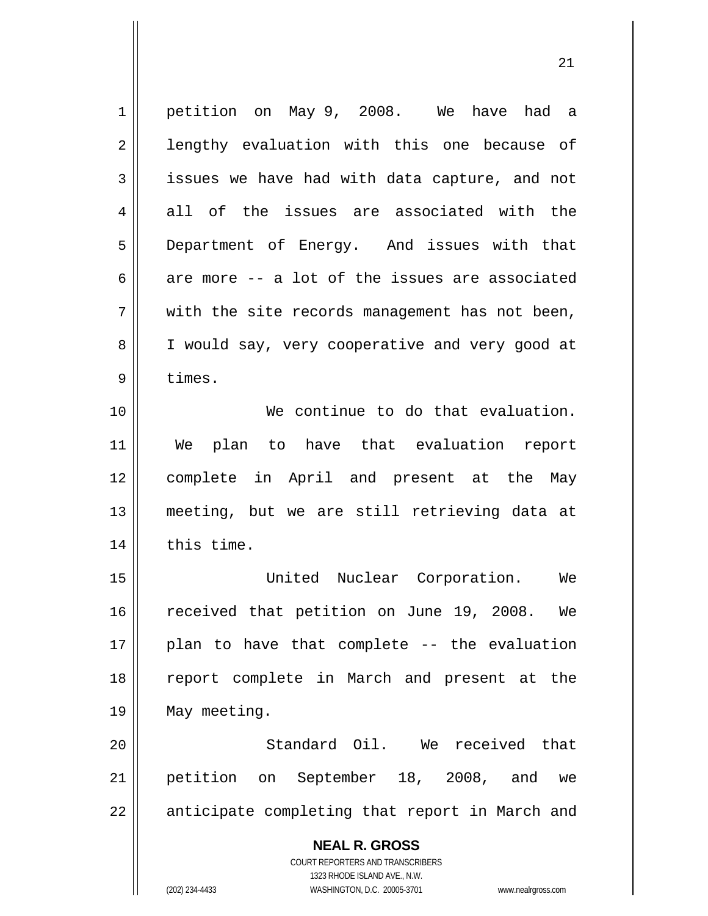petition on May 9, 2008. We have had a lengthy evaluation with this one because of issues we have had with data capture, and not all of the issues are associated with the Department of Energy. And issues with that are more -- a lot of the issues are associated with the site records management has not been, I would say, very cooperative and very good at times.

We continue to do that evaluation. We plan to have that evaluation report complete in April and present at the May meeting, but we are still retrieving data at this time.

United Nuclear Corporation. We received that petition on June 19, 2008. We plan to have that complete -- the evaluation report complete in March and present at the May meeting.

Standard Oil. We received that petition on September 18, 2008, and we anticipate completing that report in March and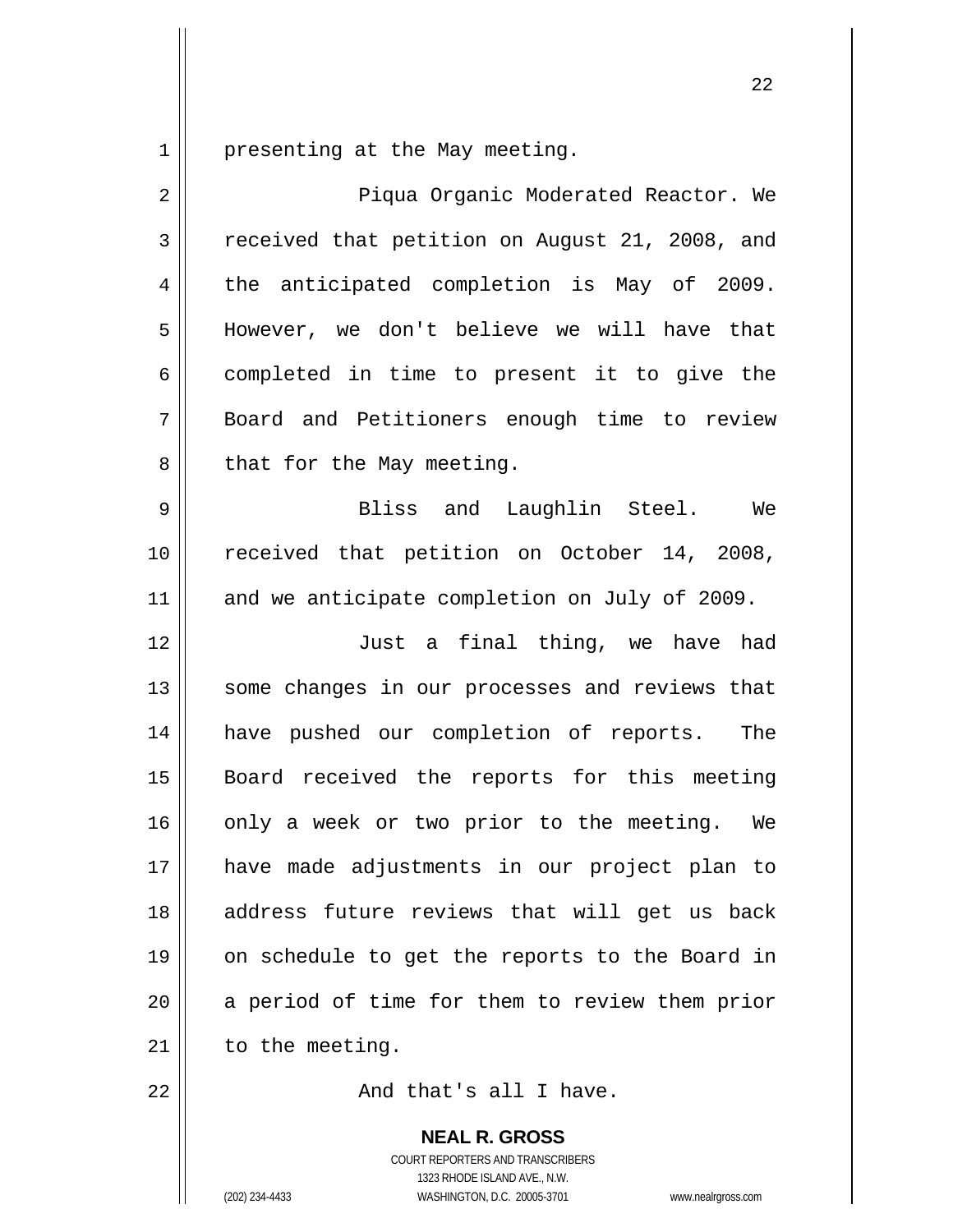presenting at the May meeting.

Piqua Organic Moderated Reactor. We received that petition on August 21, 2008, and the anticipated completion is May of 2009. However, we don't believe we will have that completed in time to present it to give the Board and Petitioners enough time to review that for the May meeting.

Bliss and Laughlin Steel. We received that petition on October 14, 2008, and we anticipate completion on July of 2009.

Just a final thing, we have had some changes in our processes and reviews that have pushed our completion of reports. The Board received the reports for this meeting only a week or two prior to the meeting. We have made adjustments in our project plan to address future reviews that will get us back on schedule to get the reports to the Board in a period of time for them to review them prior to the meeting.

And that's all I have.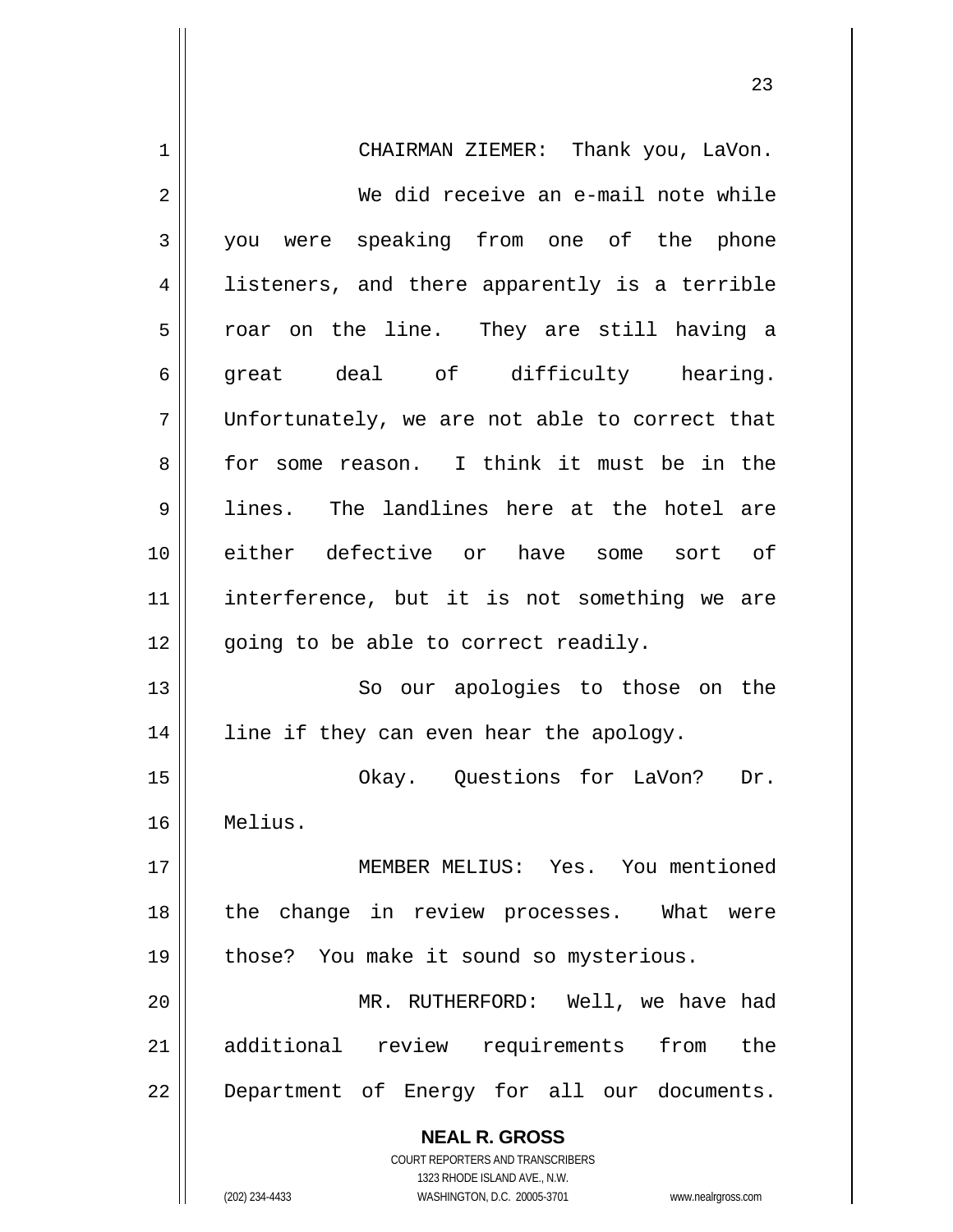CHAIRMAN ZIEMER: Thank you, LaVon.

We did receive an e-mail note while you were speaking from one of the phone listeners, and there apparently is a terrible roar on the line. They are still having a great deal of difficulty hearing. Unfortunately, we are not able to correct that for some reason. I think it must be in the lines. The landlines here at the hotel are either defective or have some sort of interference, but it is not something we are going to be able to correct readily.

So our apologies to those on the line if they can even hear the apology.

Okay. Questions for LaVon? Dr. Melius.

MEMBER MELIUS: Yes. You mentioned the change in review processes. What were those? You make it sound so mysterious.

MR. RUTHERFORD: Well, we have had additional review requirements from the Department of Energy for all our documents.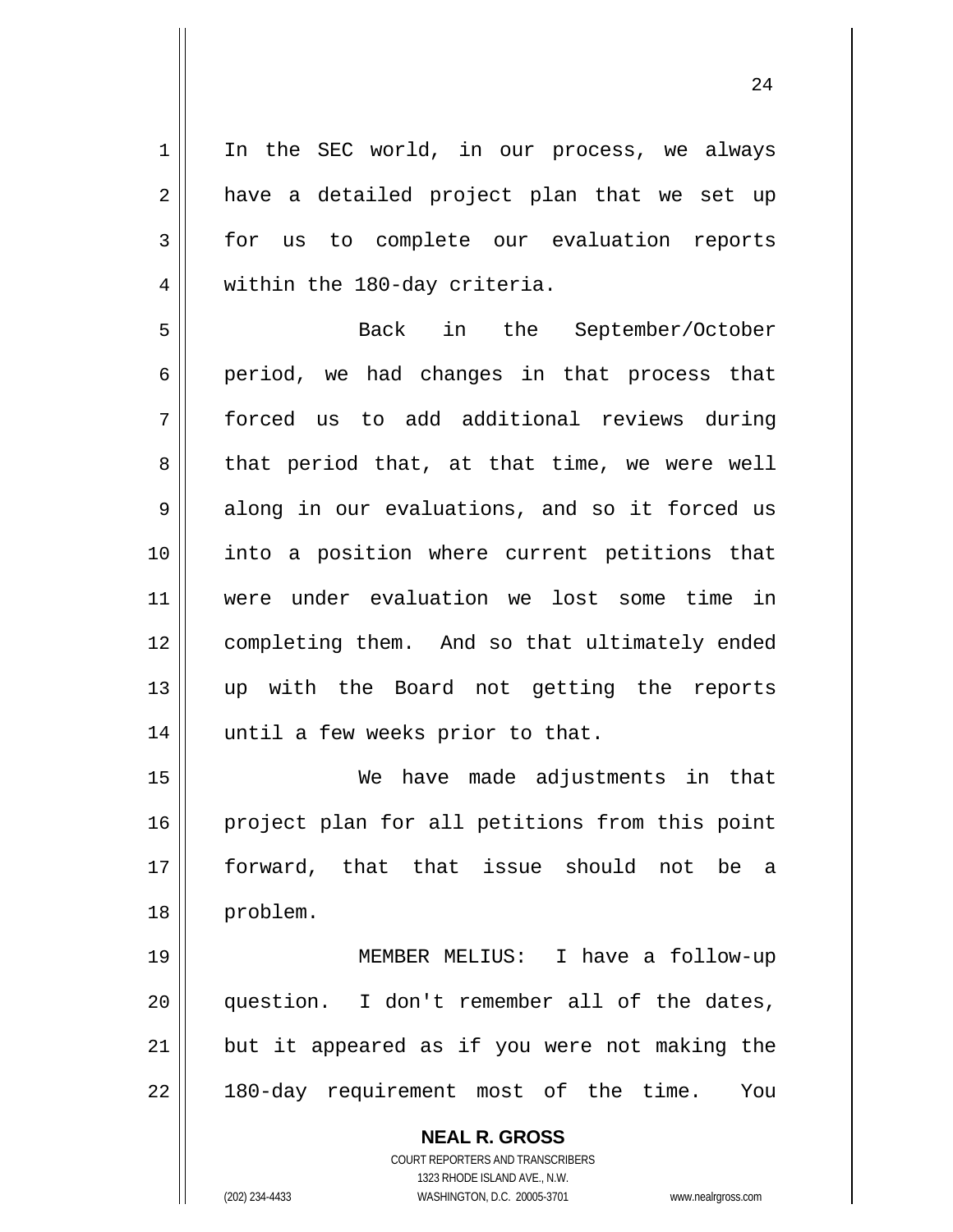In the SEC world, in our process, we always have a detailed project plan that we set up for us to complete our evaluation reports within the 180-day criteria.

Back in the September/October period, we had changes in that process that forced us to add additional reviews during that period that, at that time, we were well along in our evaluations, and so it forced us into a position where current petitions that were under evaluation we lost some time in completing them. And so that ultimately ended up with the Board not getting the reports until a few weeks prior to that.

We have made adjustments in that project plan for all petitions from this point forward, that that issue should not be a problem.

MEMBER MELIUS: I have a follow-up question. I don't remember all of the dates, but it appeared as if you were not making the 180-day requirement most of the time. You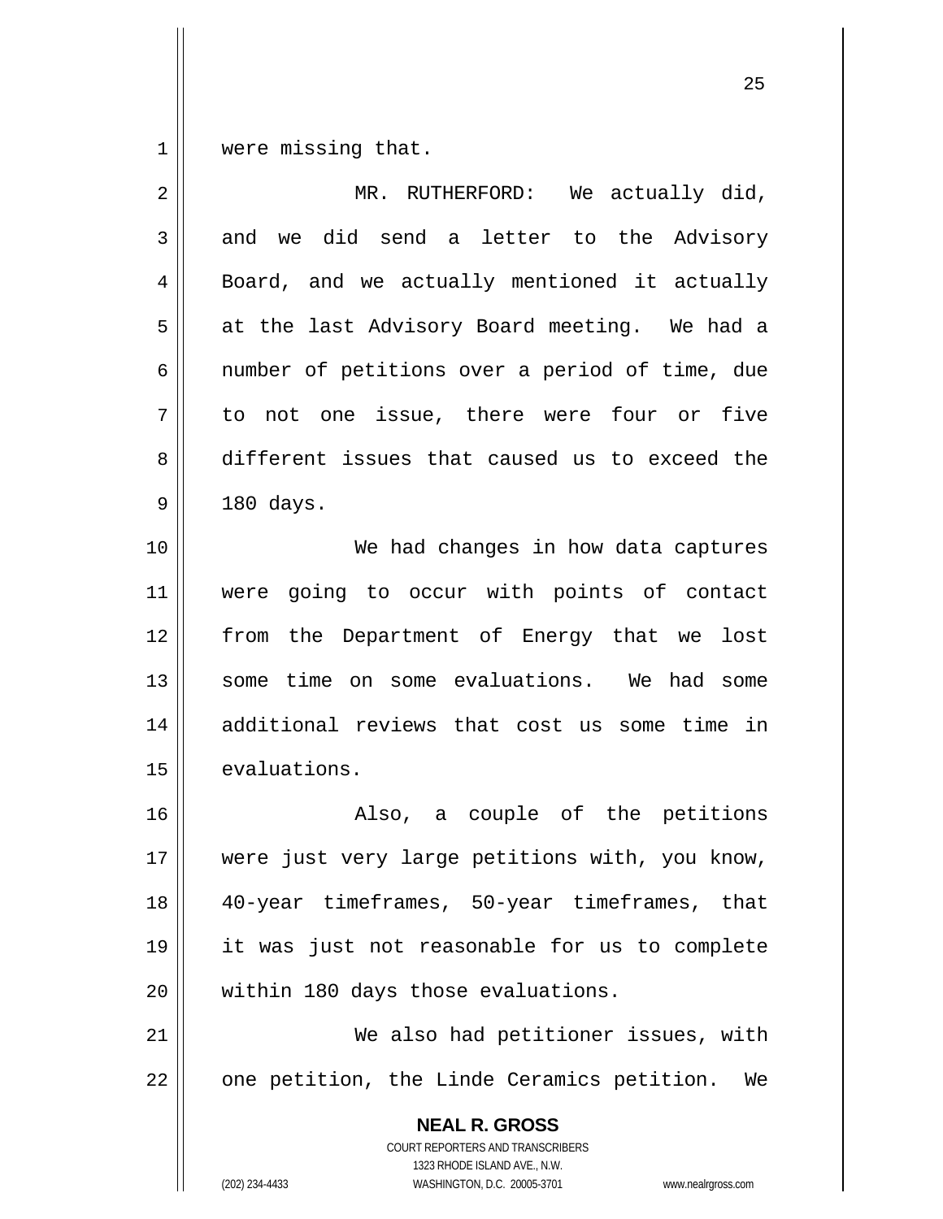were missing that.

MR. RUTHERFORD: We actually did, and we did send a letter to the Advisory Board, and we actually mentioned it actually at the last Advisory Board meeting. We had a number of petitions over a period of time, due to not one issue, there were four or five different issues that caused us to exceed the 180 days.

We had changes in how data captures were going to occur with points of contact from the Department of Energy that we lost some time on some evaluations. We had some additional reviews that cost us some time in evaluations.

Also, a couple of the petitions were just very large petitions with, you know, 40-year timeframes, 50-year timeframes, that it was just not reasonable for us to complete within 180 days those evaluations.

We also had petitioner issues, with one petition, the Linde Ceramics petition. We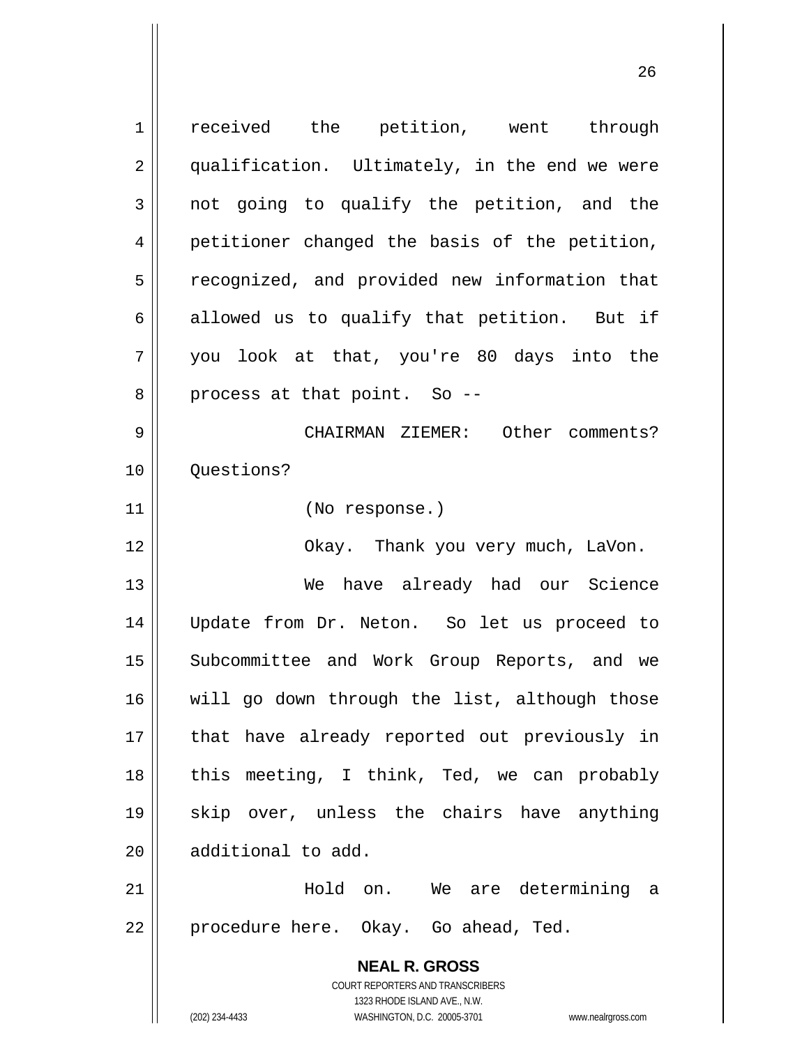received the petition, went through qualification. Ultimately, in the end we were not going to qualify the petition, and the petitioner changed the basis of the petition, recognized, and provided new information that allowed us to qualify that petition. But if you look at that, you're 80 days into the process at that point. So --

CHAIRMAN ZIEMER: Other comments? Questions?

(No response.)

Okay. Thank you very much, LaVon.

We have already had our Science Update from Dr. Neton. So let us proceed to Subcommittee and Work Group Reports, and we will go down through the list, although those that have already reported out previously in this meeting, I think, Ted, we can probably skip over, unless the chairs have anything additional to add.

Hold on. We are determining a procedure here. Okay. Go ahead, Ted.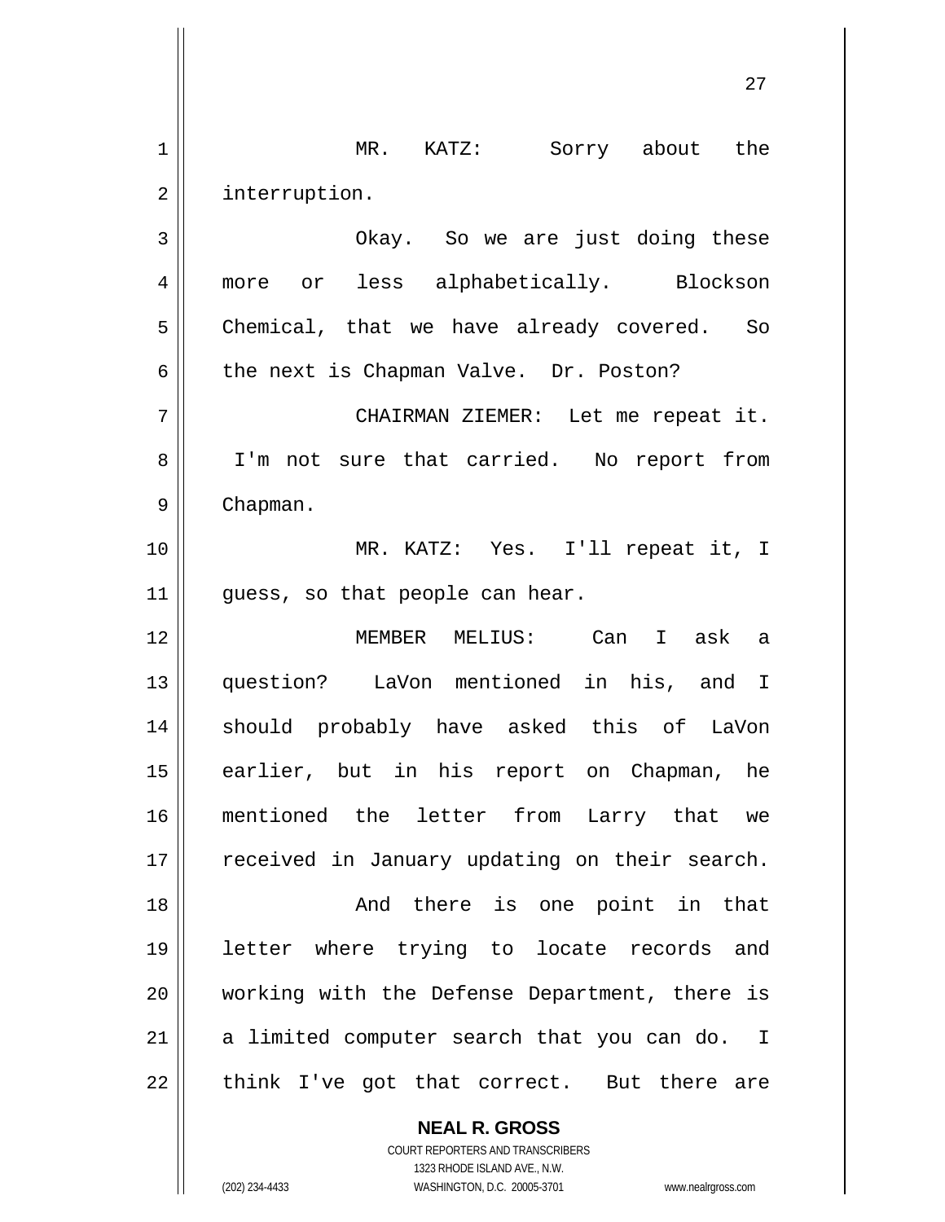MR. KATZ: Sorry about the interruption.

Okay. So we are just doing these more or less alphabetically. Blockson Chemical, that we have already covered. So the next is Chapman Valve. Dr. Poston?

CHAIRMAN ZIEMER: Let me repeat it. I'm not sure that carried. No report from Chapman.

MR. KATZ: Yes. I'll repeat it, I guess, so that people can hear.

MEMBER MELIUS: Can I ask a question? LaVon mentioned in his, and I should probably have asked this of LaVon earlier, but in his report on Chapman, he mentioned the letter from Larry that we received in January updating on their search.

And there is one point in that letter where trying to locate records and working with the Defense Department, there is a limited computer search that you can do. I think I've got that correct. But there are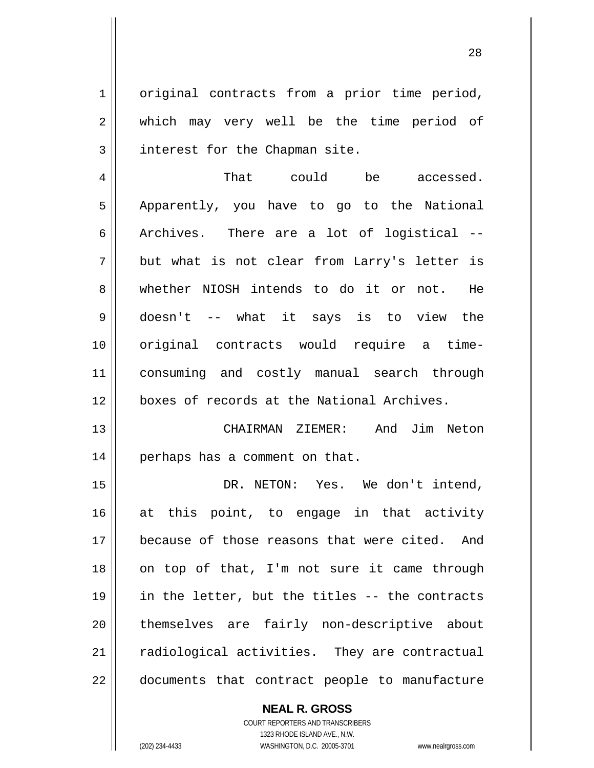original contracts from a prior time period, which may very well be the time period of interest for the Chapman site.

That could be accessed. Apparently, you have to go to the National Archives. There are a lot of logistical -- but what is not clear from Larry's letter is whether NIOSH intends to do it or not. He doesn't -- what it says is to view the original contracts would require a time-consuming and costly manual search through boxes of records at the National Archives.

CHAIRMAN ZIEMER: And Jim Neton perhaps has a comment on that.

DR. NETON: Yes. We don't intend, at this point, to engage in that activity because of those reasons that were cited. And on top of that, I'm not sure it came through in the letter, but the titles -- the contracts themselves are fairly non-descriptive about radiological activities. They are contractual documents that contract people to manufacture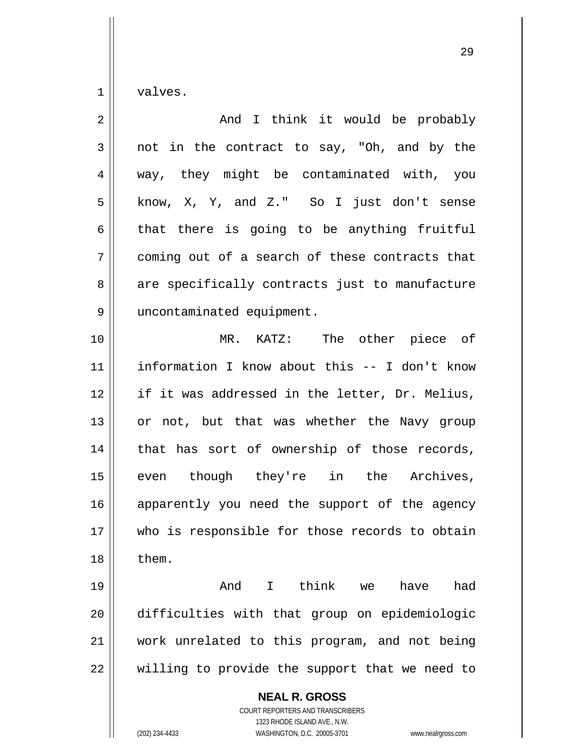valves.

And I think it would be probably not in the contract to say, "Oh, and by the way, they might be contaminated with, you know, X, Y, and Z." So I just don't sense that there is going to be anything fruitful coming out of a search of these contracts that are specifically contracts just to manufacture uncontaminated equipment.

MR. KATZ: The other piece of information I know about this -- I don't know if it was addressed in the letter, Dr. Melius, or not, but that was whether the Navy group that has sort of ownership of those records, even though they're in the Archives, apparently you need the support of the agency who is responsible for those records to obtain them.

And I think we have had difficulties with that group on epidemiologic work unrelated to this program, and not being willing to provide the support that we need to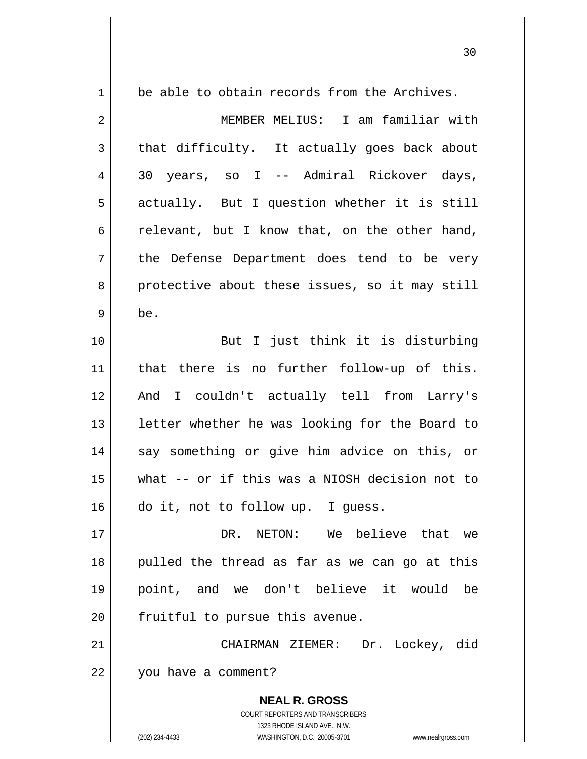be able to obtain records from the Archives.

MEMBER MELIUS: I am familiar with that difficulty. It actually goes back about 30 years, so I -- Admiral Rickover days, actually. But I question whether it is still relevant, but I know that, on the other hand, the Defense Department does tend to be very protective about these issues, so it may still be.

But I just think it is disturbing that there is no further follow-up of this. And I couldn't actually tell from Larry's letter whether he was looking for the Board to say something or give him advice on this, or what -- or if this was a NIOSH decision not to do it, not to follow up. I guess.

DR. NETON: We believe that we pulled the thread as far as we can go at this point, and we don't believe it would be fruitful to pursue this avenue.

CHAIRMAN ZIEMER: Dr. Lockey, did you have a comment?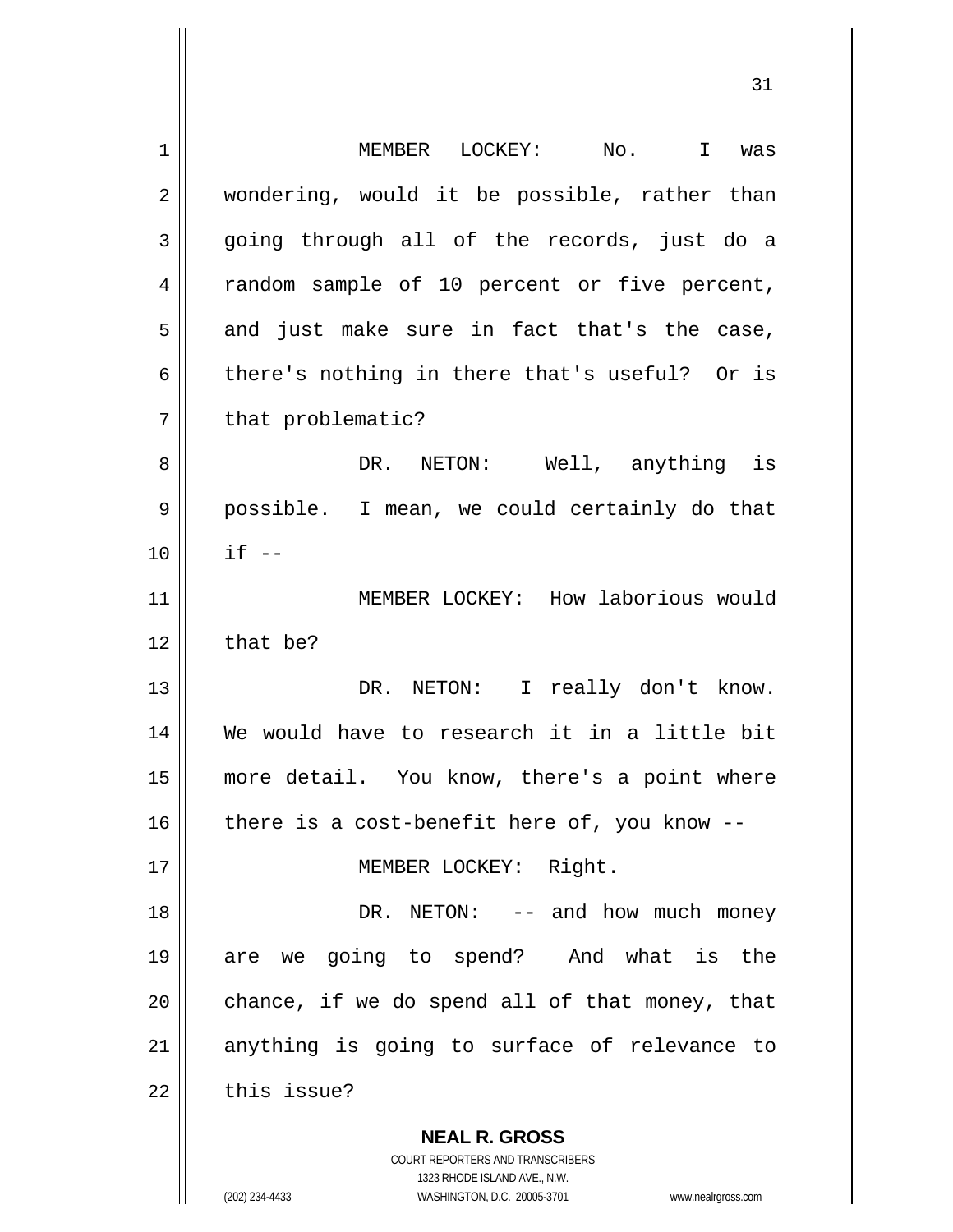MEMBER LOCKEY: No. I was wondering, would it be possible, rather than going through all of the records, just do a random sample of 10 percent or five percent, and just make sure in fact that's the case, there's nothing in there that's useful? Or is that problematic?

DR. NETON: Well, anything is possible. I mean, we could certainly do that if --

MEMBER LOCKEY: How laborious would that be?

DR. NETON: I really don't know. We would have to research it in a little bit more detail. You know, there's a point where there is a cost-benefit here of, you know --

MEMBER LOCKEY: Right.

DR. NETON: -- and how much money are we going to spend? And what is the chance, if we do spend all of that money, that anything is going to surface of relevance to this issue?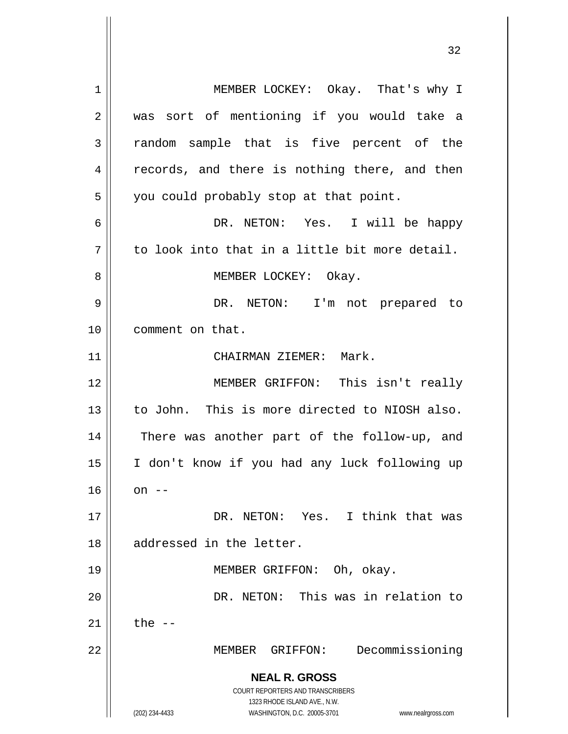MEMBER LOCKEY: Okay. That's why I was sort of mentioning if you would take a random sample that is five percent of the records, and there is nothing there, and then you could probably stop at that point.

DR. NETON: Yes. I will be happy to look into that in a little bit more detail.

MEMBER LOCKEY: Okay.

DR. NETON: I'm not prepared to comment on that.

CHAIRMAN ZIEMER: Mark.

MEMBER GRIFFON: This isn't really to John. This is more directed to NIOSH also. There was another part of the follow-up, and I don't know if you had any luck following up on --

DR. NETON: Yes. I think that was addressed in the letter.

MEMBER GRIFFON: Oh, okay.

DR. NETON: This was in relation to the --

MEMBER GRIFFON: Decommissioning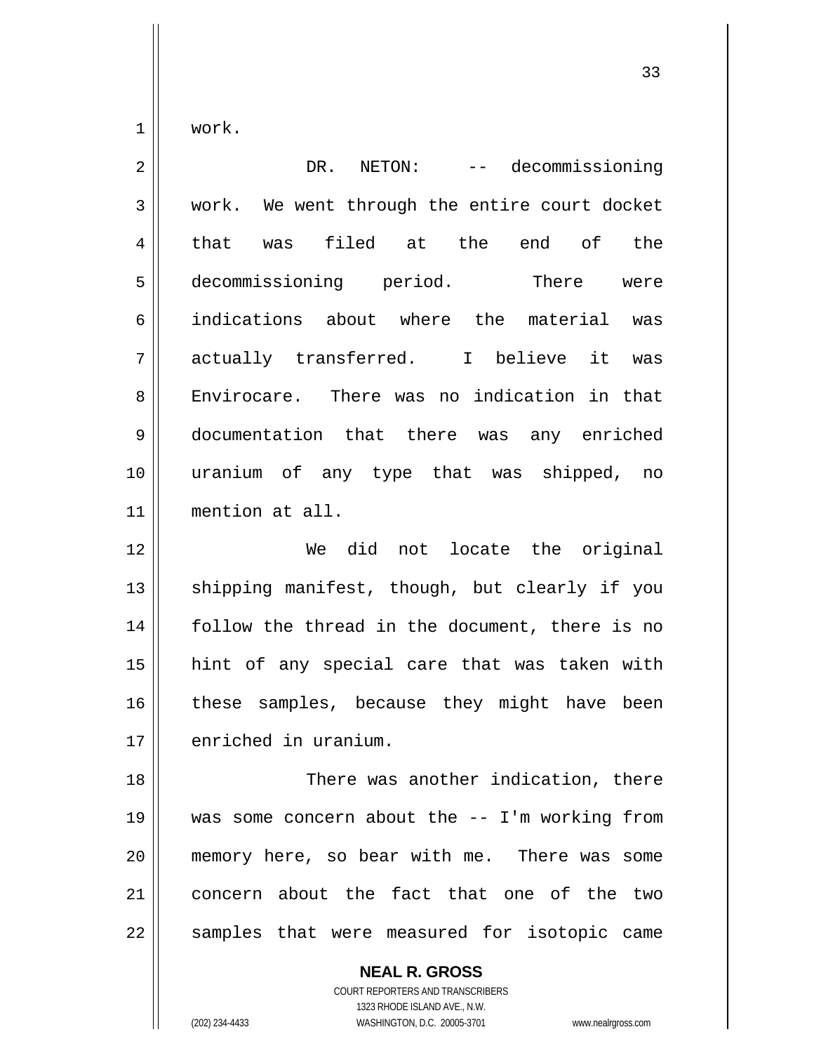work.

DR. NETON: -- decommissioning work. We went through the entire court docket that was filed at the end of the decommissioning period. There were indications about where the material was actually transferred. I believe it was Envirocare. There was no indication in that documentation that there was any enriched uranium of any type that was shipped, no mention at all.

We did not locate the original shipping manifest, though, but clearly if you follow the thread in the document, there is no hint of any special care that was taken with these samples, because they might have been enriched in uranium.

There was another indication, there was some concern about the -- I'm working from memory here, so bear with me. There was some concern about the fact that one of the two samples that were measured for isotopic came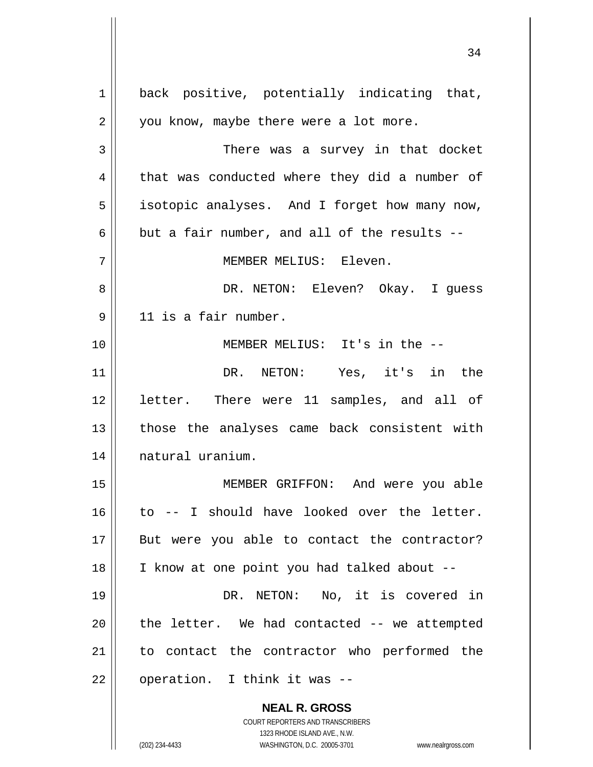back positive, potentially indicating that, you know, maybe there were a lot more.

There was a survey in that docket that was conducted where they did a number of isotopic analyses. And I forget how many now, but a fair number, and all of the results --

MEMBER MELIUS: Eleven.

DR. NETON: Eleven? Okay. I guess 11 is a fair number.

MEMBER MELIUS: It's in the --

DR. NETON: Yes, it's in the letter. There were 11 samples, and all of those the analyses came back consistent with natural uranium.

MEMBER GRIFFON: And were you able to -- I should have looked over the letter. But were you able to contact the contractor? I know at one point you had talked about --

DR. NETON: No, it is covered in the letter. We had contacted -- we attempted to contact the contractor who performed the operation. I think it was --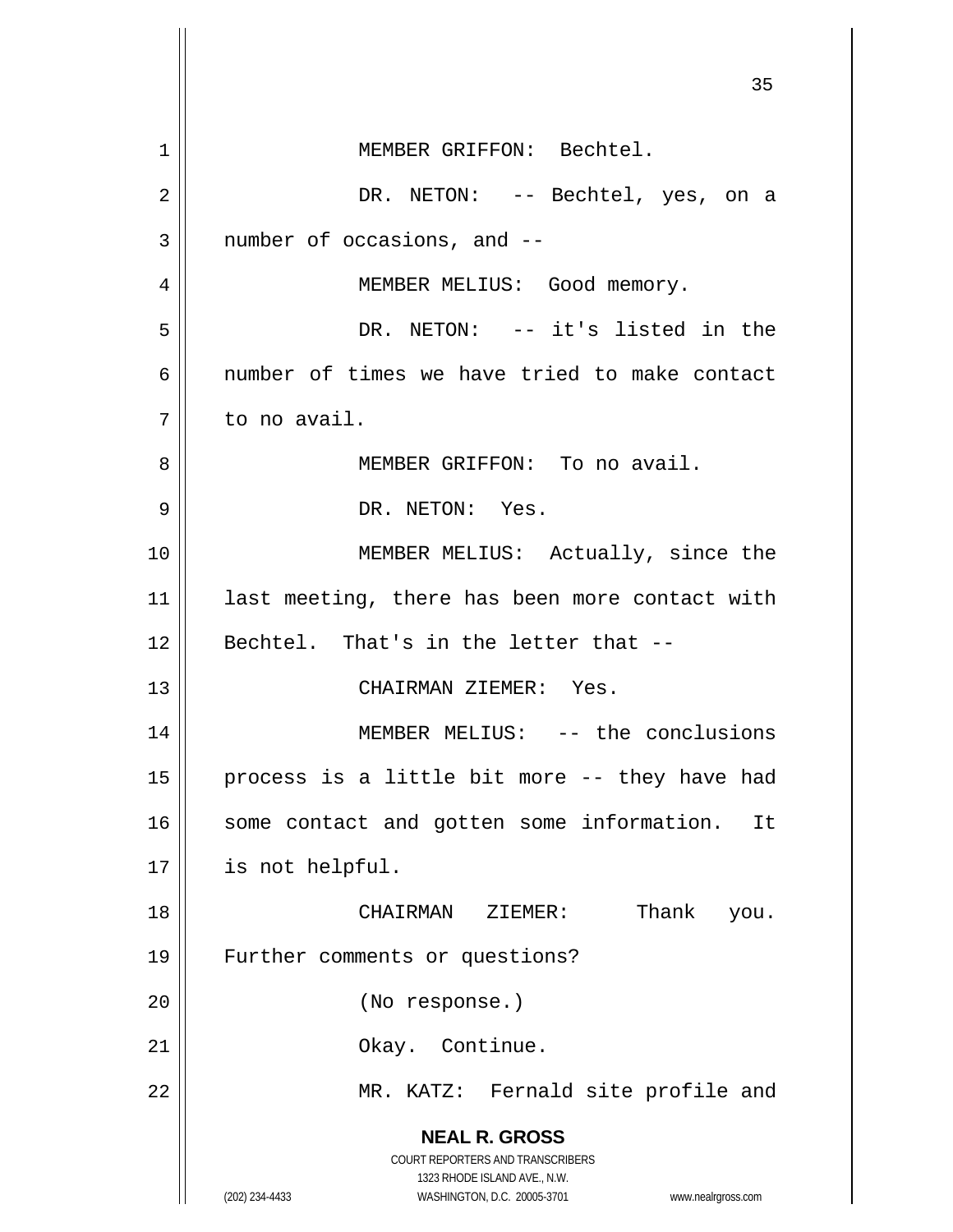MEMBER GRIFFON: Bechtel.

DR. NETON: -- Bechtel, yes, on a number of occasions, and --

MEMBER MELIUS: Good memory.

DR. NETON: -- it's listed in the number of times we have tried to make contact to no avail.

MEMBER GRIFFON: To no avail.

DR. NETON: Yes.

MEMBER MELIUS: Actually, since the last meeting, there has been more contact with Bechtel. That's in the letter that --

CHAIRMAN ZIEMER: Yes.

MEMBER MELIUS: -- the conclusions process is a little bit more -- they have had some contact and gotten some information. It is not helpful.

CHAIRMAN ZIEMER: Thank you. Further comments or questions?

(No response.)

Okay. Continue.

MR. KATZ: Fernald site profile and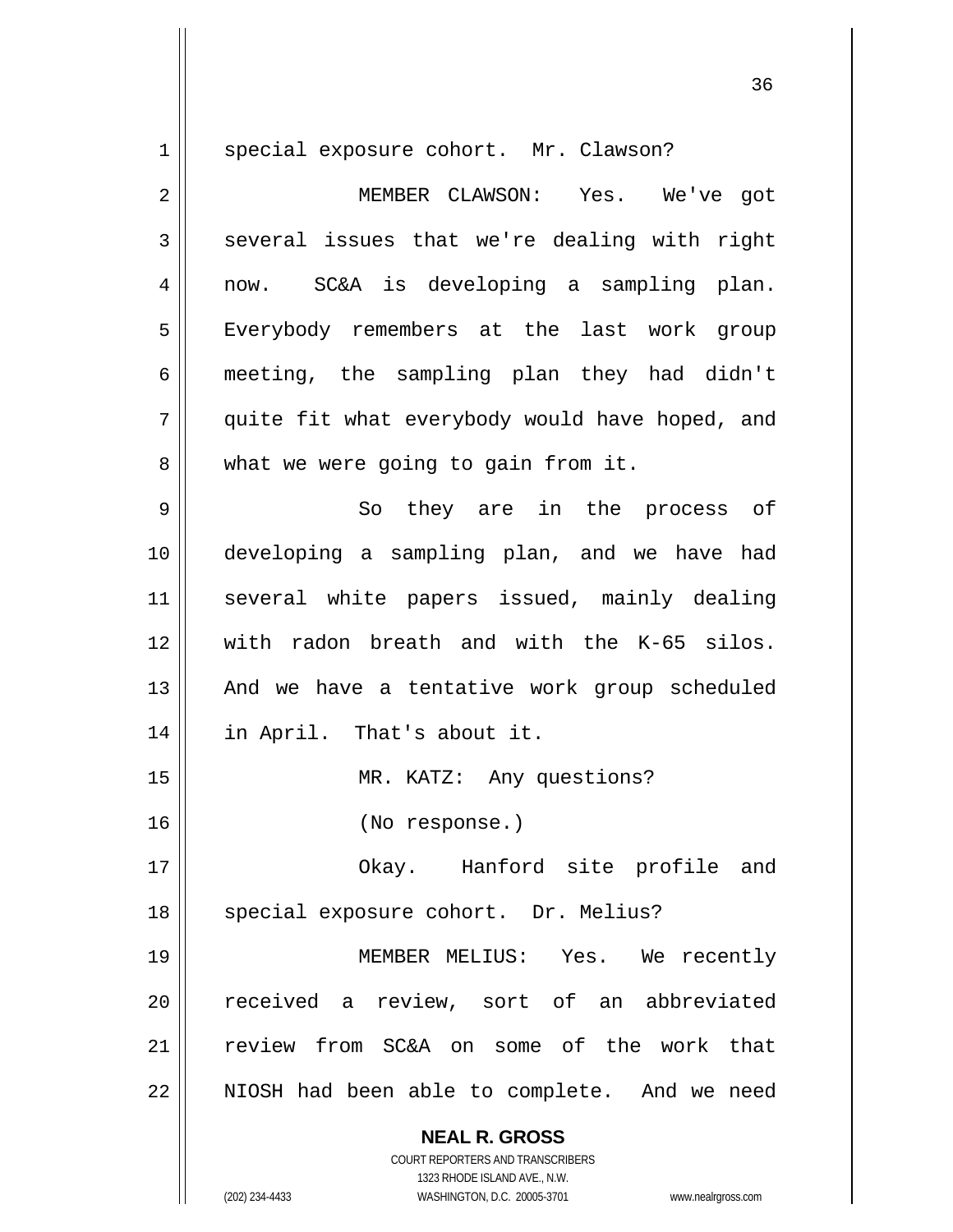special exposure cohort. Mr. Clawson?

MEMBER CLAWSON: Yes. We've got several issues that we're dealing with right now. SC&A is developing a sampling plan. Everybody remembers at the last work group meeting, the sampling plan they had didn't quite fit what everybody would have hoped, and what we were going to gain from it.

So they are in the process of developing a sampling plan, and we have had several white papers issued, mainly dealing with radon breath and with the K-65 silos. And we have a tentative work group scheduled in April. That's about it.

MR. KATZ: Any questions?

(No response.)

Okay. Hanford site profile and special exposure cohort. Dr. Melius?

MEMBER MELIUS: Yes. We recently received a review, sort of an abbreviated review from SC&A on some of the work that NIOSH had been able to complete. And we need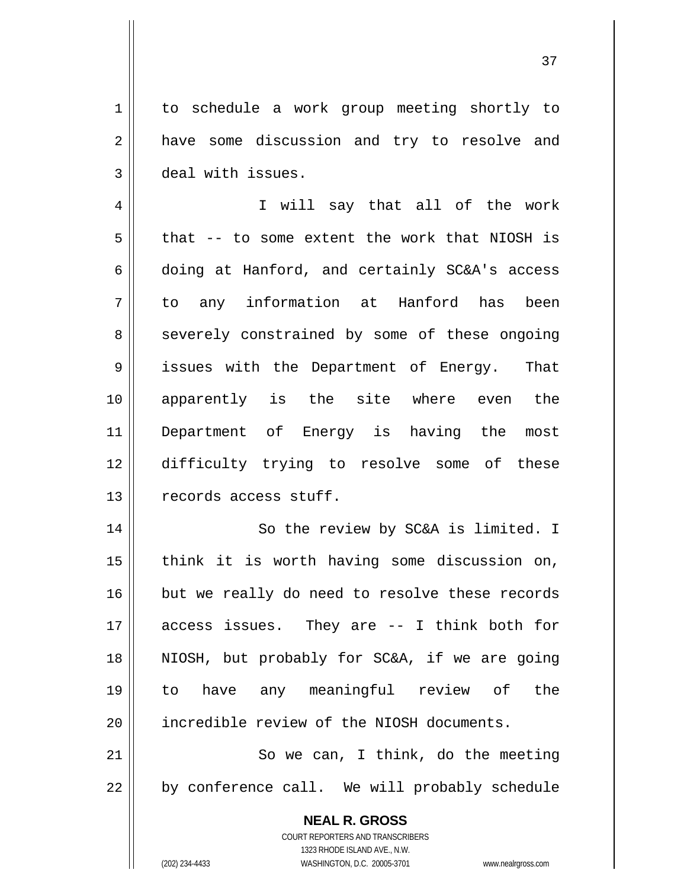to schedule a work group meeting shortly to have some discussion and try to resolve and deal with issues.

I will say that all of the work that -- to some extent the work that NIOSH is doing at Hanford, and certainly SC&A's access to any information at Hanford has been severely constrained by some of these ongoing issues with the Department of Energy. That apparently is the site where even the Department of Energy is having the most difficulty trying to resolve some of these records access stuff.

So the review by SC&A is limited. I think it is worth having some discussion on, but we really do need to resolve these records access issues. They are -- I think both for NIOSH, but probably for SC&A, if we are going to have any meaningful review of the incredible review of the NIOSH documents.

So we can, I think, do the meeting by conference call. We will probably schedule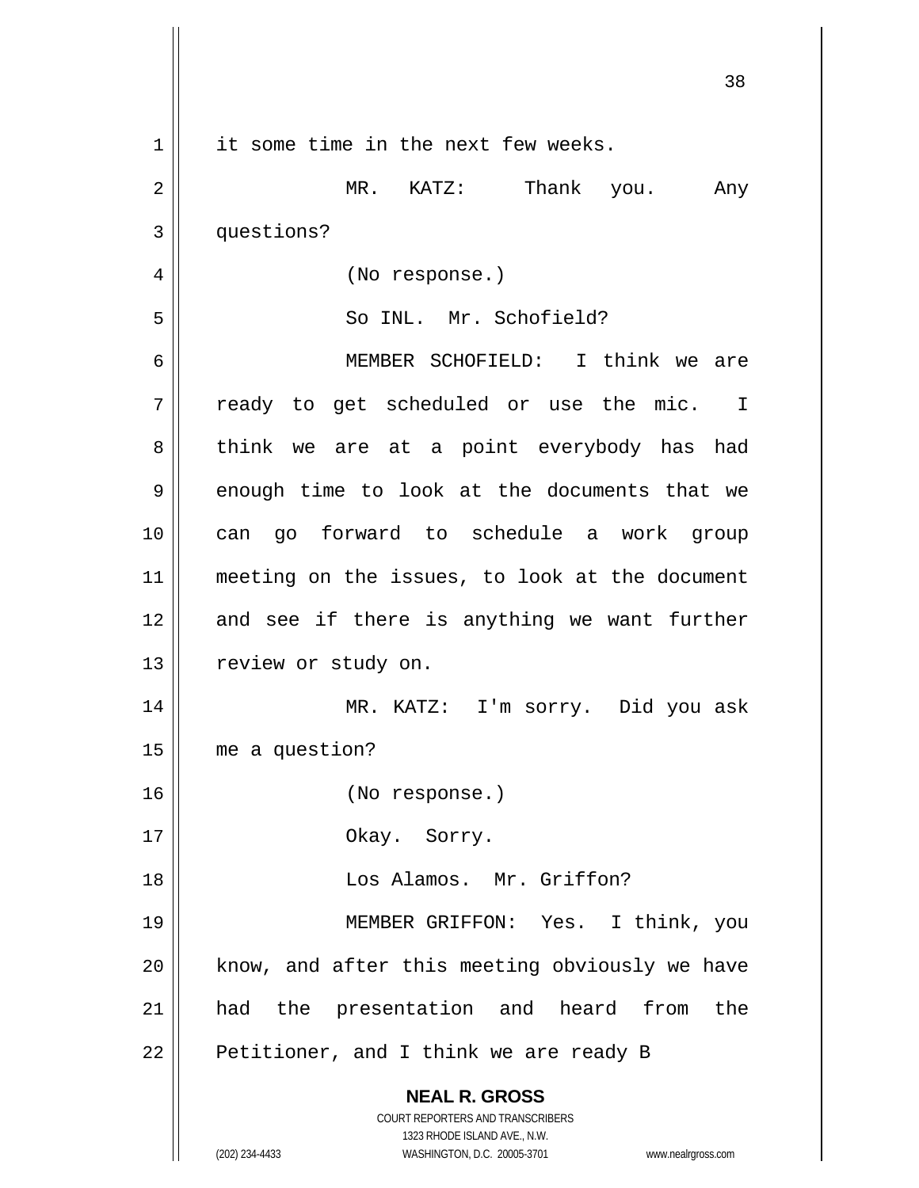it some time in the next few weeks.

MR. KATZ: Thank you. Any questions?

(No response.)

So INL. Mr. Schofield?

MEMBER SCHOFIELD: I think we are ready to get scheduled or use the mic. I think we are at a point everybody has had enough time to look at the documents that we can go forward to schedule a work group meeting on the issues, to look at the document and see if there is anything we want further review or study on.

MR. KATZ: I'm sorry. Did you ask me a question?

(No response.)

Okay. Sorry.

Los Alamos. Mr. Griffon?

MEMBER GRIFFON: Yes. I think, you know, and after this meeting obviously we have had the presentation and heard from the Petitioner, and I think we are ready B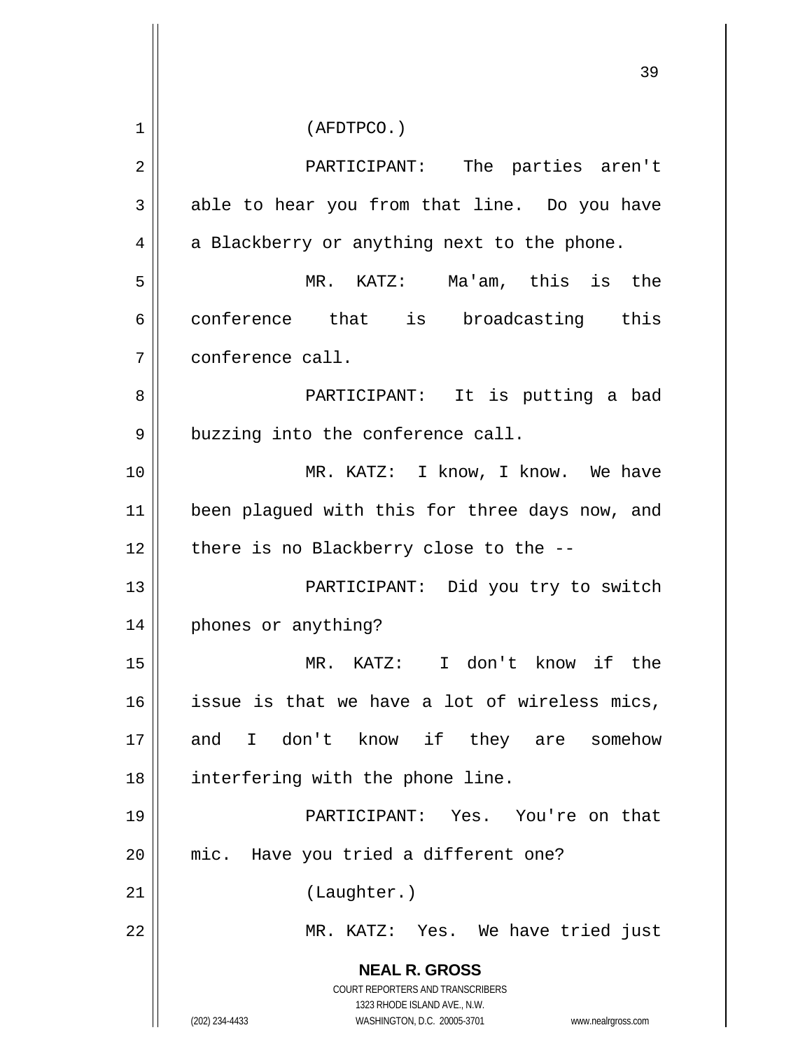(AFDTPCO.)

PARTICIPANT: The parties aren't able to hear you from that line. Do you have a Blackberry or anything next to the phone.

MR. KATZ: Ma'am, this is the conference that is broadcasting this conference call.

PARTICIPANT: It is putting a bad buzzing into the conference call.

MR. KATZ: I know, I know. We have been plagued with this for three days now, and there is no Blackberry close to the --

PARTICIPANT: Did you try to switch phones or anything?

MR. KATZ: I don't know if the issue is that we have a lot of wireless mics, and I don't know if they are somehow interfering with the phone line.

PARTICIPANT: Yes. You're on that mic. Have you tried a different one?

(Laughter.)

MR. KATZ: Yes. We have tried just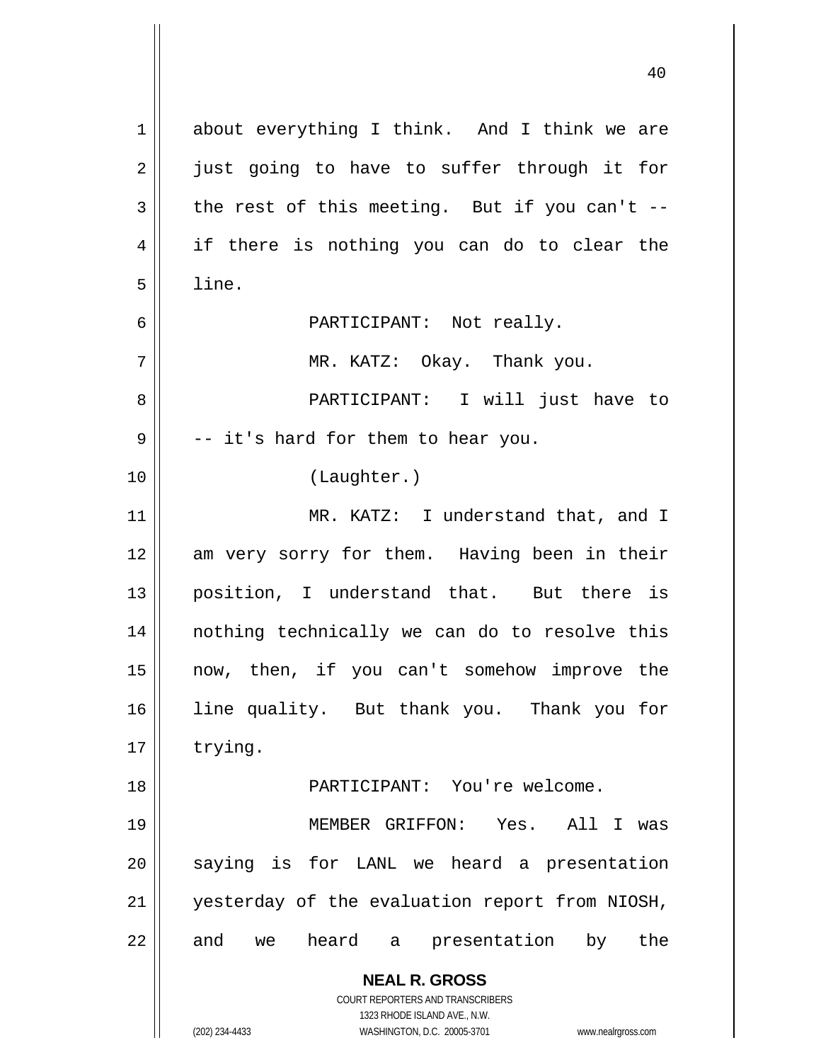about everything I think. And I think we are just going to have to suffer through it for the rest of this meeting. But if you can't -- if there is nothing you can do to clear the line.

PARTICIPANT: Not really.

MR. KATZ: Okay. Thank you.

PARTICIPANT: I will just have to -- it's hard for them to hear you.

(Laughter.)

MR. KATZ: I understand that, and I am very sorry for them. Having been in their position, I understand that. But there is nothing technically we can do to resolve this now, then, if you can't somehow improve the line quality. But thank you. Thank you for trying.

PARTICIPANT: You're welcome.

MEMBER GRIFFON: Yes. All I was saying is for LANL we heard a presentation yesterday of the evaluation report from NIOSH, and we heard a presentation by the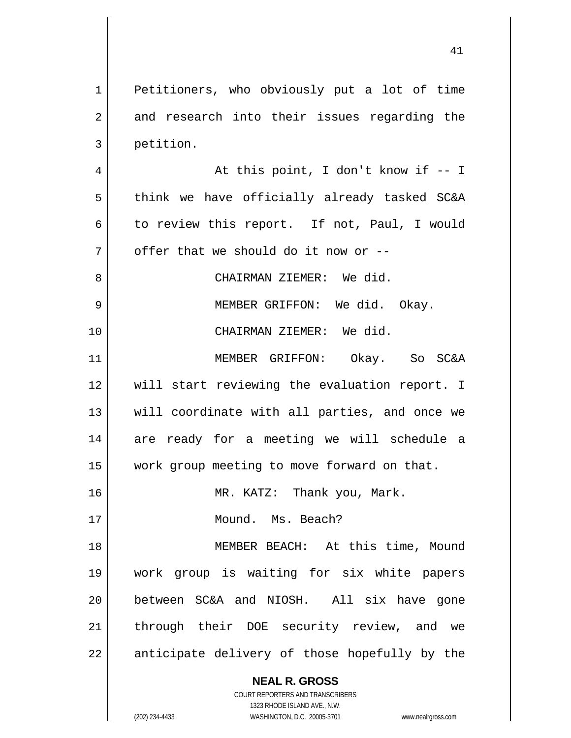Petitioners, who obviously put a lot of time and research into their issues regarding the petition.

At this point, I don't know if -- I think we have officially already tasked SC&A to review this report. If not, Paul, I would offer that we should do it now or --

CHAIRMAN ZIEMER: We did.

MEMBER GRIFFON: We did. Okay.

CHAIRMAN ZIEMER: We did.

MEMBER GRIFFON: Okay. So SC&A will start reviewing the evaluation report. I will coordinate with all parties, and once we are ready for a meeting we will schedule a work group meeting to move forward on that.

MR. KATZ: Thank you, Mark.

Mound. Ms. Beach?

MEMBER BEACH: At this time, Mound work group is waiting for six white papers between SC&A and NIOSH. All six have gone through their DOE security review, and we anticipate delivery of those hopefully by the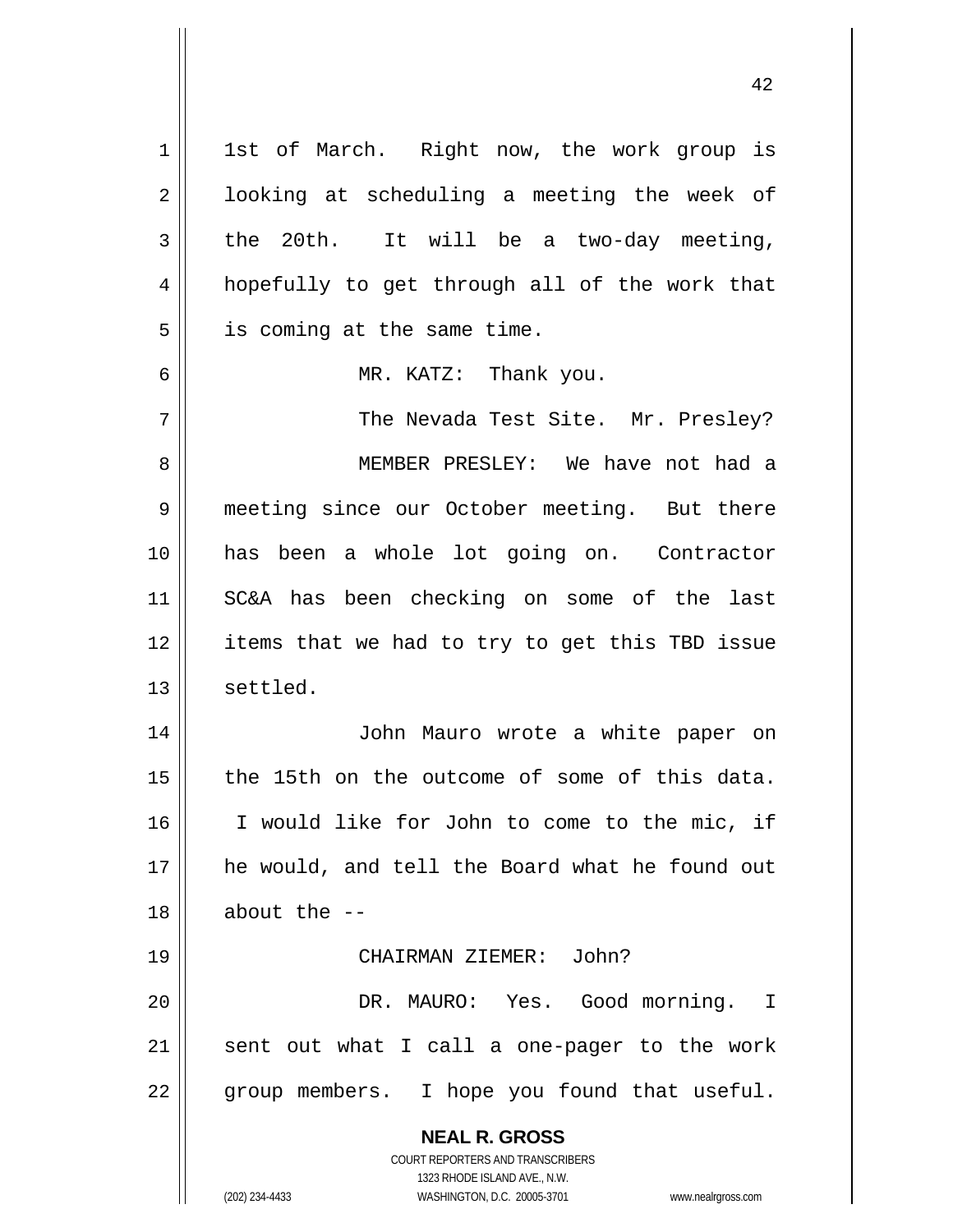1st of March. Right now, the work group is looking at scheduling a meeting the week of the 20th. It will be a two-day meeting, hopefully to get through all of the work that is coming at the same time.

MR. KATZ: Thank you.

The Nevada Test Site. Mr. Presley?

MEMBER PRESLEY: We have not had a meeting since our October meeting. But there has been a whole lot going on. Contractor SC&A has been checking on some of the last items that we had to try to get this TBD issue settled.

John Mauro wrote a white paper on the 15th on the outcome of some of this data. I would like for John to come to the mic, if he would, and tell the Board what he found out about the --

CHAIRMAN ZIEMER: John?

DR. MAURO: Yes. Good morning. I sent out what I call a one-pager to the work group members. I hope you found that useful.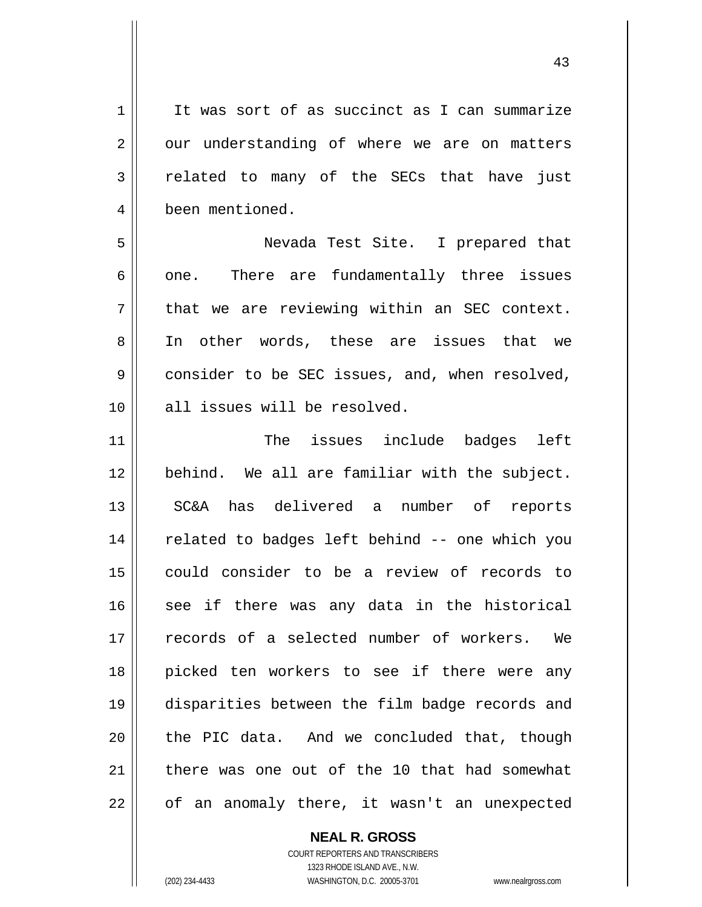It was sort of as succinct as I can summarize our understanding of where we are on matters related to many of the SECs that have just been mentioned.

Nevada Test Site. I prepared that one. There are fundamentally three issues that we are reviewing within an SEC context. In other words, these are issues that we consider to be SEC issues, and, when resolved, all issues will be resolved.

The issues include badges left behind. We all are familiar with the subject. SC&A has delivered a number of reports related to badges left behind -- one which you could consider to be a review of records to see if there was any data in the historical records of a selected number of workers. We picked ten workers to see if there were any disparities between the film badge records and the PIC data. And we concluded that, though there was one out of the 10 that had somewhat of an anomaly there, it wasn't an unexpected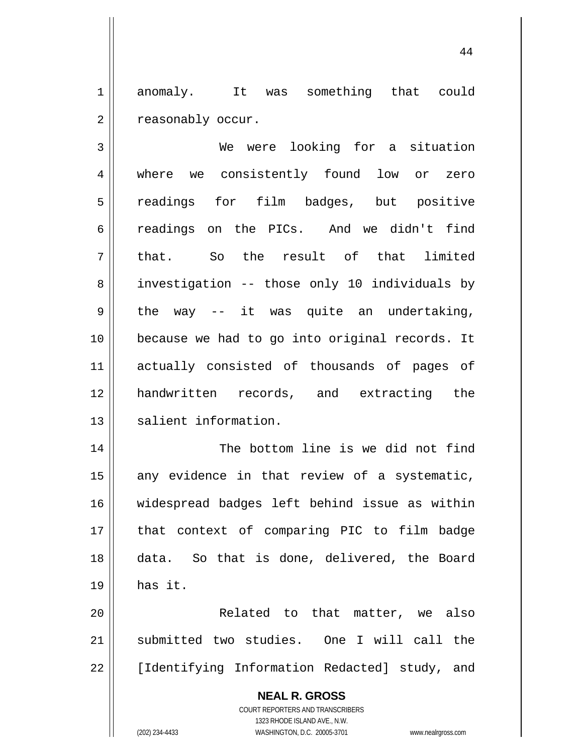anomaly. It was something that could reasonably occur.

We were looking for a situation where we consistently found low or zero readings for film badges, but positive readings on the PICs. And we didn't find that. So the result of that limited investigation -- those only 10 individuals by the way -- it was quite an undertaking, because we had to go into original records. It actually consisted of thousands of pages of handwritten records, and extracting the salient information.

The bottom line is we did not find any evidence in that review of a systematic, widespread badges left behind issue as within that context of comparing PIC to film badge data. So that is done, delivered, the Board has it.

Related to that matter, we also submitted two studies. One I will call the [Identifying Information Redacted] study, and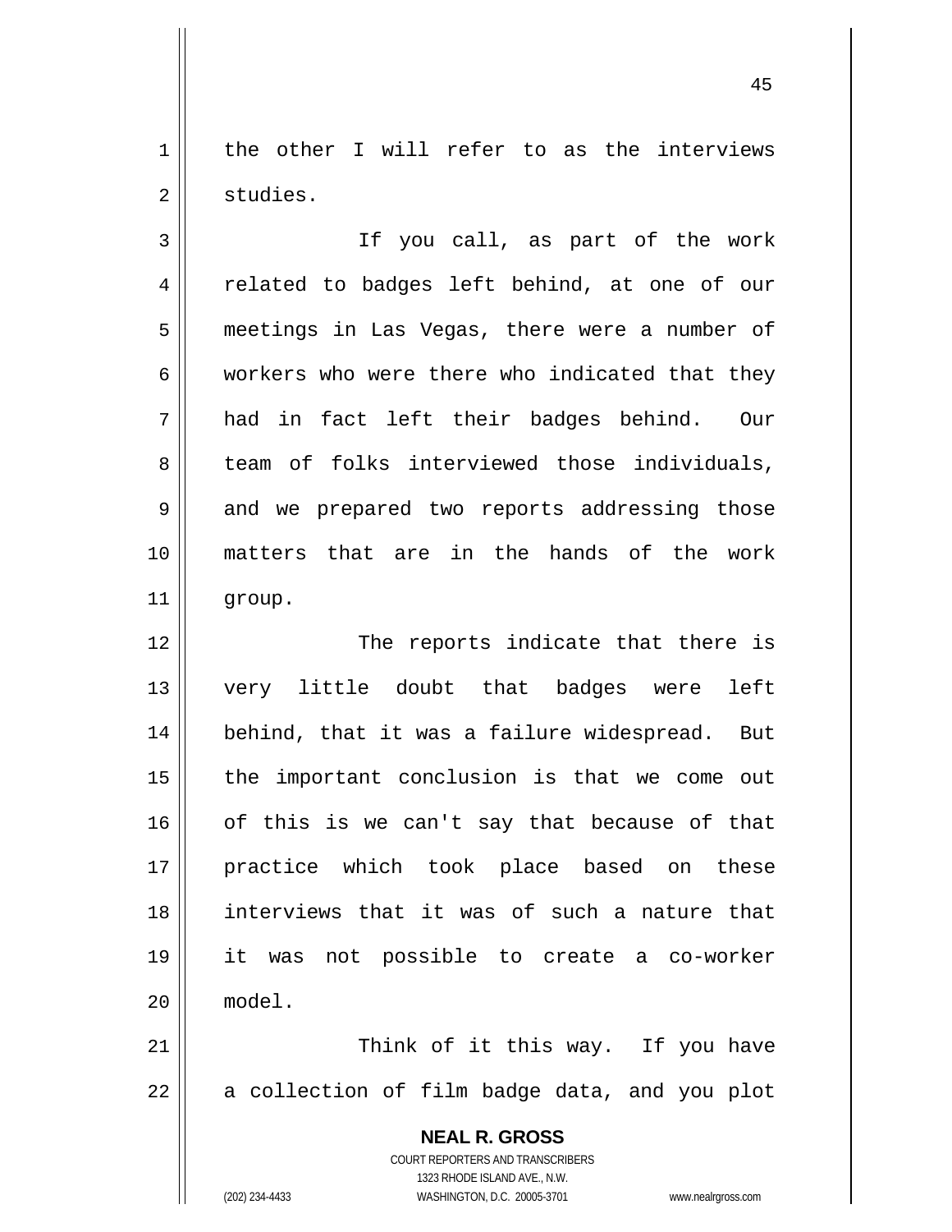the other I will refer to as the interviews studies.

If you call, as part of the work related to badges left behind, at one of our meetings in Las Vegas, there were a number of workers who were there who indicated that they had in fact left their badges behind. Our team of folks interviewed those individuals, and we prepared two reports addressing those matters that are in the hands of the work group.

The reports indicate that there is very little doubt that badges were left behind, that it was a failure widespread. But the important conclusion is that we come out of this is we can't say that because of that practice which took place based on these interviews that it was of such a nature that it was not possible to create a co-worker model.

Think of it this way. If you have a collection of film badge data, and you plot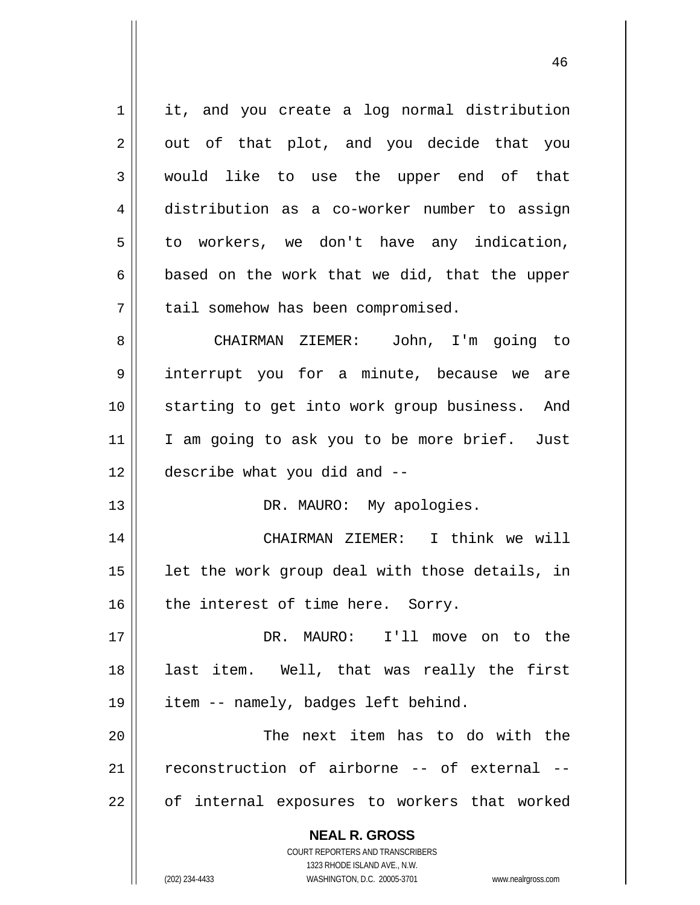it, and you create a log normal distribution out of that plot, and you decide that you would like to use the upper end of that distribution as a co-worker number to assign to workers, we don't have any indication, based on the work that we did, that the upper tail somehow has been compromised.

CHAIRMAN ZIEMER: John, I'm going to interrupt you for a minute, because we are starting to get into work group business. And I am going to ask you to be more brief. Just describe what you did and --

DR. MAURO: My apologies.

CHAIRMAN ZIEMER: I think we will let the work group deal with those details, in the interest of time here. Sorry.

DR. MAURO: I'll move on to the last item. Well, that was really the first item -- namely, badges left behind.

The next item has to do with the reconstruction of airborne -- of external -- of internal exposures to workers that worked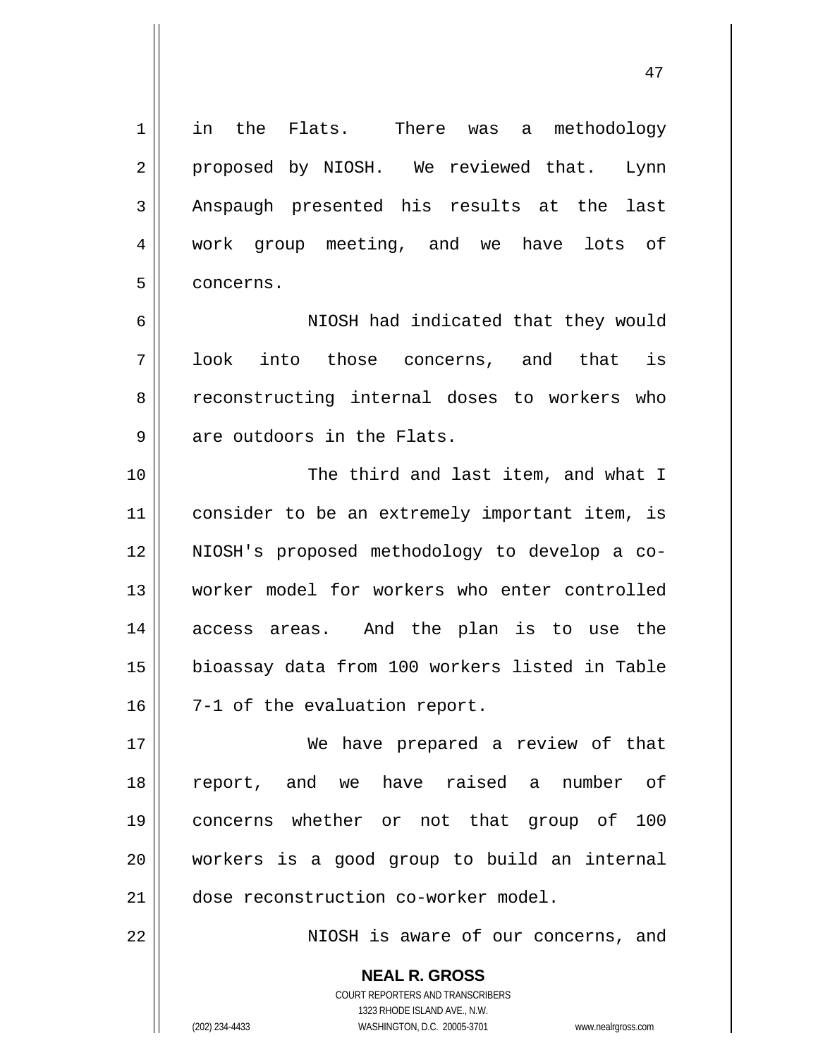in the Flats. There was a methodology proposed by NIOSH. We reviewed that. Lynn Anspaugh presented his results at the last work group meeting, and we have lots of concerns.

NIOSH had indicated that they would look into those concerns, and that is reconstructing internal doses to workers who are outdoors in the Flats.

The third and last item, and what I consider to be an extremely important item, is NIOSH's proposed methodology to develop a co-worker model for workers who enter controlled access areas. And the plan is to use the bioassay data from 100 workers listed in Table 7-1 of the evaluation report.

We have prepared a review of that report, and we have raised a number of concerns whether or not that group of 100 workers is a good group to build an internal dose reconstruction co-worker model.

NIOSH is aware of our concerns, and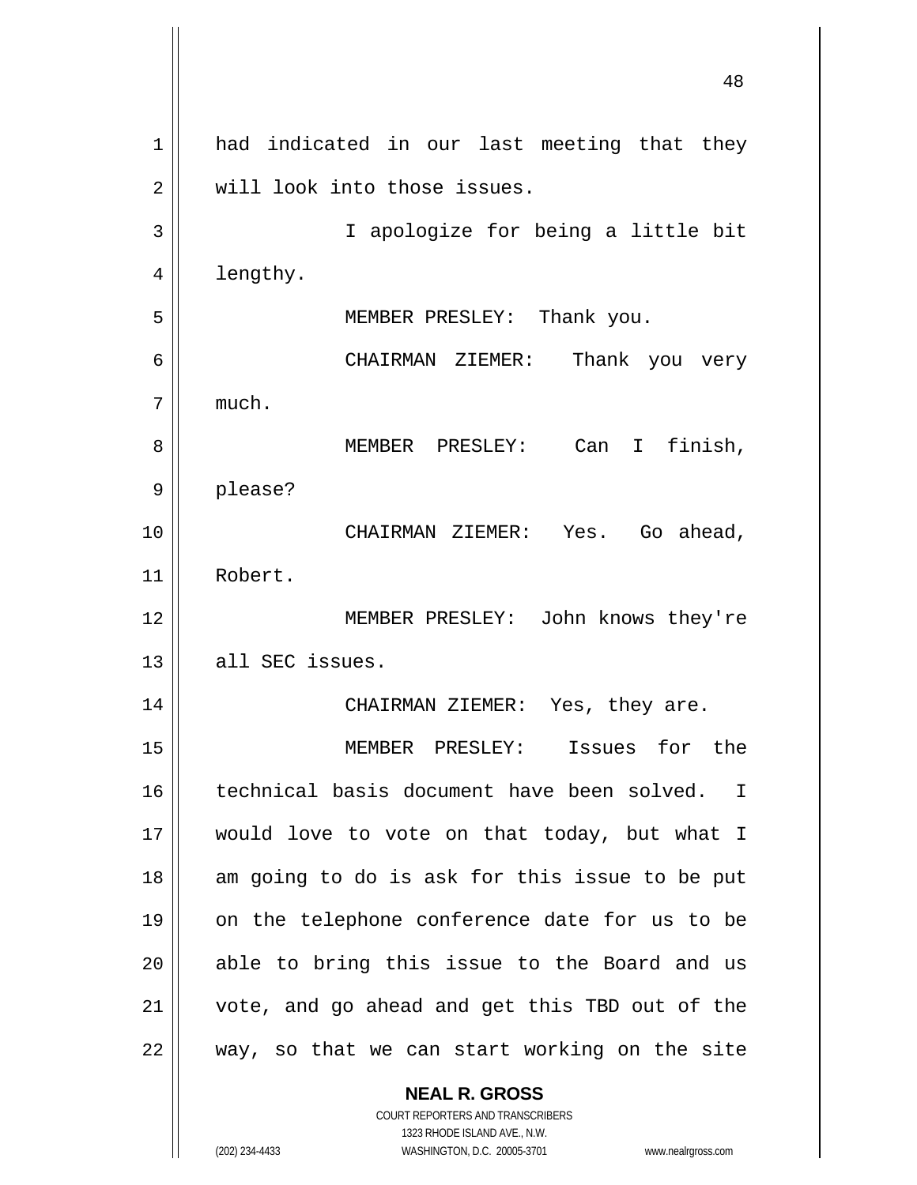had indicated in our last meeting that they will look into those issues.

I apologize for being a little bit lengthy.

MEMBER PRESLEY: Thank you.

CHAIRMAN ZIEMER: Thank you very much.

MEMBER PRESLEY: Can I finish, please?

CHAIRMAN ZIEMER: Yes. Go ahead, Robert.

MEMBER PRESLEY: John knows they're all SEC issues.

CHAIRMAN ZIEMER: Yes, they are.

MEMBER PRESLEY: Issues for the technical basis document have been solved. I would love to vote on that today, but what I am going to do is ask for this issue to be put on the telephone conference date for us to be able to bring this issue to the Board and us vote, and go ahead and get this TBD out of the way, so that we can start working on the site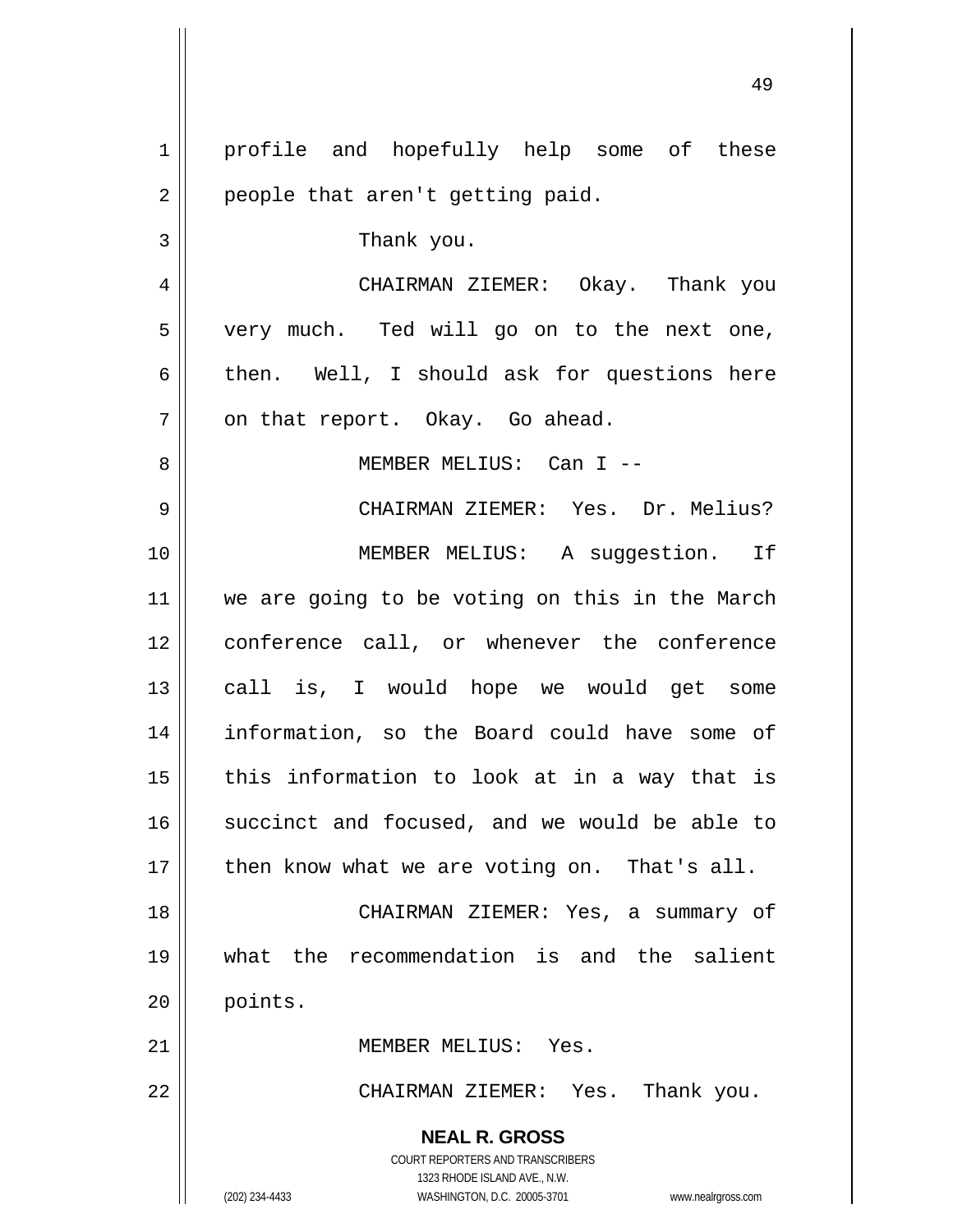profile and hopefully help some of these people that aren't getting paid.

Thank you.

CHAIRMAN ZIEMER: Okay. Thank you very much. Ted will go on to the next one, then. Well, I should ask for questions here on that report. Okay. Go ahead.

MEMBER MELIUS: Can I --

CHAIRMAN ZIEMER: Yes. Dr. Melius?

MEMBER MELIUS: A suggestion. If we are going to be voting on this in the March conference call, or whenever the conference call is, I would hope we would get some information, so the Board could have some of this information to look at in a way that is succinct and focused, and we would be able to then know what we are voting on. That's all.

CHAIRMAN ZIEMER: Yes, a summary of what the recommendation is and the salient points.

MEMBER MELIUS: Yes.

CHAIRMAN ZIEMER: Yes. Thank you.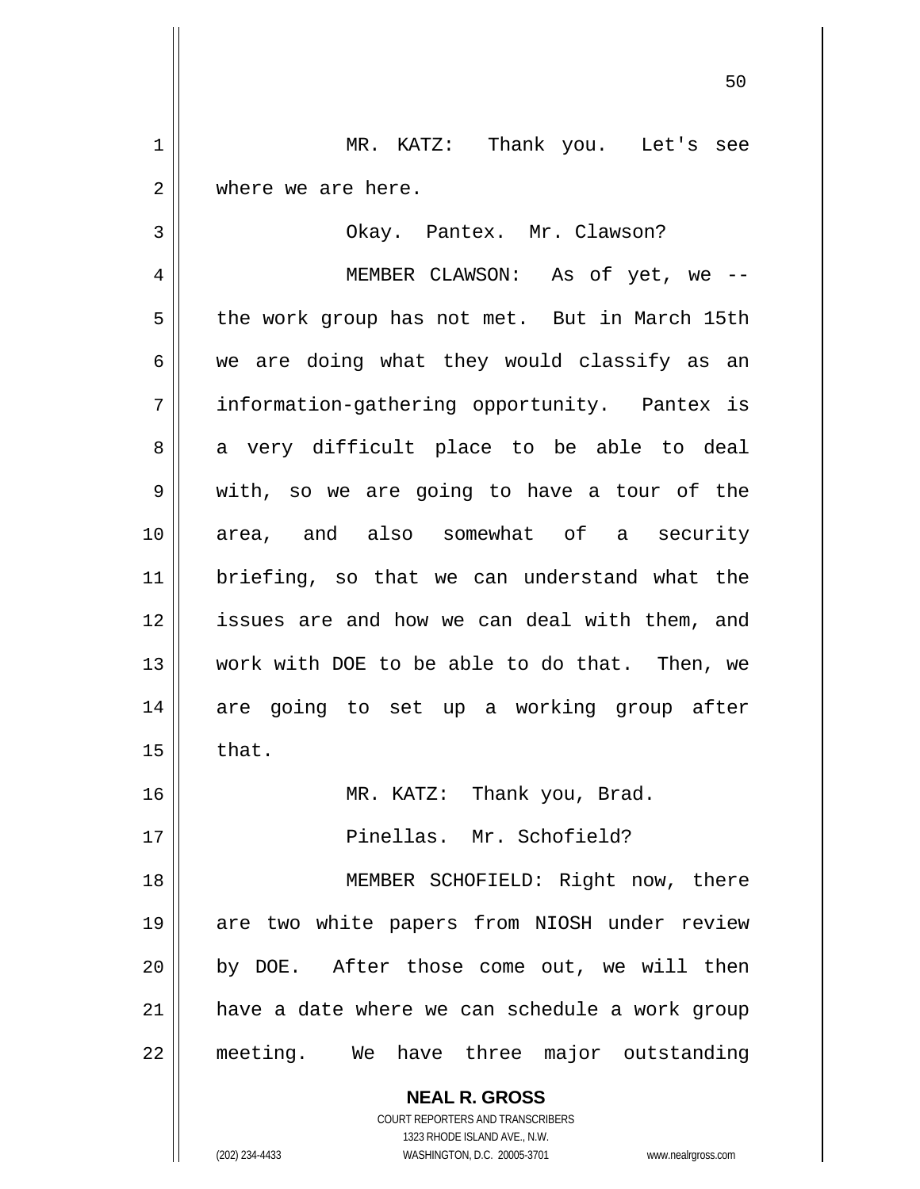MR. KATZ: Thank you. Let's see where we are here.

Okay. Pantex. Mr. Clawson?

MEMBER CLAWSON: As of yet, we -- the work group has not met. But in March 15th we are doing what they would classify as an information-gathering opportunity. Pantex is a very difficult place to be able to deal with, so we are going to have a tour of the area, and also somewhat of a security briefing, so that we can understand what the issues are and how we can deal with them, and work with DOE to be able to do that. Then, we are going to set up a working group after that.

MR. KATZ: Thank you, Brad.

Pinellas. Mr. Schofield?

MEMBER SCHOFIELD: Right now, there are two white papers from NIOSH under review by DOE. After those come out, we will then have a date where we can schedule a work group meeting. We have three major outstanding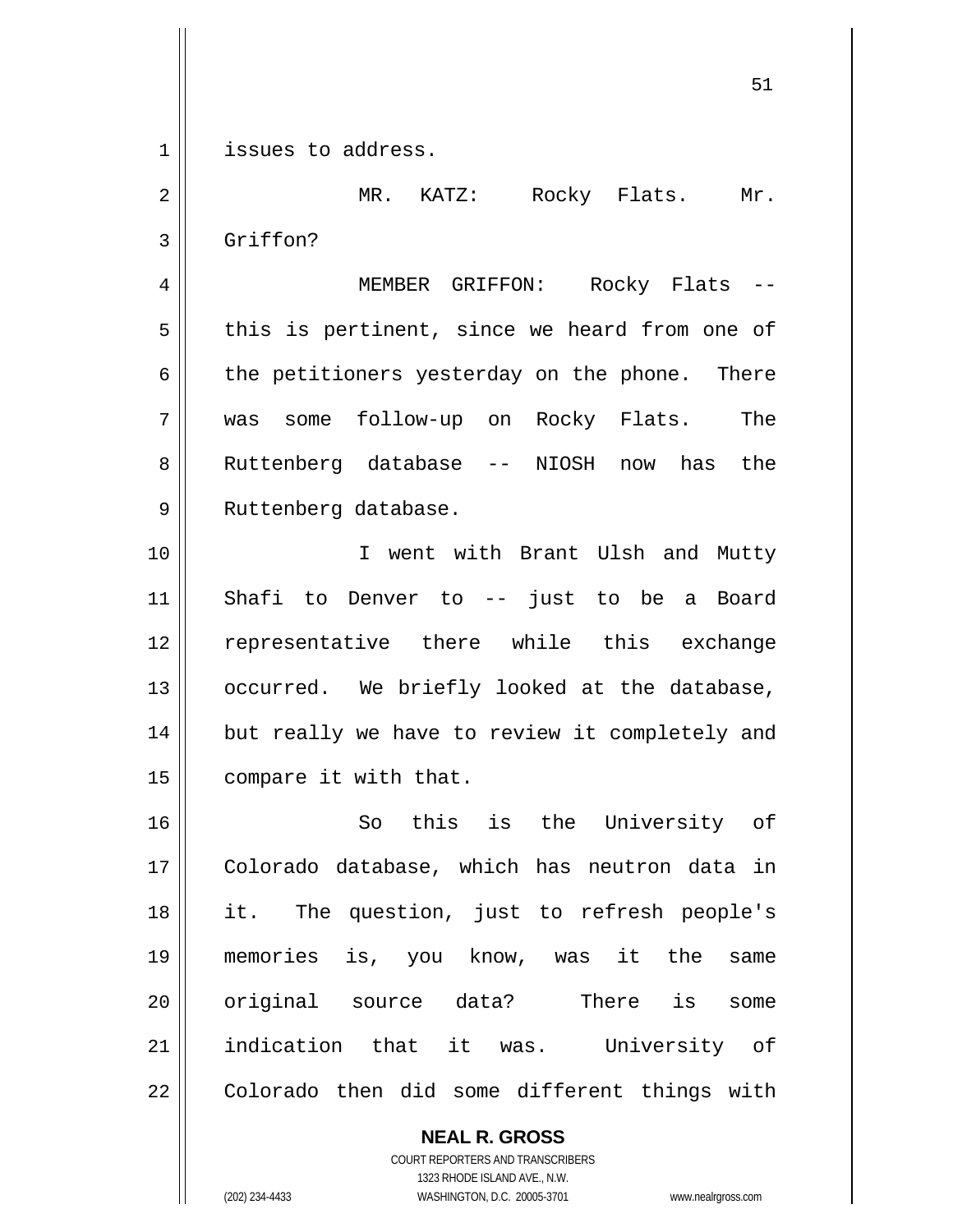issues to address.

MR. KATZ: Rocky Flats. Mr. Griffon?

MEMBER GRIFFON: Rocky Flats -- this is pertinent, since we heard from one of the petitioners yesterday on the phone. There was some follow-up on Rocky Flats. The Ruttenberg database -- NIOSH now has the Ruttenberg database.

I went with Brant Ulsh and Mutty Shafi to Denver to -- just to be a Board representative there while this exchange occurred. We briefly looked at the database, but really we have to review it completely and compare it with that.

So this is the University of Colorado database, which has neutron data in it. The question, just to refresh people's memories is, you know, was it the same original source data? There is some indication that it was. University of Colorado then did some different things with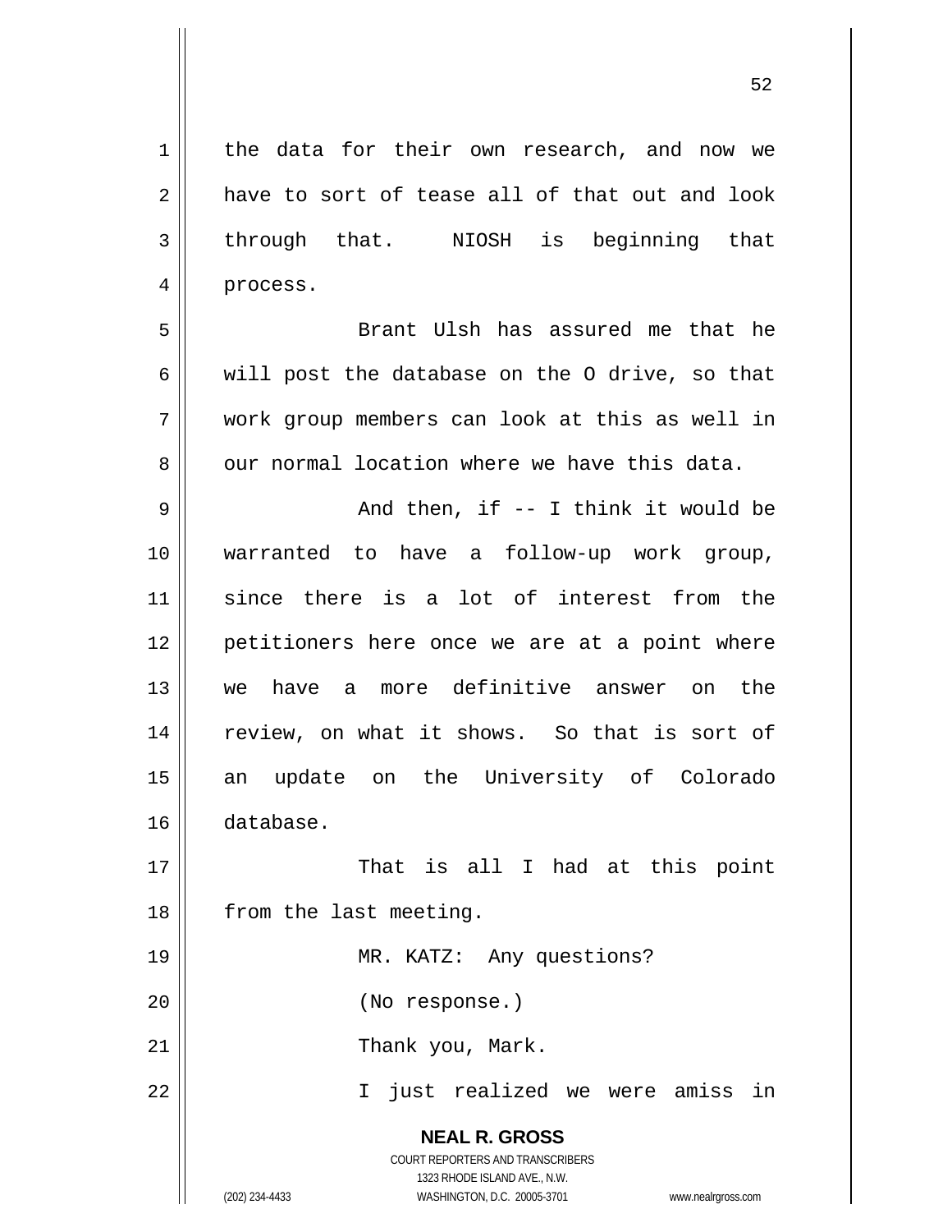the data for their own research, and now we have to sort of tease all of that out and look through that. NIOSH is beginning that process.

Brant Ulsh has assured me that he will post the database on the O drive, so that work group members can look at this as well in our normal location where we have this data.

And then, if -- I think it would be warranted to have a follow-up work group, since there is a lot of interest from the petitioners here once we are at a point where we have a more definitive answer on the review, on what it shows. So that is sort of an update on the University of Colorado database.

That is all I had at this point from the last meeting.

MR. KATZ: Any questions?

(No response.)

Thank you, Mark.

I just realized we were amiss in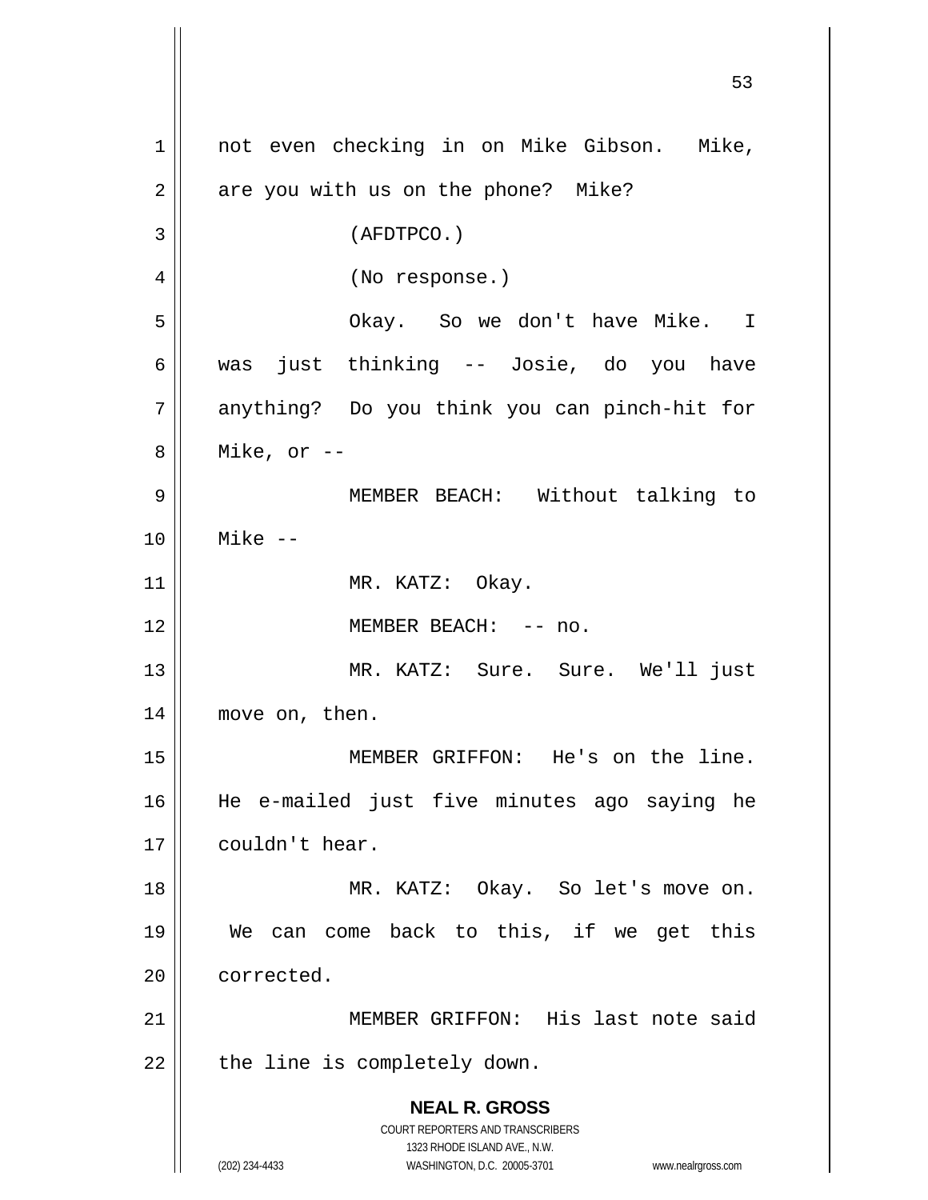not even checking in on Mike Gibson. Mike, are you with us on the phone? Mike?

(AFDTPCO.)

(No response.)

Okay. So we don't have Mike. I was just thinking -- Josie, do you have anything? Do you think you can pinch-hit for Mike, or --

MEMBER BEACH: Without talking to Mike --

MR. KATZ: Okay.

MEMBER BEACH: -- no.

MR. KATZ: Sure. Sure. We'll just move on, then.

MEMBER GRIFFON: He's on the line. He e-mailed just five minutes ago saying he couldn't hear.

MR. KATZ: Okay. So let's move on. We can come back to this, if we get this corrected.

MEMBER GRIFFON: His last note said the line is completely down.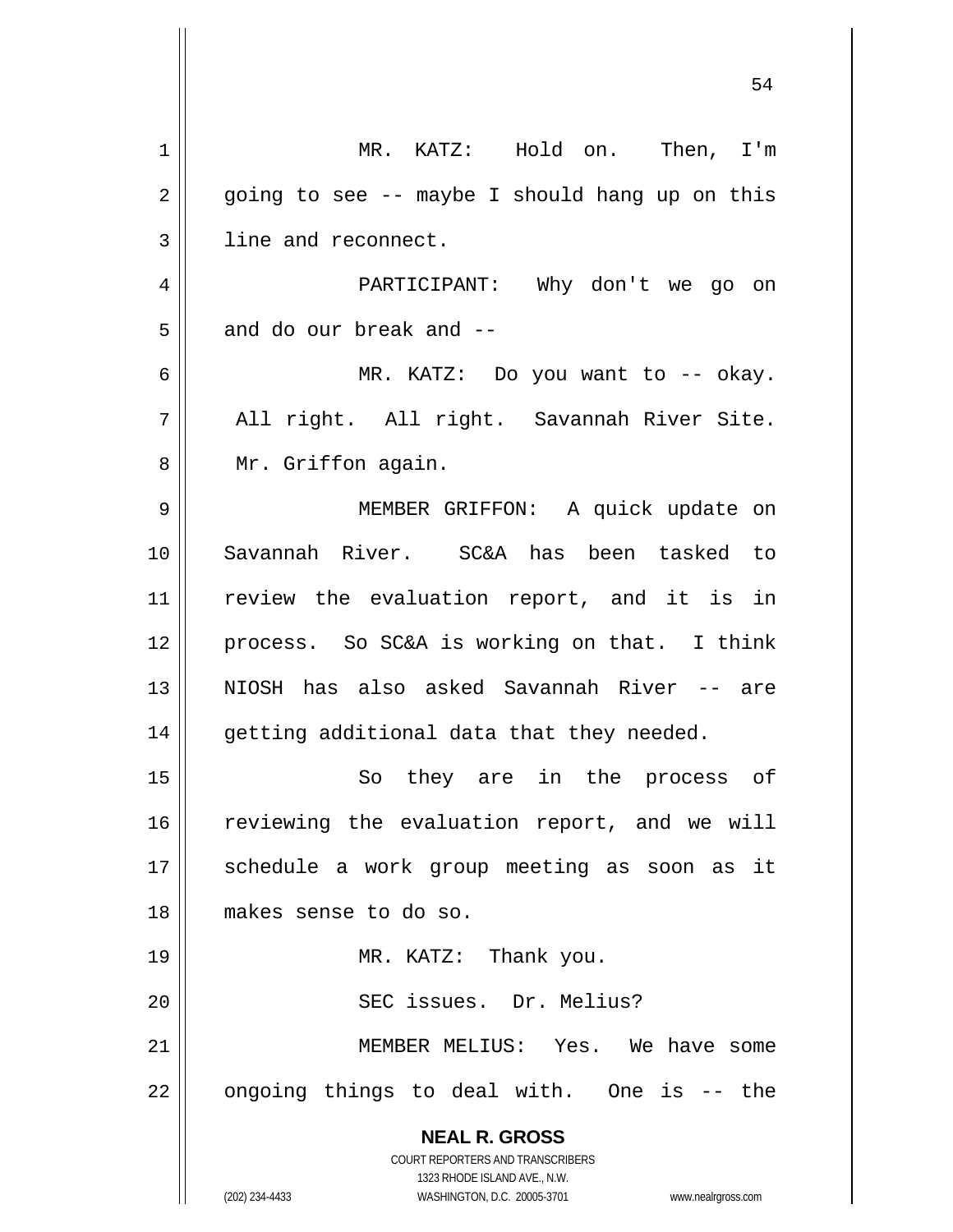MR. KATZ: Hold on. Then, I'm going to see -- maybe I should hang up on this line and reconnect.

PARTICIPANT: Why don't we go on and do our break and --

MR. KATZ: Do you want to -- okay. All right. All right. Savannah River Site. Mr. Griffon again.

MEMBER GRIFFON: A quick update on Savannah River. SC&A has been tasked to review the evaluation report, and it is in process. So SC&A is working on that. I think NIOSH has also asked Savannah River -- are getting additional data that they needed.

So they are in the process of reviewing the evaluation report, and we will schedule a work group meeting as soon as it makes sense to do so.

MR. KATZ: Thank you.

SEC issues. Dr. Melius?

MEMBER MELIUS: Yes. We have some ongoing things to deal with. One is -- the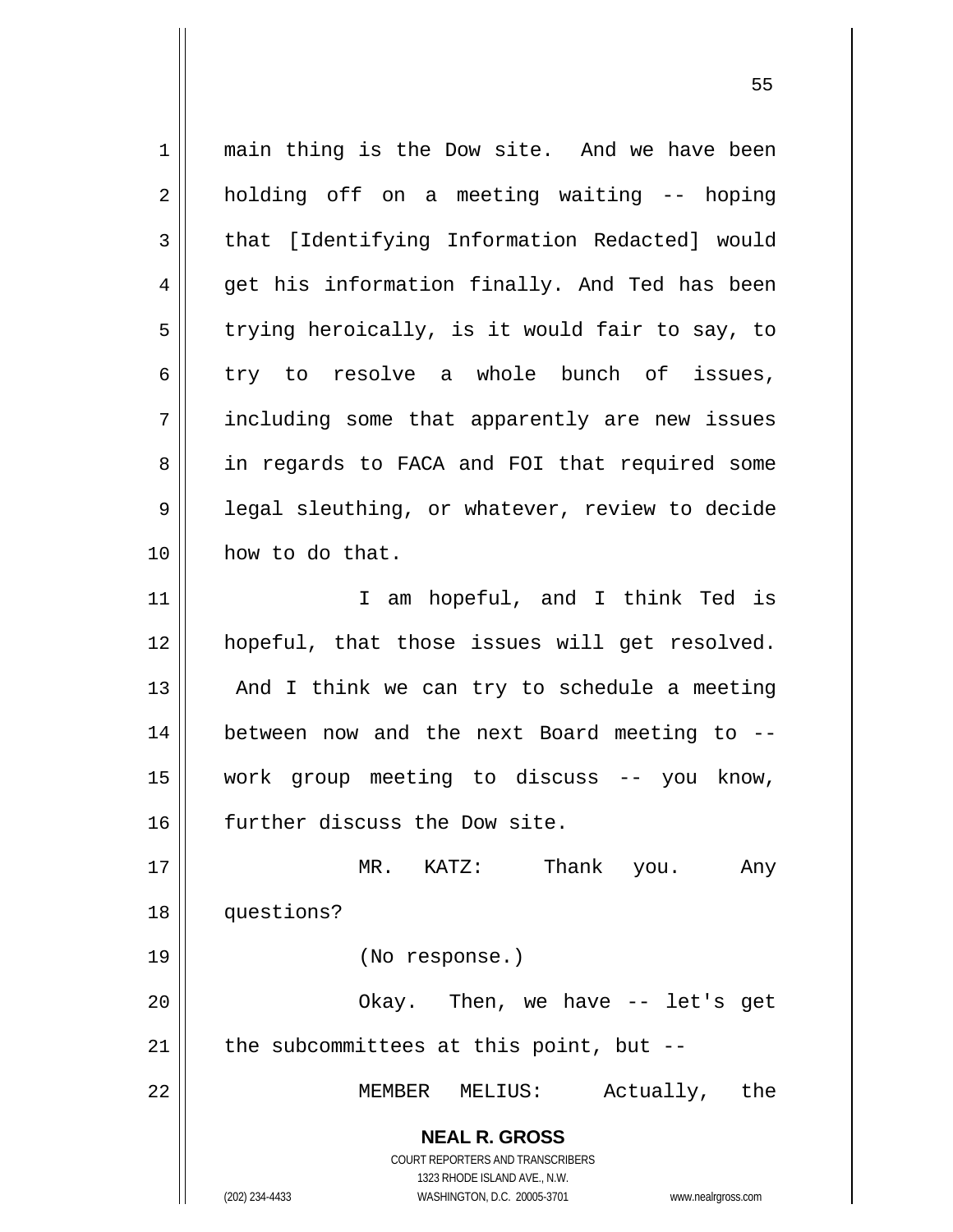main thing is the Dow site. And we have been holding off on a meeting waiting -- hoping that [Identifying Information Redacted] would get his information finally. And Ted has been trying heroically, is it would fair to say, to try to resolve a whole bunch of issues, including some that apparently are new issues in regards to FACA and FOI that required some legal sleuthing, or whatever, review to decide how to do that.

I am hopeful, and I think Ted is hopeful, that those issues will get resolved. And I think we can try to schedule a meeting between now and the next Board meeting to -- work group meeting to discuss -- you know, further discuss the Dow site.

MR. KATZ: Thank you. Any questions?

(No response.)

Okay. Then, we have -- let's get the subcommittees at this point, but --

MEMBER MELIUS: Actually, the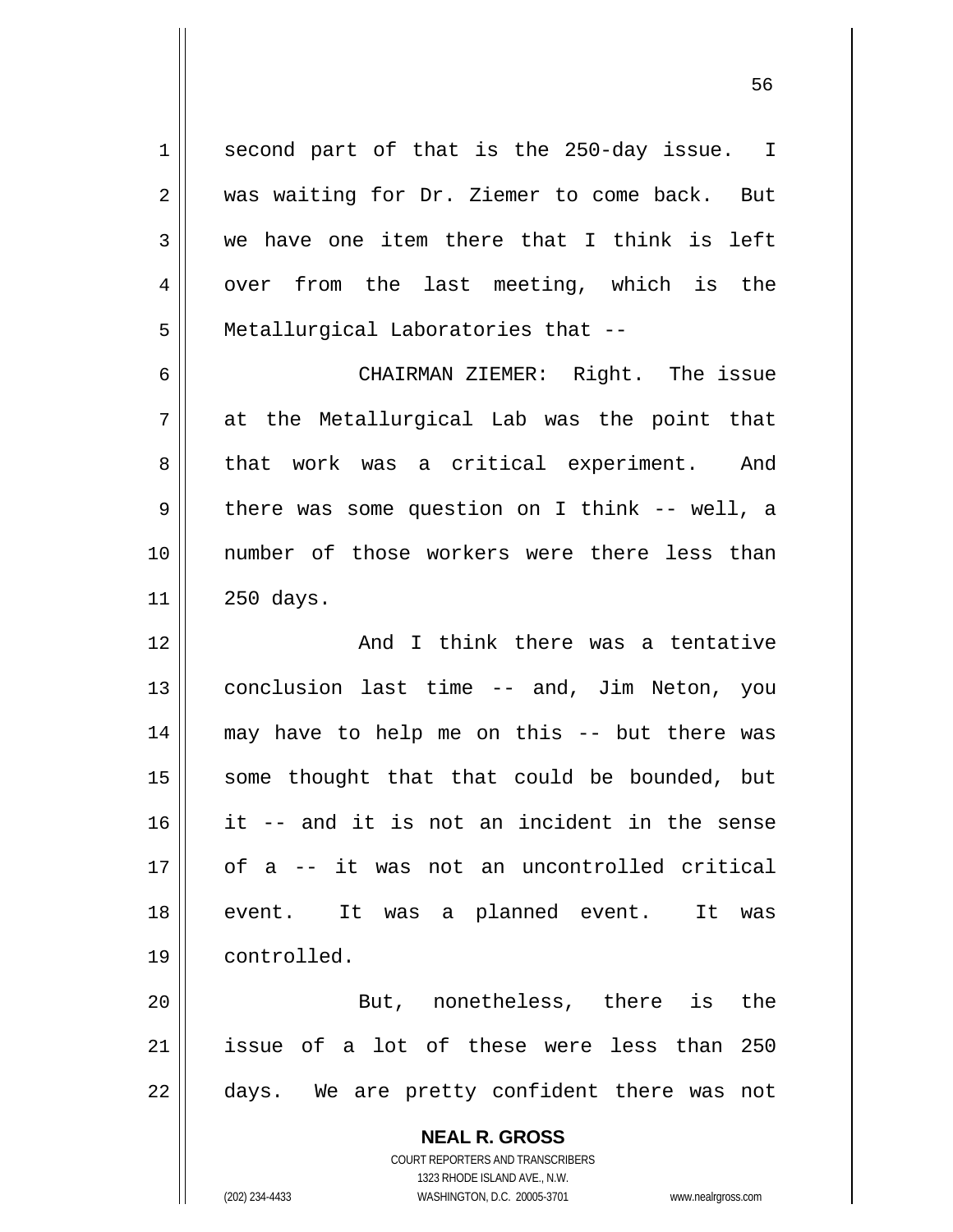second part of that is the 250-day issue. I was waiting for Dr. Ziemer to come back. But we have one item there that I think is left over from the last meeting, which is the Metallurgical Laboratories that --

CHAIRMAN ZIEMER: Right. The issue at the Metallurgical Lab was the point that that work was a critical experiment. And there was some question on I think -- well, a number of those workers were there less than 250 days.

And I think there was a tentative conclusion last time -- and, Jim Neton, you may have to help me on this -- but there was some thought that that could be bounded, but it -- and it is not an incident in the sense of a -- it was not an uncontrolled critical event. It was a planned event. It was controlled.

But, nonetheless, there is the issue of a lot of these were less than 250 days. We are pretty confident there was not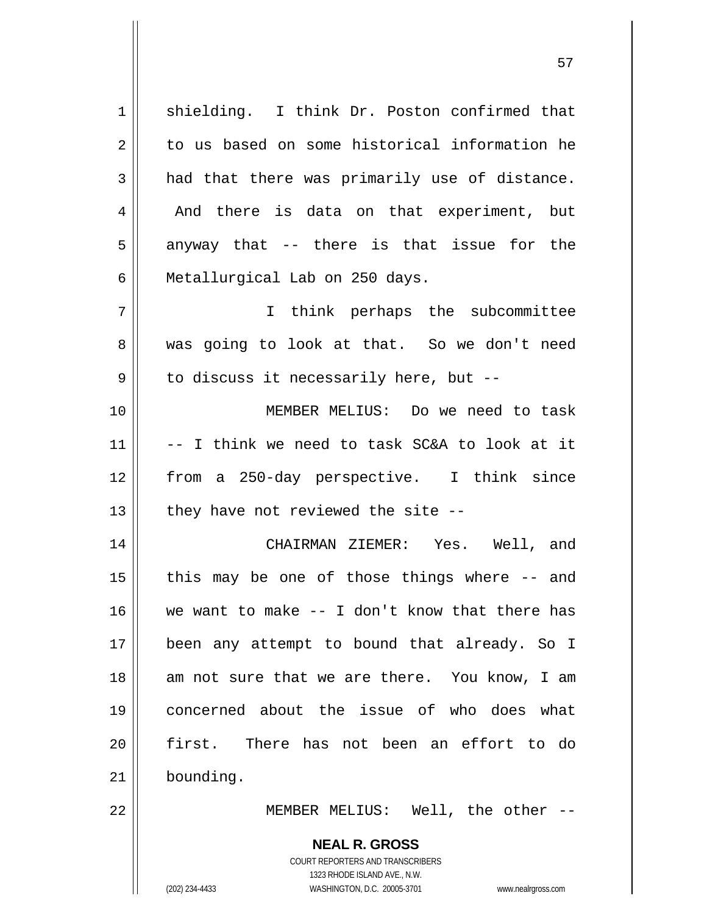shielding. I think Dr. Poston confirmed that to us based on some historical information he had that there was primarily use of distance. And there is data on that experiment, but anyway that -- there is that issue for the Metallurgical Lab on 250 days.

I think perhaps the subcommittee was going to look at that. So we don't need to discuss it necessarily here, but --

MEMBER MELIUS: Do we need to task -- I think we need to task SC&A to look at it from a 250-day perspective. I think since they have not reviewed the site --

CHAIRMAN ZIEMER: Yes. Well, and this may be one of those things where -- and we want to make -- I don't know that there has been any attempt to bound that already. So I am not sure that we are there. You know, I am concerned about the issue of who does what first. There has not been an effort to do bounding.

MEMBER MELIUS: Well, the other --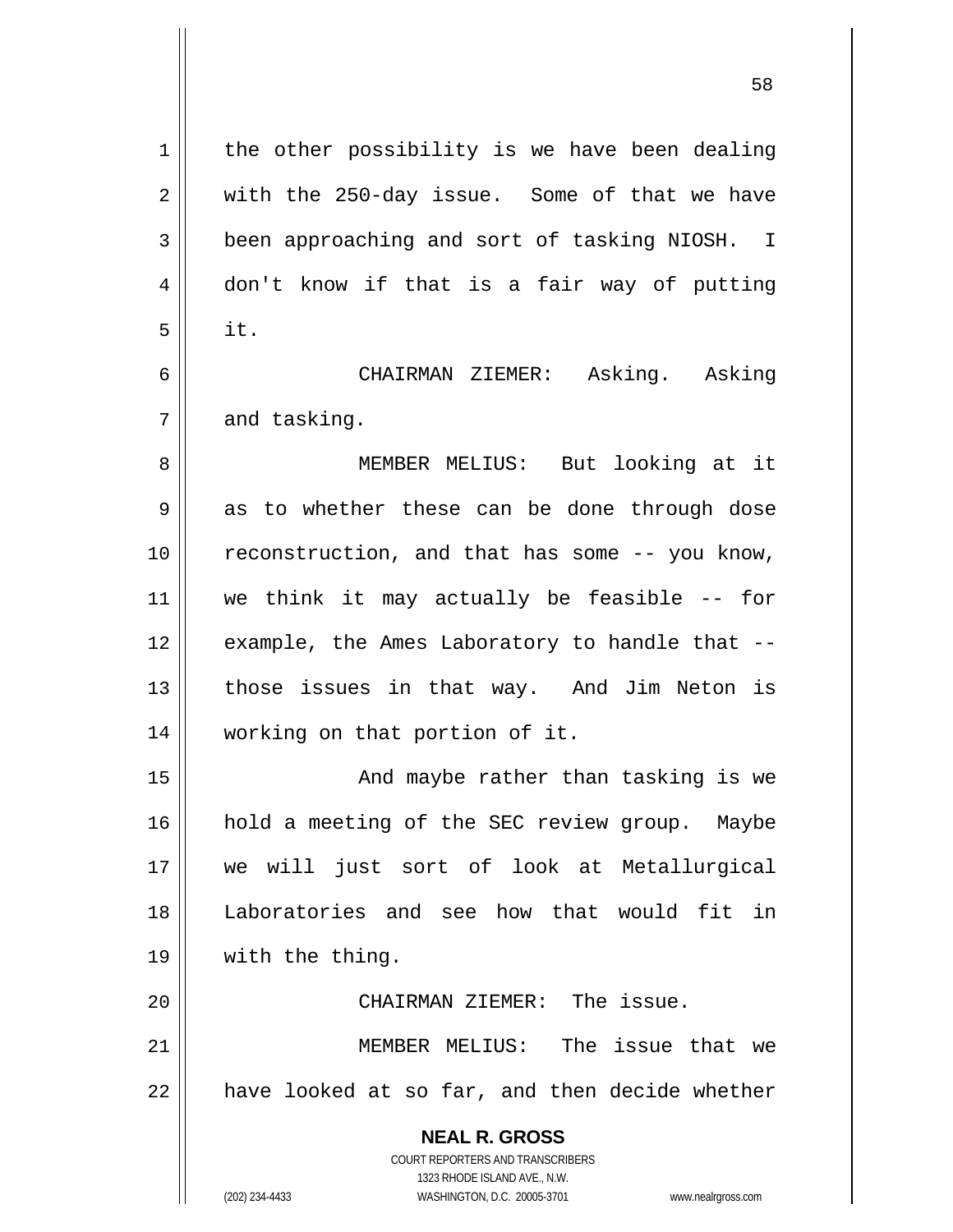the other possibility is we have been dealing with the 250-day issue. Some of that we have been approaching and sort of tasking NIOSH. I don't know if that is a fair way of putting it.

CHAIRMAN ZIEMER: Asking. Asking and tasking.

MEMBER MELIUS: But looking at it as to whether these can be done through dose reconstruction, and that has some -- you know, we think it may actually be feasible -- for example, the Ames Laboratory to handle that -- those issues in that way. And Jim Neton is working on that portion of it.

And maybe rather than tasking is we hold a meeting of the SEC review group. Maybe we will just sort of look at Metallurgical Laboratories and see how that would fit in with the thing.

CHAIRMAN ZIEMER: The issue.

MEMBER MELIUS: The issue that we have looked at so far, and then decide whether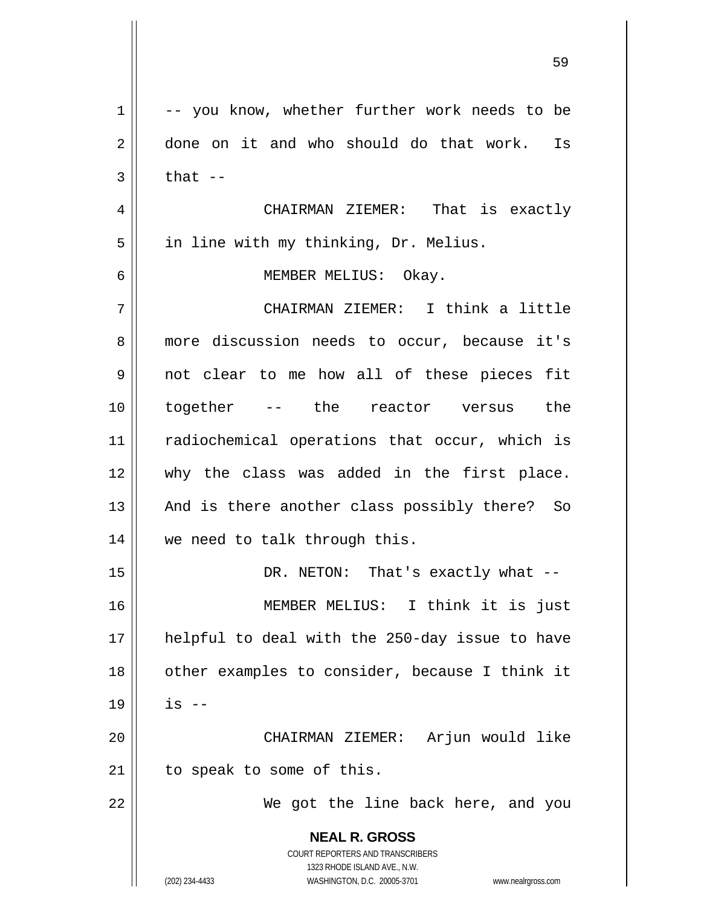-- you know, whether further work needs to be done on it and who should do that work. Is that --

CHAIRMAN ZIEMER: That is exactly in line with my thinking, Dr. Melius.

MEMBER MELIUS: Okay.

CHAIRMAN ZIEMER: I think a little more discussion needs to occur, because it's not clear to me how all of these pieces fit together -- the reactor versus the radiochemical operations that occur, which is why the class was added in the first place. And is there another class possibly there? So we need to talk through this.

DR. NETON: That's exactly what --

MEMBER MELIUS: I think it is just helpful to deal with the 250-day issue to have other examples to consider, because I think it is --

CHAIRMAN ZIEMER: Arjun would like to speak to some of this.

We got the line back here, and you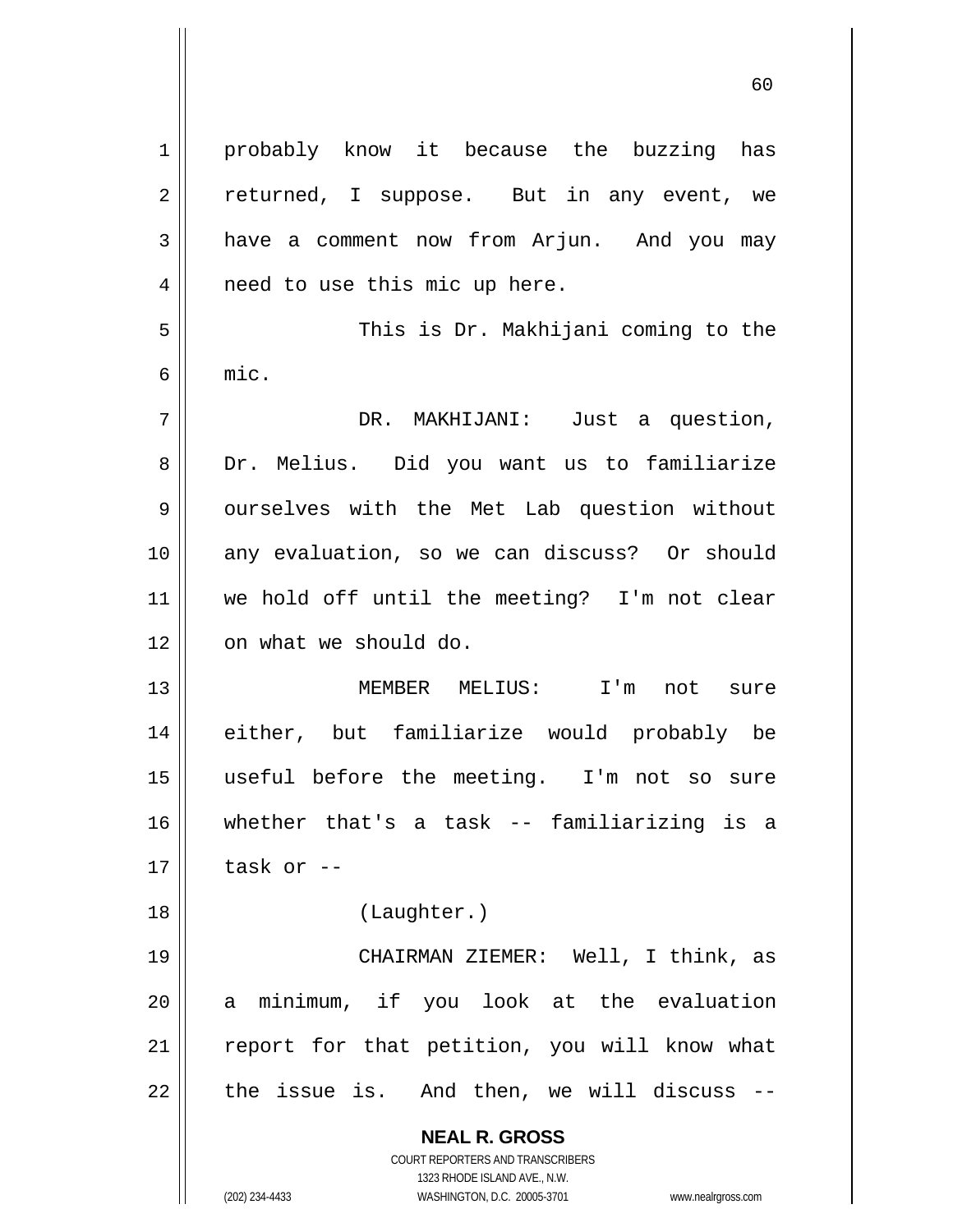probably know it because the buzzing has returned, I suppose. But in any event, we have a comment now from Arjun. And you may need to use this mic up here.

This is Dr. Makhijani coming to the mic.

DR. MAKHIJANI: Just a question, Dr. Melius. Did you want us to familiarize ourselves with the Met Lab question without any evaluation, so we can discuss? Or should we hold off until the meeting? I'm not clear on what we should do.

MEMBER MELIUS: I'm not sure either, but familiarize would probably be useful before the meeting. I'm not so sure whether that's a task -- familiarizing is a task or --

(Laughter.)

CHAIRMAN ZIEMER: Well, I think, as a minimum, if you look at the evaluation report for that petition, you will know what the issue is. And then, we will discuss --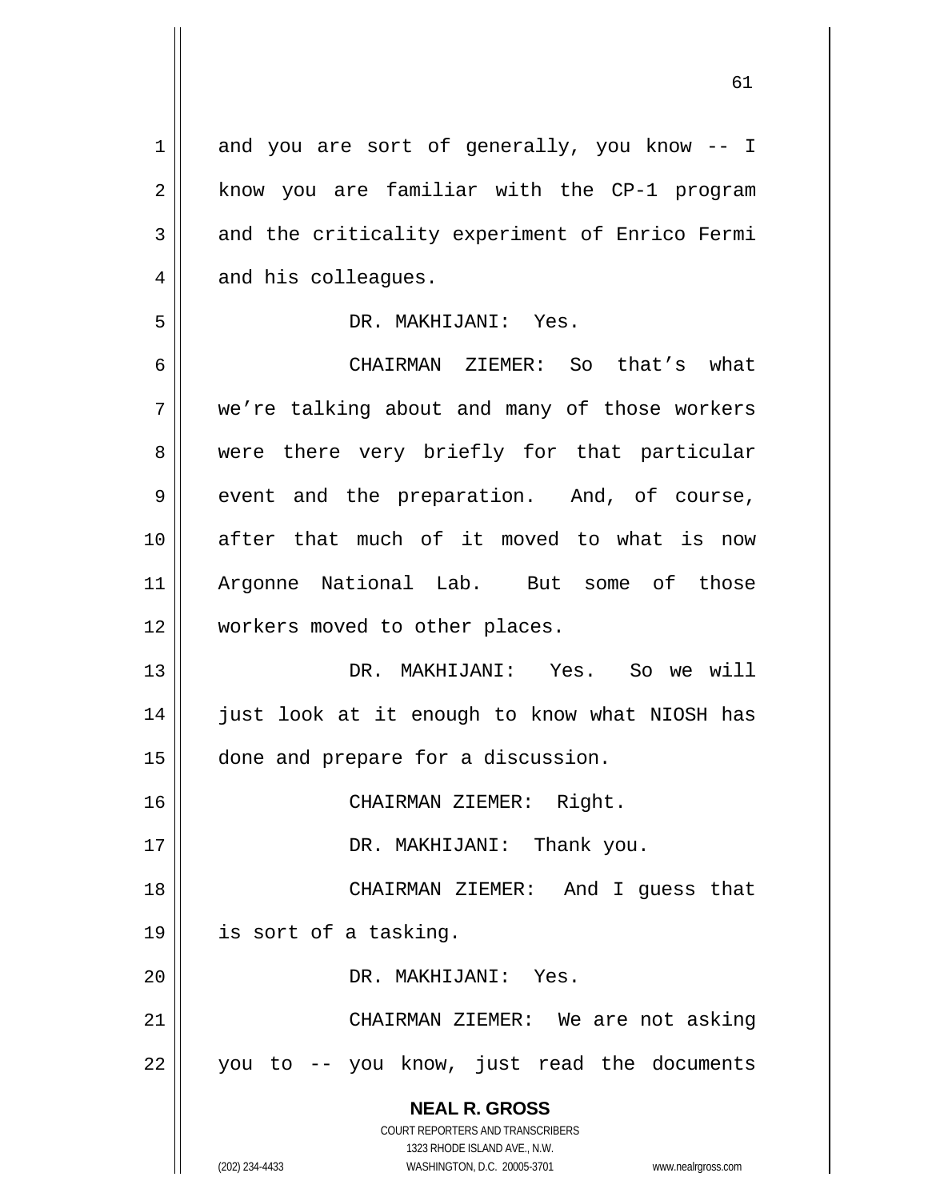and you are sort of generally, you know -- I know you are familiar with the CP-1 program and the criticality experiment of Enrico Fermi and his colleagues.

DR. MAKHIJANI: Yes.

CHAIRMAN ZIEMER: So that's what we're talking about and many of those workers were there very briefly for that particular event and the preparation. And, of course, after that much of it moved to what is now Argonne National Lab. But some of those workers moved to other places.

DR. MAKHIJANI: Yes. So we will just look at it enough to know what NIOSH has done and prepare for a discussion.

CHAIRMAN ZIEMER: Right.

DR. MAKHIJANI: Thank you.

CHAIRMAN ZIEMER: And I guess that is sort of a tasking.

DR. MAKHIJANI: Yes.

CHAIRMAN ZIEMER: We are not asking you to -- you know, just read the documents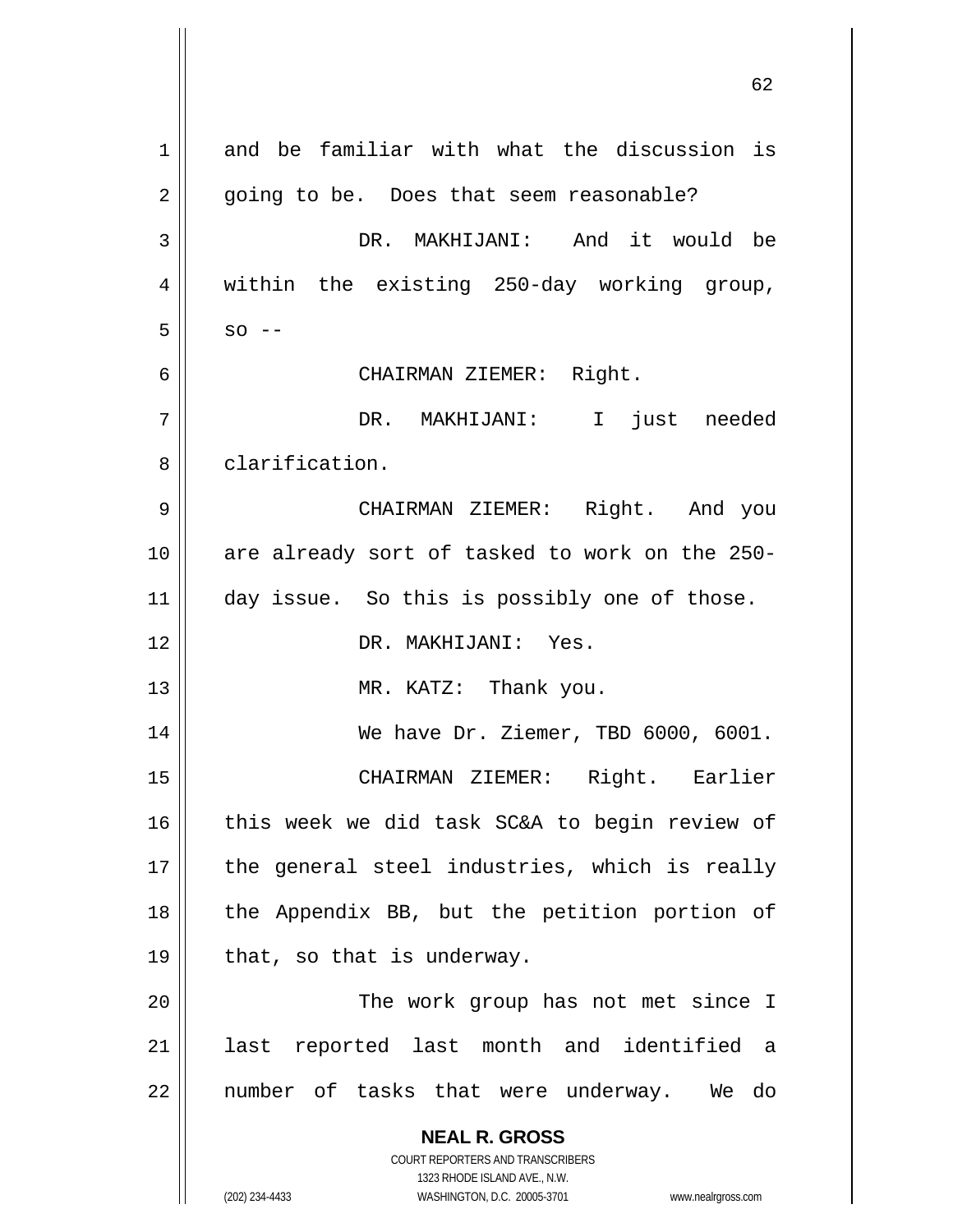and be familiar with what the discussion is going to be. Does that seem reasonable?

DR. MAKHIJANI: And it would be within the existing 250-day working group, so --

CHAIRMAN ZIEMER: Right.

DR. MAKHIJANI: I just needed clarification.

CHAIRMAN ZIEMER: Right. And you are already sort of tasked to work on the 250-day issue. So this is possibly one of those.

DR. MAKHIJANI: Yes.

MR. KATZ: Thank you.

We have Dr. Ziemer, TBD 6000, 6001.

CHAIRMAN ZIEMER: Right. Earlier this week we did task SC&A to begin review of the general steel industries, which is really the Appendix BB, but the petition portion of that, so that is underway.

The work group has not met since I last reported last month and identified a number of tasks that were underway. We do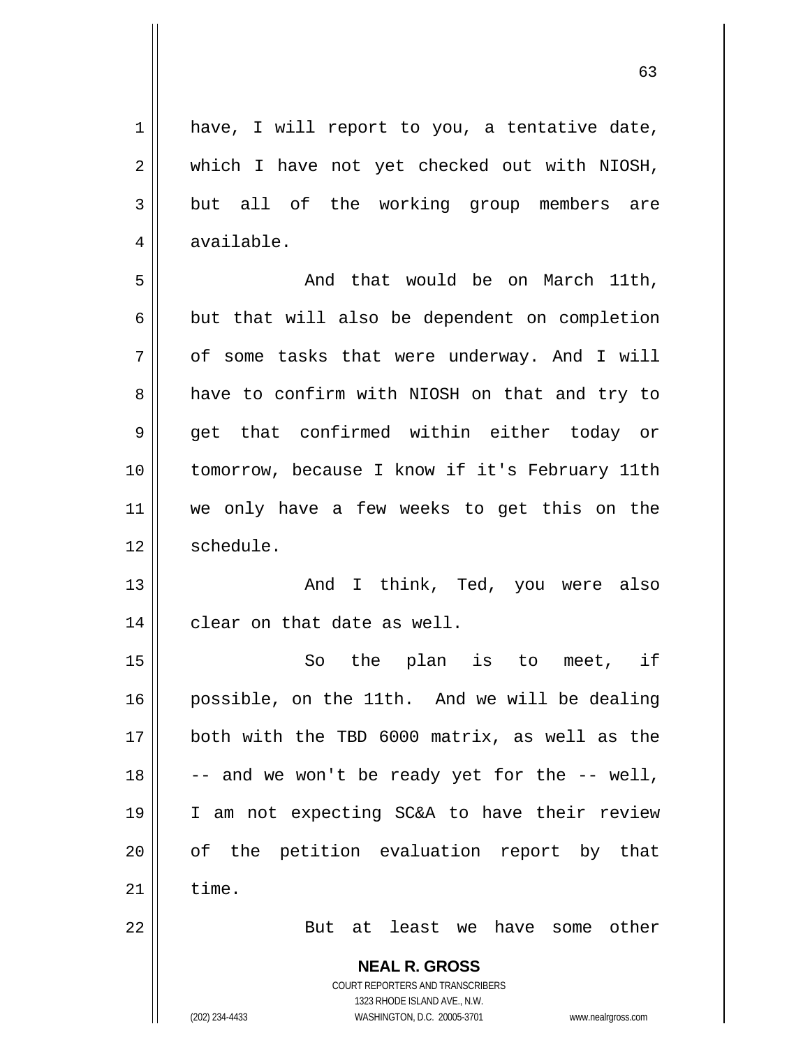have, I will report to you, a tentative date, which I have not yet checked out with NIOSH, but all of the working group members are available.

And that would be on March 11th, but that will also be dependent on completion of some tasks that were underway. And I will have to confirm with NIOSH on that and try to get that confirmed within either today or tomorrow, because I know if it's February 11th we only have a few weeks to get this on the schedule.

And I think, Ted, you were also clear on that date as well.

So the plan is to meet, if possible, on the 11th. And we will be dealing both with the TBD 6000 matrix, as well as the -- and we won't be ready yet for the -- well, I am not expecting SC&A to have their review of the petition evaluation report by that time.

But at least we have some other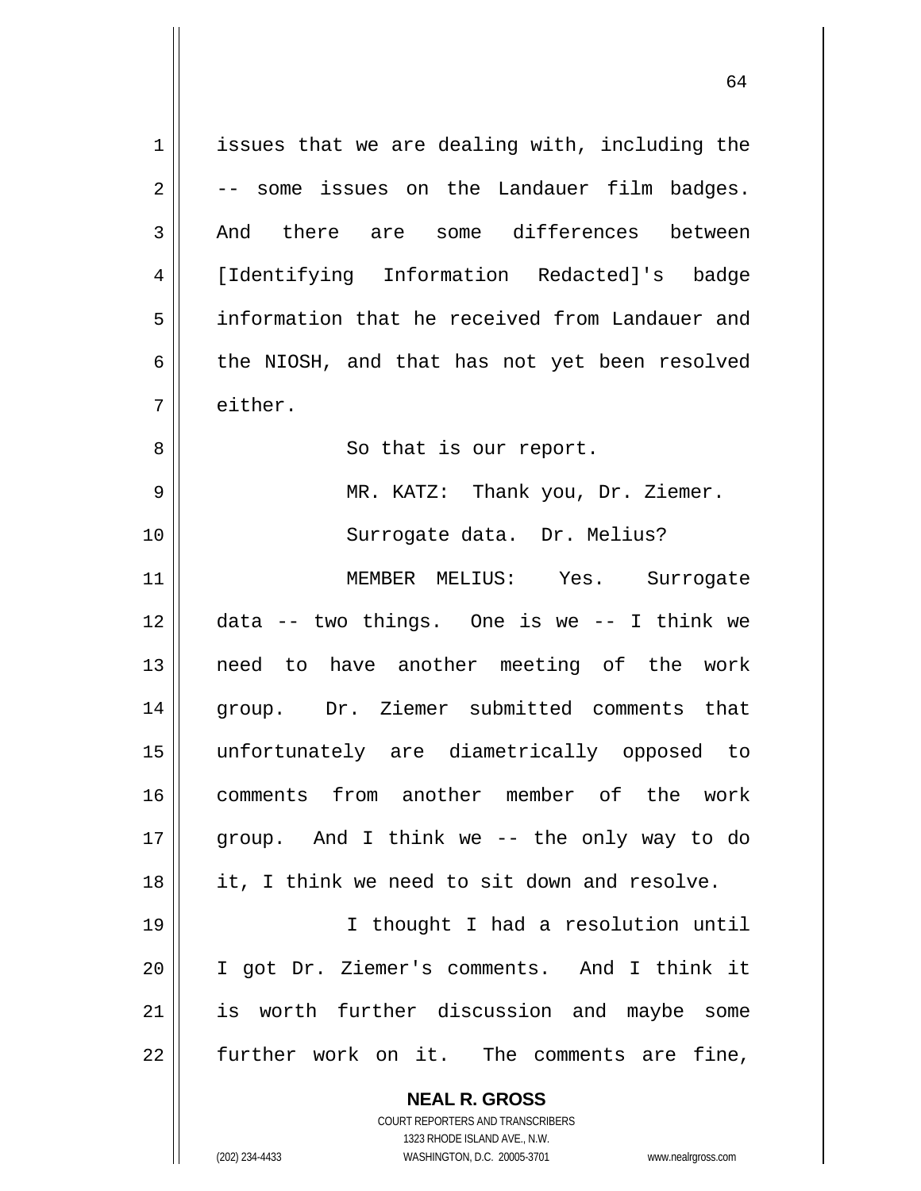issues that we are dealing with, including the -- some issues on the Landauer film badges. And there are some differences between [Identifying Information Redacted]'s badge information that he received from Landauer and the NIOSH, and that has not yet been resolved either.

So that is our report.

MR. KATZ: Thank you, Dr. Ziemer.

Surrogate data. Dr. Melius?

MEMBER MELIUS: Yes. Surrogate data -- two things. One is we -- I think we need to have another meeting of the work group. Dr. Ziemer submitted comments that unfortunately are diametrically opposed to comments from another member of the work group. And I think we -- the only way to do it, I think we need to sit down and resolve.

I thought I had a resolution until I got Dr. Ziemer's comments. And I think it is worth further discussion and maybe some further work on it. The comments are fine,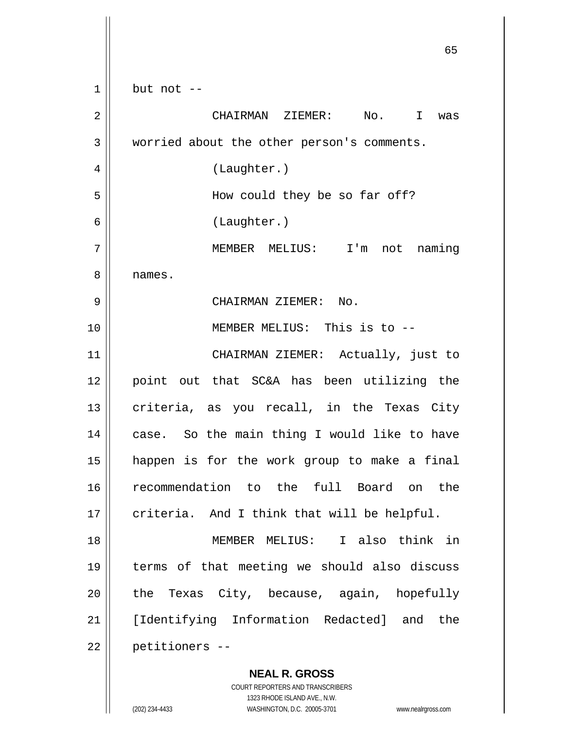but not --

CHAIRMAN ZIEMER: No. I was worried about the other person's comments.

(Laughter.)

How could they be so far off?

(Laughter.)

MEMBER MELIUS: I'm not naming names.

CHAIRMAN ZIEMER: No.

MEMBER MELIUS: This is to --

CHAIRMAN ZIEMER: Actually, just to point out that SC&A has been utilizing the criteria, as you recall, in the Texas City case. So the main thing I would like to have happen is for the work group to make a final recommendation to the full Board on the criteria. And I think that will be helpful.

MEMBER MELIUS: I also think in terms of that meeting we should also discuss the Texas City, because, again, hopefully [Identifying Information Redacted] and the petitioners --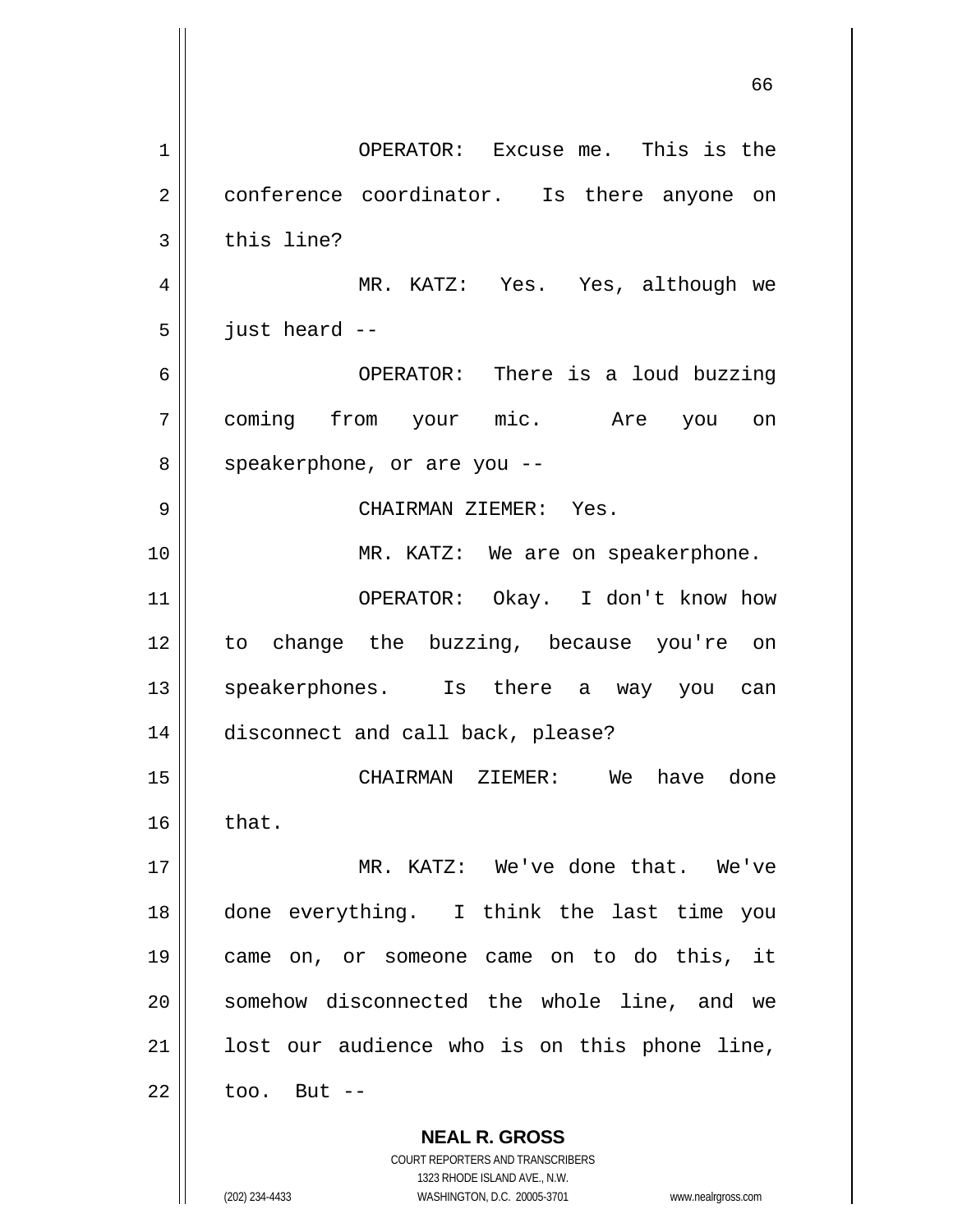OPERATOR: Excuse me. This is the conference coordinator. Is there anyone on this line?

MR. KATZ: Yes. Yes, although we just heard --

OPERATOR: There is a loud buzzing coming from your mic. Are you on speakerphone, or are you --

CHAIRMAN ZIEMER: Yes.

MR. KATZ: We are on speakerphone.

OPERATOR: Okay. I don't know how to change the buzzing, because you're on speakerphones. Is there a way you can disconnect and call back, please?

CHAIRMAN ZIEMER: We have done that.

MR. KATZ: We've done that. We've done everything. I think the last time you came on, or someone came on to do this, it somehow disconnected the whole line, and we lost our audience who is on this phone line, too. But --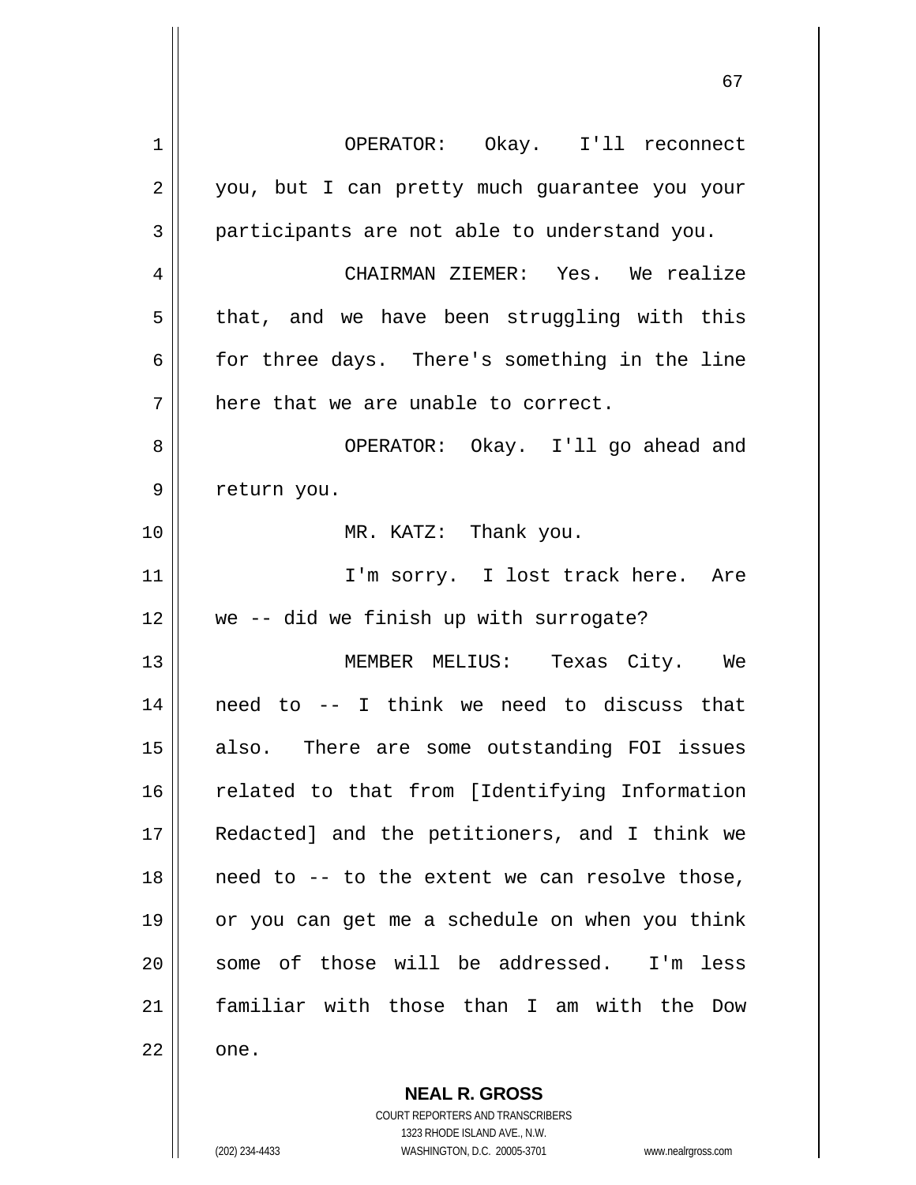OPERATOR: Okay. I'll reconnect you, but I can pretty much guarantee you your participants are not able to understand you.

CHAIRMAN ZIEMER: Yes. We realize that, and we have been struggling with this for three days. There's something in the line here that we are unable to correct.

OPERATOR: Okay. I'll go ahead and return you.

MR. KATZ: Thank you.

I'm sorry. I lost track here. Are we -- did we finish up with surrogate?

MEMBER MELIUS: Texas City. We need to -- I think we need to discuss that also. There are some outstanding FOI issues related to that from [Identifying Information Redacted] and the petitioners, and I think we need to -- to the extent we can resolve those, or you can get me a schedule on when you think some of those will be addressed. I'm less familiar with those than I am with the Dow one.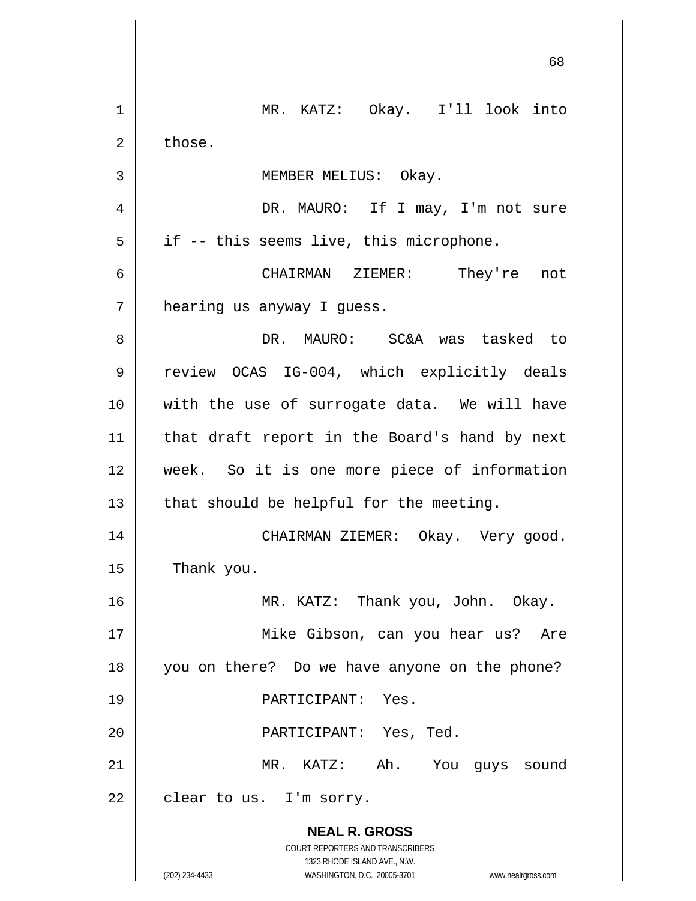MR. KATZ: Okay. I'll look into those.

MEMBER MELIUS: Okay.

DR. MAURO: If I may, I'm not sure if -- this seems live, this microphone.

CHAIRMAN ZIEMER: They're not hearing us anyway I guess.

DR. MAURO: SC&A was tasked to review OCAS IG-004, which explicitly deals with the use of surrogate data. We will have that draft report in the Board's hand by next week. So it is one more piece of information that should be helpful for the meeting.

CHAIRMAN ZIEMER: Okay. Very good. Thank you.

MR. KATZ: Thank you, John. Okay.

Mike Gibson, can you hear us? Are you on there? Do we have anyone on the phone?

PARTICIPANT: Yes.

PARTICIPANT: Yes, Ted.

MR. KATZ: Ah. You guys sound clear to us. I'm sorry.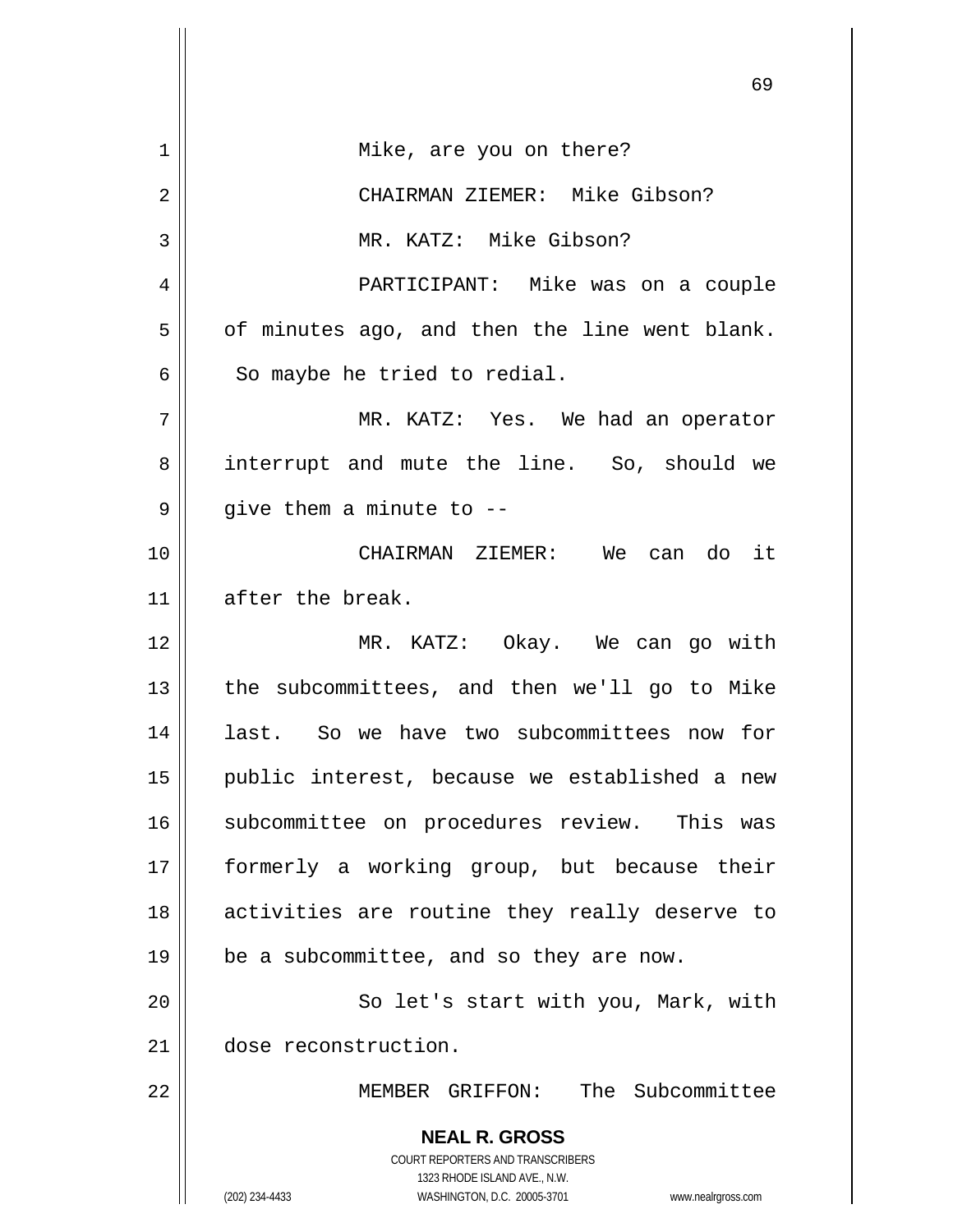Mike, are you on there?

CHAIRMAN ZIEMER: Mike Gibson?

MR. KATZ: Mike Gibson?

PARTICIPANT: Mike was on a couple of minutes ago, and then the line went blank. So maybe he tried to redial.

MR. KATZ: Yes. We had an operator interrupt and mute the line. So, should we give them a minute to --

CHAIRMAN ZIEMER: We can do it after the break.

MR. KATZ: Okay. We can go with the subcommittees, and then we'll go to Mike last. So we have two subcommittees now for public interest, because we established a new subcommittee on procedures review. This was formerly a working group, but because their activities are routine they really deserve to be a subcommittee, and so they are now.

So let's start with you, Mark, with dose reconstruction.

MEMBER GRIFFON: The Subcommittee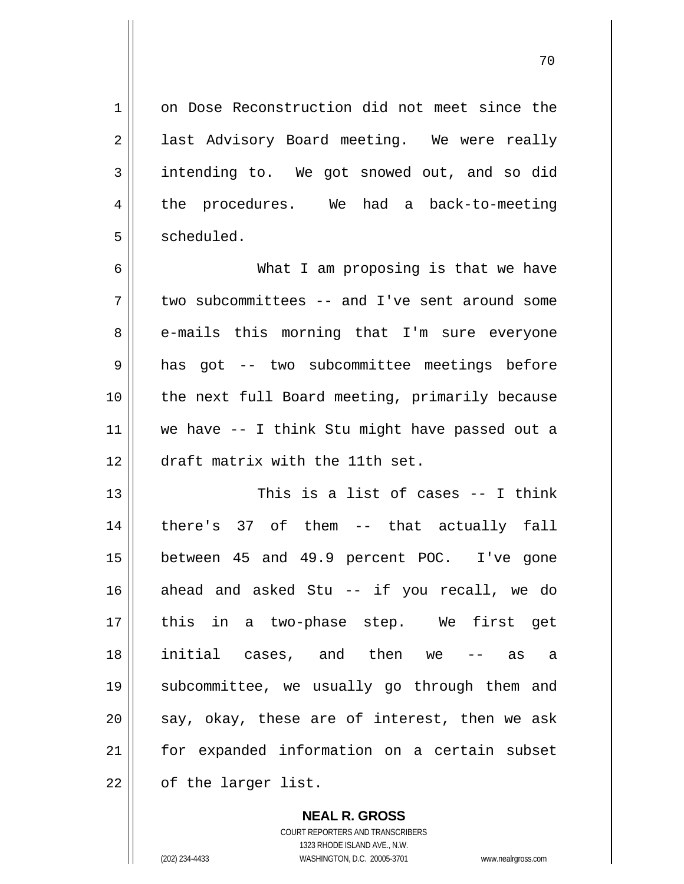on Dose Reconstruction did not meet since the last Advisory Board meeting. We were really intending to. We got snowed out, and so did the procedures. We had a back-to-meeting scheduled.

What I am proposing is that we have two subcommittees -- and I've sent around some e-mails this morning that I'm sure everyone has got -- two subcommittee meetings before the next full Board meeting, primarily because we have -- I think Stu might have passed out a draft matrix with the 11th set.

This is a list of cases -- I think there's 37 of them -- that actually fall between 45 and 49.9 percent POC. I've gone ahead and asked Stu -- if you recall, we do this in a two-phase step. We first get initial cases, and then we -- as a subcommittee, we usually go through them and say, okay, these are of interest, then we ask for expanded information on a certain subset of the larger list.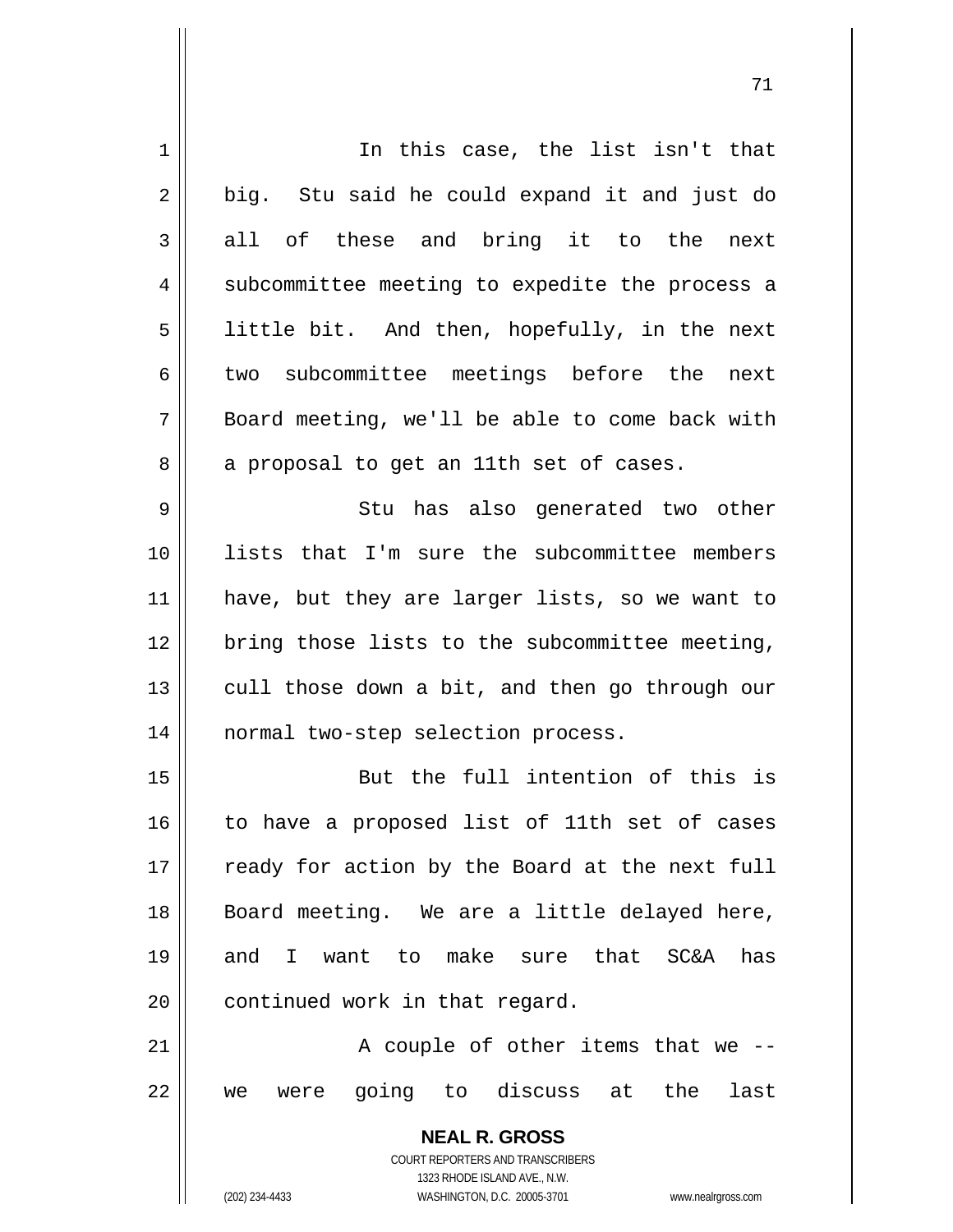In this case, the list isn't that big. Stu said he could expand it and just do all of these and bring it to the next subcommittee meeting to expedite the process a little bit. And then, hopefully, in the next two subcommittee meetings before the next Board meeting, we'll be able to come back with a proposal to get an 11th set of cases.

Stu has also generated two other lists that I'm sure the subcommittee members have, but they are larger lists, so we want to bring those lists to the subcommittee meeting, cull those down a bit, and then go through our normal two-step selection process.

But the full intention of this is to have a proposed list of 11th set of cases ready for action by the Board at the next full Board meeting. We are a little delayed here, and I want to make sure that SC&A has continued work in that regard.

A couple of other items that we -- we were going to discuss at the last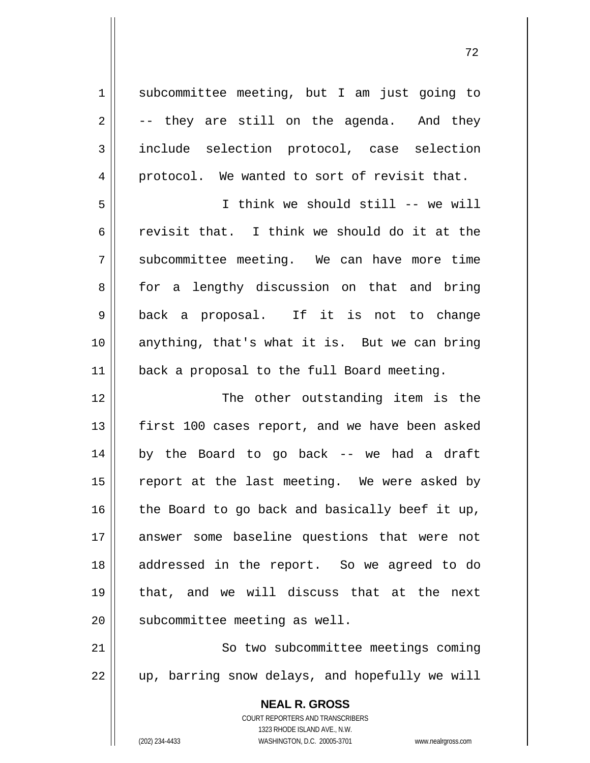subcommittee meeting, but I am just going to -- they are still on the agenda. And they include selection protocol, case selection protocol. We wanted to sort of revisit that.

I think we should still -- we will revisit that. I think we should do it at the subcommittee meeting. We can have more time for a lengthy discussion on that and bring back a proposal. If it is not to change anything, that's what it is. But we can bring back a proposal to the full Board meeting.

The other outstanding item is the first 100 cases report, and we have been asked by the Board to go back -- we had a draft report at the last meeting. We were asked by the Board to go back and basically beef it up, answer some baseline questions that were not addressed in the report. So we agreed to do that, and we will discuss that at the next subcommittee meeting as well.

So two subcommittee meetings coming up, barring snow delays, and hopefully we will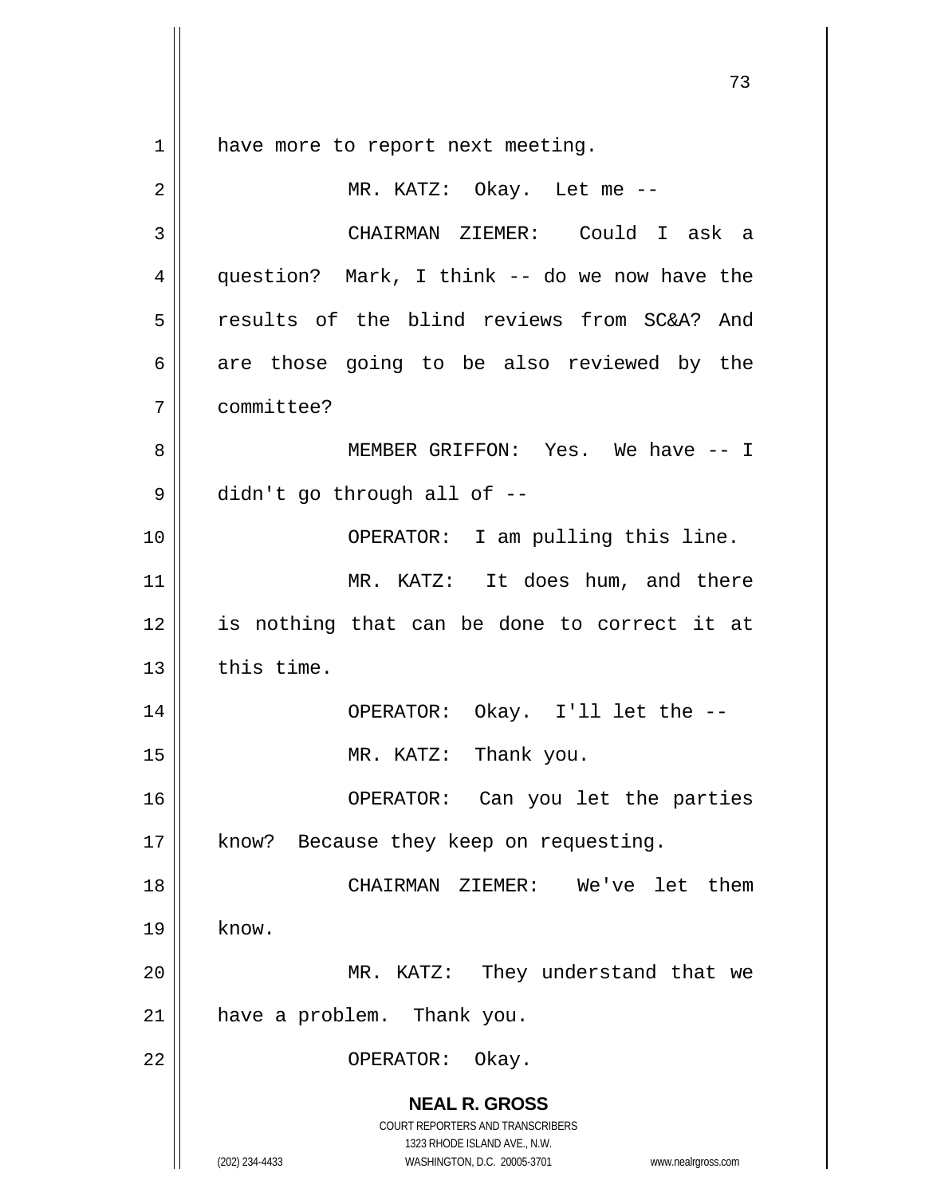have more to report next meeting.

MR. KATZ: Okay. Let me --

CHAIRMAN ZIEMER: Could I ask a question? Mark, I think -- do we now have the results of the blind reviews from SC&A? And are those going to be also reviewed by the committee?

MEMBER GRIFFON: Yes. We have -- I didn't go through all of --

OPERATOR: I am pulling this line.

MR. KATZ: It does hum, and there is nothing that can be done to correct it at this time.

OPERATOR: Okay. I'll let the --

MR. KATZ: Thank you.

OPERATOR: Can you let the parties know? Because they keep on requesting.

CHAIRMAN ZIEMER: We've let them know.

MR. KATZ: They understand that we have a problem. Thank you.

OPERATOR: Okay.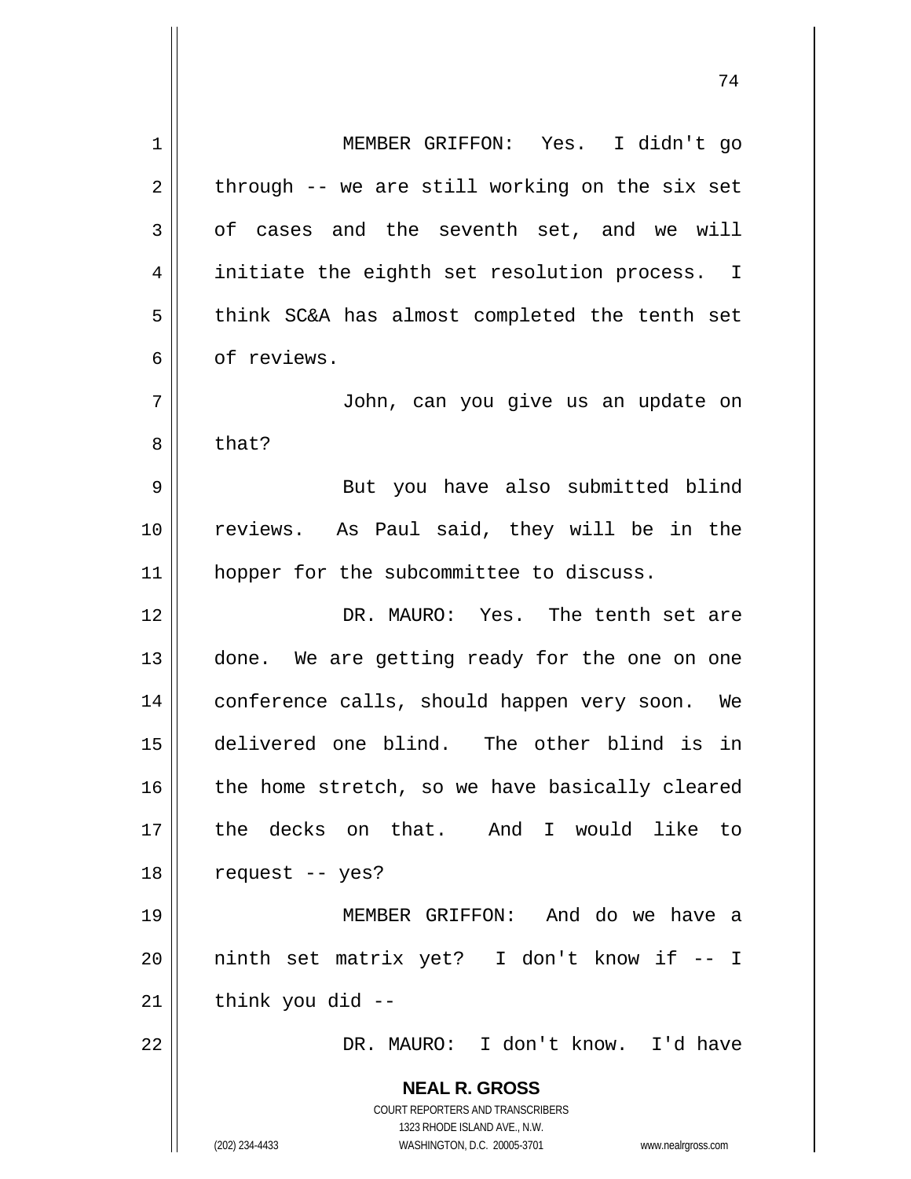MEMBER GRIFFON: Yes. I didn't go through -- we are still working on the six set of cases and the seventh set, and we will initiate the eighth set resolution process. I think SC&A has almost completed the tenth set of reviews.

John, can you give us an update on that?

But you have also submitted blind reviews. As Paul said, they will be in the hopper for the subcommittee to discuss.

DR. MAURO: Yes. The tenth set are done. We are getting ready for the one on one conference calls, should happen very soon. We delivered one blind. The other blind is in the home stretch, so we have basically cleared the decks on that. And I would like to request -- yes?

MEMBER GRIFFON: And do we have a ninth set matrix yet? I don't know if -- I think you did --

DR. MAURO: I don't know. I'd have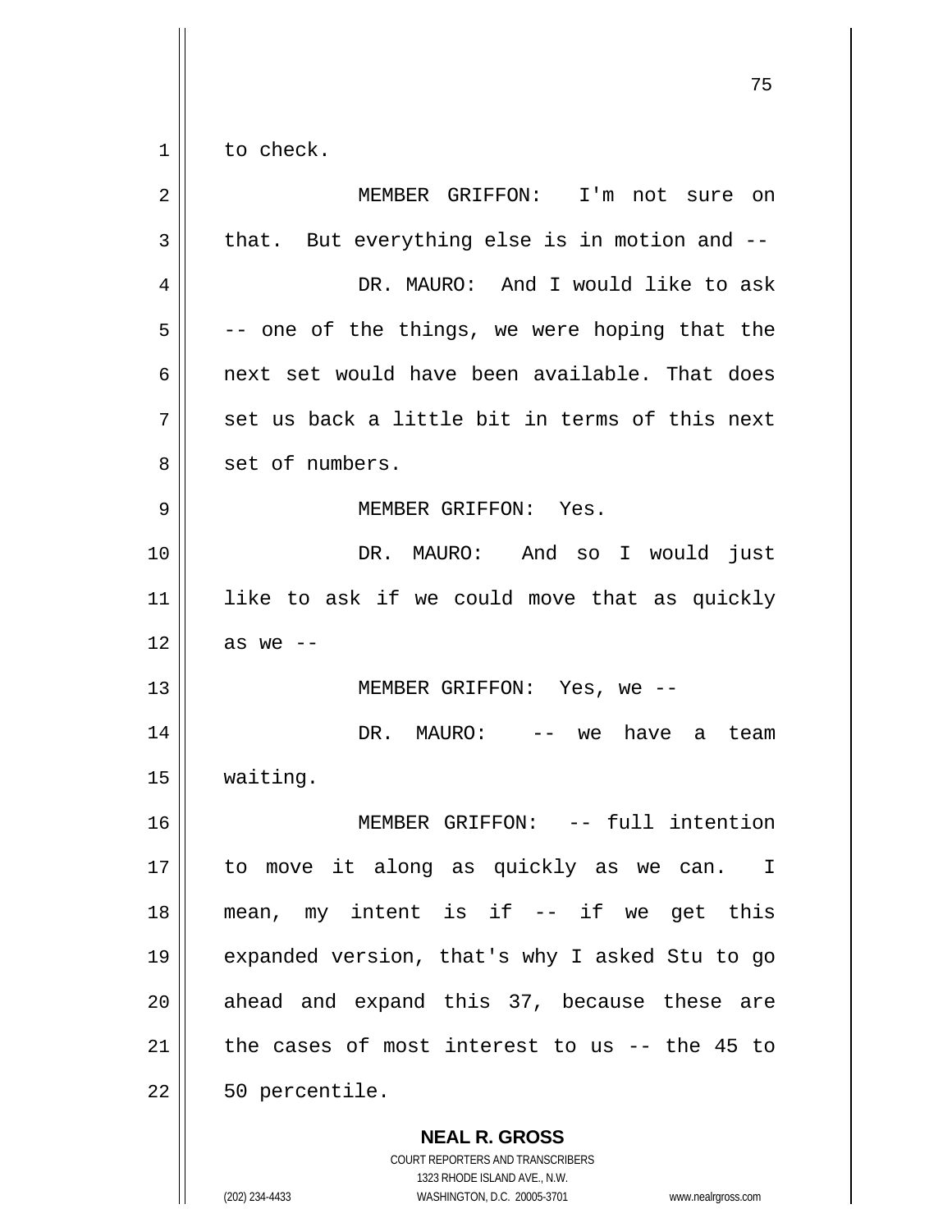to check.

MEMBER GRIFFON: I'm not sure on that. But everything else is in motion and --

DR. MAURO: And I would like to ask -- one of the things, we were hoping that the next set would have been available. That does set us back a little bit in terms of this next set of numbers.

MEMBER GRIFFON: Yes.

DR. MAURO: And so I would just like to ask if we could move that as quickly as we --

MEMBER GRIFFON: Yes, we --

DR. MAURO: -- we have a team waiting.

MEMBER GRIFFON: -- full intention to move it along as quickly as we can. I mean, my intent is if -- if we get this expanded version, that's why I asked Stu to go ahead and expand this 37, because these are the cases of most interest to us -- the 45 to 50 percentile.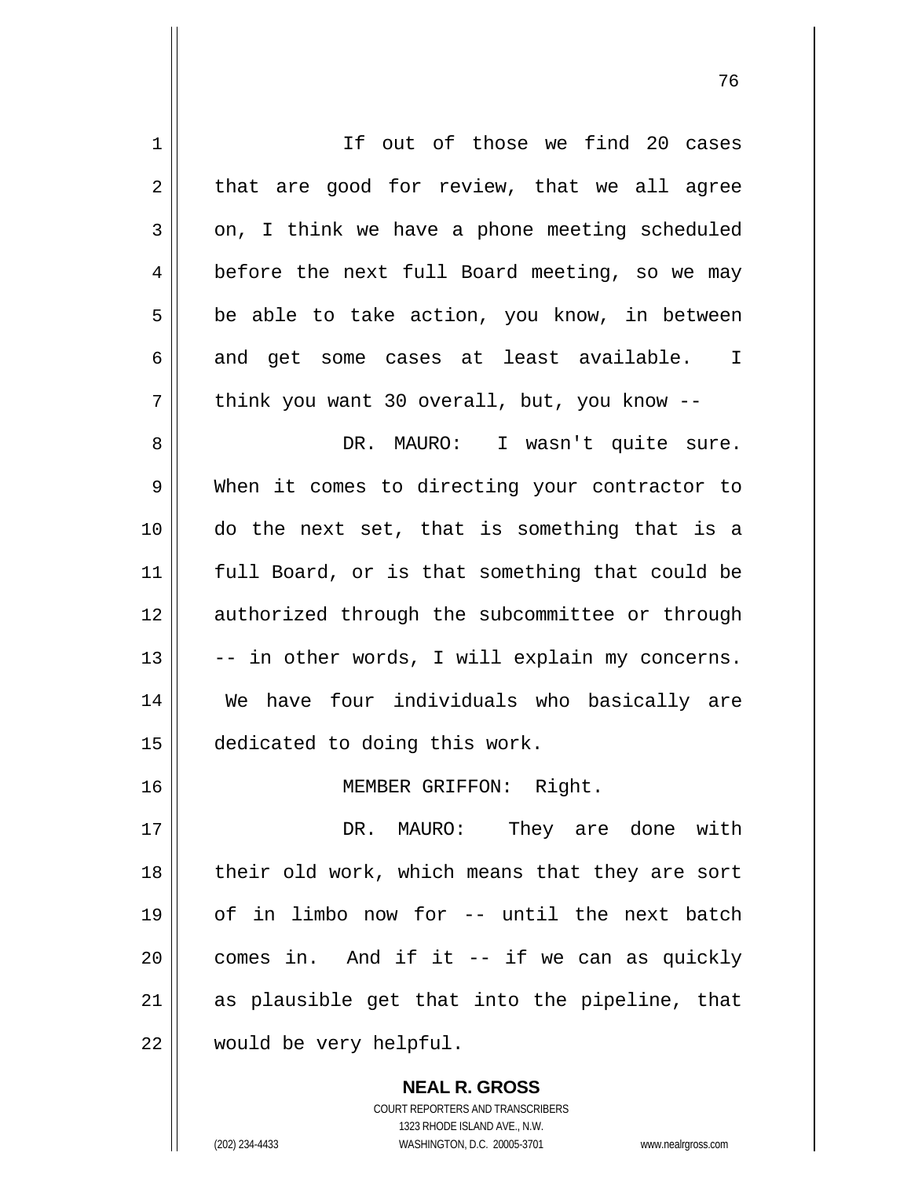If out of those we find 20 cases that are good for review, that we all agree on, I think we have a phone meeting scheduled before the next full Board meeting, so we may be able to take action, you know, in between and get some cases at least available. I think you want 30 overall, but, you know --

DR. MAURO: I wasn't quite sure. When it comes to directing your contractor to do the next set, that is something that is a full Board, or is that something that could be authorized through the subcommittee or through -- in other words, I will explain my concerns. We have four individuals who basically are dedicated to doing this work.

MEMBER GRIFFON: Right.

DR. MAURO: They are done with their old work, which means that they are sort of in limbo now for -- until the next batch comes in. And if it -- if we can as quickly as plausible get that into the pipeline, that would be very helpful.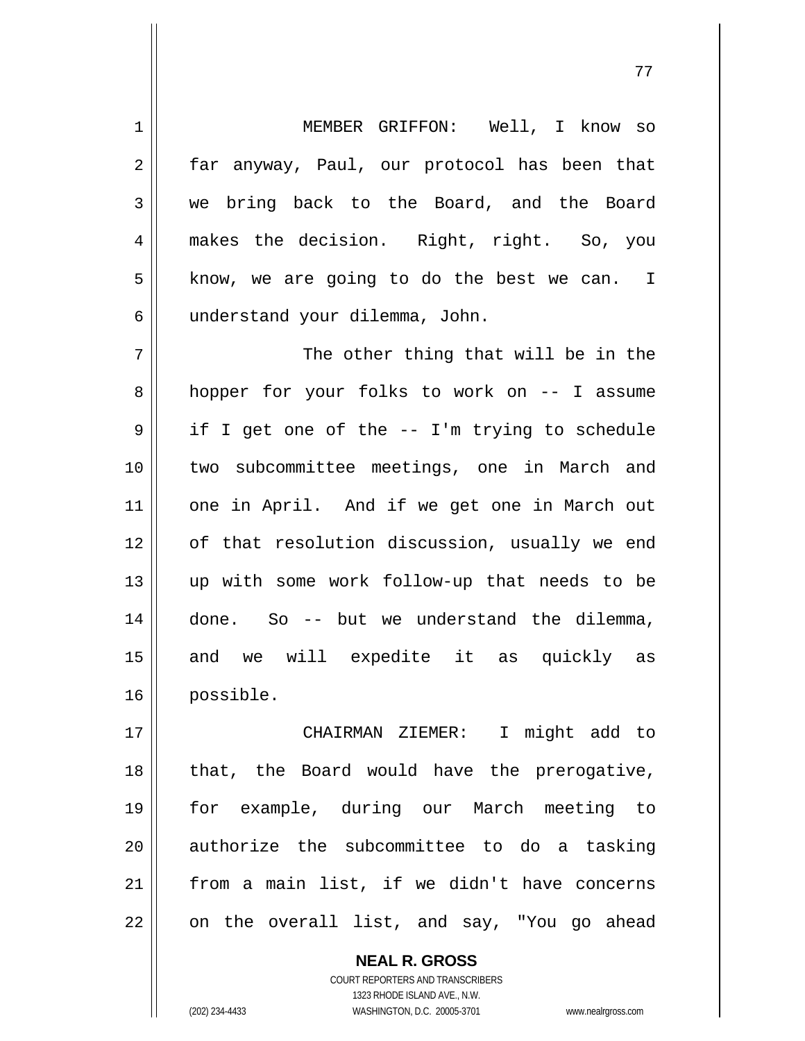MEMBER GRIFFON: Well, I know so far anyway, Paul, our protocol has been that we bring back to the Board, and the Board makes the decision. Right, right. So, you know, we are going to do the best we can. I understand your dilemma, John.

The other thing that will be in the hopper for your folks to work on -- I assume if I get one of the -- I'm trying to schedule two subcommittee meetings, one in March and one in April. And if we get one in March out of that resolution discussion, usually we end up with some work follow-up that needs to be done. So -- but we understand the dilemma, and we will expedite it as quickly as possible.

CHAIRMAN ZIEMER: I might add to that, the Board would have the prerogative, for example, during our March meeting to authorize the subcommittee to do a tasking from a main list, if we didn't have concerns on the overall list, and say, "You go ahead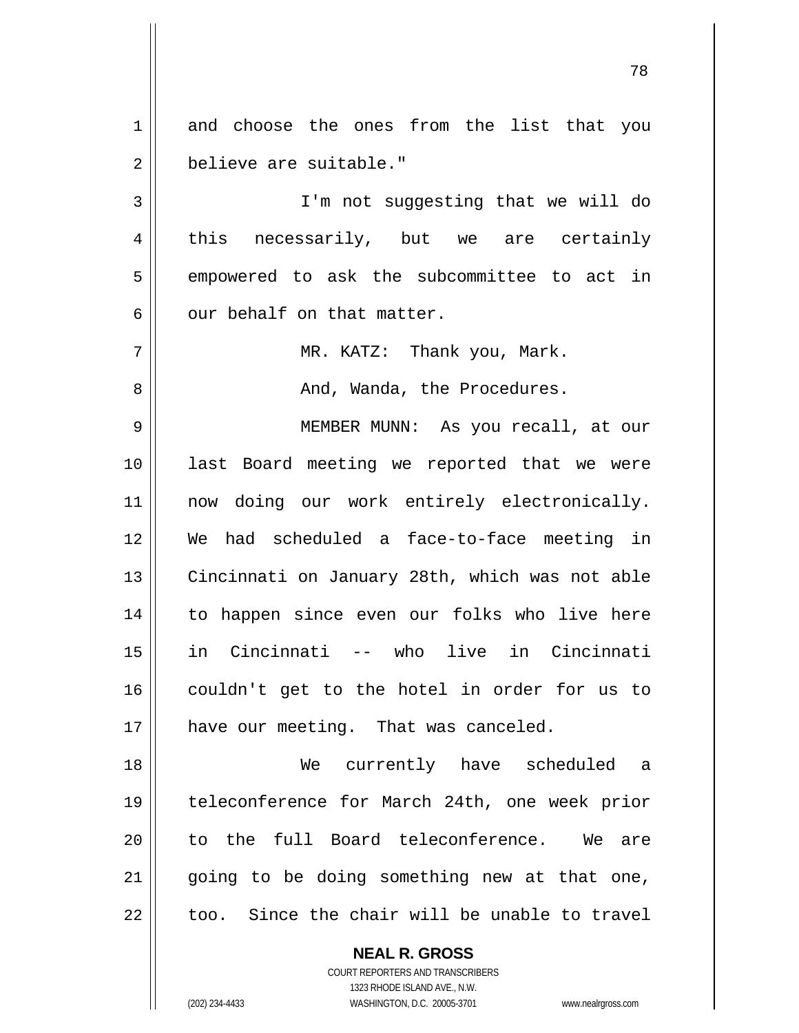and choose the ones from the list that you believe are suitable."

I'm not suggesting that we will do this necessarily, but we are certainly empowered to ask the subcommittee to act in our behalf on that matter.

MR. KATZ: Thank you, Mark.

And, Wanda, the Procedures.

MEMBER MUNN: As you recall, at our last Board meeting we reported that we were now doing our work entirely electronically. We had scheduled a face-to-face meeting in Cincinnati on January 28th, which was not able to happen since even our folks who live here in Cincinnati -- who live in Cincinnati couldn't get to the hotel in order for us to have our meeting. That was canceled.

We currently have scheduled a teleconference for March 24th, one week prior to the full Board teleconference. We are going to be doing something new at that one, too. Since the chair will be unable to travel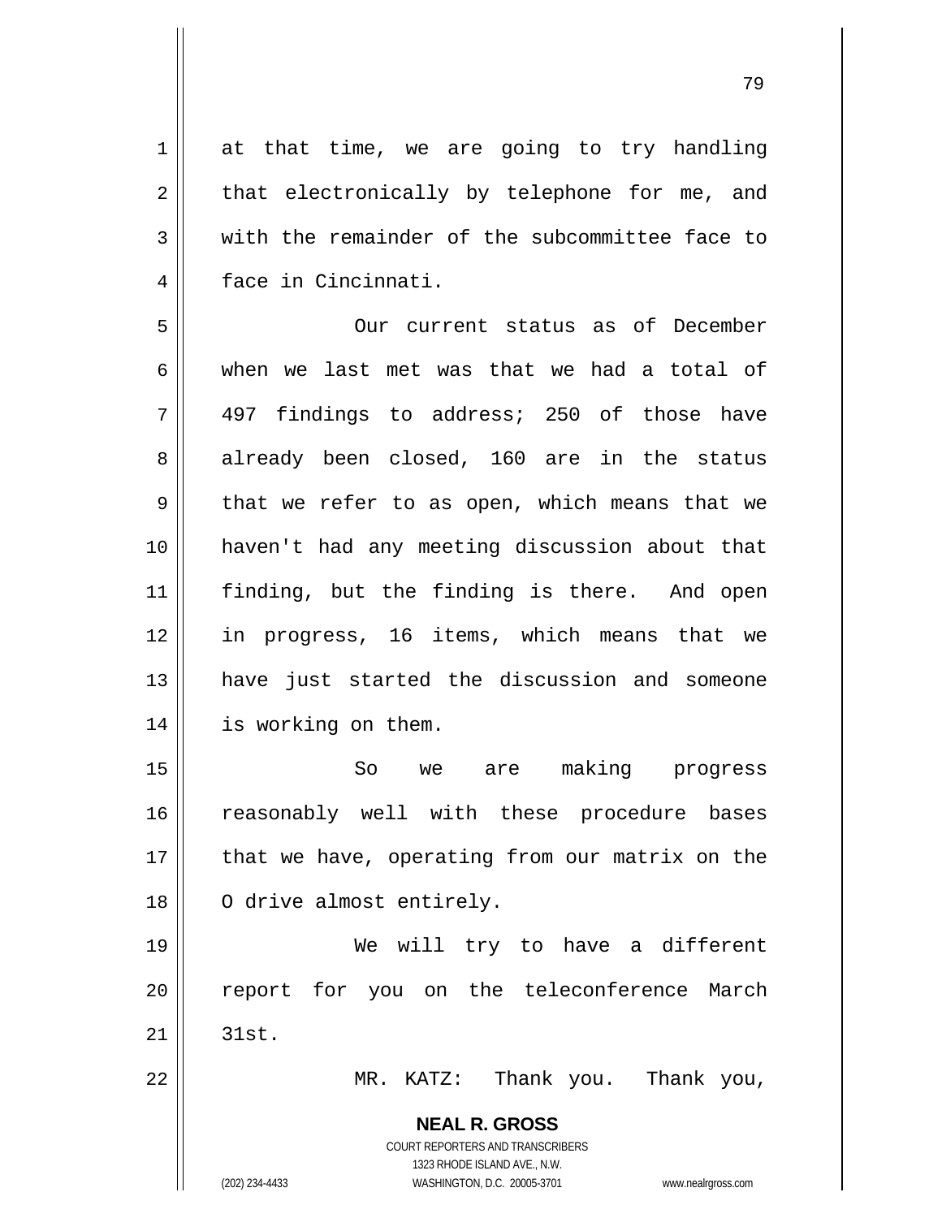at that time, we are going to try handling that electronically by telephone for me, and with the remainder of the subcommittee face to face in Cincinnati.

Our current status as of December when we last met was that we had a total of 497 findings to address; 250 of those have already been closed, 160 are in the status that we refer to as open, which means that we haven't had any meeting discussion about that finding, but the finding is there. And open in progress, 16 items, which means that we have just started the discussion and someone is working on them.

So we are making progress reasonably well with these procedure bases that we have, operating from our matrix on the O drive almost entirely.

We will try to have a different report for you on the teleconference March 31st.

MR. KATZ: Thank you. Thank you,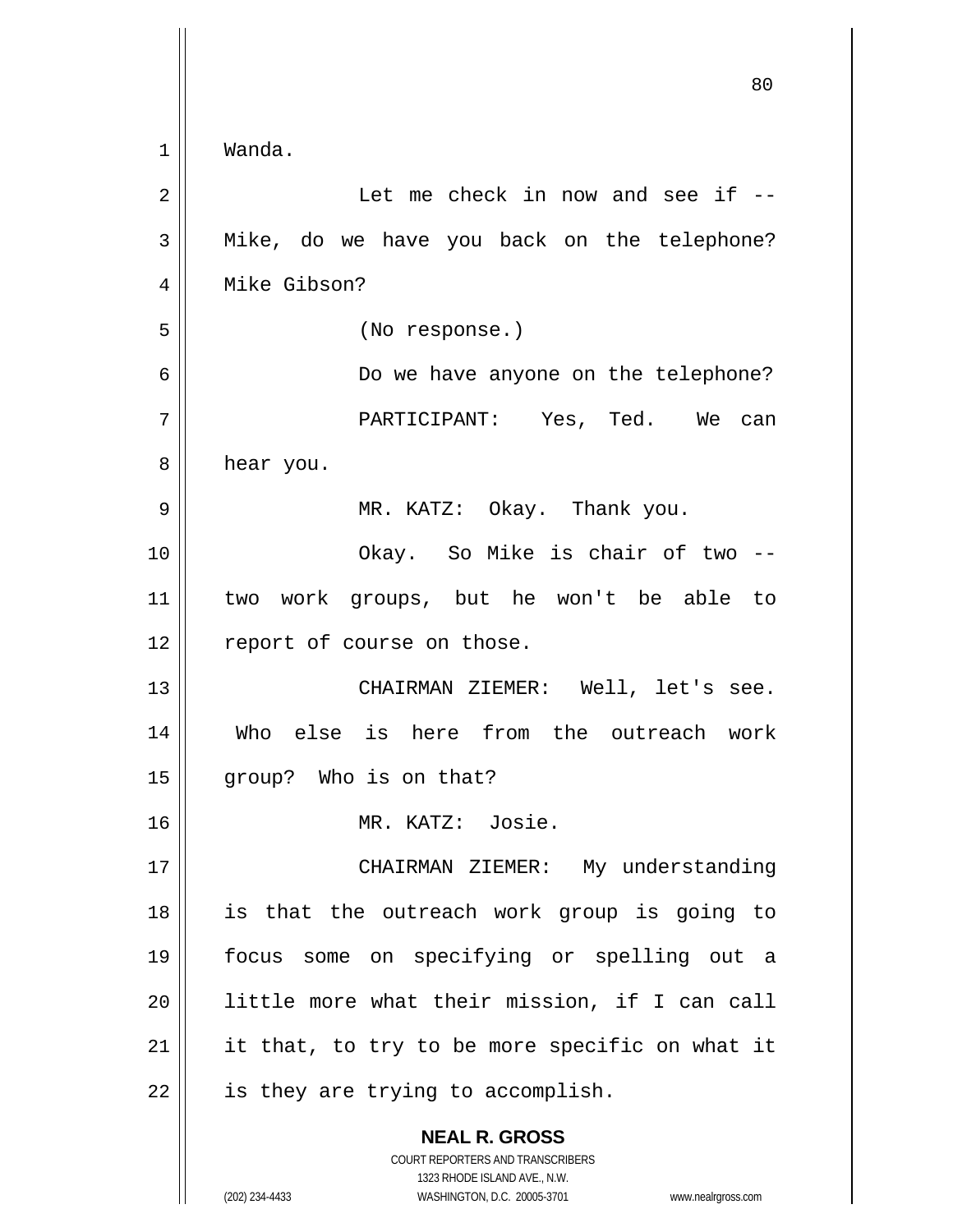Wanda.

Let me check in now and see if -- Mike, do we have you back on the telephone? Mike Gibson?

(No response.)

Do we have anyone on the telephone?

PARTICIPANT: Yes, Ted. We can hear you.

MR. KATZ: Okay. Thank you.

Okay. So Mike is chair of two -- two work groups, but he won't be able to report of course on those.

CHAIRMAN ZIEMER: Well, let's see. Who else is here from the outreach work group? Who is on that?

MR. KATZ: Josie.

CHAIRMAN ZIEMER: My understanding is that the outreach work group is going to focus some on specifying or spelling out a little more what their mission, if I can call it that, to try to be more specific on what it is they are trying to accomplish.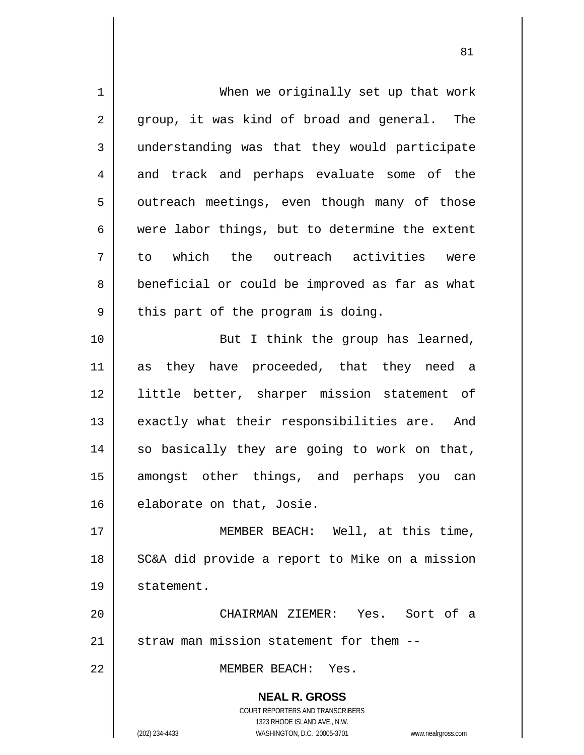When we originally set up that work group, it was kind of broad and general. The understanding was that they would participate and track and perhaps evaluate some of the outreach meetings, even though many of those were labor things, but to determine the extent to which the outreach activities were beneficial or could be improved as far as what this part of the program is doing.

But I think the group has learned, as they have proceeded, that they need a little better, sharper mission statement of exactly what their responsibilities are. And so basically they are going to work on that, amongst other things, and perhaps you can elaborate on that, Josie.

MEMBER BEACH: Well, at this time, SC&A did provide a report to Mike on a mission statement.

CHAIRMAN ZIEMER: Yes. Sort of a straw man mission statement for them --

MEMBER BEACH: Yes.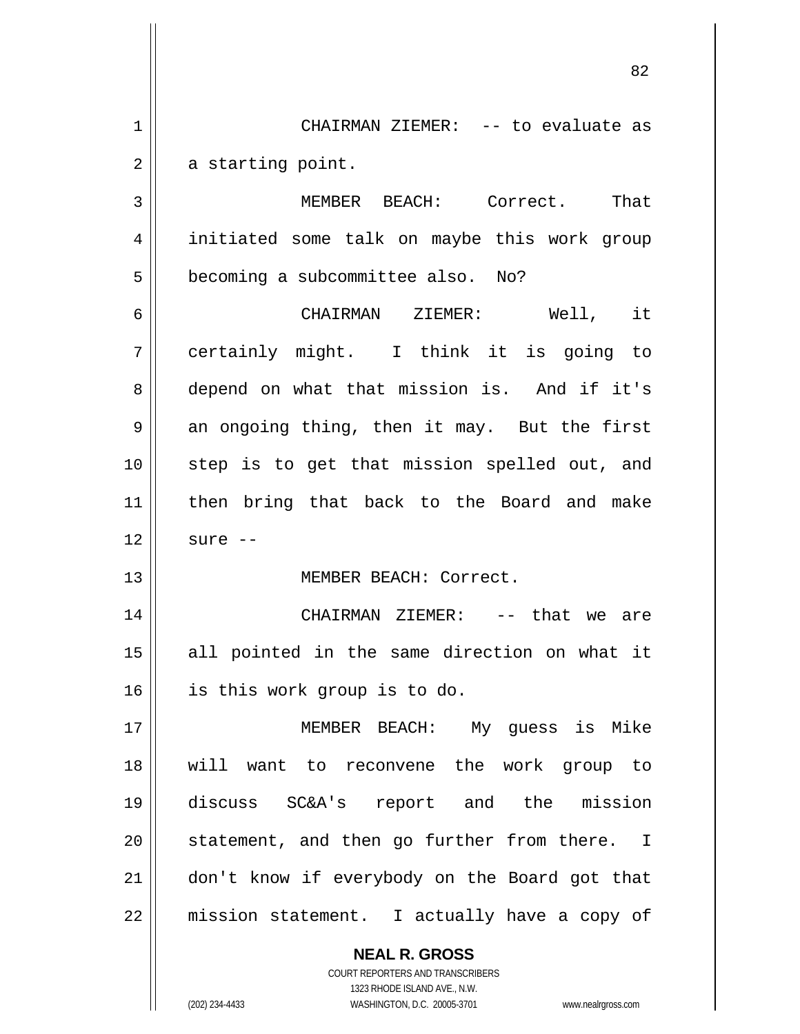CHAIRMAN ZIEMER: -- to evaluate as a starting point.

MEMBER BEACH: Correct. That initiated some talk on maybe this work group becoming a subcommittee also. No?

CHAIRMAN ZIEMER: Well, it certainly might. I think it is going to depend on what that mission is. And if it's an ongoing thing, then it may. But the first step is to get that mission spelled out, and then bring that back to the Board and make sure --

MEMBER BEACH: Correct.

CHAIRMAN ZIEMER: -- that we are all pointed in the same direction on what it is this work group is to do.

MEMBER BEACH: My guess is Mike will want to reconvene the work group to discuss SC&A's report and the mission statement, and then go further from there. I don't know if everybody on the Board got that mission statement. I actually have a copy of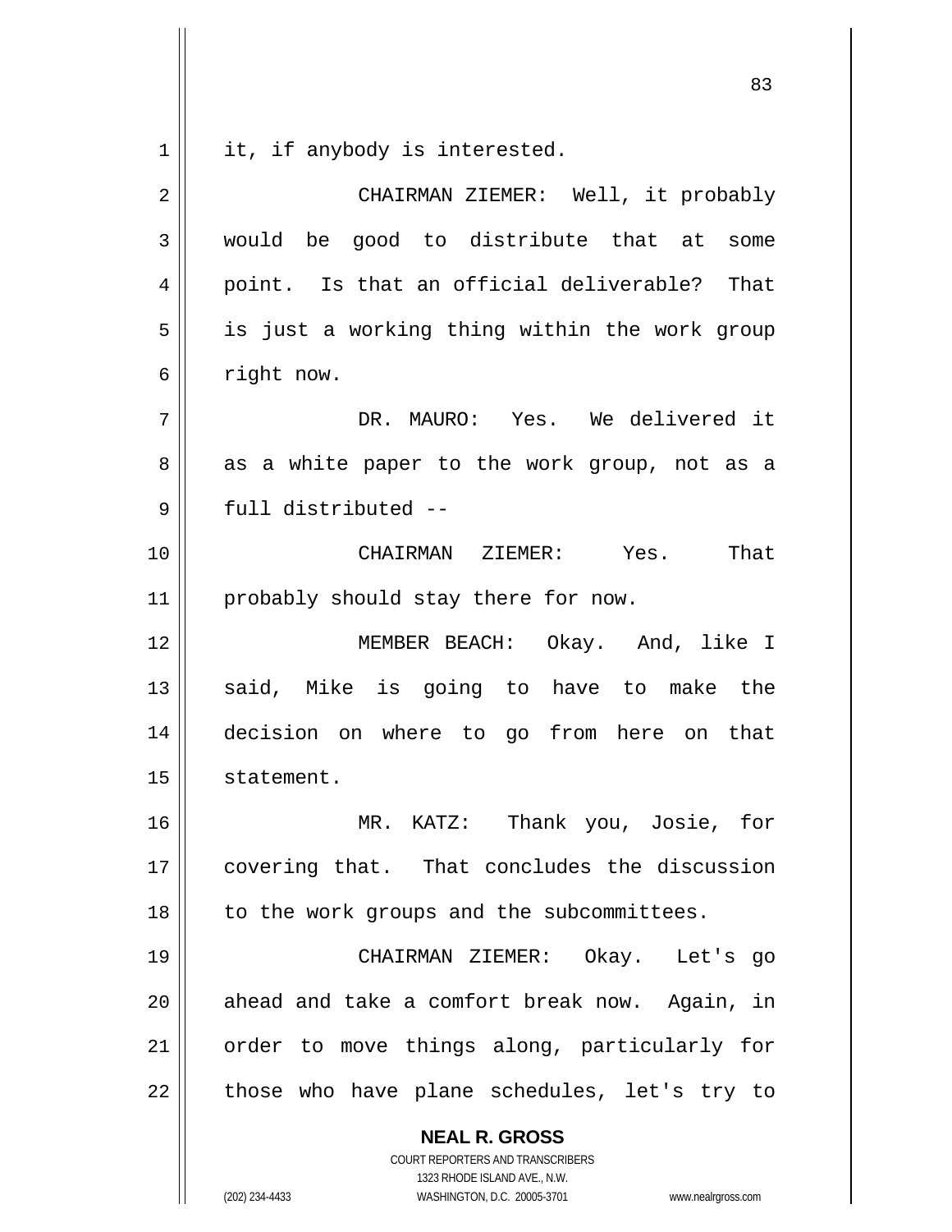it, if anybody is interested.

CHAIRMAN ZIEMER: Well, it probably would be good to distribute that at some point. Is that an official deliverable? That is just a working thing within the work group right now.

DR. MAURO: Yes. We delivered it as a white paper to the work group, not as a full distributed --

CHAIRMAN ZIEMER: Yes. That probably should stay there for now.

MEMBER BEACH: Okay. And, like I said, Mike is going to have to make the decision on where to go from here on that statement.

MR. KATZ: Thank you, Josie, for covering that. That concludes the discussion to the work groups and the subcommittees.

CHAIRMAN ZIEMER: Okay. Let's go ahead and take a comfort break now. Again, in order to move things along, particularly for those who have plane schedules, let's try to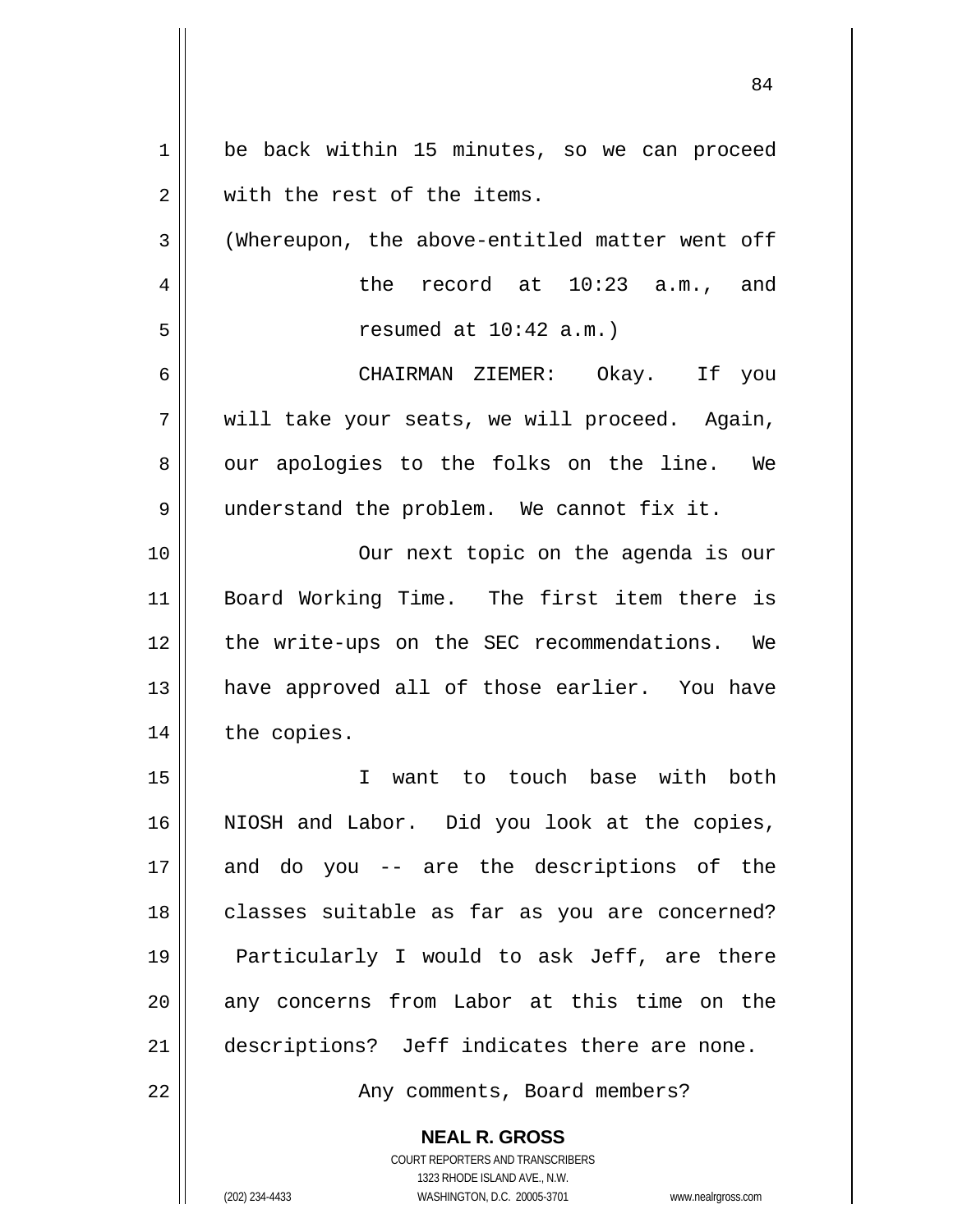be back within 15 minutes, so we can proceed with the rest of the items.

(Whereupon, the above-entitled matter went off the record at 10:23 a.m., and resumed at 10:42 a.m.)

CHAIRMAN ZIEMER: Okay. If you will take your seats, we will proceed. Again, our apologies to the folks on the line. We understand the problem. We cannot fix it.

Our next topic on the agenda is our Board Working Time. The first item there is the write-ups on the SEC recommendations. We have approved all of those earlier. You have the copies.

I want to touch base with both NIOSH and Labor. Did you look at the copies, and do you -- are the descriptions of the classes suitable as far as you are concerned? Particularly I would to ask Jeff, are there any concerns from Labor at this time on the descriptions? Jeff indicates there are none.

Any comments, Board members?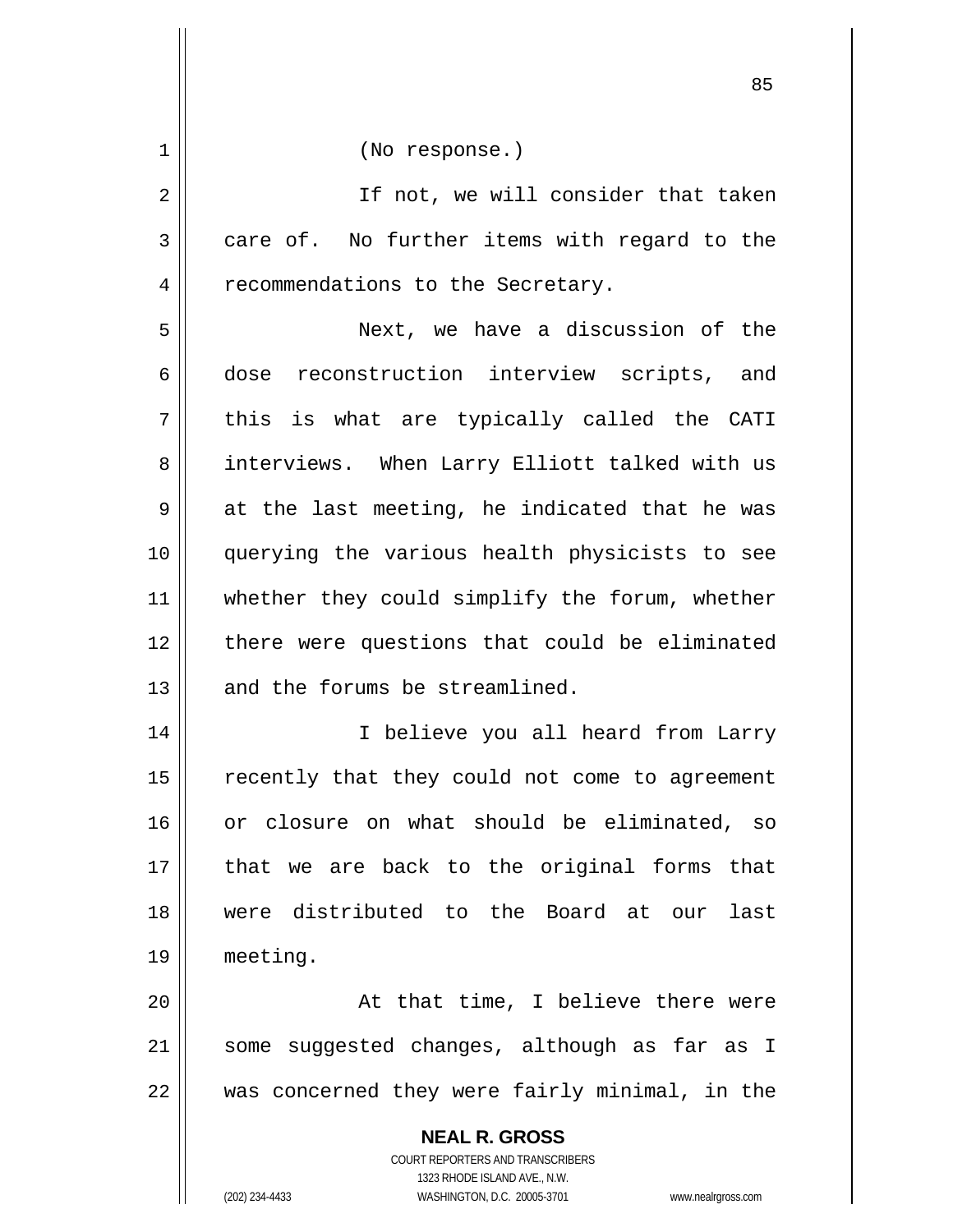(No response.)

If not, we will consider that taken care of. No further items with regard to the recommendations to the Secretary.

Next, we have a discussion of the dose reconstruction interview scripts, and this is what are typically called the CATI interviews. When Larry Elliott talked with us at the last meeting, he indicated that he was querying the various health physicists to see whether they could simplify the forum, whether there were questions that could be eliminated and the forums be streamlined.

I believe you all heard from Larry recently that they could not come to agreement or closure on what should be eliminated, so that we are back to the original forms that were distributed to the Board at our last meeting.

At that time, I believe there were some suggested changes, although as far as I was concerned they were fairly minimal, in the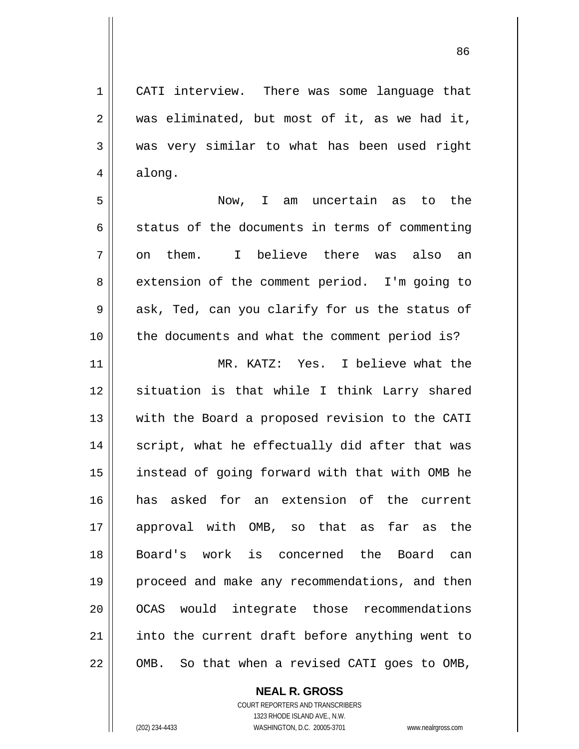CATI interview. There was some language that was eliminated, but most of it, as we had it, was very similar to what has been used right along.

Now, I am uncertain as to the status of the documents in terms of commenting on them. I believe there was also an extension of the comment period. I'm going to ask, Ted, can you clarify for us the status of the documents and what the comment period is?

MR. KATZ: Yes. I believe what the situation is that while I think Larry shared with the Board a proposed revision to the CATI script, what he effectually did after that was instead of going forward with that with OMB he has asked for an extension of the current approval with OMB, so that as far as the Board's work is concerned the Board can proceed and make any recommendations, and then OCAS would integrate those recommendations into the current draft before anything went to OMB. So that when a revised CATI goes to OMB,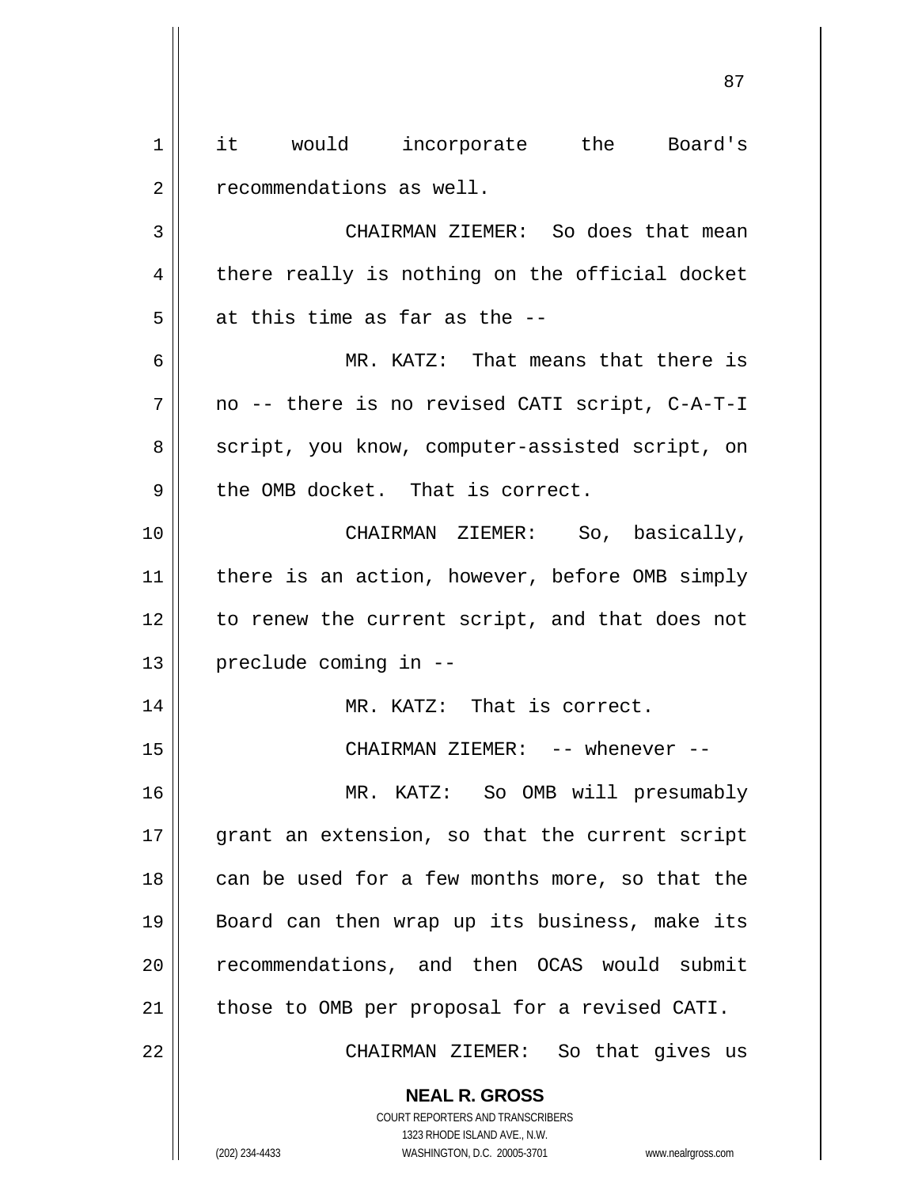it would incorporate the Board's recommendations as well.

CHAIRMAN ZIEMER: So does that mean there really is nothing on the official docket at this time as far as the --

MR. KATZ: That means that there is no -- there is no revised CATI script, C-A-T-I script, you know, computer-assisted script, on the OMB docket. That is correct.

CHAIRMAN ZIEMER: So, basically, there is an action, however, before OMB simply to renew the current script, and that does not preclude coming in --

MR. KATZ: That is correct.

CHAIRMAN ZIEMER: -- whenever --

MR. KATZ: So OMB will presumably grant an extension, so that the current script can be used for a few months more, so that the Board can then wrap up its business, make its recommendations, and then OCAS would submit those to OMB per proposal for a revised CATI.

CHAIRMAN ZIEMER: So that gives us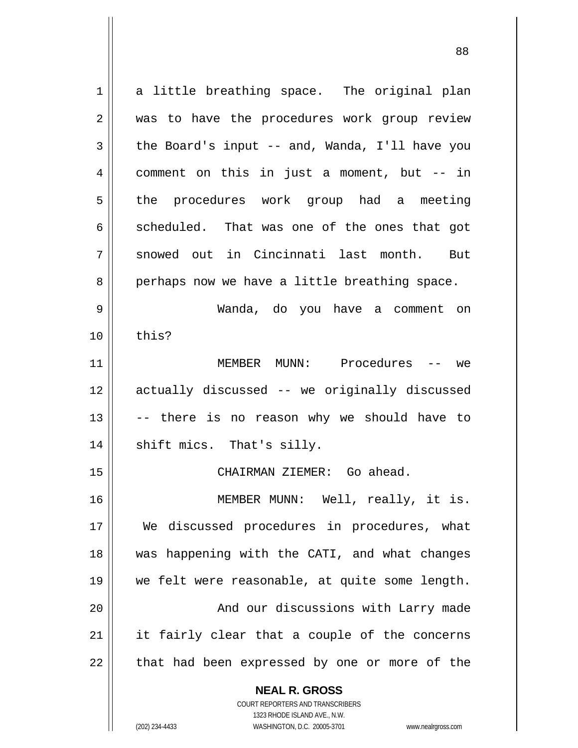a little breathing space. The original plan was to have the procedures work group review the Board's input -- and, Wanda, I'll have you comment on this in just a moment, but -- in the procedures work group had a meeting scheduled. That was one of the ones that got snowed out in Cincinnati last month. But perhaps now we have a little breathing space.

Wanda, do you have a comment on this?

MEMBER MUNN: Procedures -- we actually discussed -- we originally discussed -- there is no reason why we should have to shift mics. That's silly.

CHAIRMAN ZIEMER: Go ahead.

MEMBER MUNN: Well, really, it is. We discussed procedures in procedures, what was happening with the CATI, and what changes we felt were reasonable, at quite some length.

And our discussions with Larry made it fairly clear that a couple of the concerns that had been expressed by one or more of the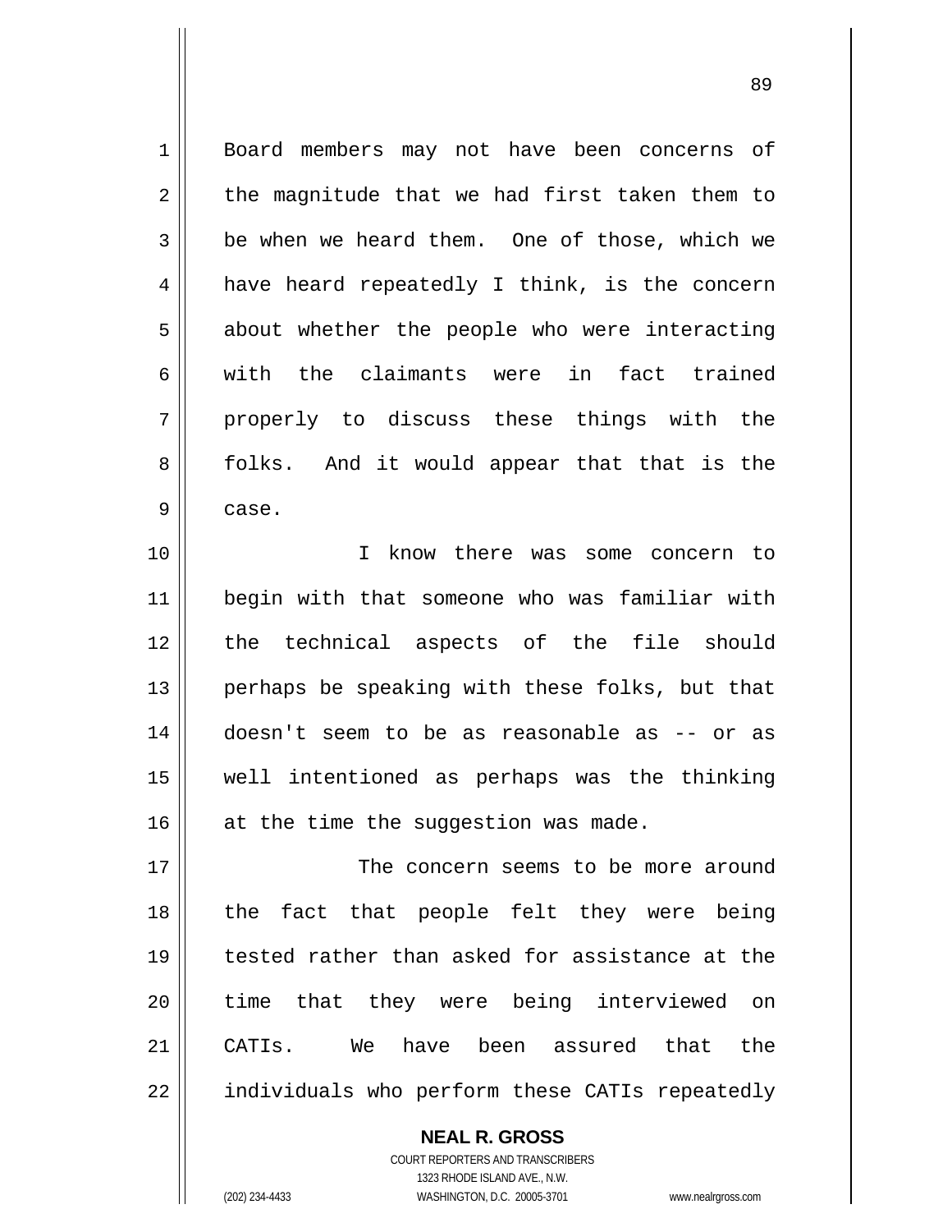Board members may not have been concerns of the magnitude that we had first taken them to be when we heard them. One of those, which we have heard repeatedly I think, is the concern about whether the people who were interacting with the claimants were in fact trained properly to discuss these things with the folks. And it would appear that that is the case.

I know there was some concern to begin with that someone who was familiar with the technical aspects of the file should perhaps be speaking with these folks, but that doesn't seem to be as reasonable as -- or as well intentioned as perhaps was the thinking at the time the suggestion was made.

The concern seems to be more around the fact that people felt they were being tested rather than asked for assistance at the time that they were being interviewed on CATIs. We have been assured that the individuals who perform these CATIs repeatedly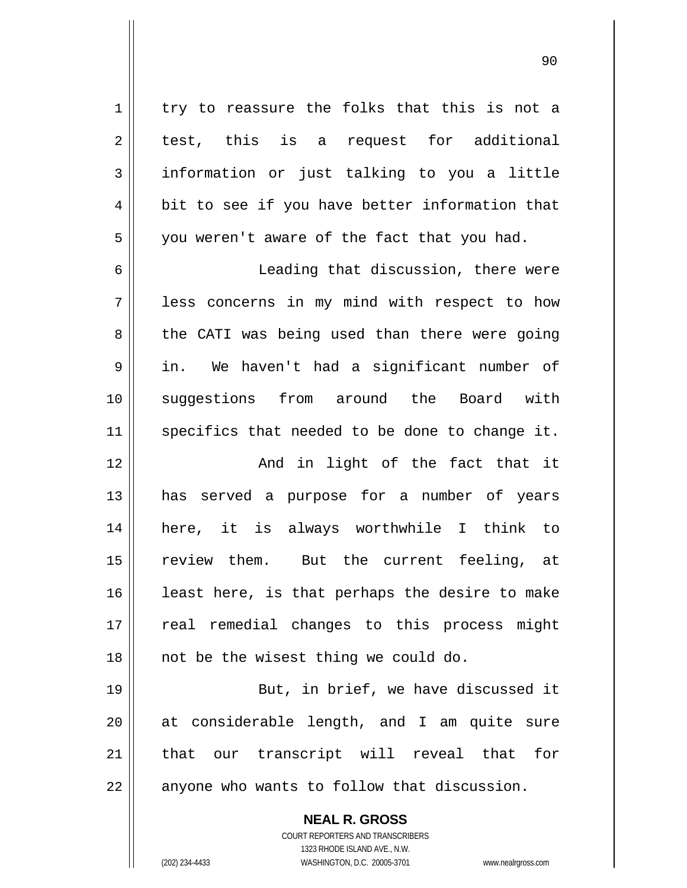try to reassure the folks that this is not a test, this is a request for additional information or just talking to you a little bit to see if you have better information that you weren't aware of the fact that you had.

Leading that discussion, there were less concerns in my mind with respect to how the CATI was being used than there were going in. We haven't had a significant number of suggestions from around the Board with specifics that needed to be done to change it.

And in light of the fact that it has served a purpose for a number of years here, it is always worthwhile I think to review them. But the current feeling, at least here, is that perhaps the desire to make real remedial changes to this process might not be the wisest thing we could do.

But, in brief, we have discussed it at considerable length, and I am quite sure that our transcript will reveal that for anyone who wants to follow that discussion.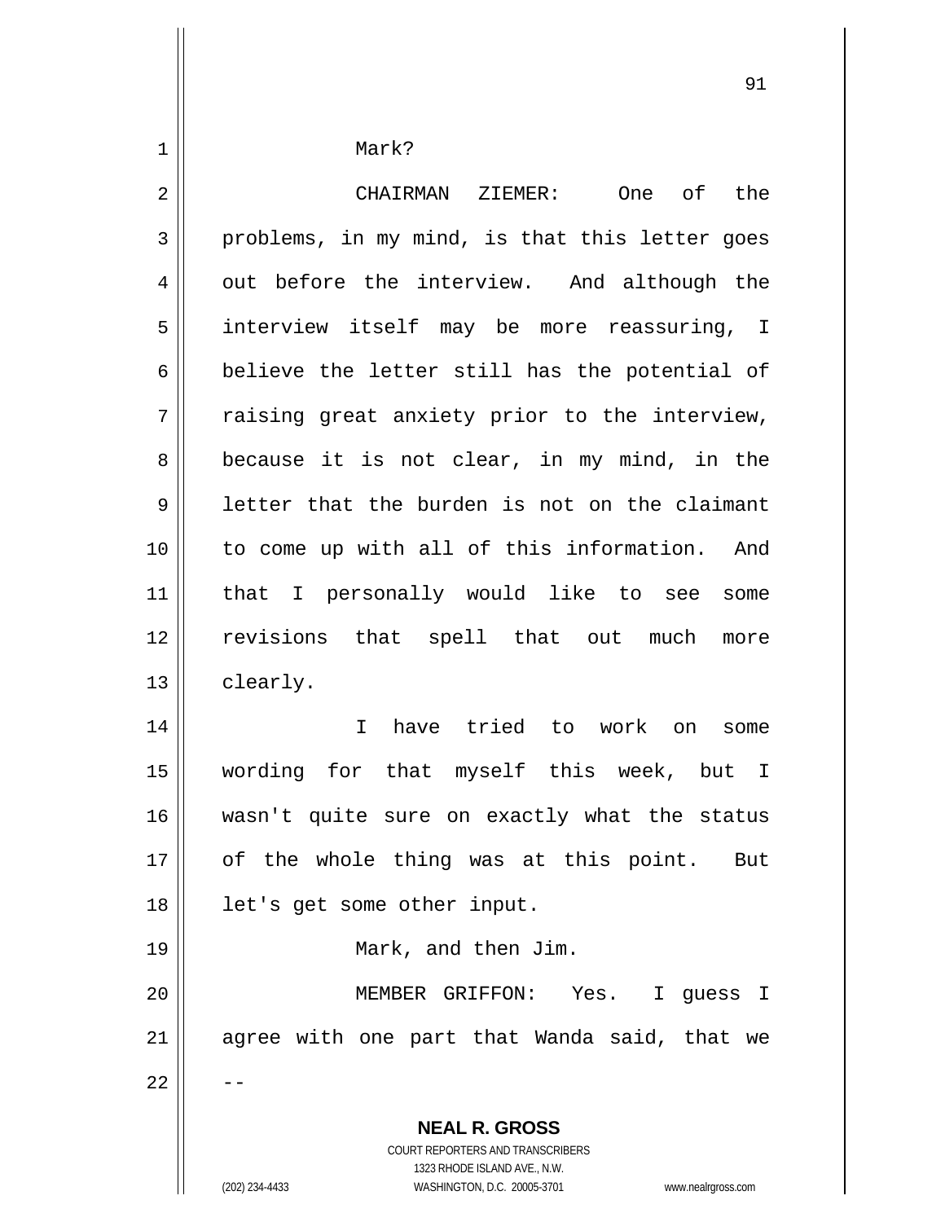Mark?

CHAIRMAN ZIEMER: One of the problems, in my mind, is that this letter goes out before the interview. And although the interview itself may be more reassuring, I believe the letter still has the potential of raising great anxiety prior to the interview, because it is not clear, in my mind, in the letter that the burden is not on the claimant to come up with all of this information. And that I personally would like to see some revisions that spell that out much more clearly.

I have tried to work on some wording for that myself this week, but I wasn't quite sure on exactly what the status of the whole thing was at this point. But let's get some other input.

Mark, and then Jim.

MEMBER GRIFFON: Yes. I guess I agree with one part that Wanda said, that we --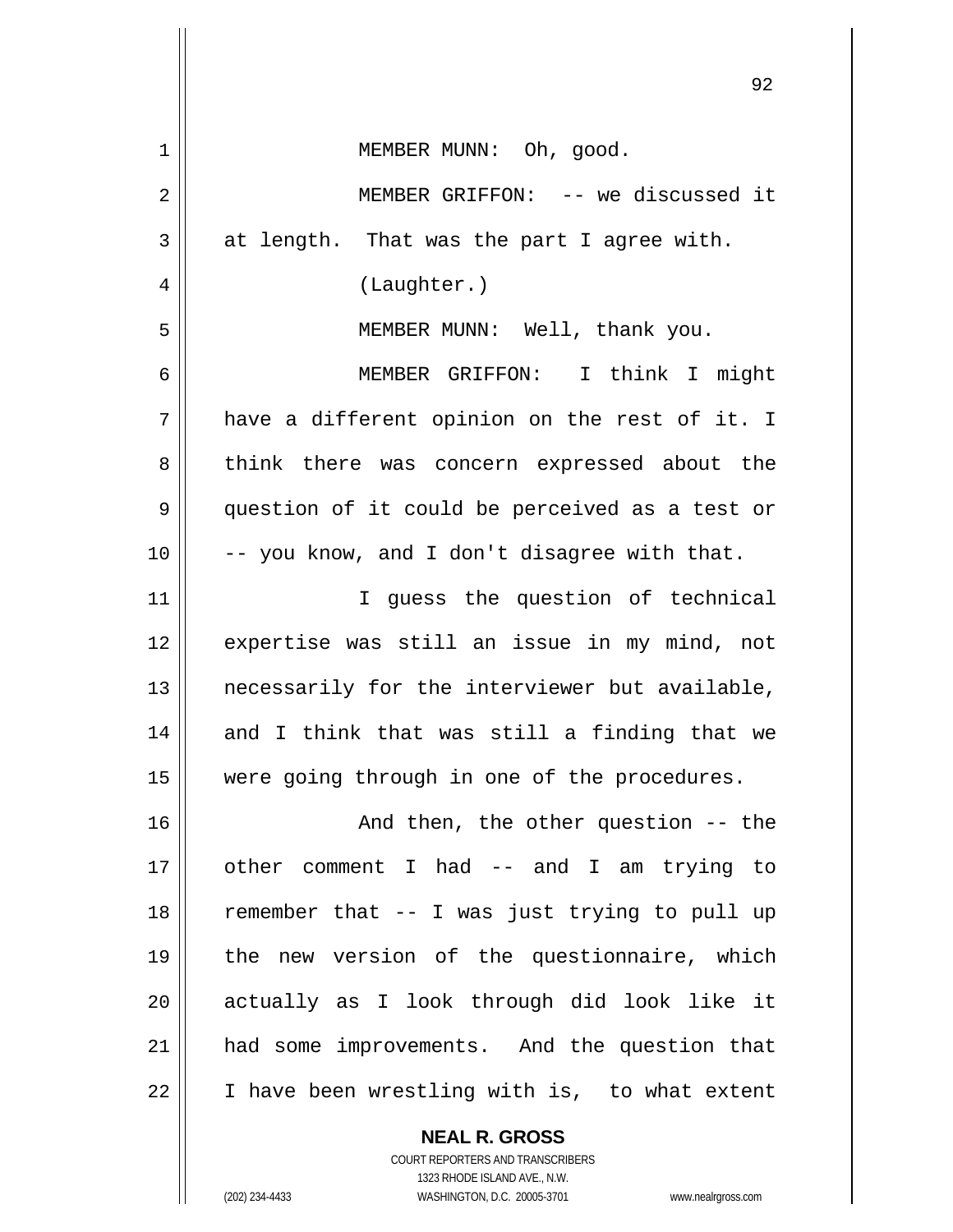MEMBER MUNN: Oh, good.

MEMBER GRIFFON: -- we discussed it at length. That was the part I agree with.

(Laughter.)

MEMBER MUNN: Well, thank you.

MEMBER GRIFFON: I think I might have a different opinion on the rest of it. I think there was concern expressed about the question of it could be perceived as a test or -- you know, and I don't disagree with that.

I guess the question of technical expertise was still an issue in my mind, not necessarily for the interviewer but available, and I think that was still a finding that we were going through in one of the procedures.

And then, the other question -- the other comment I had -- and I am trying to remember that -- I was just trying to pull up the new version of the questionnaire, which actually as I look through did look like it had some improvements. And the question that I have been wrestling with is, to what extent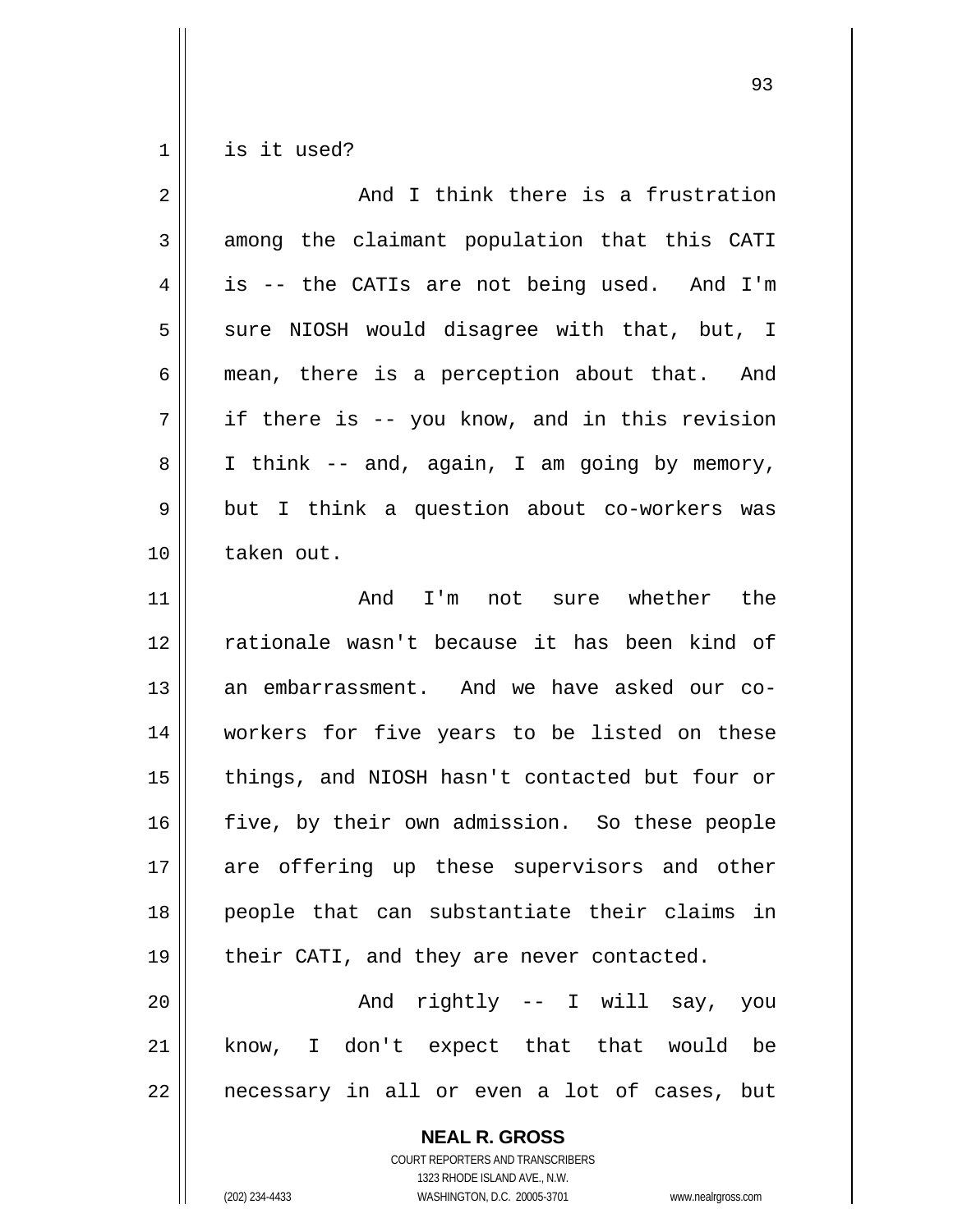is it used?

And I think there is a frustration among the claimant population that this CATI is -- the CATIs are not being used. And I'm sure NIOSH would disagree with that, but, I mean, there is a perception about that. And if there is -- you know, and in this revision I think -- and, again, I am going by memory, but I think a question about co-workers was taken out.

And I'm not sure whether the rationale wasn't because it has been kind of an embarrassment. And we have asked our co-workers for five years to be listed on these things, and NIOSH hasn't contacted but four or five, by their own admission. So these people are offering up these supervisors and other people that can substantiate their claims in their CATI, and they are never contacted.

And rightly -- I will say, you know, I don't expect that that would be necessary in all or even a lot of cases, but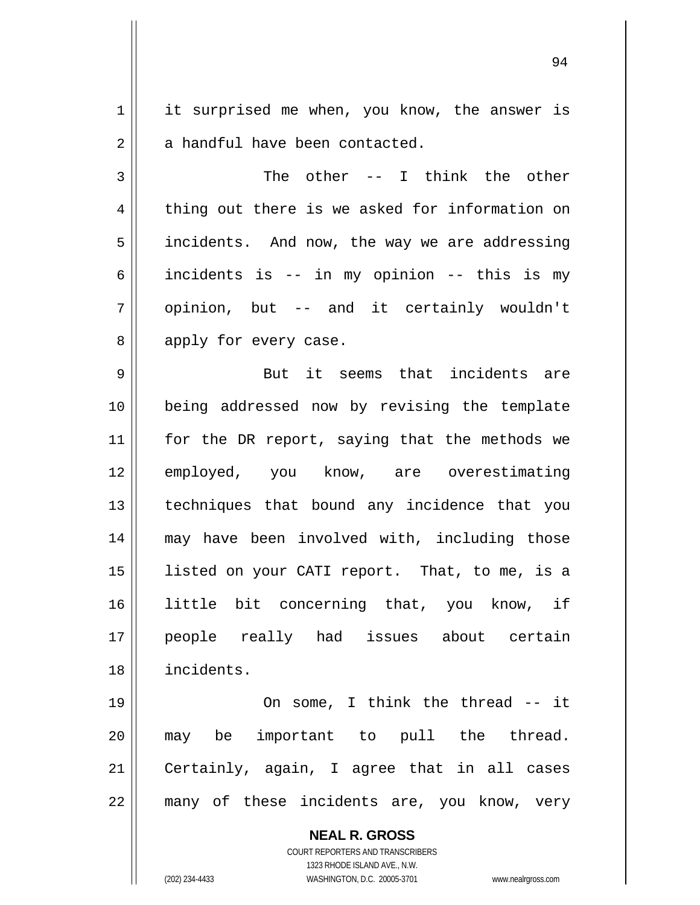it surprised me when, you know, the answer is a handful have been contacted.

The other -- I think the other thing out there is we asked for information on incidents. And now, the way we are addressing incidents is -- in my opinion -- this is my opinion, but -- and it certainly wouldn't apply for every case.

But it seems that incidents are being addressed now by revising the template for the DR report, saying that the methods we employed, you know, are overestimating techniques that bound any incidence that you may have been involved with, including those listed on your CATI report. That, to me, is a little bit concerning that, you know, if people really had issues about certain incidents.

On some, I think the thread -- it may be important to pull the thread. Certainly, again, I agree that in all cases many of these incidents are, you know, very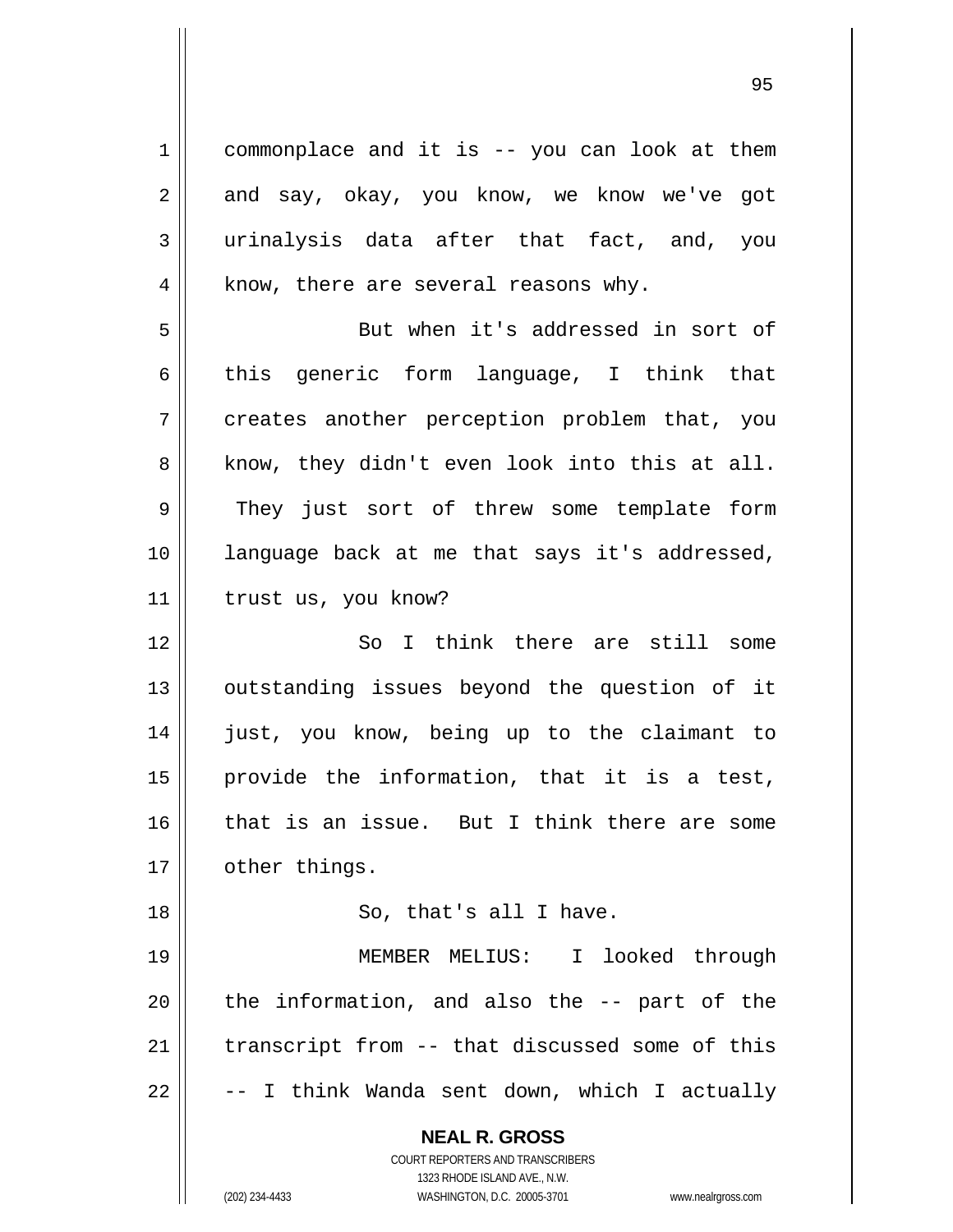commonplace and it is -- you can look at them and say, okay, you know, we know we've got urinalysis data after that fact, and, you know, there are several reasons why.

But when it's addressed in sort of this generic form language, I think that creates another perception problem that, you know, they didn't even look into this at all. They just sort of threw some template form language back at me that says it's addressed, trust us, you know?

So I think there are still some outstanding issues beyond the question of it just, you know, being up to the claimant to provide the information, that it is a test, that is an issue. But I think there are some other things.

So, that's all I have.

MEMBER MELIUS: I looked through the information, and also the -- part of the transcript from -- that discussed some of this -- I think Wanda sent down, which I actually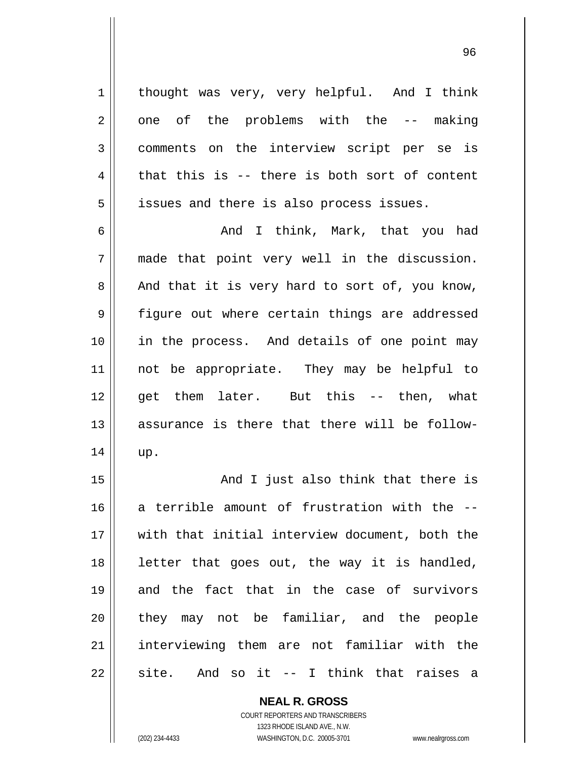thought was very, very helpful. And I think one of the problems with the -- making comments on the interview script per se is that this is -- there is both sort of content issues and there is also process issues.

And I think, Mark, that you had made that point very well in the discussion. And that it is very hard to sort of, you know, figure out where certain things are addressed in the process. And details of one point may not be appropriate. They may be helpful to get them later. But this -- then, what assurance is there that there will be follow-up.

And I just also think that there is a terrible amount of frustration with the -- with that initial interview document, both the letter that goes out, the way it is handled, and the fact that in the case of survivors they may not be familiar, and the people interviewing them are not familiar with the site. And so it -- I think that raises a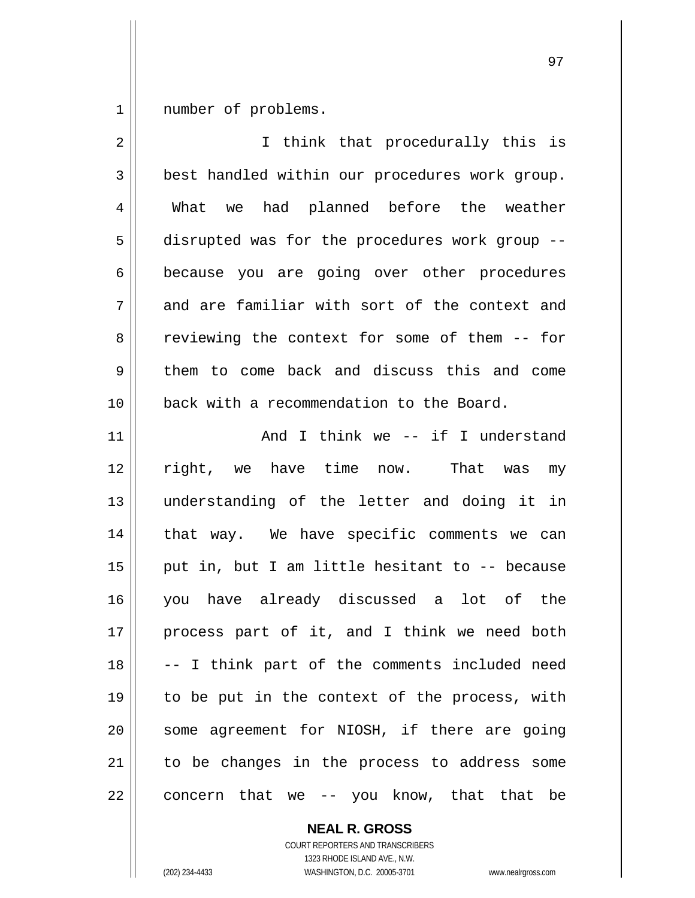number of problems.

I think that procedurally this is best handled within our procedures work group. What we had planned before the weather disrupted was for the procedures work group -- because you are going over other procedures and are familiar with sort of the context and reviewing the context for some of them -- for them to come back and discuss this and come back with a recommendation to the Board.

And I think we -- if I understand right, we have time now. That was my understanding of the letter and doing it in that way. We have specific comments we can put in, but I am little hesitant to -- because you have already discussed a lot of the process part of it, and I think we need both -- I think part of the comments included need to be put in the context of the process, with some agreement for NIOSH, if there are going to be changes in the process to address some concern that we -- you know, that that be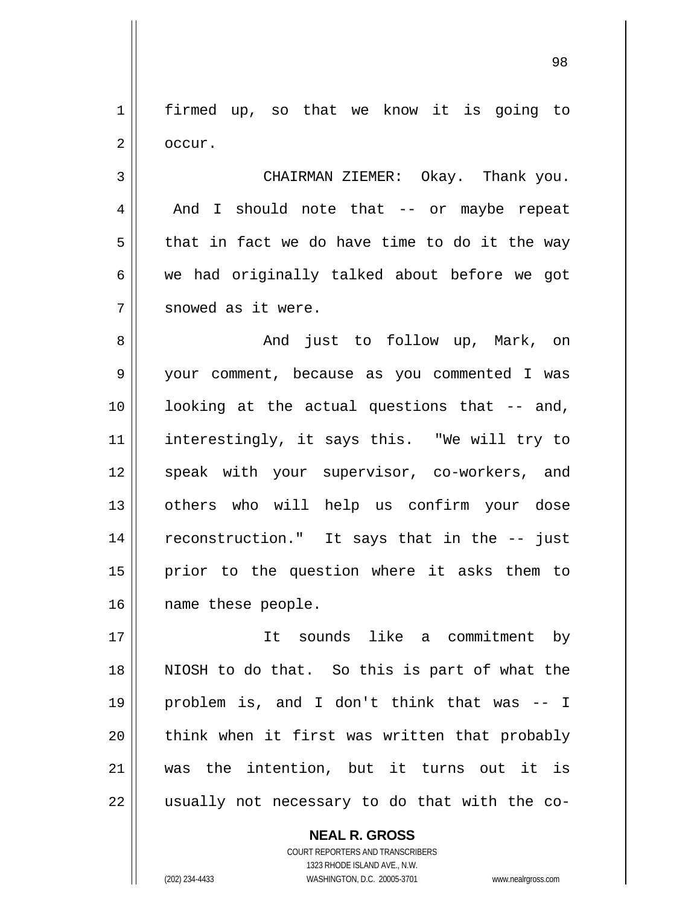firmed up, so that we know it is going to occur.

CHAIRMAN ZIEMER: Okay. Thank you. And I should note that -- or maybe repeat that in fact we do have time to do it the way we had originally talked about before we got snowed as it were.

And just to follow up, Mark, on your comment, because as you commented I was looking at the actual questions that -- and, interestingly, it says this. "We will try to speak with your supervisor, co-workers, and others who will help us confirm your dose reconstruction." It says that in the -- just prior to the question where it asks them to name these people.

It sounds like a commitment by NIOSH to do that. So this is part of what the problem is, and I don't think that was -- I think when it first was written that probably was the intention, but it turns out it is usually not necessary to do that with the co-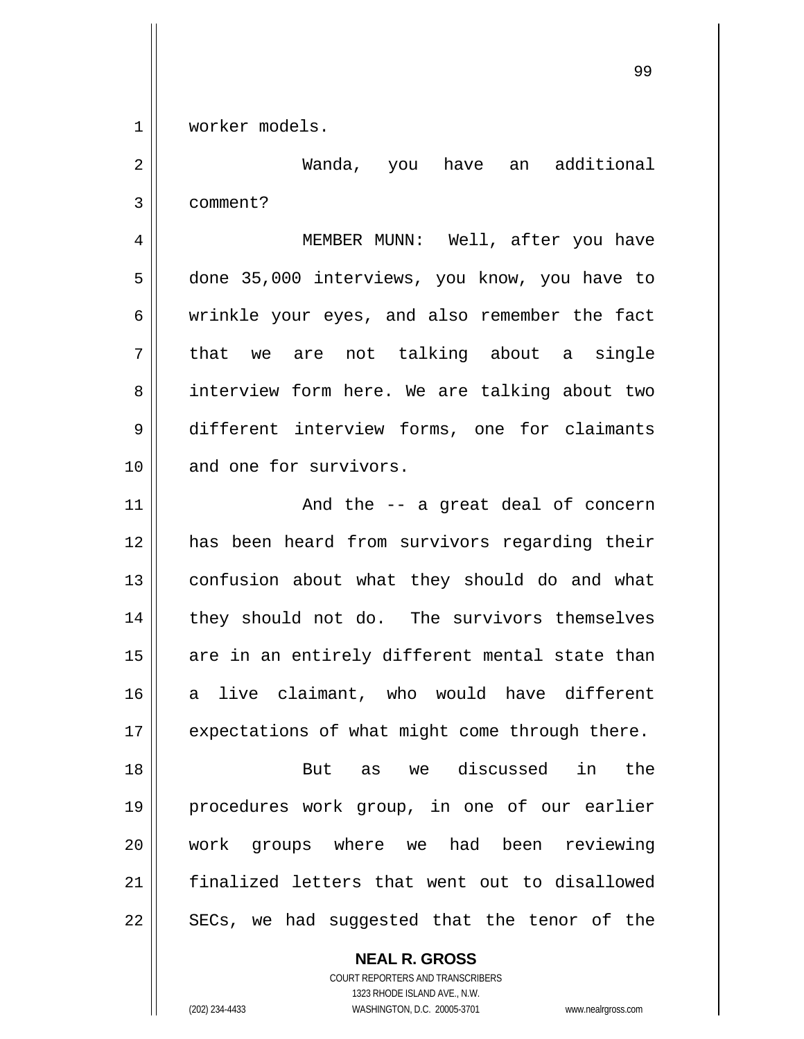worker models.

Wanda, you have an additional comment?

MEMBER MUNN: Well, after you have done 35,000 interviews, you know, you have to wrinkle your eyes, and also remember the fact that we are not talking about a single interview form here. We are talking about two different interview forms, one for claimants and one for survivors.

And the -- a great deal of concern has been heard from survivors regarding their confusion about what they should do and what they should not do. The survivors themselves are in an entirely different mental state than a live claimant, who would have different expectations of what might come through there.

But as we discussed in the procedures work group, in one of our earlier work groups where we had been reviewing finalized letters that went out to disallowed SECs, we had suggested that the tenor of the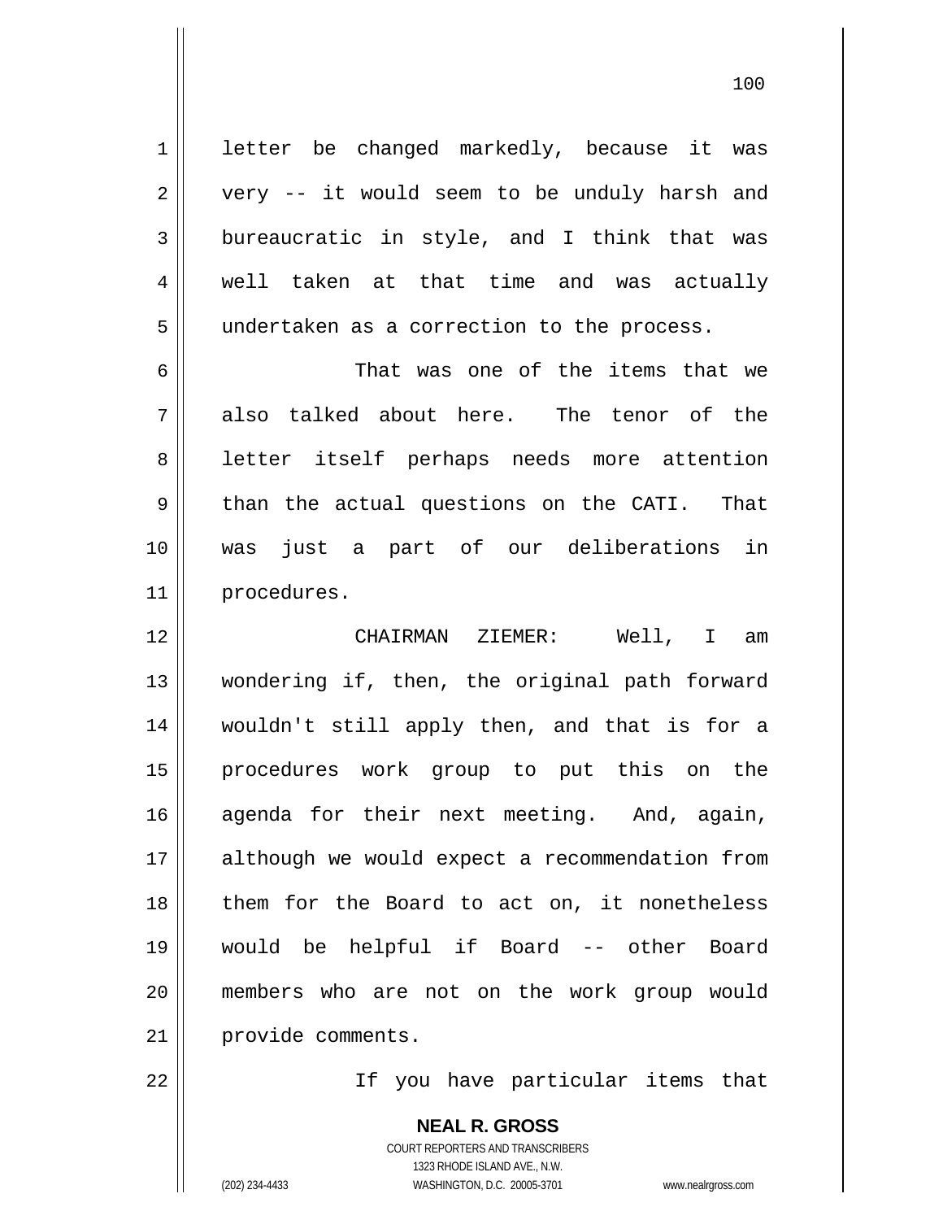letter be changed markedly, because it was very -- it would seem to be unduly harsh and bureaucratic in style, and I think that was well taken at that time and was actually undertaken as a correction to the process.

That was one of the items that we also talked about here. The tenor of the letter itself perhaps needs more attention than the actual questions on the CATI. That was just a part of our deliberations in procedures.

CHAIRMAN ZIEMER: Well, I am wondering if, then, the original path forward wouldn't still apply then, and that is for a procedures work group to put this on the agenda for their next meeting. And, again, although we would expect a recommendation from them for the Board to act on, it nonetheless would be helpful if Board -- other Board members who are not on the work group would provide comments.

If you have particular items that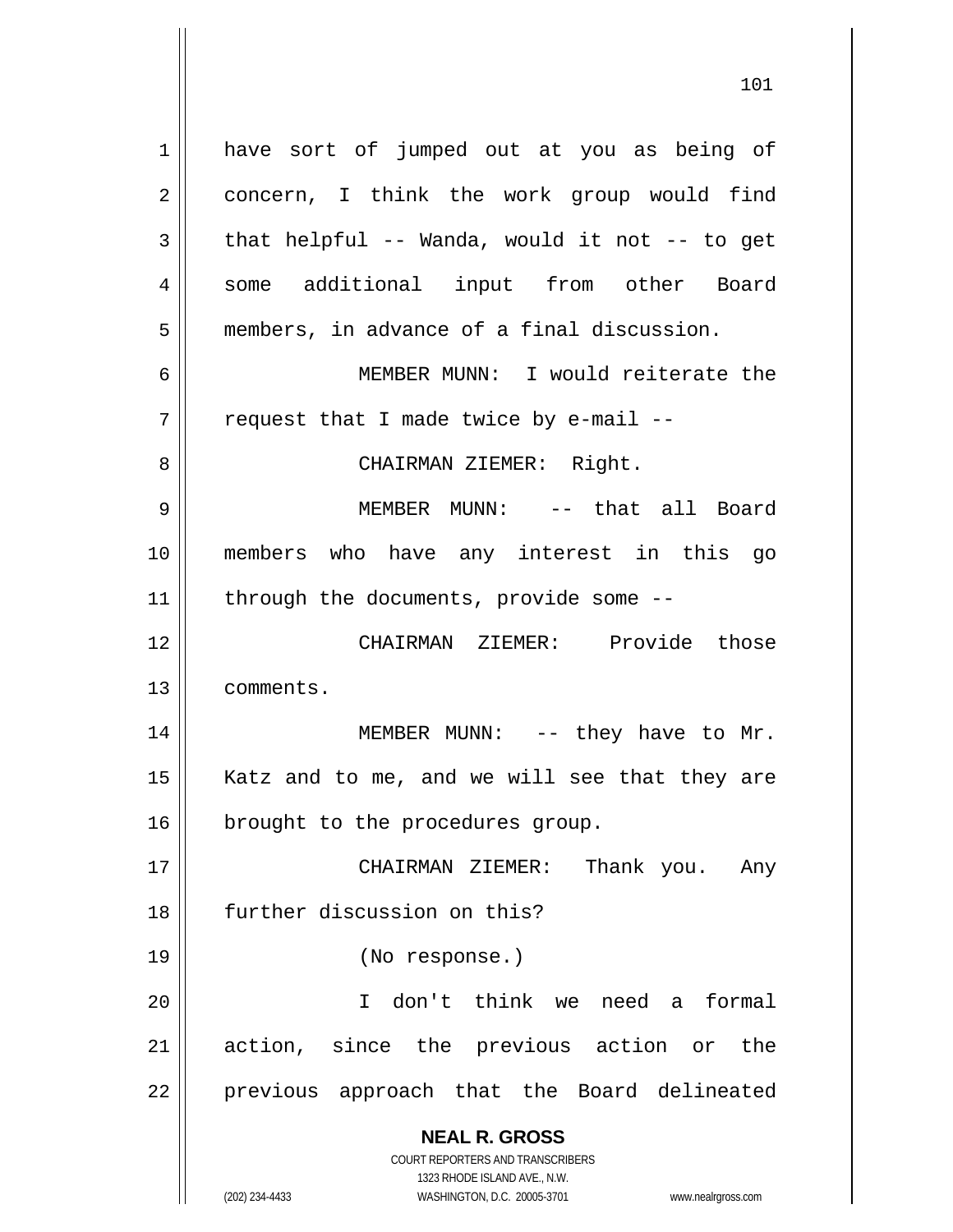have sort of jumped out at you as being of concern, I think the work group would find that helpful -- Wanda, would it not -- to get some additional input from other Board members, in advance of a final discussion.

MEMBER MUNN: I would reiterate the request that I made twice by e-mail --

CHAIRMAN ZIEMER: Right.

MEMBER MUNN: -- that all Board members who have any interest in this go through the documents, provide some --

CHAIRMAN ZIEMER: Provide those comments.

MEMBER MUNN: -- they have to Mr. Katz and to me, and we will see that they are brought to the procedures group.

CHAIRMAN ZIEMER: Thank you. Any further discussion on this?

(No response.)

I don't think we need a formal action, since the previous action or the previous approach that the Board delineated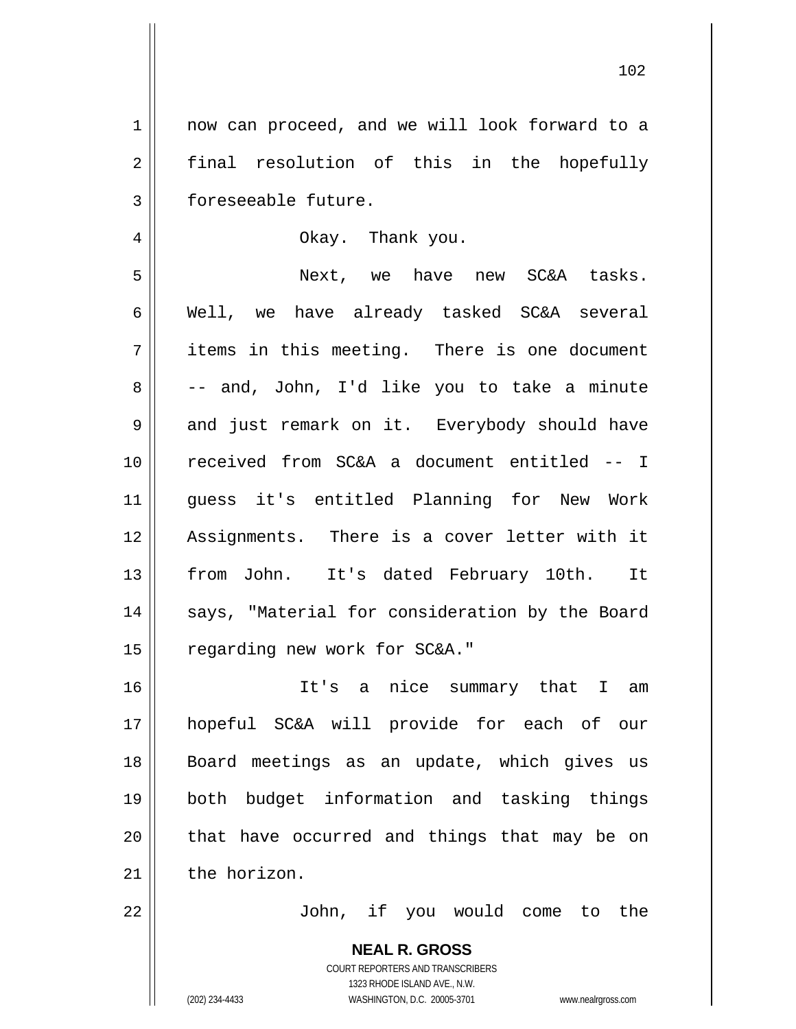now can proceed, and we will look forward to a final resolution of this in the hopefully foreseeable future.

Okay. Thank you.

Next, we have new SC&A tasks. Well, we have already tasked SC&A several items in this meeting. There is one document -- and, John, I'd like you to take a minute and just remark on it. Everybody should have received from SC&A a document entitled -- I guess it's entitled Planning for New Work Assignments. There is a cover letter with it from John. It's dated February 10th. It says, "Material for consideration by the Board regarding new work for SC&A."

It's a nice summary that I am hopeful SC&A will provide for each of our Board meetings as an update, which gives us both budget information and tasking things that have occurred and things that may be on the horizon.

John, if you would come to the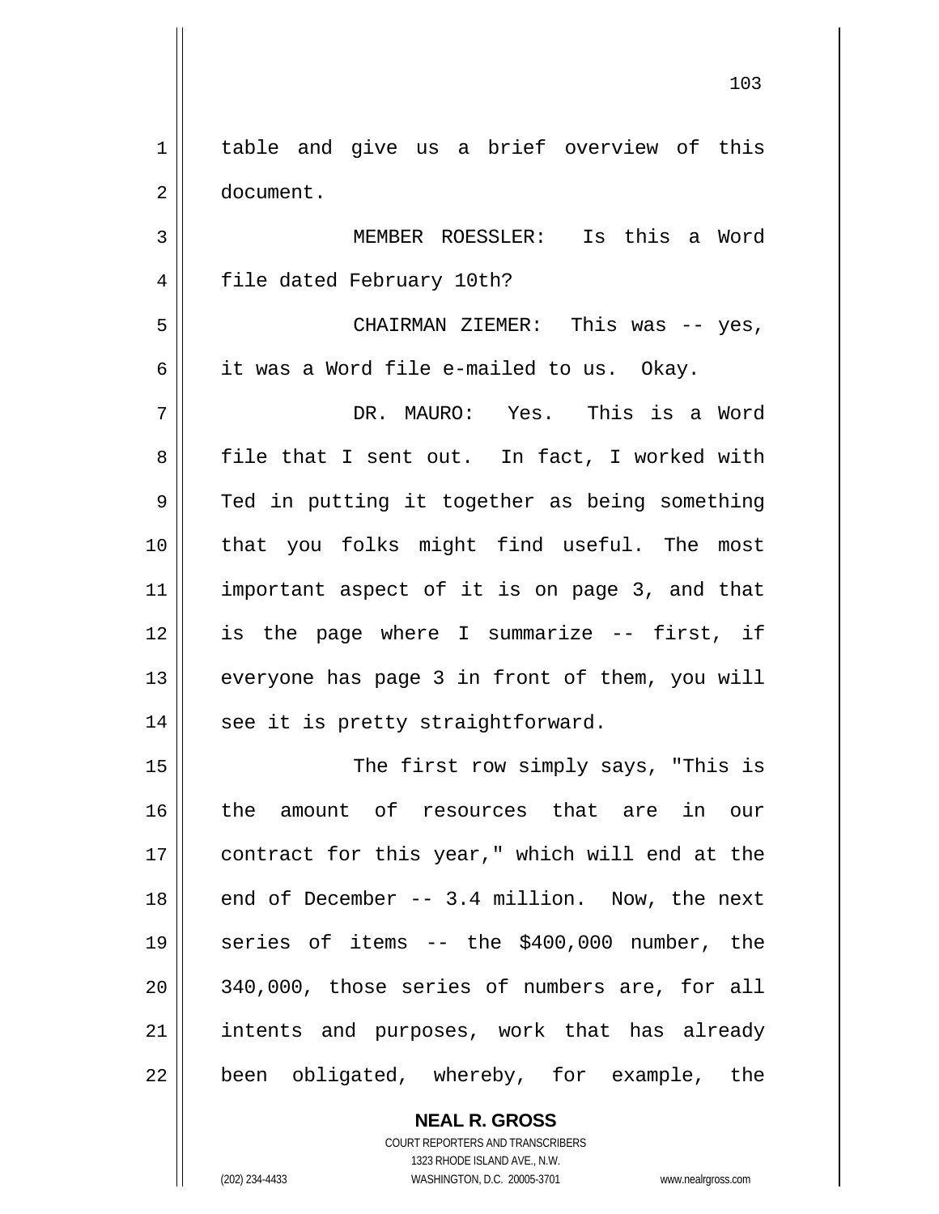table and give us a brief overview of this document.

MEMBER ROESSLER: Is this a Word file dated February 10th?

CHAIRMAN ZIEMER: This was -- yes, it was a Word file e-mailed to us. Okay.

DR. MAURO: Yes. This is a Word file that I sent out. In fact, I worked with Ted in putting it together as being something that you folks might find useful. The most important aspect of it is on page 3, and that is the page where I summarize -- first, if everyone has page 3 in front of them, you will see it is pretty straightforward.

The first row simply says, "This is the amount of resources that are in our contract for this year," which will end at the end of December -- 3.4 million. Now, the next series of items -- the $400,000 number, the 340,000, those series of numbers are, for all intents and purposes, work that has already been obligated, whereby, for example, the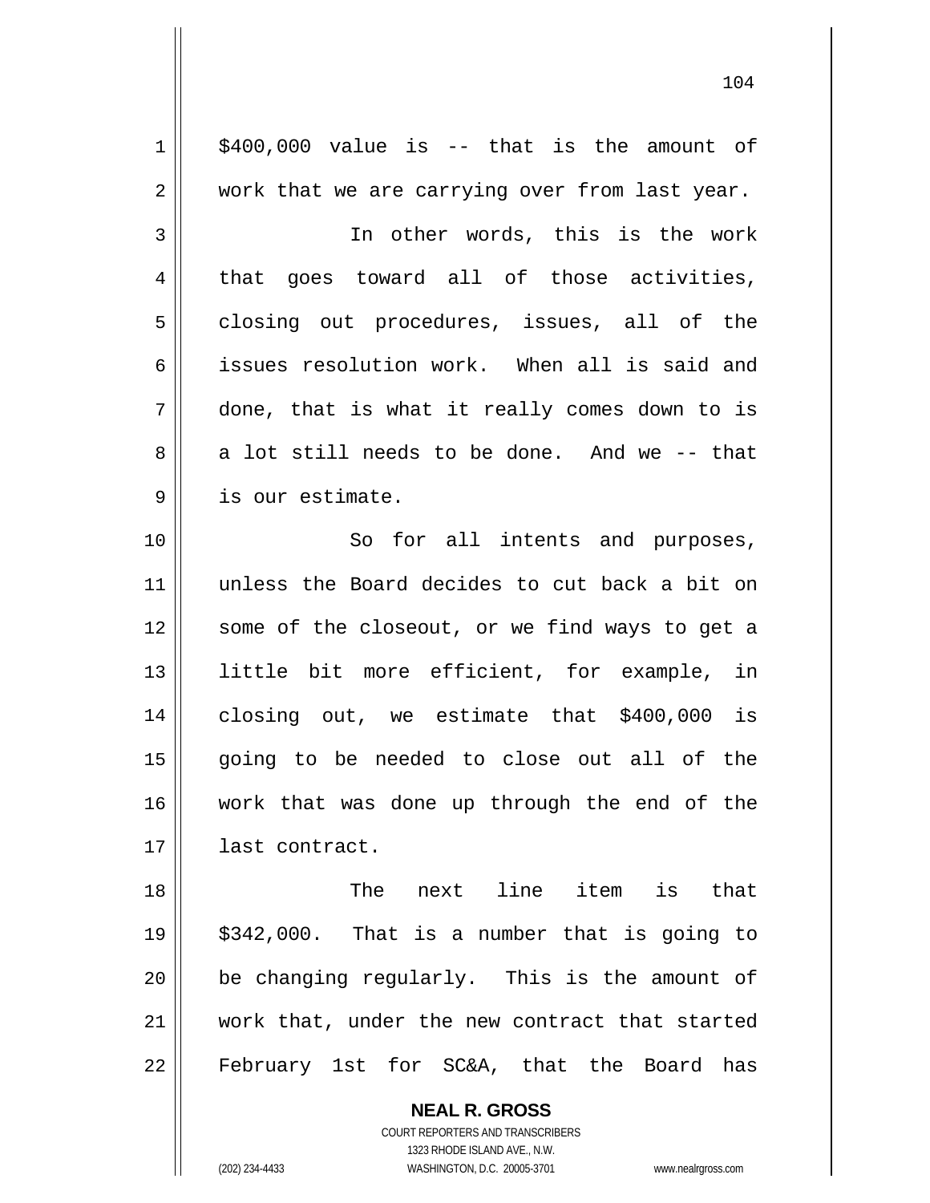$400,000 value is -- that is the amount of work that we are carrying over from last year.

In other words, this is the work that goes toward all of those activities, closing out procedures, issues, all of the issues resolution work. When all is said and done, that is what it really comes down to is a lot still needs to be done. And we -- that is our estimate.

So for all intents and purposes, unless the Board decides to cut back a bit on some of the closeout, or we find ways to get a little bit more efficient, for example, in closing out, we estimate that $400,000 is going to be needed to close out all of the work that was done up through the end of the last contract.

The next line item is that $342,000. That is a number that is going to be changing regularly. This is the amount of work that, under the new contract that started February 1st for SC&A, that the Board has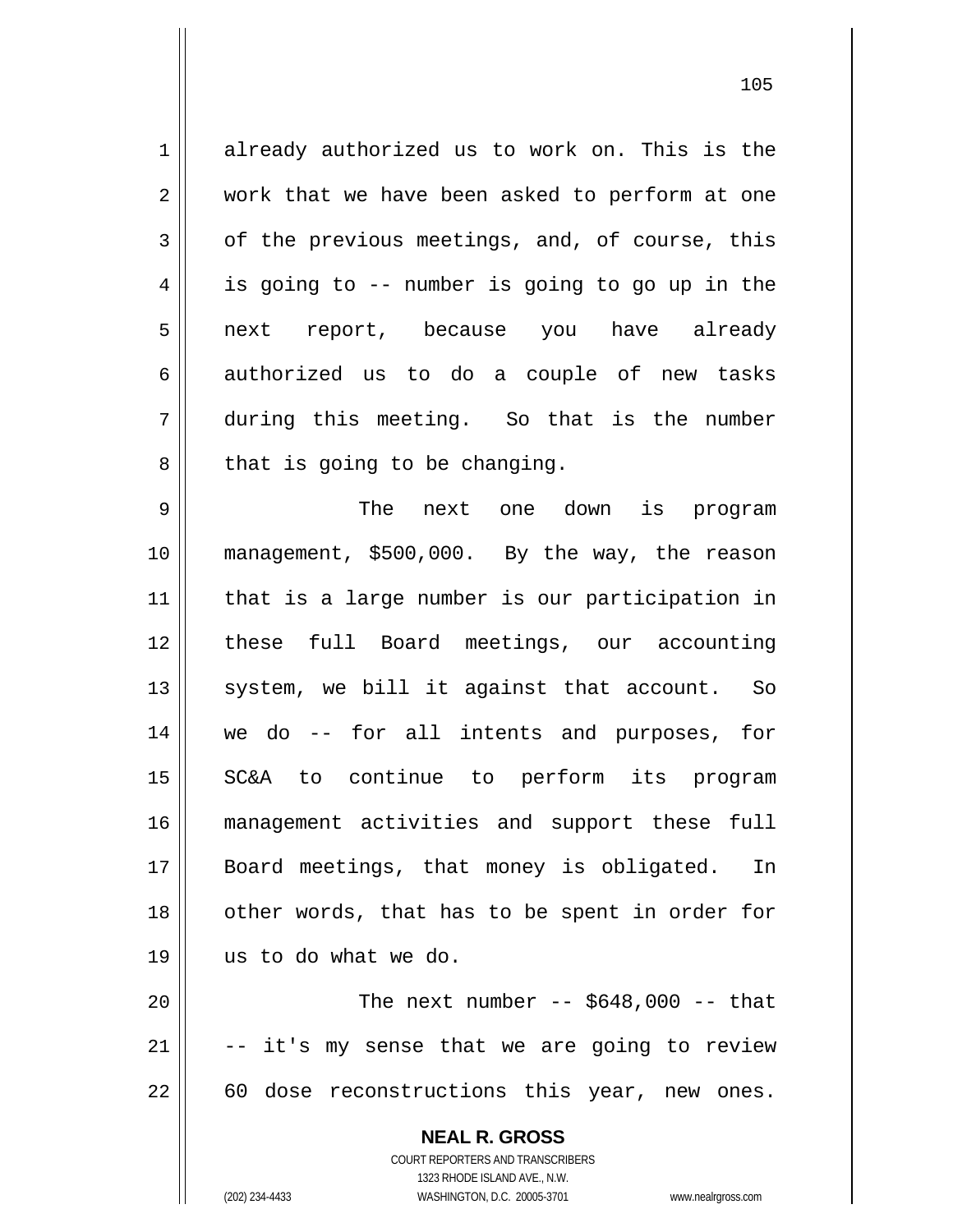already authorized us to work on. This is the work that we have been asked to perform at one of the previous meetings, and, of course, this is going to -- number is going to go up in the next report, because you have already authorized us to do a couple of new tasks during this meeting. So that is the number that is going to be changing.

The next one down is program management, $500,000. By the way, the reason that is a large number is our participation in these full Board meetings, our accounting system, we bill it against that account. So we do -- for all intents and purposes, for SC&A to continue to perform its program management activities and support these full Board meetings, that money is obligated. In other words, that has to be spent in order for us to do what we do.

The next number -- $648,000 -- that -- it's my sense that we are going to review 60 dose reconstructions this year, new ones.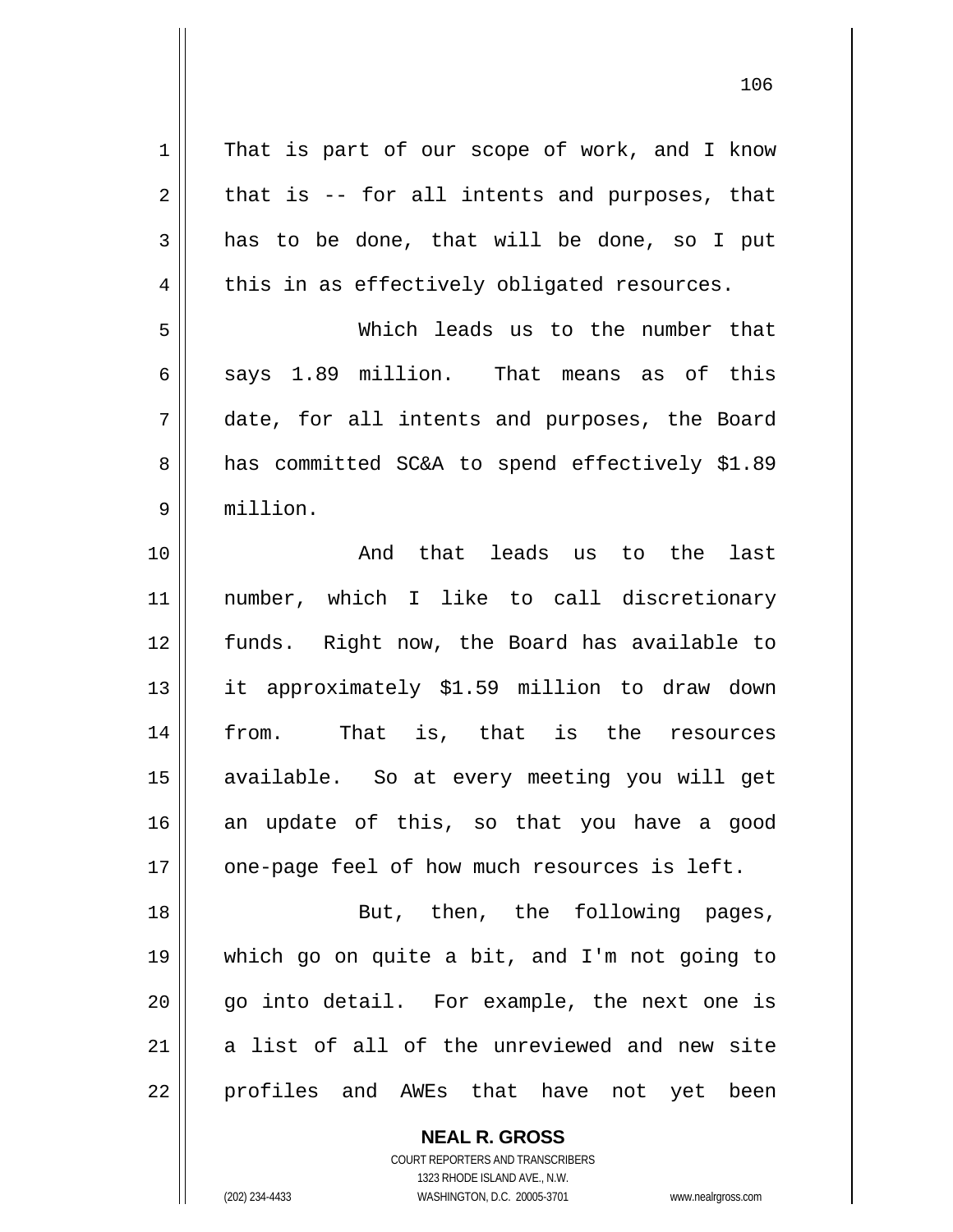That is part of our scope of work, and I know that is -- for all intents and purposes, that has to be done, that will be done, so I put this in as effectively obligated resources.

Which leads us to the number that says 1.89 million. That means as of this date, for all intents and purposes, the Board has committed SC&A to spend effectively $1.89 million.

And that leads us to the last number, which I like to call discretionary funds. Right now, the Board has available to it approximately $1.59 million to draw down from. That is, that is the resources available. So at every meeting you will get an update of this, so that you have a good one-page feel of how much resources is left.

But, then, the following pages, which go on quite a bit, and I'm not going to go into detail. For example, the next one is a list of all of the unreviewed and new site profiles and AWEs that have not yet been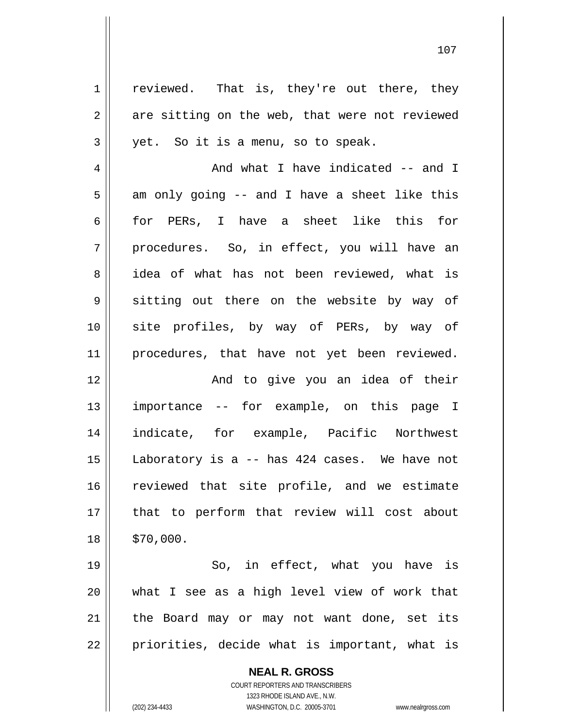reviewed. That is, they're out there, they are sitting on the web, that were not reviewed yet. So it is a menu, so to speak.

And what I have indicated -- and I am only going -- and I have a sheet like this for PERs, I have a sheet like this for procedures. So, in effect, you will have an idea of what has not been reviewed, what is sitting out there on the website by way of site profiles, by way of PERs, by way of procedures, that have not yet been reviewed.

And to give you an idea of their importance -- for example, on this page I indicate, for example, Pacific Northwest Laboratory is a -- has 424 cases. We have not reviewed that site profile, and we estimate that to perform that review will cost about $70,000.

So, in effect, what you have is what I see as a high level view of work that the Board may or may not want done, set its priorities, decide what is important, what is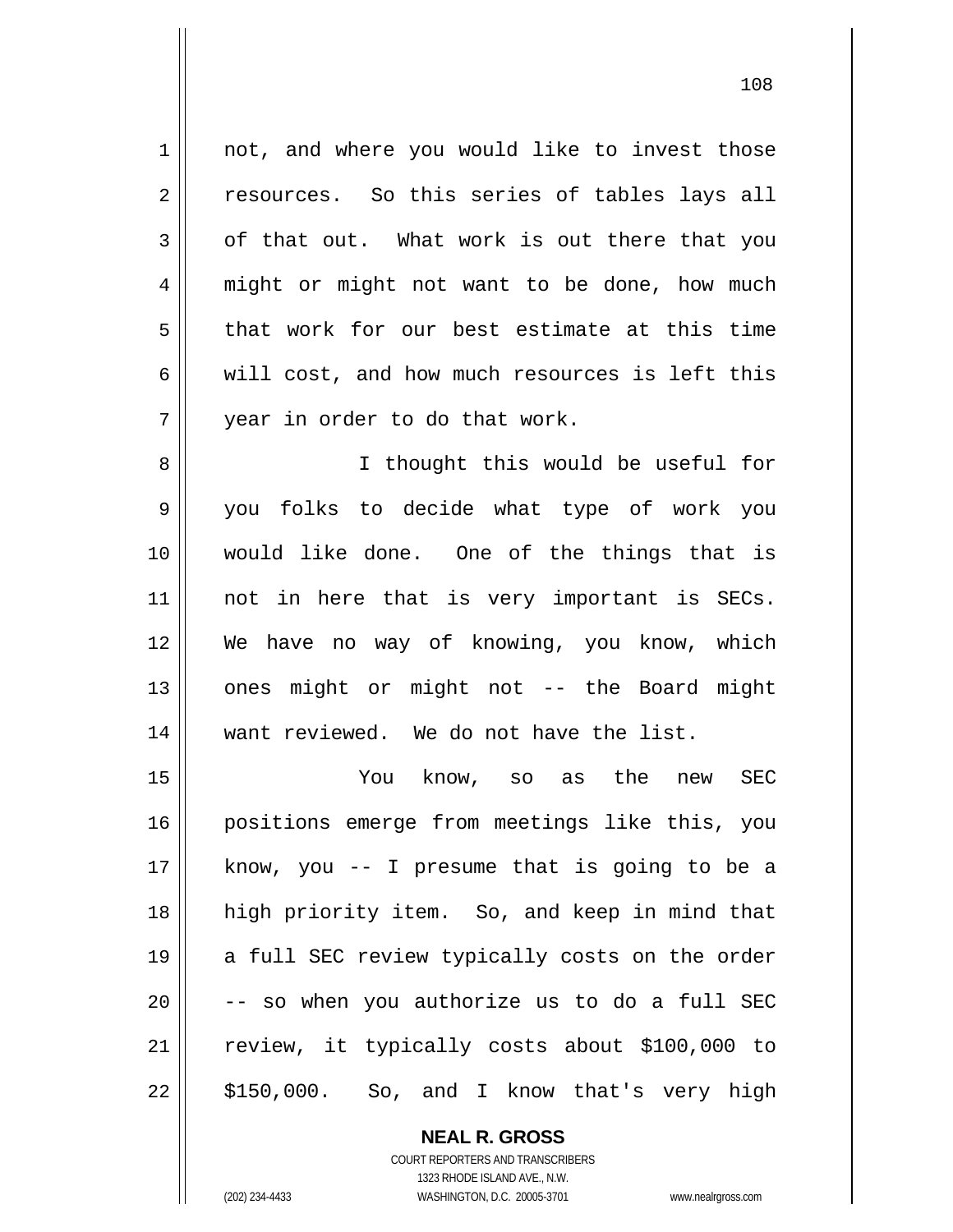not, and where you would like to invest those resources. So this series of tables lays all of that out. What work is out there that you might or might not want to be done, how much that work for our best estimate at this time will cost, and how much resources is left this year in order to do that work.

I thought this would be useful for you folks to decide what type of work you would like done. One of the things that is not in here that is very important is SECs. We have no way of knowing, you know, which ones might or might not -- the Board might want reviewed. We do not have the list.

You know, so as the new SEC positions emerge from meetings like this, you know, you -- I presume that is going to be a high priority item. So, and keep in mind that a full SEC review typically costs on the order -- so when you authorize us to do a full SEC review, it typically costs about $100,000 to $150,000. So, and I know that's very high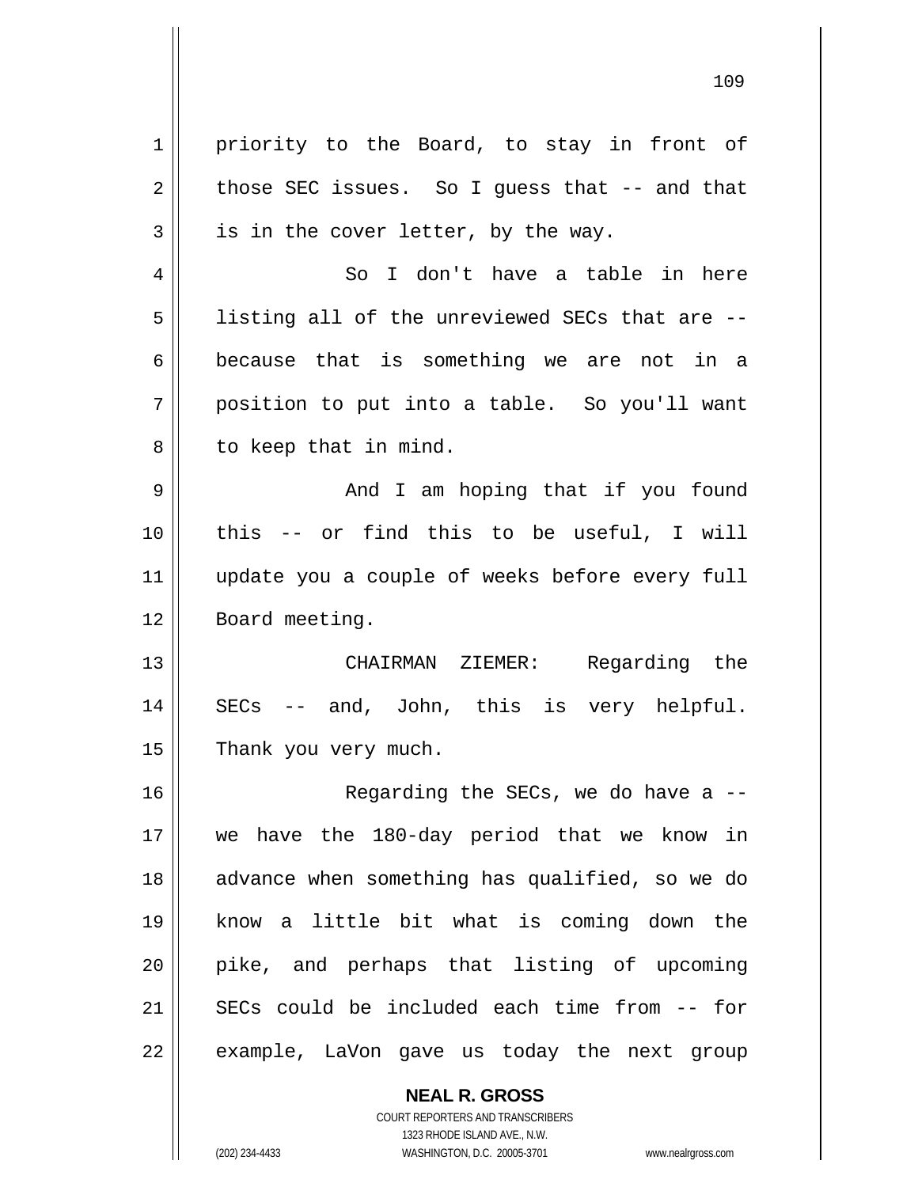priority to the Board, to stay in front of those SEC issues. So I guess that -- and that is in the cover letter, by the way.

So I don't have a table in here listing all of the unreviewed SECs that are -- because that is something we are not in a position to put into a table. So you'll want to keep that in mind.

And I am hoping that if you found this -- or find this to be useful, I will update you a couple of weeks before every full Board meeting.

CHAIRMAN ZIEMER: Regarding the SECs -- and, John, this is very helpful. Thank you very much.

Regarding the SECs, we do have a -- we have the 180-day period that we know in advance when something has qualified, so we do know a little bit what is coming down the pike, and perhaps that listing of upcoming SECs could be included each time from -- for example, LaVon gave us today the next group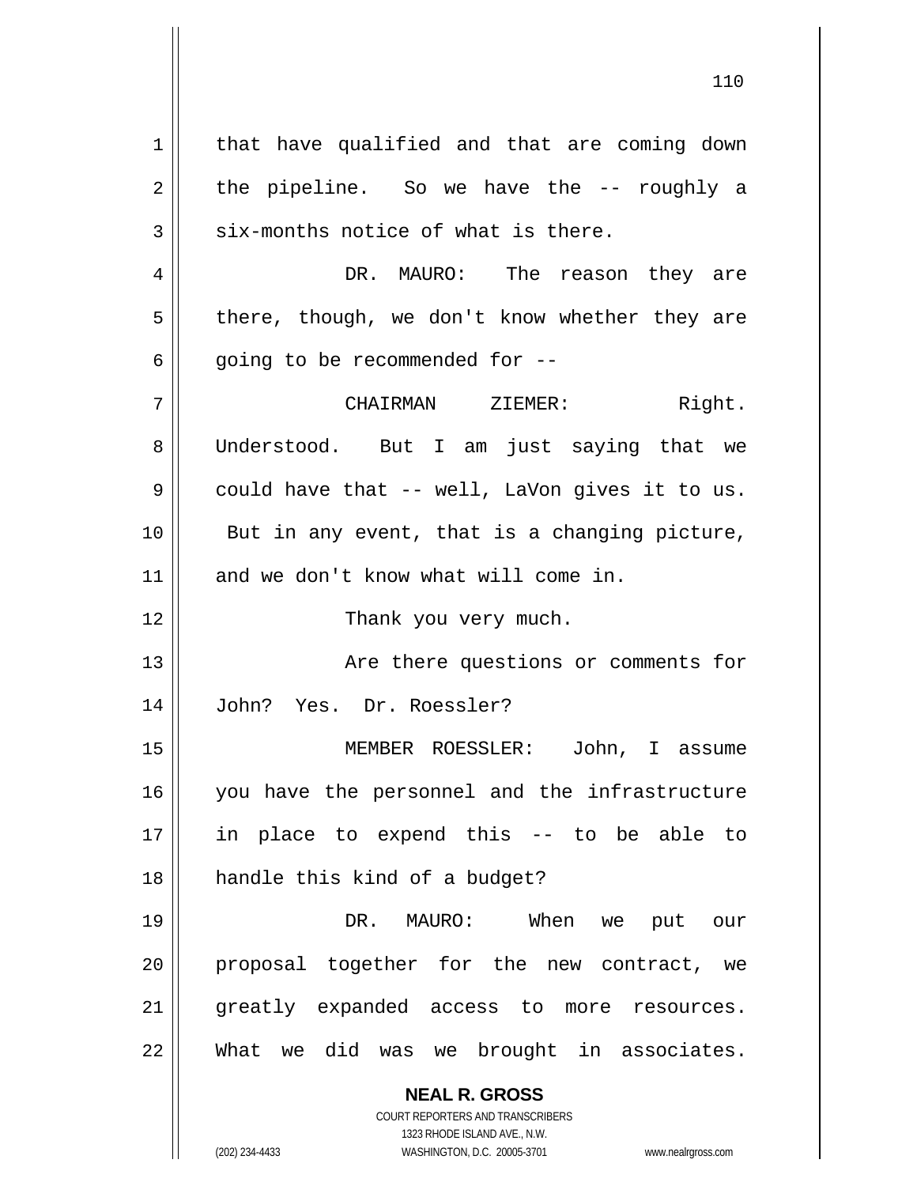that have qualified and that are coming down the pipeline. So we have the -- roughly a six-months notice of what is there.

DR. MAURO: The reason they are there, though, we don't know whether they are going to be recommended for --

CHAIRMAN ZIEMER: Right. Understood. But I am just saying that we could have that -- well, LaVon gives it to us. But in any event, that is a changing picture, and we don't know what will come in.

Thank you very much.

Are there questions or comments for John? Yes. Dr. Roessler?

MEMBER ROESSLER: John, I assume you have the personnel and the infrastructure in place to expend this -- to be able to handle this kind of a budget?

DR. MAURO: When we put our proposal together for the new contract, we greatly expanded access to more resources. What we did was we brought in associates.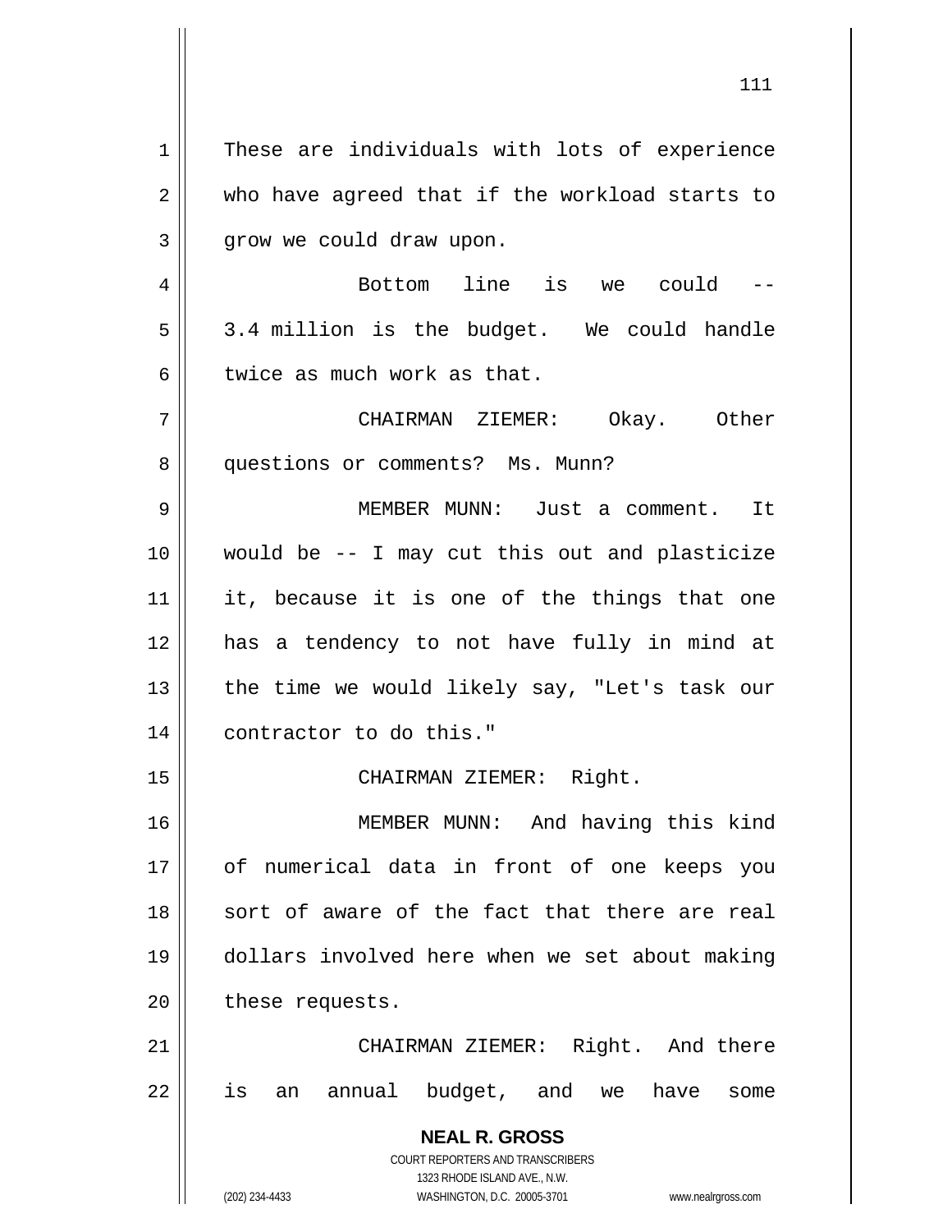These are individuals with lots of experience who have agreed that if the workload starts to grow we could draw upon.

Bottom line is we could -- 3.4 million is the budget. We could handle twice as much work as that.

CHAIRMAN ZIEMER: Okay. Other questions or comments? Ms. Munn?

MEMBER MUNN: Just a comment. It would be -- I may cut this out and plasticize it, because it is one of the things that one has a tendency to not have fully in mind at the time we would likely say, "Let's task our contractor to do this."

CHAIRMAN ZIEMER: Right.

MEMBER MUNN: And having this kind of numerical data in front of one keeps you sort of aware of the fact that there are real dollars involved here when we set about making these requests.

CHAIRMAN ZIEMER: Right. And there is an annual budget, and we have some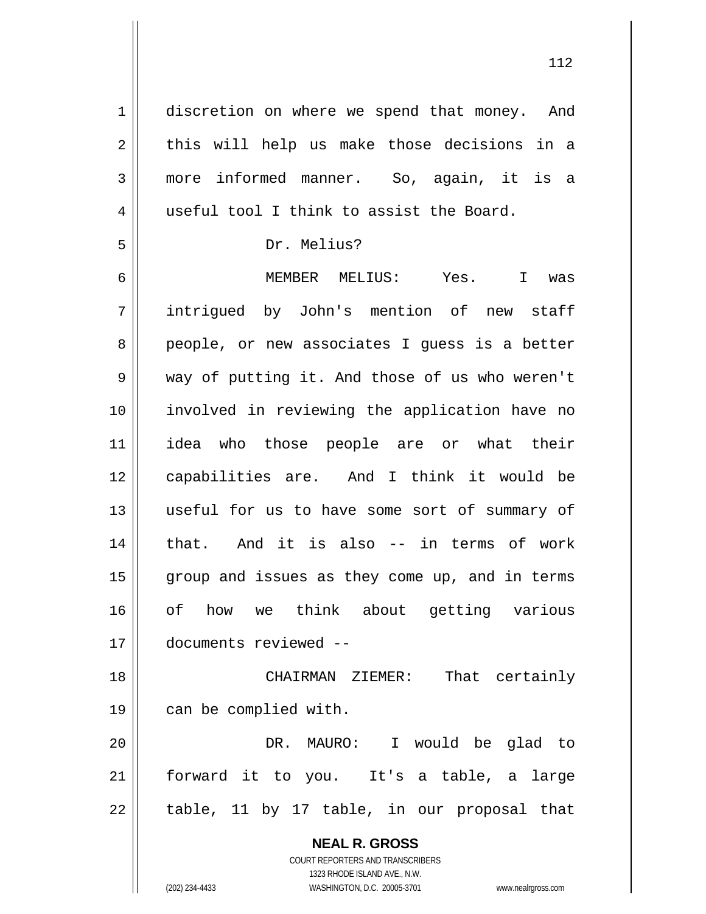discretion on where we spend that money. And this will help us make those decisions in a more informed manner. So, again, it is a useful tool I think to assist the Board.

Dr. Melius?

MEMBER MELIUS: Yes. I was intrigued by John's mention of new staff people, or new associates I guess is a better way of putting it. And those of us who weren't involved in reviewing the application have no idea who those people are or what their capabilities are. And I think it would be useful for us to have some sort of summary of that. And it is also -- in terms of work group and issues as they come up, and in terms of of how we think about getting various documents reviewed --

CHAIRMAN ZIEMER: That certainly can be complied with.

DR. MAURO: I would be glad to forward it to you. It's a table, a large table, 11 by 17 table, in our proposal that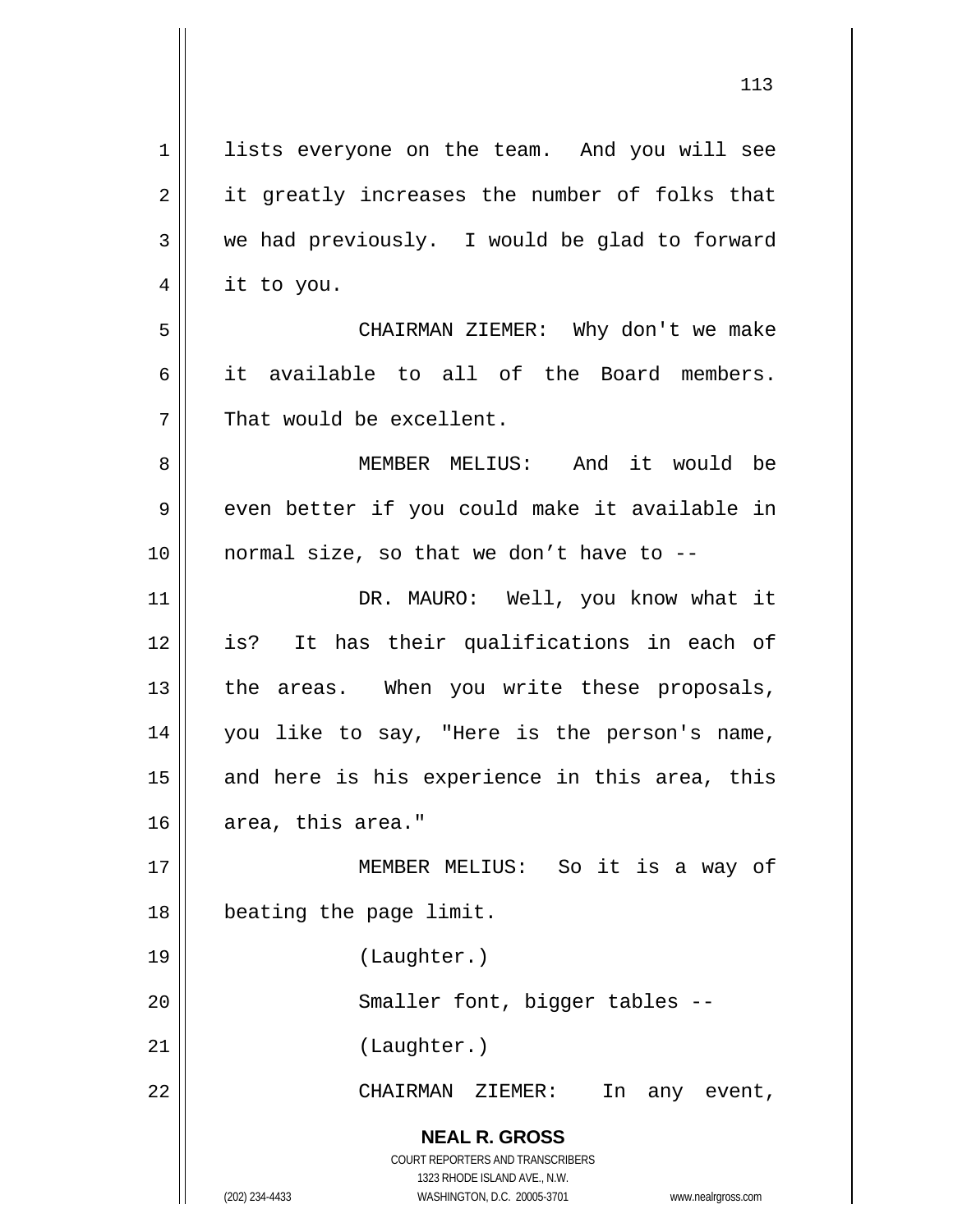lists everyone on the team. And you will see it greatly increases the number of folks that we had previously. I would be glad to forward it to you.

CHAIRMAN ZIEMER: Why don't we make it available to all of the Board members. That would be excellent.

MEMBER MELIUS: And it would be even better if you could make it available in normal size, so that we don't have to --

DR. MAURO: Well, you know what it is? It has their qualifications in each of the areas. When you write these proposals, you like to say, "Here is the person's name, and here is his experience in this area, this area, this area."

MEMBER MELIUS: So it is a way of beating the page limit.

(Laughter.)

Smaller font, bigger tables --

(Laughter.)

CHAIRMAN ZIEMER: In any event,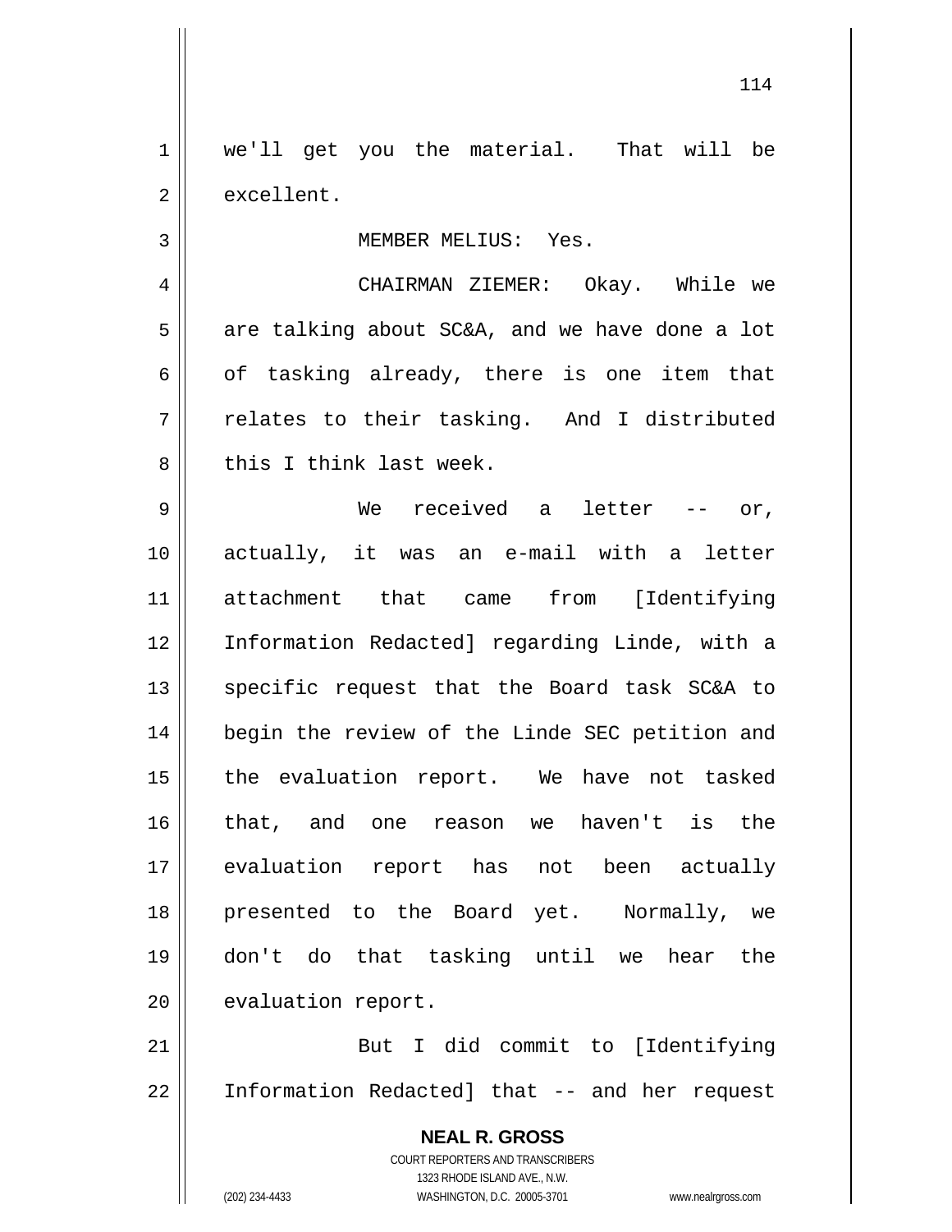we'll get you the material. That will be excellent.

MEMBER MELIUS: Yes.

CHAIRMAN ZIEMER: Okay. While we are talking about SC&A, and we have done a lot of tasking already, there is one item that relates to their tasking. And I distributed this I think last week.

We received a letter -- or, actually, it was an e-mail with a letter attachment that came from [Identifying Information Redacted] regarding Linde, with a specific request that the Board task SC&A to begin the review of the Linde SEC petition and the evaluation report. We have not tasked that, and one reason we haven't is the evaluation report has not been actually presented to the Board yet. Normally, we don't do that tasking until we hear the evaluation report.

But I did commit to [Identifying Information Redacted] that -- and her request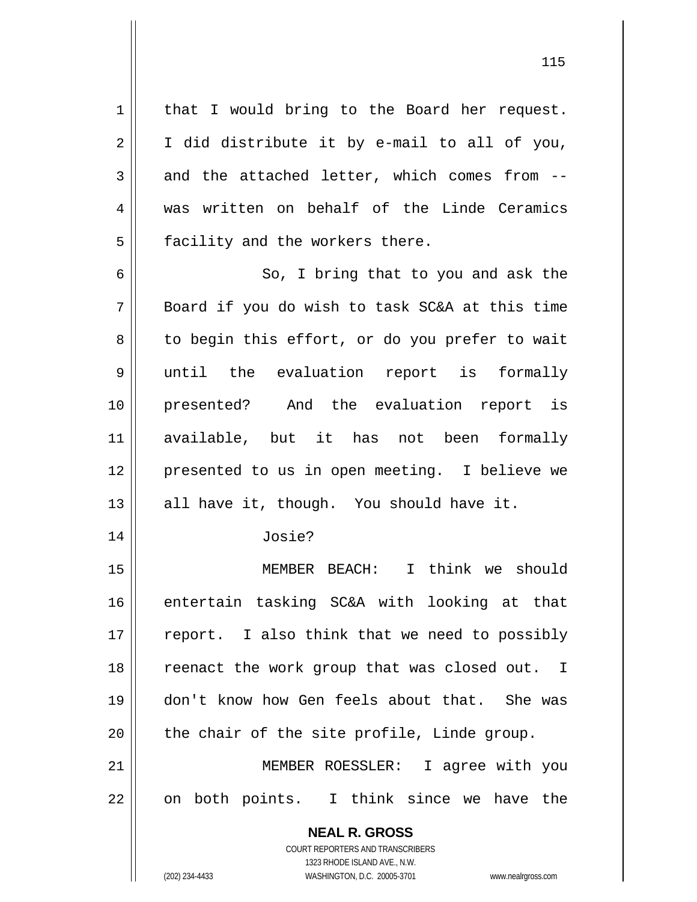that I would bring to the Board her request. I did distribute it by e-mail to all of you, and the attached letter, which comes from -- was written on behalf of the Linde Ceramics facility and the workers there.

So, I bring that to you and ask the Board if you do wish to task SC&A at this time to begin this effort, or do you prefer to wait until the evaluation report is formally presented? And the evaluation report is available, but it has not been formally presented to us in open meeting. I believe we all have it, though. You should have it.

Josie?

MEMBER BEACH: I think we should entertain tasking SC&A with looking at that report. I also think that we need to possibly reenact the work group that was closed out. I don't know how Gen feels about that. She was the chair of the site profile, Linde group.

MEMBER ROESSLER: I agree with you on both points. I think since we have the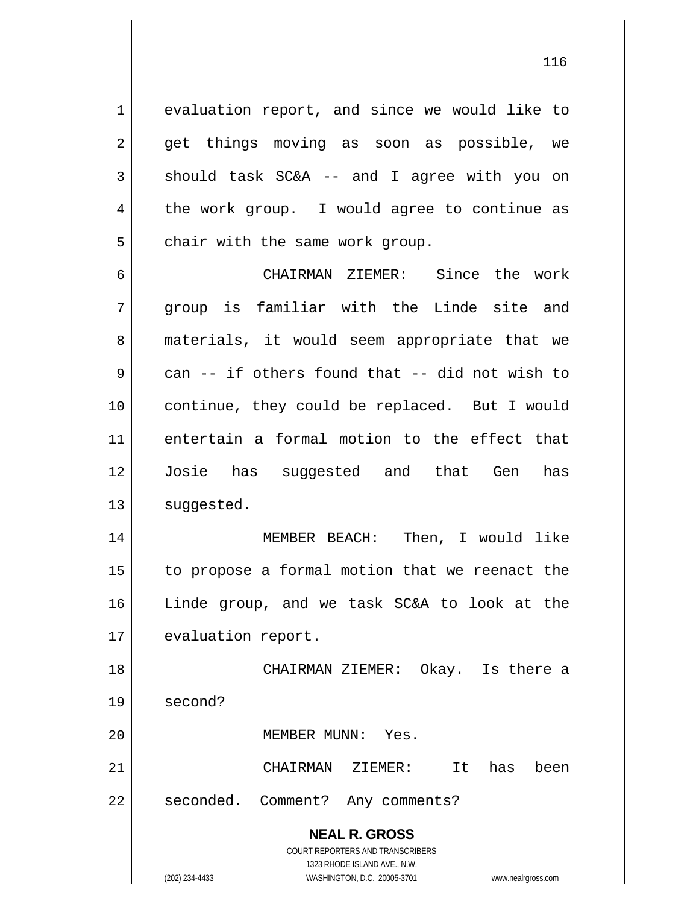evaluation report, and since we would like to get things moving as soon as possible, we should task SC&A -- and I agree with you on the work group. I would agree to continue as chair with the same work group.

CHAIRMAN ZIEMER: Since the work group is familiar with the Linde site and materials, it would seem appropriate that we can -- if others found that -- did not wish to continue, they could be replaced. But I would entertain a formal motion to the effect that Josie has suggested and that Gen has suggested.

MEMBER BEACH: Then, I would like to propose a formal motion that we reenact the Linde group, and we task SC&A to look at the evaluation report.

CHAIRMAN ZIEMER: Okay. Is there a second?

MEMBER MUNN: Yes.

CHAIRMAN ZIEMER: It has been seconded. Comment? Any comments?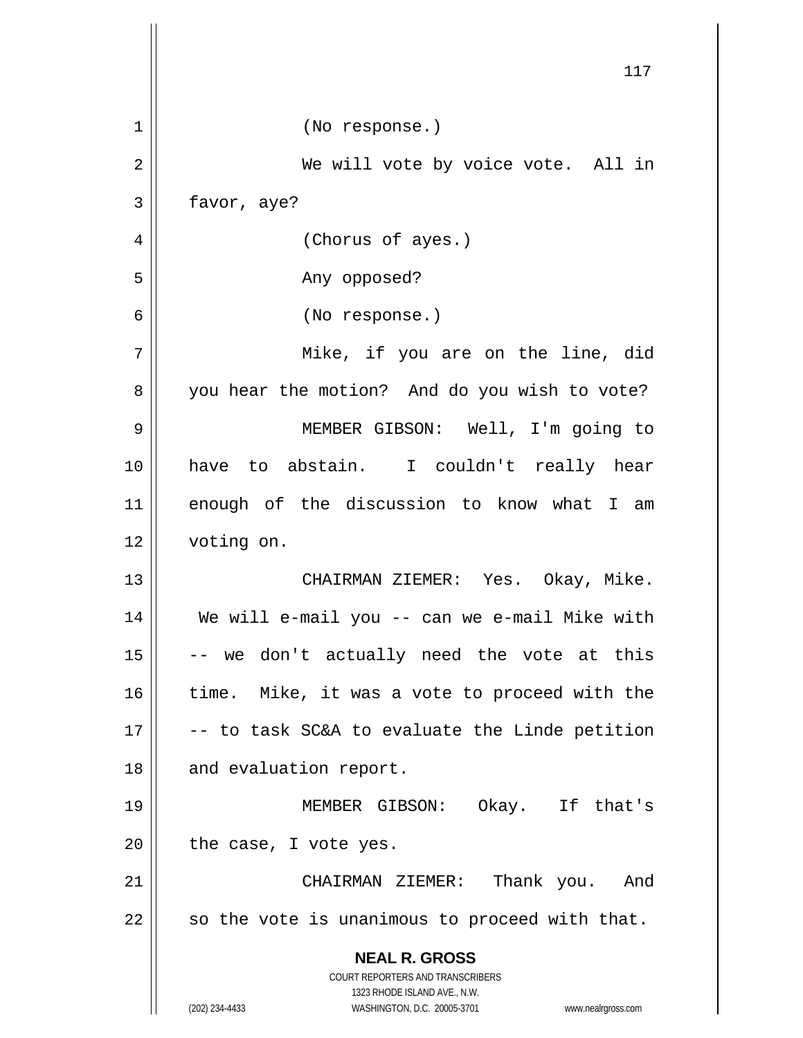(No response.)

We will vote by voice vote. All in favor, aye?

(Chorus of ayes.)

Any opposed?

(No response.)

Mike, if you are on the line, did you hear the motion? And do you wish to vote?

MEMBER GIBSON: Well, I'm going to have to abstain. I couldn't really hear enough of the discussion to know what I am voting on.

CHAIRMAN ZIEMER: Yes. Okay, Mike. We will e-mail you -- can we e-mail Mike with -- we don't actually need the vote at this time. Mike, it was a vote to proceed with the -- to task SC&A to evaluate the Linde petition and evaluation report.

MEMBER GIBSON: Okay. If that's the case, I vote yes.

CHAIRMAN ZIEMER: Thank you. And so the vote is unanimous to proceed with that.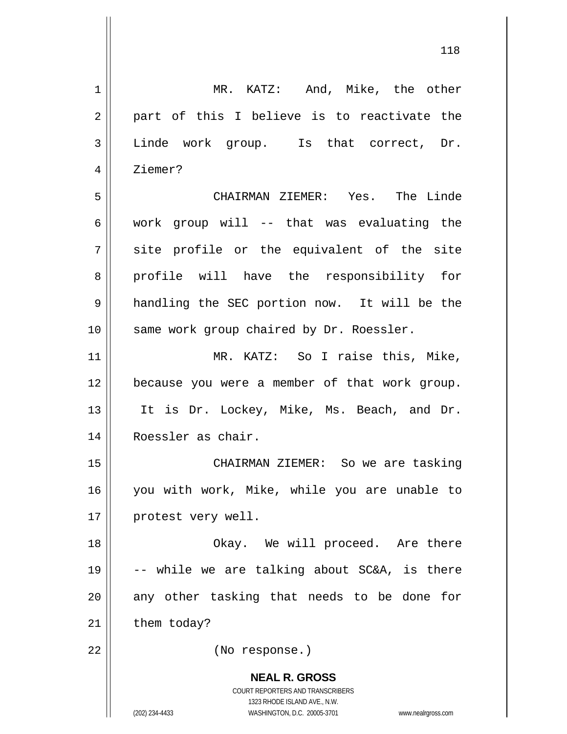MR. KATZ: And, Mike, the other part of this I believe is to reactivate the Linde work group. Is that correct, Dr. Ziemer?

CHAIRMAN ZIEMER: Yes. The Linde work group will -- that was evaluating the site profile or the equivalent of the site profile will have the responsibility for handling the SEC portion now. It will be the same work group chaired by Dr. Roessler.

MR. KATZ: So I raise this, Mike, because you were a member of that work group. It is Dr. Lockey, Mike, Ms. Beach, and Dr. Roessler as chair.

CHAIRMAN ZIEMER: So we are tasking you with work, Mike, while you are unable to protest very well.

Okay. We will proceed. Are there -- while we are talking about SC&A, is there any other tasking that needs to be done for them today?

(No response.)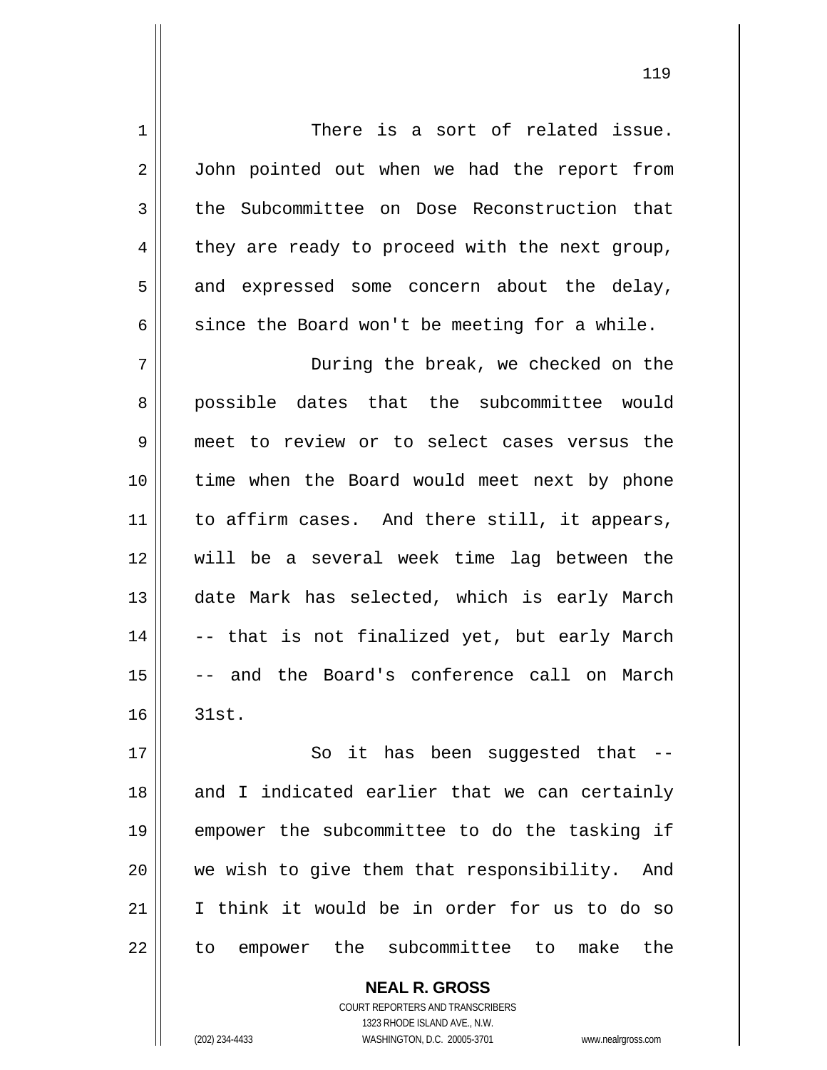There is a sort of related issue. John pointed out when we had the report from the Subcommittee on Dose Reconstruction that they are ready to proceed with the next group, and expressed some concern about the delay, since the Board won't be meeting for a while.

During the break, we checked on the possible dates that the subcommittee would meet to review or to select cases versus the time when the Board would meet next by phone to affirm cases. And there still, it appears, will be a several week time lag between the date Mark has selected, which is early March -- that is not finalized yet, but early March -- and the Board's conference call on March 31st.

So it has been suggested that -- and I indicated earlier that we can certainly empower the subcommittee to do the tasking if we wish to give them that responsibility. And I think it would be in order for us to do so to empower the subcommittee to make the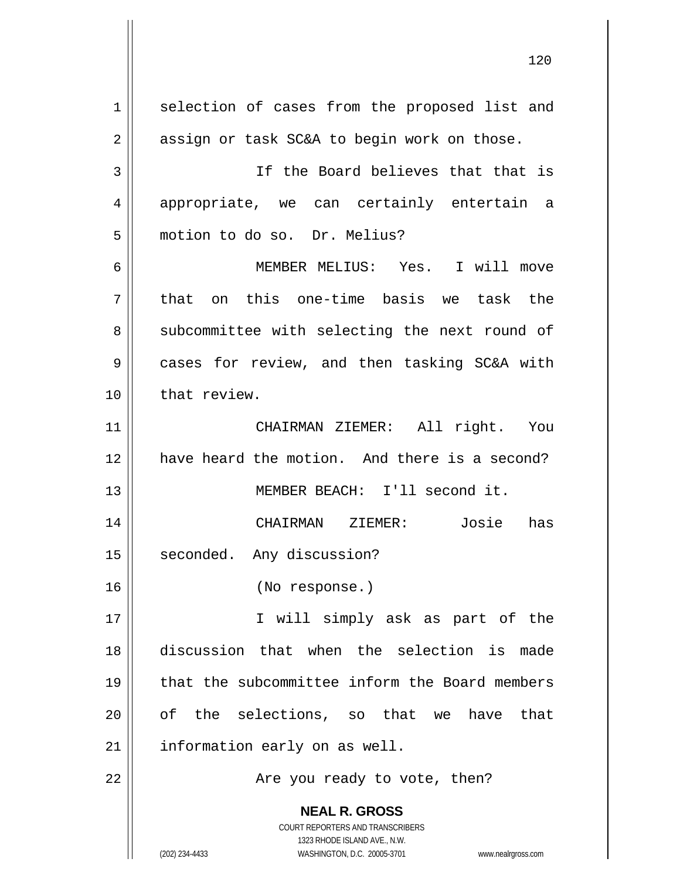selection of cases from the proposed list and assign or task SC&A to begin work on those.

If the Board believes that that is appropriate, we can certainly entertain a motion to do so. Dr. Melius?

MEMBER MELIUS: Yes. I will move that on this one-time basis we task the subcommittee with selecting the next round of cases for review, and then tasking SC&A with that review.

CHAIRMAN ZIEMER: All right. You have heard the motion. And there is a second?

MEMBER BEACH: I'll second it.

CHAIRMAN ZIEMER: Josie has seconded. Any discussion?

(No response.)

I will simply ask as part of the discussion that when the selection is made that the subcommittee inform the Board members of the selections, so that we have that information early on as well.

Are you ready to vote, then?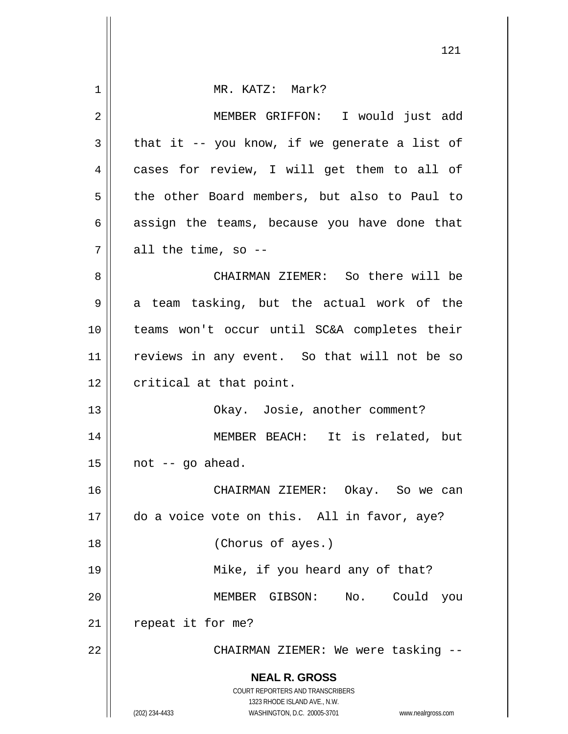MR. KATZ: Mark?

MEMBER GRIFFON: I would just add that it -- you know, if we generate a list of cases for review, I will get them to all of the other Board members, but also to Paul to assign the teams, because you have done that all the time, so --

CHAIRMAN ZIEMER: So there will be a team tasking, but the actual work of the teams won't occur until SC&A completes their reviews in any event. So that will not be so critical at that point.

Okay. Josie, another comment?

MEMBER BEACH: It is related, but not -- go ahead.

CHAIRMAN ZIEMER: Okay. So we can do a voice vote on this. All in favor, aye?

(Chorus of ayes.)

Mike, if you heard any of that?

MEMBER GIBSON: No. Could you repeat it for me?

CHAIRMAN ZIEMER: We were tasking --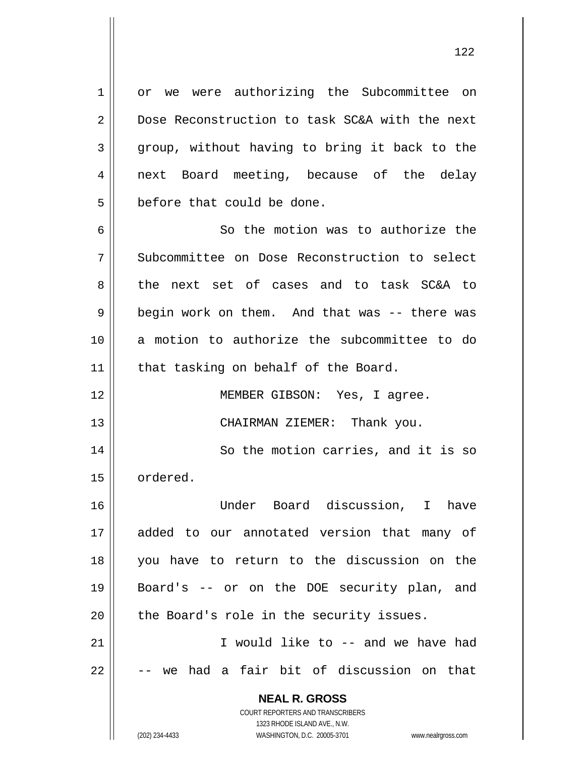or we were authorizing the Subcommittee on Dose Reconstruction to task SC&A with the next group, without having to bring it back to the next Board meeting, because of the delay before that could be done.

So the motion was to authorize the Subcommittee on Dose Reconstruction to select the next set of cases and to task SC&A to begin work on them. And that was -- there was a motion to authorize the subcommittee to do that tasking on behalf of the Board.

MEMBER GIBSON: Yes, I agree.

CHAIRMAN ZIEMER: Thank you.

So the motion carries, and it is so ordered.

Under Board discussion, I have added to our annotated version that many of you have to return to the discussion on the Board's -- or on the DOE security plan, and the Board's role in the security issues.

I would like to -- and we have had -- we had a fair bit of discussion on that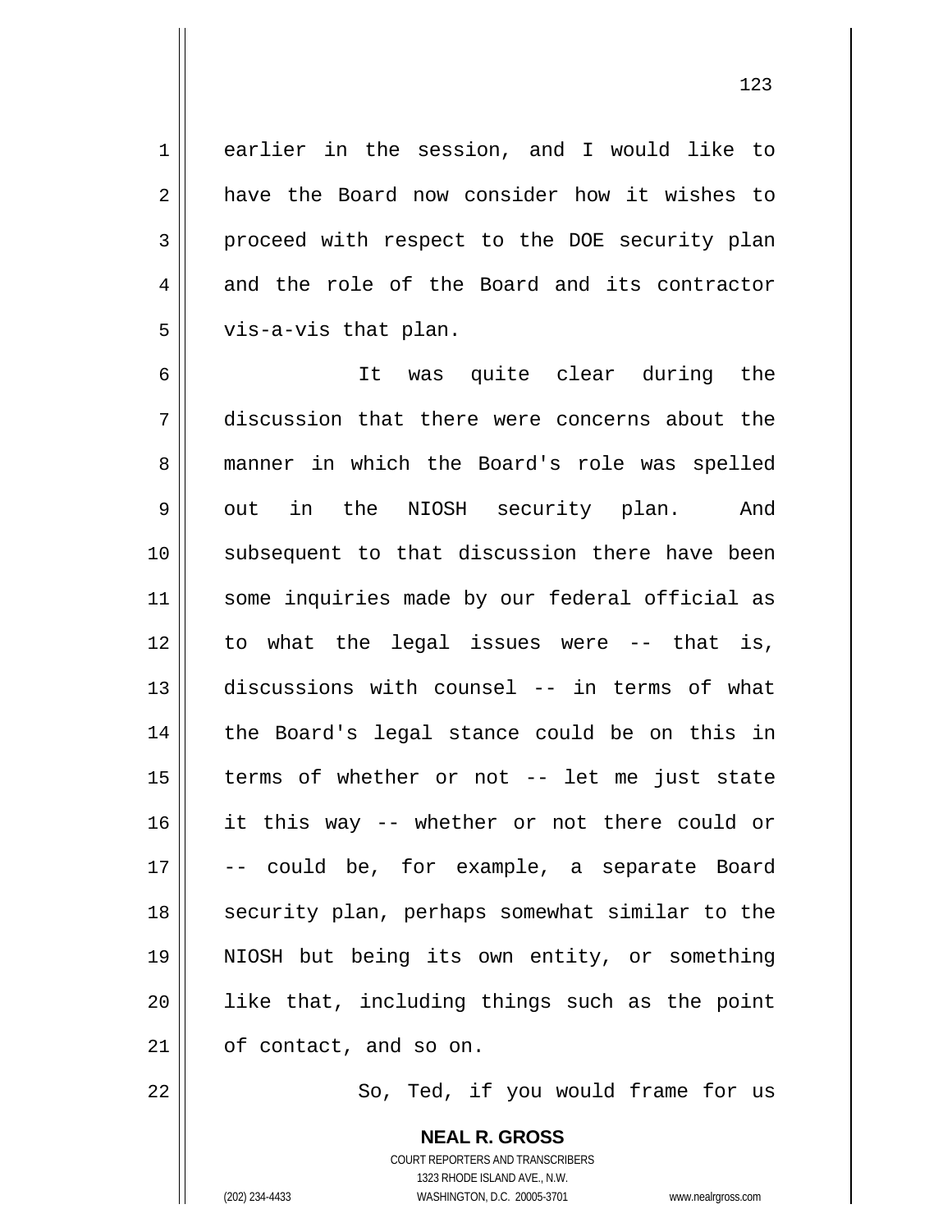earlier in the session, and I would like to have the Board now consider how it wishes to proceed with respect to the DOE security plan and the role of the Board and its contractor vis-a-vis that plan.

It was quite clear during the discussion that there were concerns about the manner in which the Board's role was spelled out in the NIOSH security plan. And subsequent to that discussion there have been some inquiries made by our federal official as to what the legal issues were -- that is, discussions with counsel -- in terms of what the Board's legal stance could be on this in terms of whether or not -- let me just state it this way -- whether or not there could or -- could be, for example, a separate Board security plan, perhaps somewhat similar to the NIOSH but being its own entity, or something like that, including things such as the point of contact, and so on.

So, Ted, if you would frame for us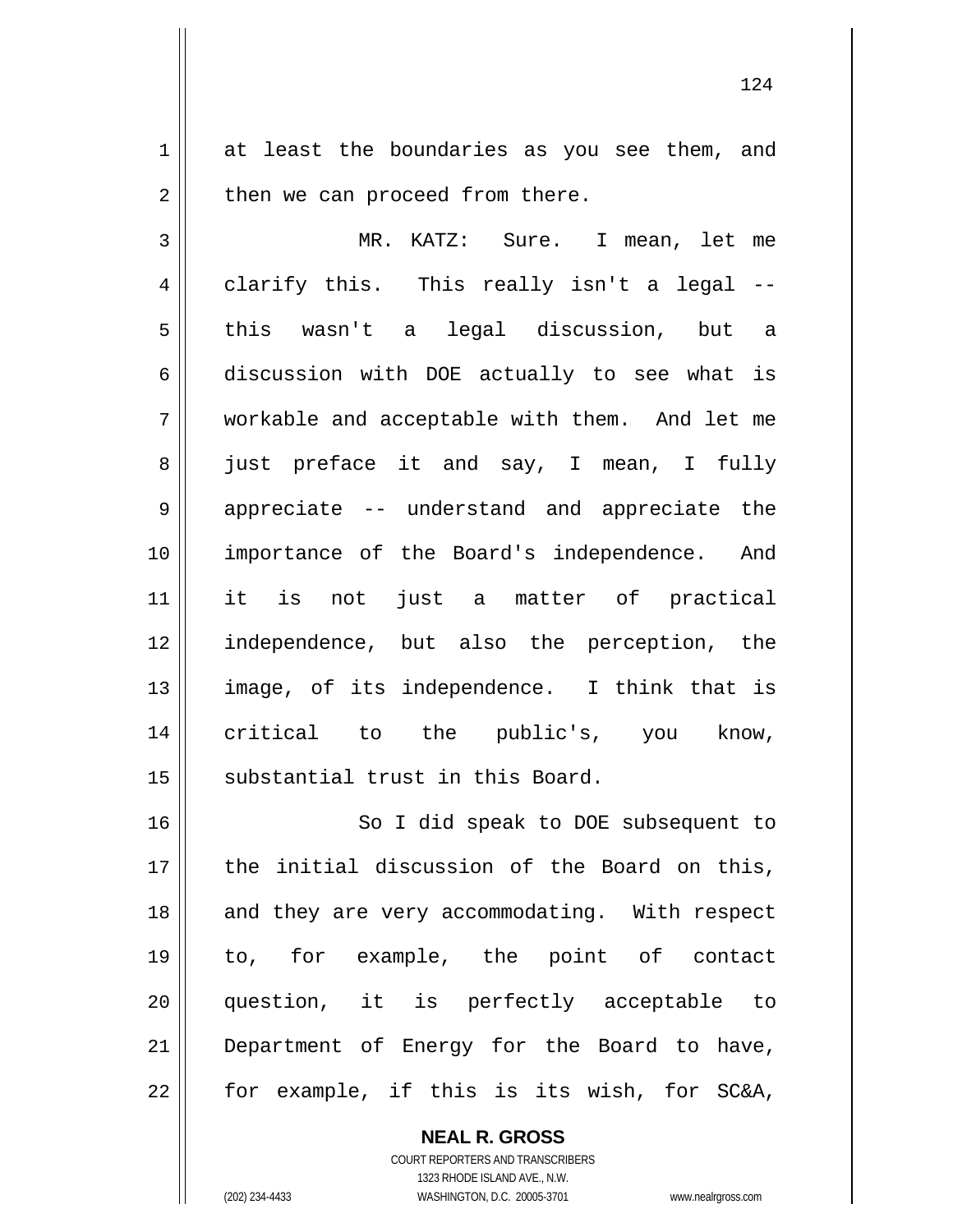at least the boundaries as you see them, and then we can proceed from there.

MR. KATZ: Sure. I mean, let me clarify this. This really isn't a legal -- this wasn't a legal discussion, but a discussion with DOE actually to see what is workable and acceptable with them. And let me just preface it and say, I mean, I fully appreciate -- understand and appreciate the importance of the Board's independence. And it is not just a matter of practical independence, but also the perception, the image, of its independence. I think that is critical to the public's, you know, substantial trust in this Board.

So I did speak to DOE subsequent to the initial discussion of the Board on this, and they are very accommodating. With respect to, for example, the point of contact question, it is perfectly acceptable to Department of Energy for the Board to have, for example, if this is its wish, for SC&A,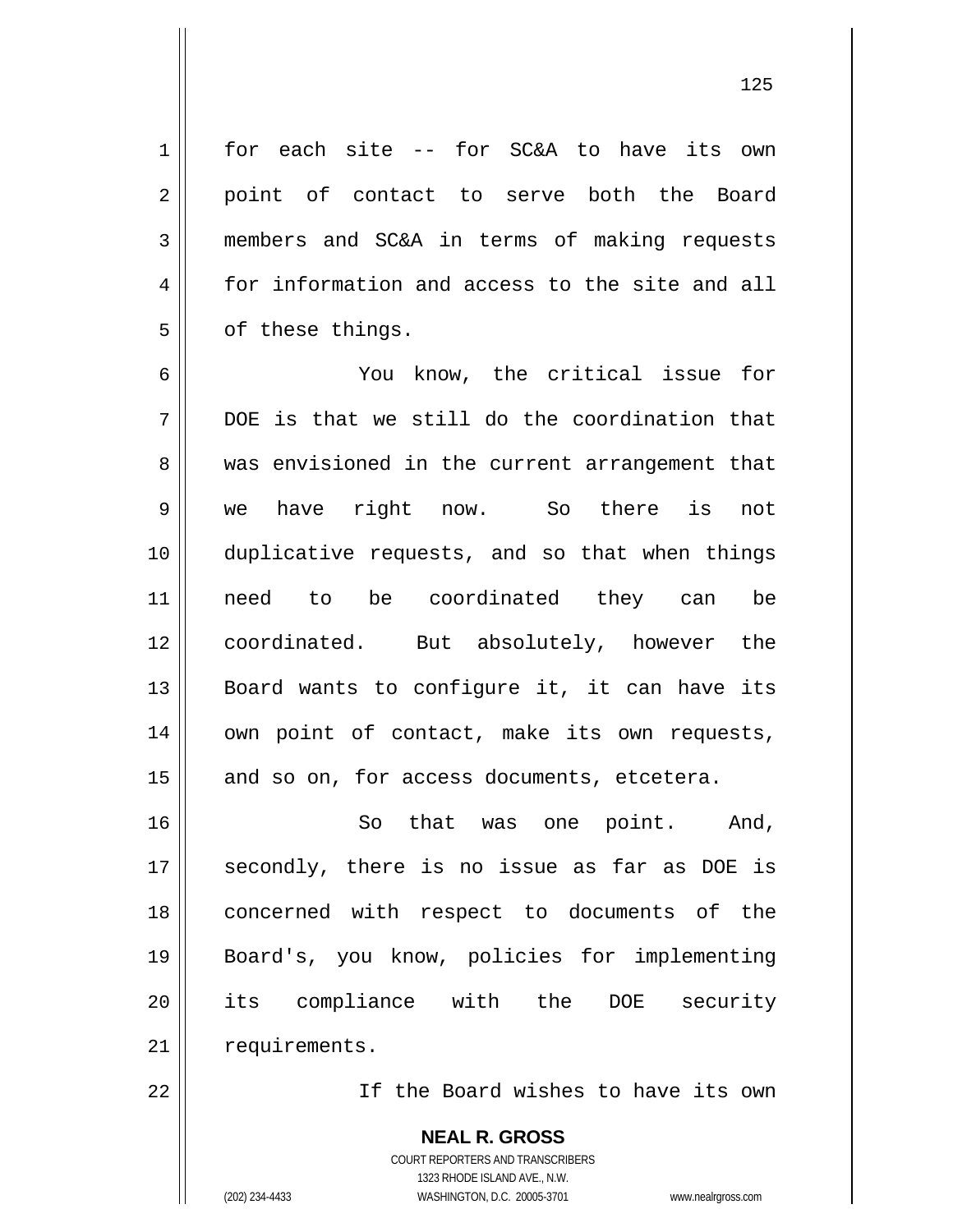for each site -- for SC&A to have its own point of contact to serve both the Board members and SC&A in terms of making requests for information and access to the site and all of these things.

You know, the critical issue for DOE is that we still do the coordination that was envisioned in the current arrangement that we have right now. So there is not duplicative requests, and so that when things need to be coordinated they can be coordinated. But absolutely, however the Board wants to configure it, it can have its own point of contact, make its own requests, and so on, for access documents, etcetera.

So that was one point. And, secondly, there is no issue as far as DOE is concerned with respect to documents of the Board's, you know, policies for implementing its compliance with the DOE security requirements.

If the Board wishes to have its own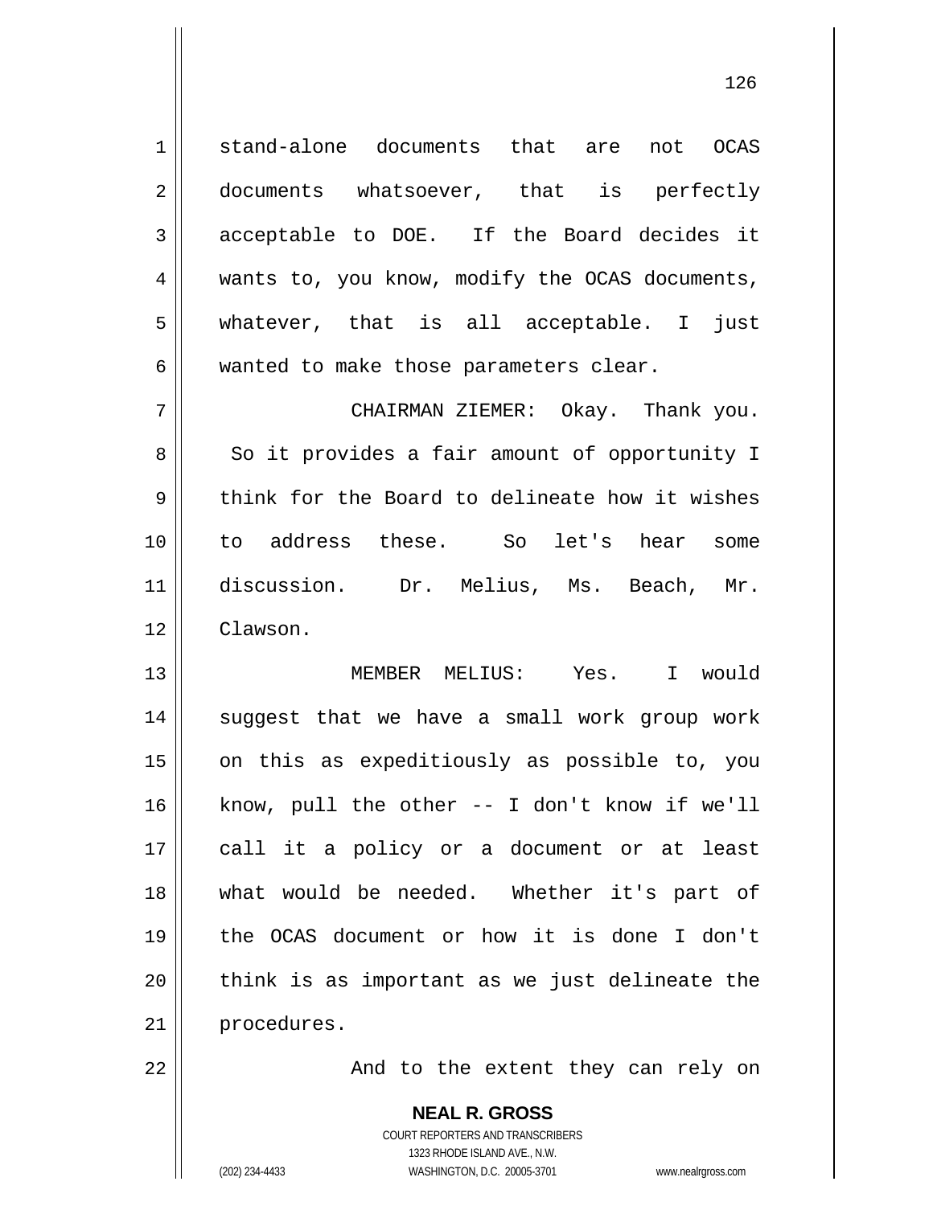stand-alone documents that are not OCAS documents whatsoever, that is perfectly acceptable to DOE. If the Board decides it wants to, you know, modify the OCAS documents, whatever, that is all acceptable. I just wanted to make those parameters clear.

CHAIRMAN ZIEMER: Okay. Thank you. So it provides a fair amount of opportunity I think for the Board to delineate how it wishes to address these. So let's hear some discussion. Dr. Melius, Ms. Beach, Mr. Clawson.

MEMBER MELIUS: Yes. I would suggest that we have a small work group work on this as expeditiously as possible to, you know, pull the other -- I don't know if we'll call it a policy or a document or at least what would be needed. Whether it's part of the OCAS document or how it is done I don't think is as important as we just delineate the procedures.

And to the extent they can rely on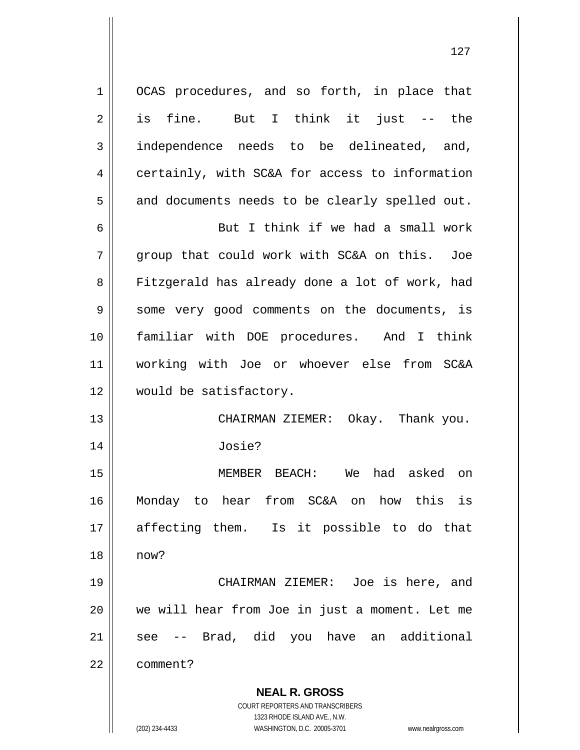OCAS procedures, and so forth, in place that is fine. But I think it just -- the independence needs to be delineated, and, certainly, with SC&A for access to information and documents needs to be clearly spelled out.

But I think if we had a small work group that could work with SC&A on this. Joe Fitzgerald has already done a lot of work, had some very good comments on the documents, is familiar with DOE procedures. And I think working with Joe or whoever else from SC&A would be satisfactory.

CHAIRMAN ZIEMER: Okay. Thank you. Josie?

MEMBER BEACH: We had asked on Monday to hear from SC&A on how this is affecting them. Is it possible to do that now?

CHAIRMAN ZIEMER: Joe is here, and we will hear from Joe in just a moment. Let me see -- Brad, did you have an additional comment?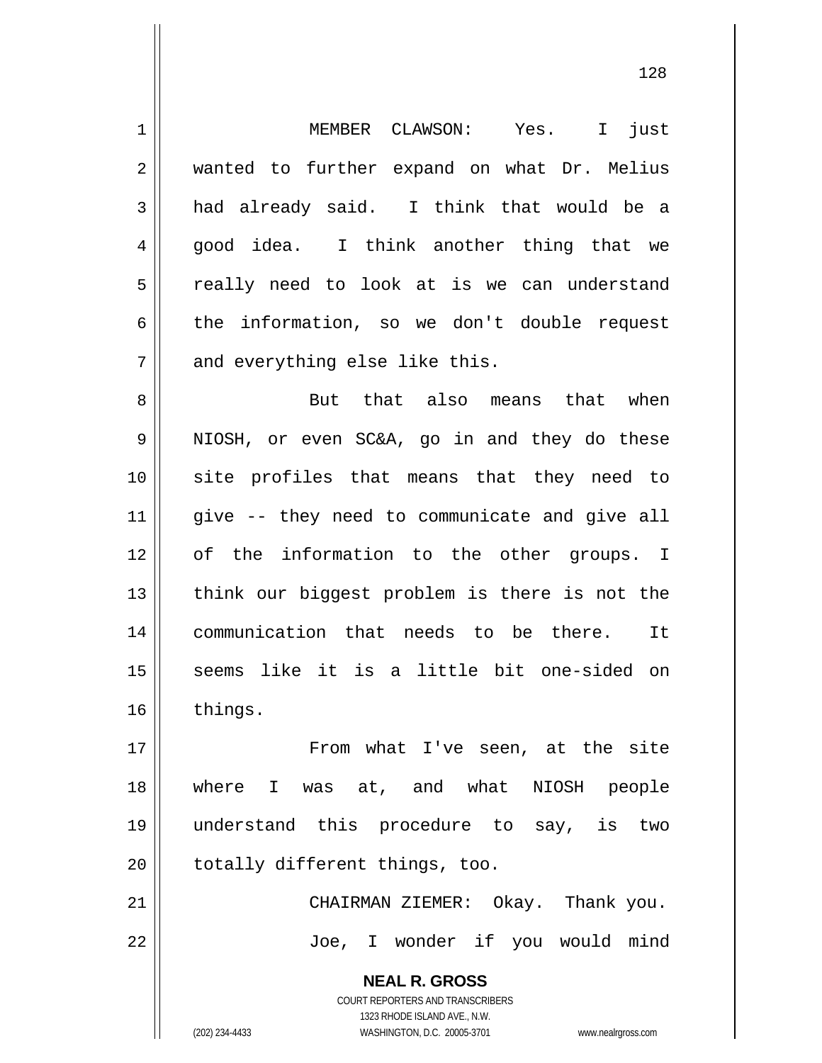MEMBER CLAWSON: Yes. I just wanted to further expand on what Dr. Melius had already said. I think that would be a good idea. I think another thing that we really need to look at is we can understand the information, so we don't double request and everything else like this.

But that also means that when NIOSH, or even SC&A, go in and they do these site profiles that means that they need to give -- they need to communicate and give all of the information to the other groups. I think our biggest problem is there is not the communication that needs to be there. It seems like it is a little bit one-sided on things.

From what I've seen, at the site where I was at, and what NIOSH people understand this procedure to say, is two totally different things, too.

CHAIRMAN ZIEMER: Okay. Thank you.

Joe, I wonder if you would mind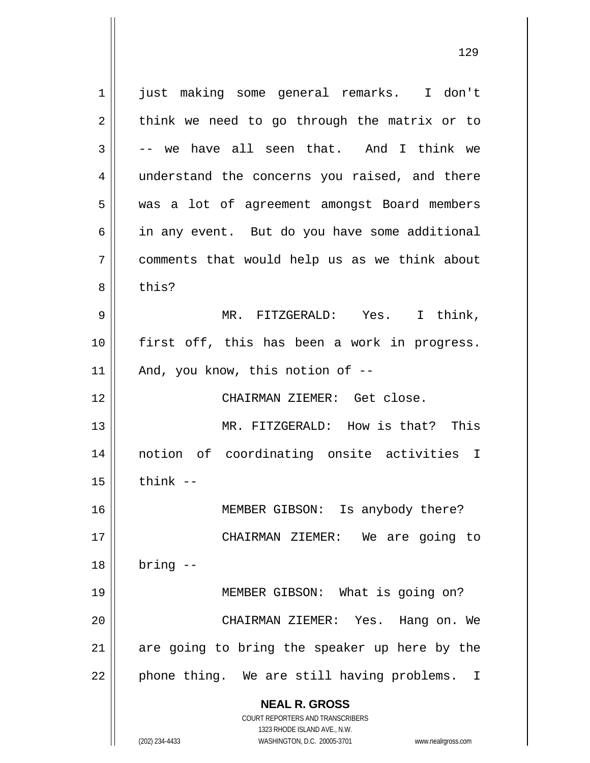just making some general remarks. I don't think we need to go through the matrix or to -- we have all seen that. And I think we understand the concerns you raised, and there was a lot of agreement amongst Board members in any event. But do you have some additional comments that would help us as we think about this?

MR. FITZGERALD: Yes. I think, first off, this has been a work in progress. And, you know, this notion of --

CHAIRMAN ZIEMER: Get close.

MR. FITZGERALD: How is that? This notion of coordinating onsite activities I think --

MEMBER GIBSON: Is anybody there?

CHAIRMAN ZIEMER: We are going to bring --

MEMBER GIBSON: What is going on?

CHAIRMAN ZIEMER: Yes. Hang on. We are going to bring the speaker up here by the phone thing. We are still having problems. I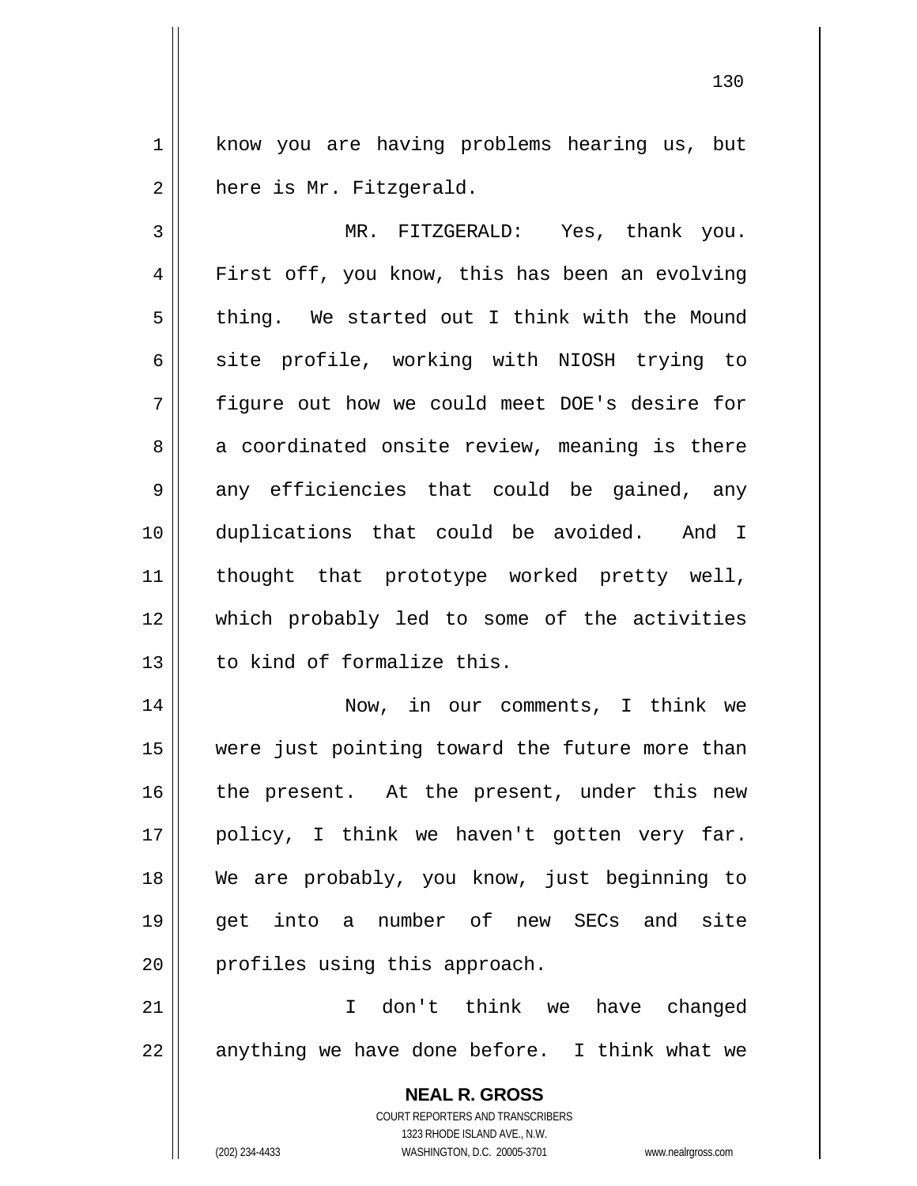know you are having problems hearing us, but here is Mr. Fitzgerald.

MR. FITZGERALD: Yes, thank you. First off, you know, this has been an evolving thing. We started out I think with the Mound site profile, working with NIOSH trying to figure out how we could meet DOE's desire for a coordinated onsite review, meaning is there any efficiencies that could be gained, any duplications that could be avoided. And I thought that prototype worked pretty well, which probably led to some of the activities to kind of formalize this.

Now, in our comments, I think we were just pointing toward the future more than the present. At the present, under this new policy, I think we haven't gotten very far. We are probably, you know, just beginning to get into a number of new SECs and site profiles using this approach.

I don't think we have changed anything we have done before. I think what we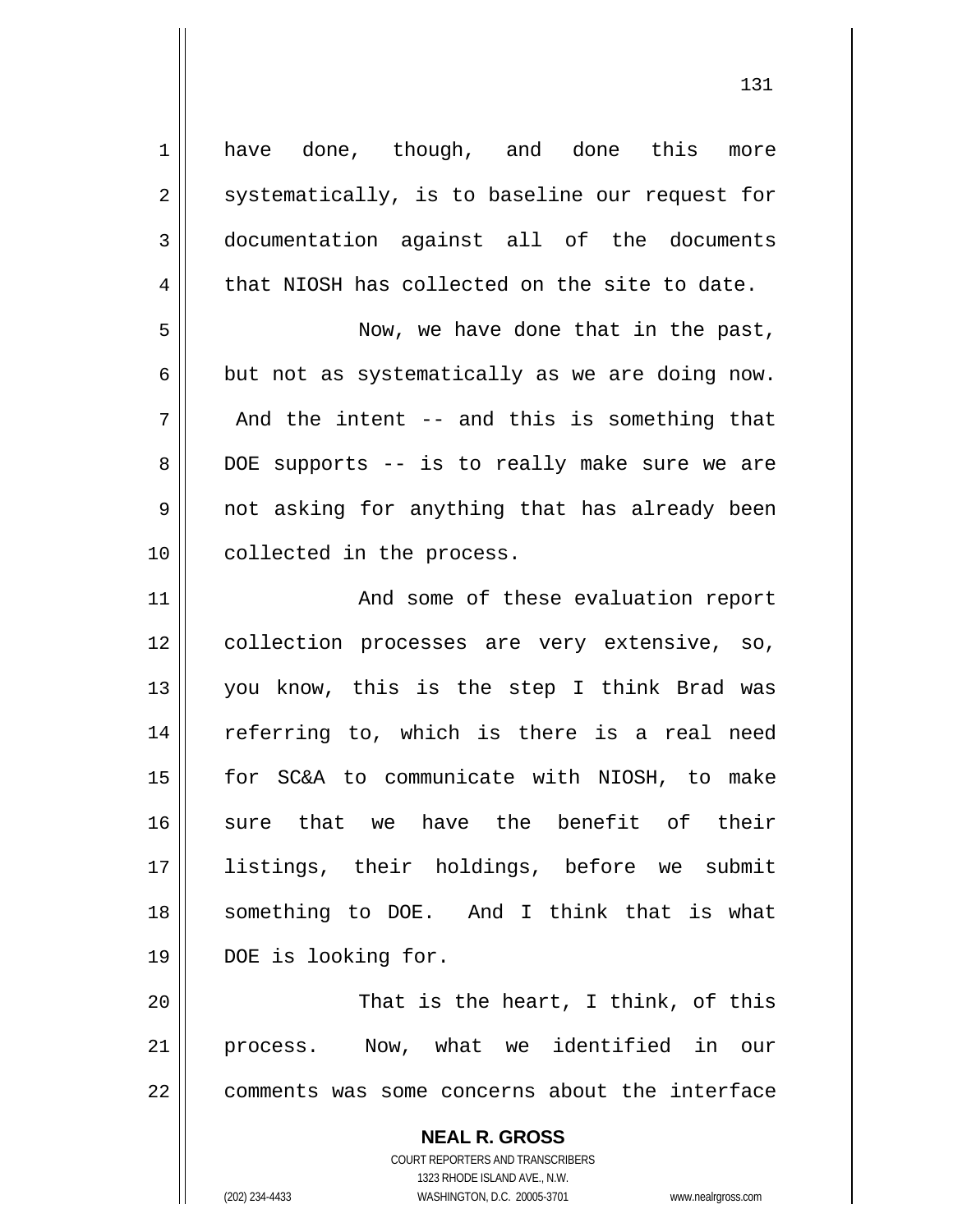have done, though, and done this more systematically, is to baseline our request for documentation against all of the documents that NIOSH has collected on the site to date.

Now, we have done that in the past, but not as systematically as we are doing now. And the intent -- and this is something that DOE supports -- is to really make sure we are not asking for anything that has already been collected in the process.

And some of these evaluation report collection processes are very extensive, so, you know, this is the step I think Brad was referring to, which is there is a real need for SC&A to communicate with NIOSH, to make sure that we have the benefit of their listings, their holdings, before we submit something to DOE. And I think that is what DOE is looking for.

That is the heart, I think, of this process. Now, what we identified in our comments was some concerns about the interface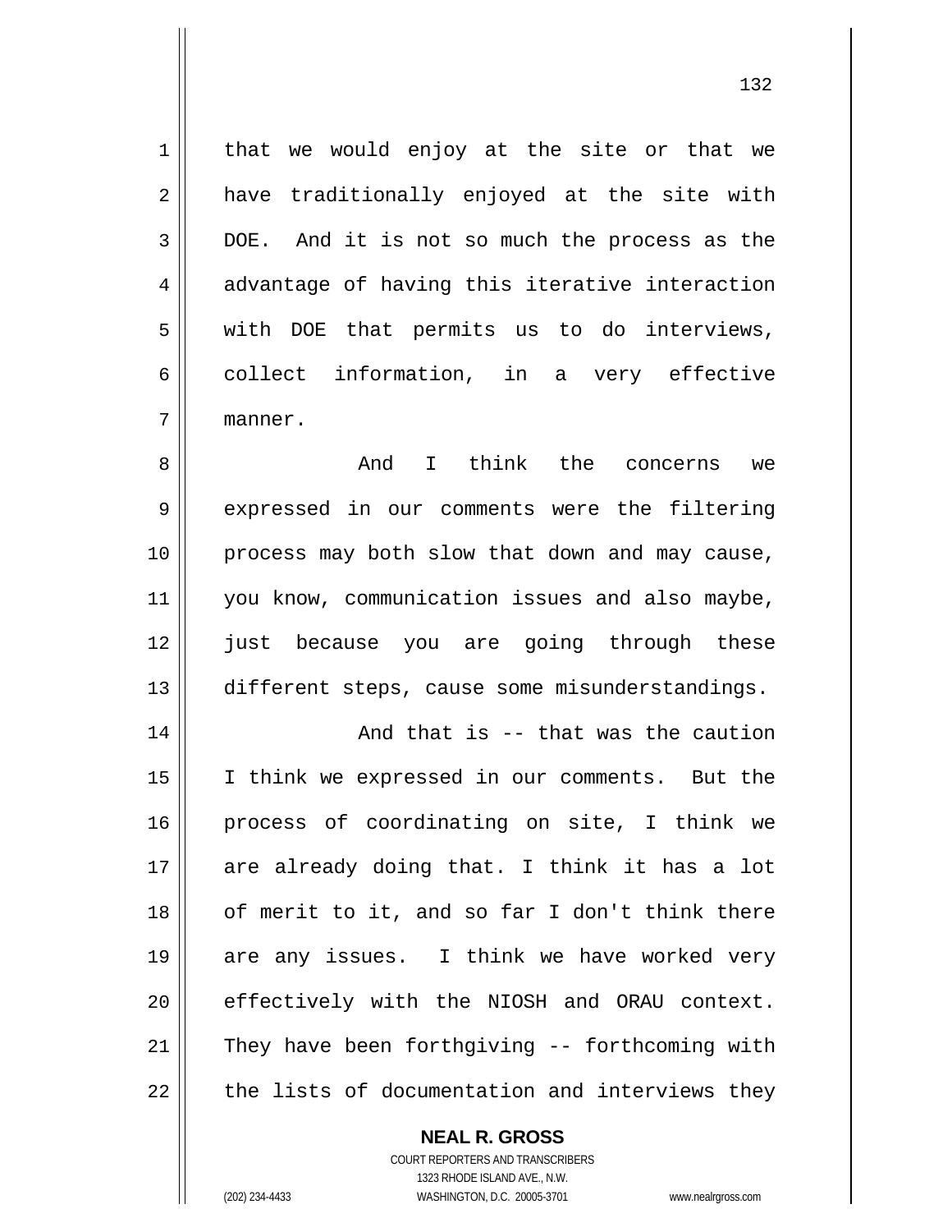that we would enjoy at the site or that we have traditionally enjoyed at the site with DOE. And it is not so much the process as the advantage of having this iterative interaction with DOE that permits us to do interviews, collect information, in a very effective manner.

And I think the concerns we expressed in our comments were the filtering process may both slow that down and may cause, you know, communication issues and also maybe, just because you are going through these different steps, cause some misunderstandings.

And that is -- that was the caution I think we expressed in our comments. But the process of coordinating on site, I think we are already doing that. I think it has a lot of merit to it, and so far I don't think there are any issues. I think we have worked very effectively with the NIOSH and ORAU context. They have been forthgiving -- forthcoming with the lists of documentation and interviews they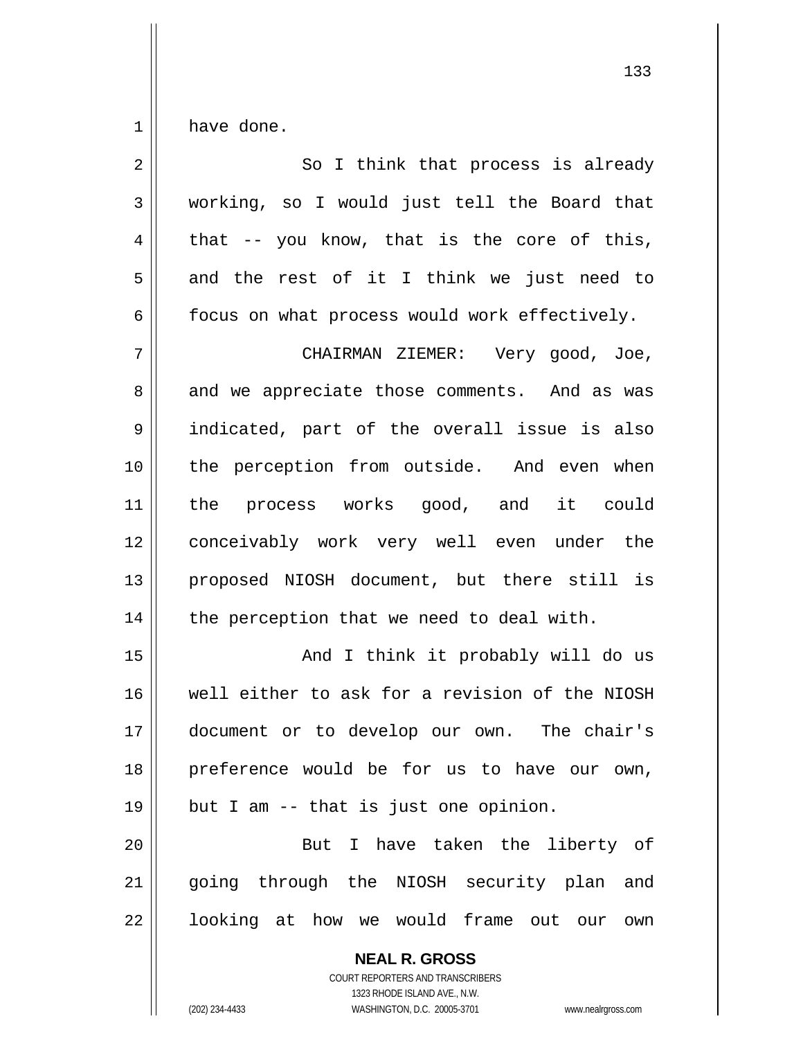have done.

So I think that process is already working, so I would just tell the Board that that -- you know, that is the core of this, and the rest of it I think we just need to focus on what process would work effectively.

CHAIRMAN ZIEMER: Very good, Joe, and we appreciate those comments. And as was indicated, part of the overall issue is also the perception from outside. And even when the process works good, and it could conceivably work very well even under the proposed NIOSH document, but there still is the perception that we need to deal with.

And I think it probably will do us well either to ask for a revision of the NIOSH document or to develop our own. The chair's preference would be for us to have our own, but I am -- that is just one opinion.

But I have taken the liberty of going through the NIOSH security plan and looking at how we would frame out our own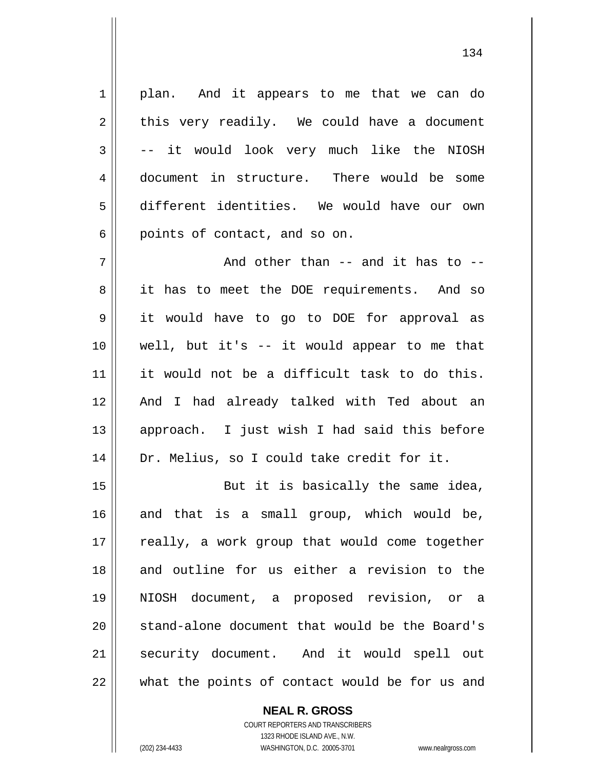plan. And it appears to me that we can do this very readily. We could have a document -- it would look very much like the NIOSH document in structure. There would be some different identities. We would have our own points of contact, and so on.

And other than -- and it has to -- it has to meet the DOE requirements. And so it would have to go to DOE for approval as well, but it's -- it would appear to me that it would not be a difficult task to do this. And I had already talked with Ted about an approach. I just wish I had said this before Dr. Melius, so I could take credit for it.

But it is basically the same idea, and that is a small group, which would be, really, a work group that would come together and outline for us either a revision to the NIOSH document, a proposed revision, or a stand-alone document that would be the Board's security document. And it would spell out what the points of contact would be for us and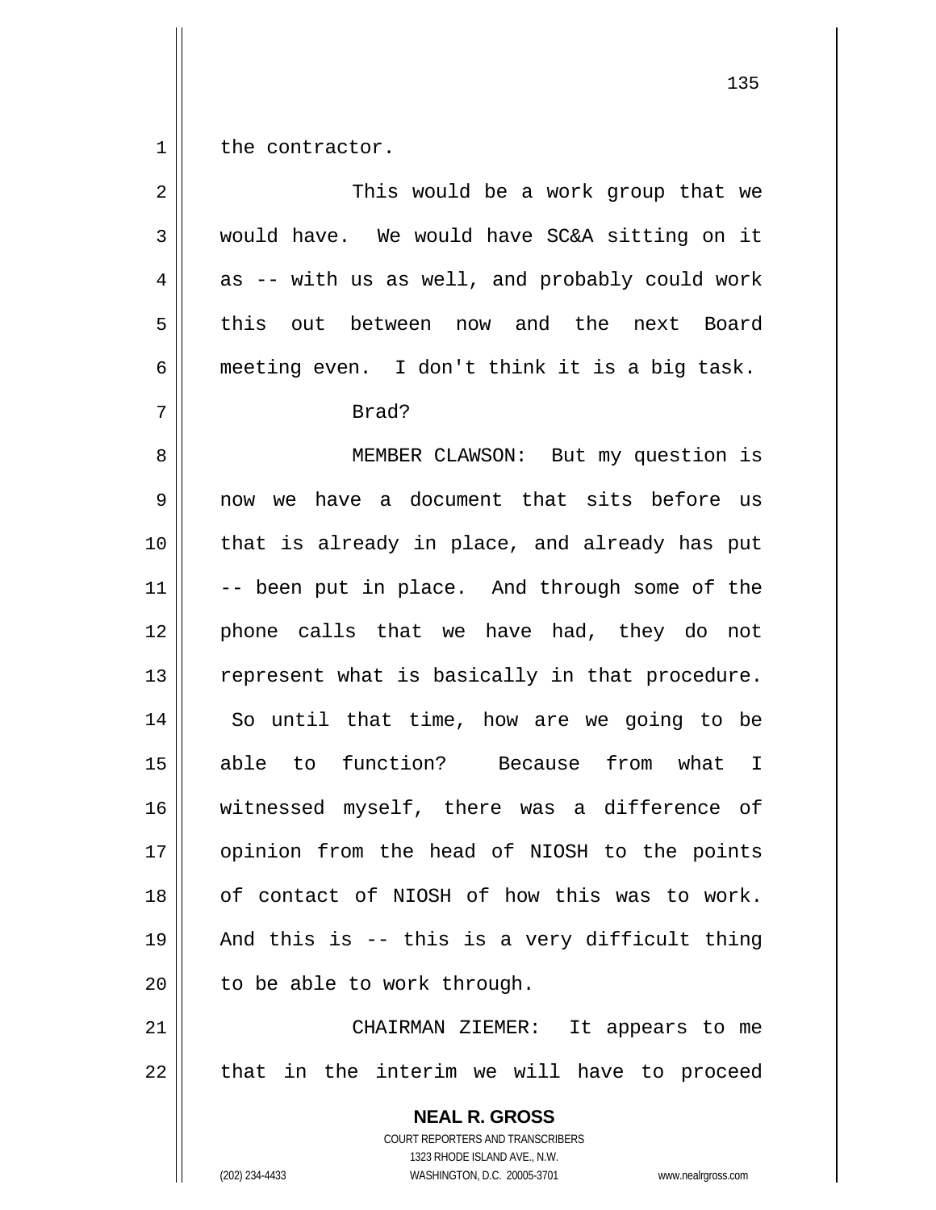the contractor.

This would be a work group that we would have. We would have SC&A sitting on it as -- with us as well, and probably could work this out between now and the next Board meeting even. I don't think it is a big task.

Brad?

MEMBER CLAWSON: But my question is now we have a document that sits before us that is already in place, and already has put -- been put in place. And through some of the phone calls that we have had, they do not represent what is basically in that procedure. So until that time, how are we going to be able to function? Because from what I witnessed myself, there was a difference of opinion from the head of NIOSH to the points of contact of NIOSH of how this was to work. And this is -- this is a very difficult thing to be able to work through.

CHAIRMAN ZIEMER: It appears to me that in the interim we will have to proceed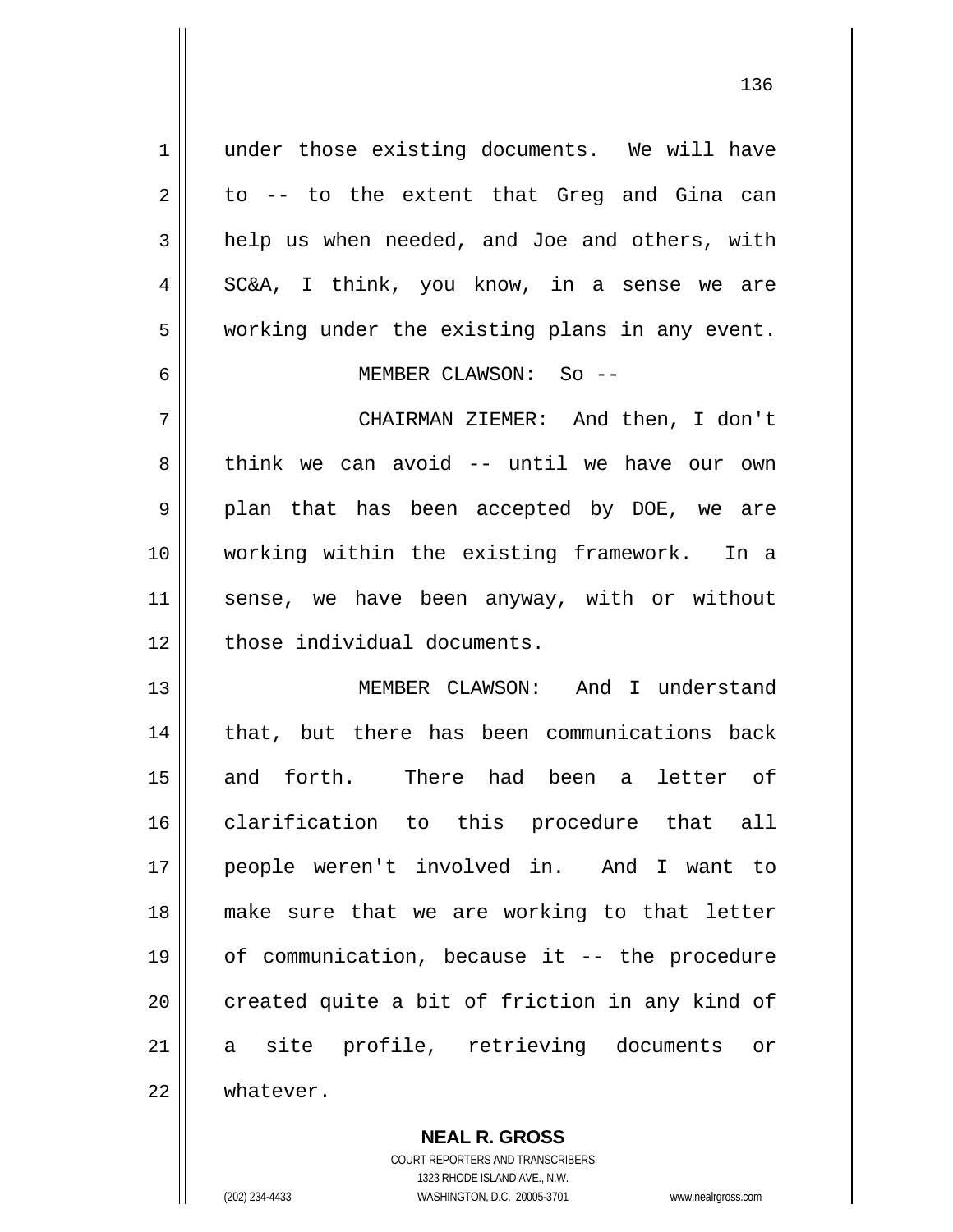under those existing documents. We will have to -- to the extent that Greg and Gina can help us when needed, and Joe and others, with SC&A, I think, you know, in a sense we are working under the existing plans in any event.

MEMBER CLAWSON: So --

CHAIRMAN ZIEMER: And then, I don't think we can avoid -- until we have our own plan that has been accepted by DOE, we are working within the existing framework. In a sense, we have been anyway, with or without those individual documents.

MEMBER CLAWSON: And I understand that, but there has been communications back and forth. There had been a letter of clarification to this procedure that all people weren't involved in. And I want to make sure that we are working to that letter of communication, because it -- the procedure created quite a bit of friction in any kind of a site profile, retrieving documents or whatever.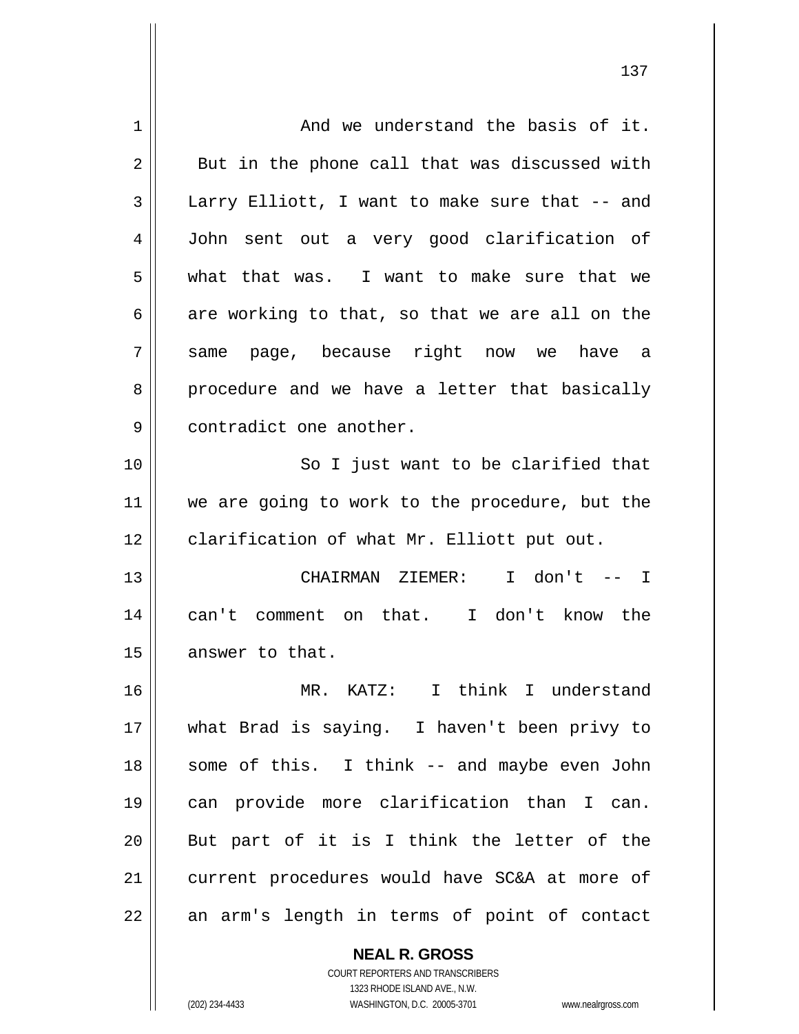And we understand the basis of it. But in the phone call that was discussed with Larry Elliott, I want to make sure that -- and John sent out a very good clarification of what that was. I want to make sure that we are working to that, so that we are all on the same page, because right now we have a procedure and we have a letter that basically contradict one another.

So I just want to be clarified that we are going to work to the procedure, but the clarification of what Mr. Elliott put out.

CHAIRMAN ZIEMER: I don't -- I can't comment on that. I don't know the answer to that.

MR. KATZ: I think I understand what Brad is saying. I haven't been privy to some of this. I think -- and maybe even John can provide more clarification than I can. But part of it is I think the letter of the current procedures would have SC&A at more of an arm's length in terms of point of contact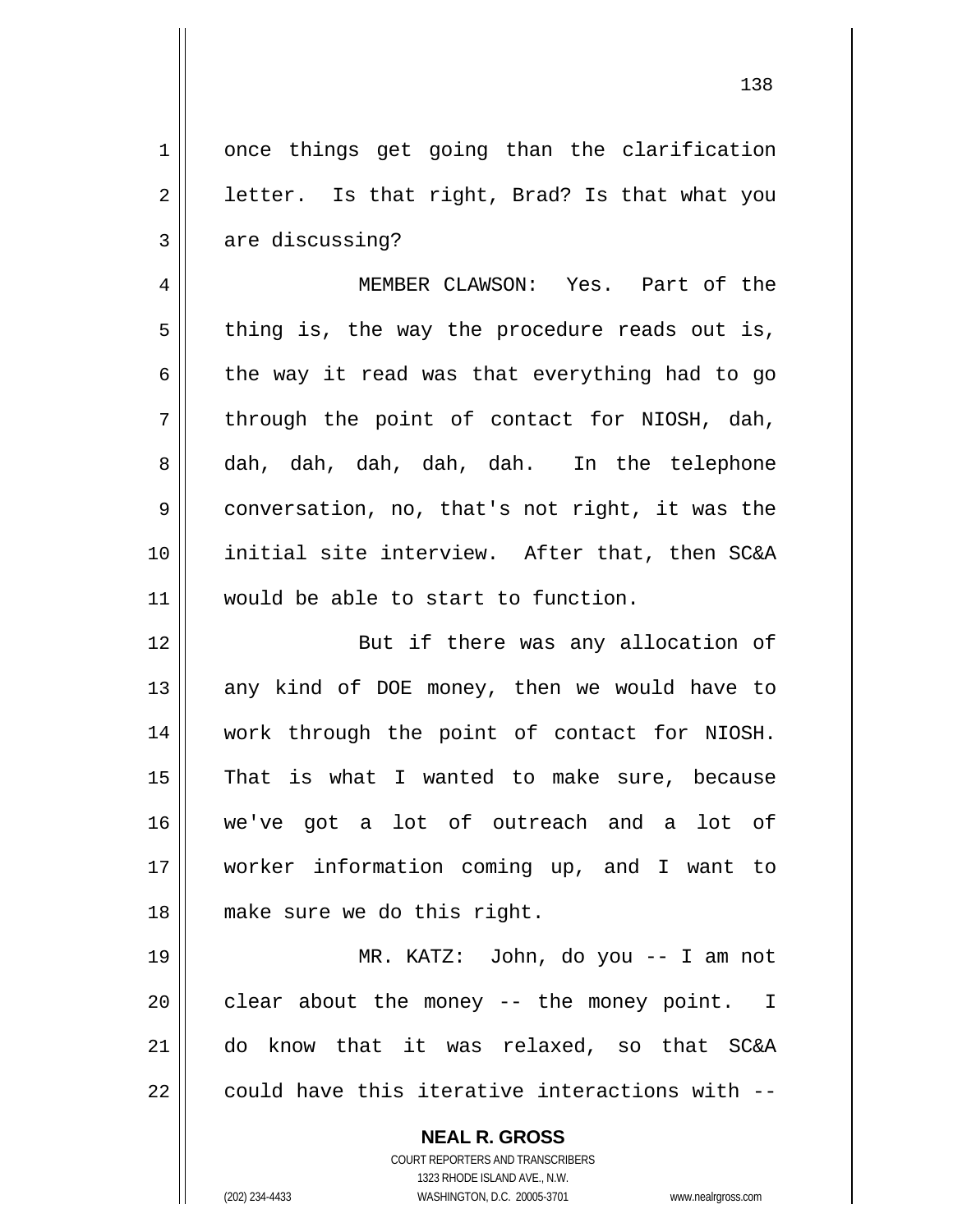once things get going than the clarification letter. Is that right, Brad? Is that what you are discussing?

MEMBER CLAWSON: Yes. Part of the thing is, the way the procedure reads out is, the way it read was that everything had to go through the point of contact for NIOSH, dah, dah, dah, dah, dah, dah. In the telephone conversation, no, that's not right, it was the initial site interview. After that, then SC&A would be able to start to function.

But if there was any allocation of any kind of DOE money, then we would have to work through the point of contact for NIOSH. That is what I wanted to make sure, because we've got a lot of outreach and a lot of worker information coming up, and I want to make sure we do this right.

MR. KATZ: John, do you -- I am not clear about the money -- the money point. I do know that it was relaxed, so that SC&A could have this iterative interactions with --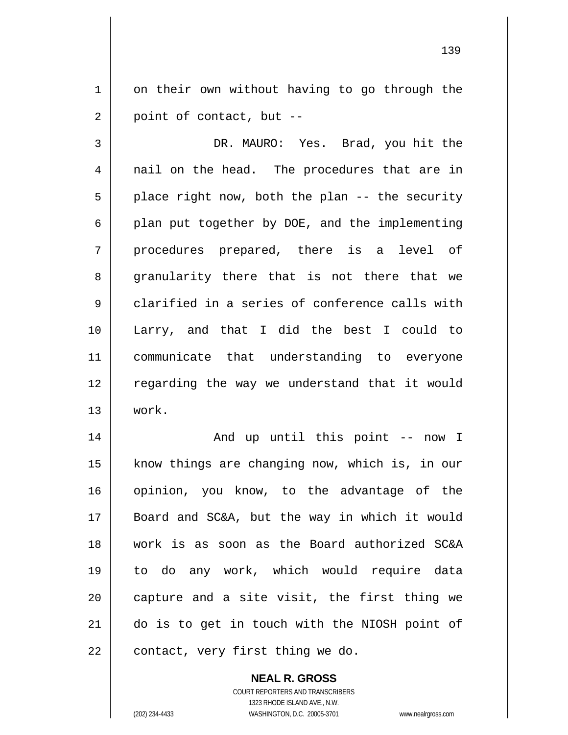on their own without having to go through the point of contact, but --

DR. MAURO: Yes. Brad, you hit the nail on the head. The procedures that are in place right now, both the plan -- the security plan put together by DOE, and the implementing procedures prepared, there is a level of granularity there that is not there that we clarified in a series of conference calls with Larry, and that I did the best I could to communicate that understanding to everyone regarding the way we understand that it would work.

And up until this point -- now I know things are changing now, which is, in our opinion, you know, to the advantage of the Board and SC&A, but the way in which it would work is as soon as the Board authorized SC&A to do any work, which would require data capture and a site visit, the first thing we do is to get in touch with the NIOSH point of contact, very first thing we do.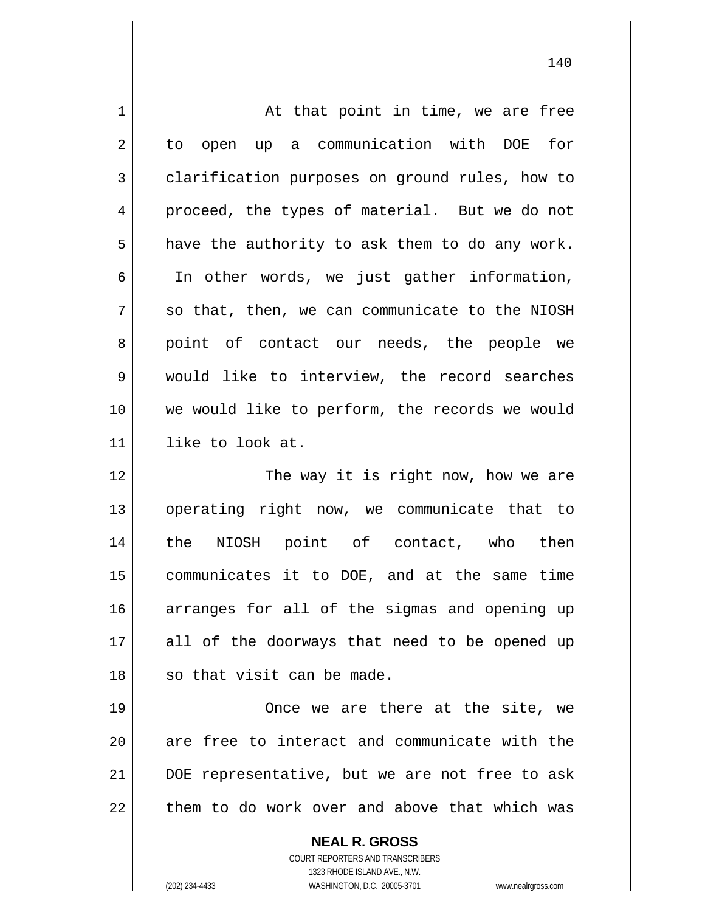At that point in time, we are free to open up a communication with DOE for clarification purposes on ground rules, how to proceed, the types of material. But we do not have the authority to ask them to do any work. In other words, we just gather information, so that, then, we can communicate to the NIOSH point of contact our needs, the people we would like to interview, the record searches we would like to perform, the records we would like to look at.

The way it is right now, how we are operating right now, we communicate that to the NIOSH point of contact, who then communicates it to DOE, and at the same time arranges for all of the sigmas and opening up all of the doorways that need to be opened up so that visit can be made.

Once we are there at the site, we are free to interact and communicate with the DOE representative, but we are not free to ask them to do work over and above that which was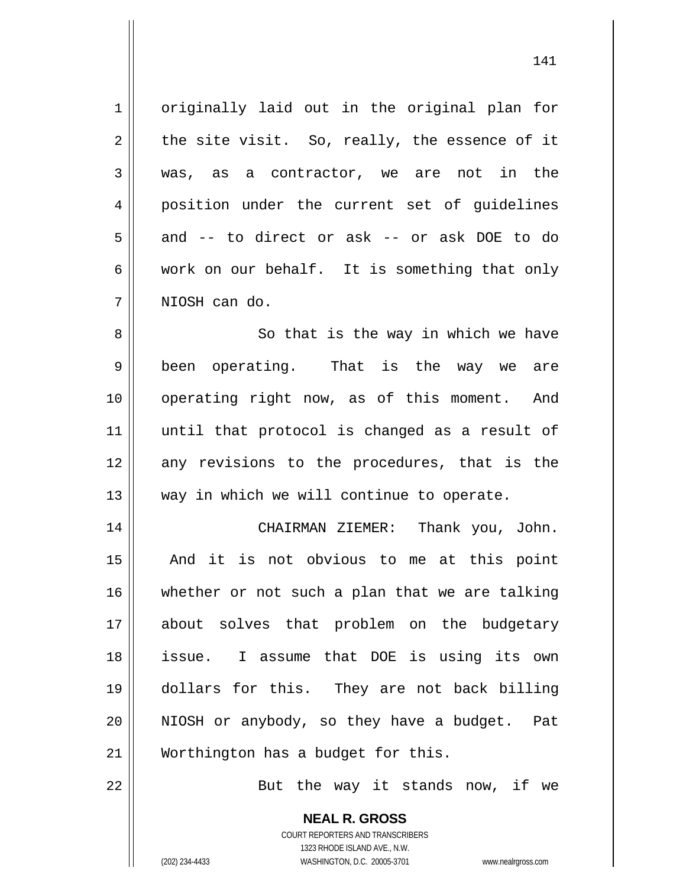originally laid out in the original plan for the site visit. So, really, the essence of it was, as a contractor, we are not in the position under the current set of guidelines and -- to direct or ask -- or ask DOE to do work on our behalf. It is something that only NIOSH can do.

So that is the way in which we have been operating. That is the way we are operating right now, as of this moment. And until that protocol is changed as a result of any revisions to the procedures, that is the way in which we will continue to operate.

CHAIRMAN ZIEMER: Thank you, John. And it is not obvious to me at this point whether or not such a plan that we are talking about solves that problem on the budgetary issue. I assume that DOE is using its own dollars for this. They are not back billing NIOSH or anybody, so they have a budget. Pat Worthington has a budget for this.

But the way it stands now, if we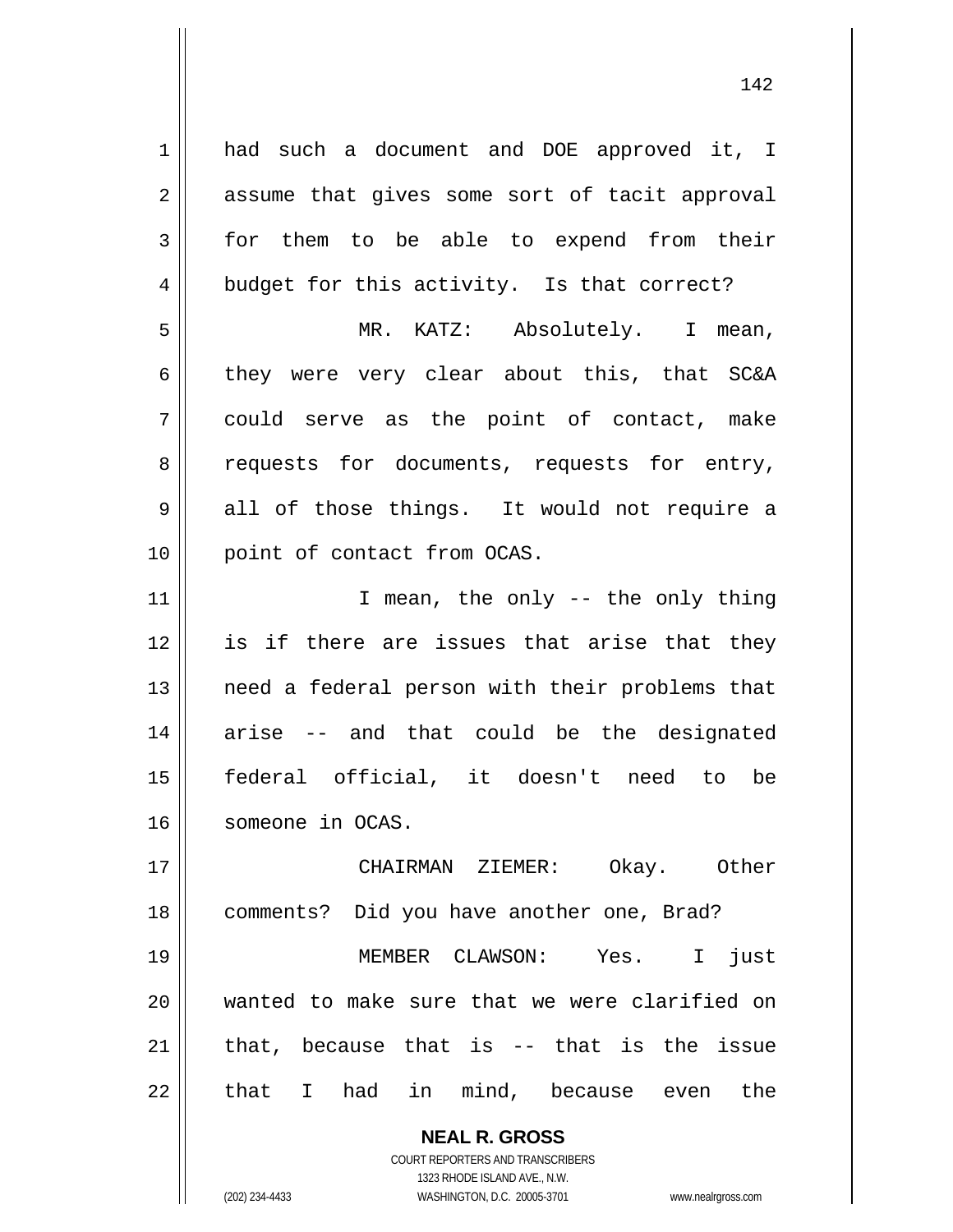had such a document and DOE approved it, I assume that gives some sort of tacit approval for them to be able to expend from their budget for this activity. Is that correct?

MR. KATZ: Absolutely. I mean, they were very clear about this, that SC&A could serve as the point of contact, make requests for documents, requests for entry, all of those things. It would not require a point of contact from OCAS.

I mean, the only -- the only thing is if there are issues that arise that they need a federal person with their problems that arise -- and that could be the designated federal official, it doesn't need to be someone in OCAS.

CHAIRMAN ZIEMER: Okay. Other comments? Did you have another one, Brad?

MEMBER CLAWSON: Yes. I just wanted to make sure that we were clarified on that, because that is -- that is the issue that I had in mind, because even the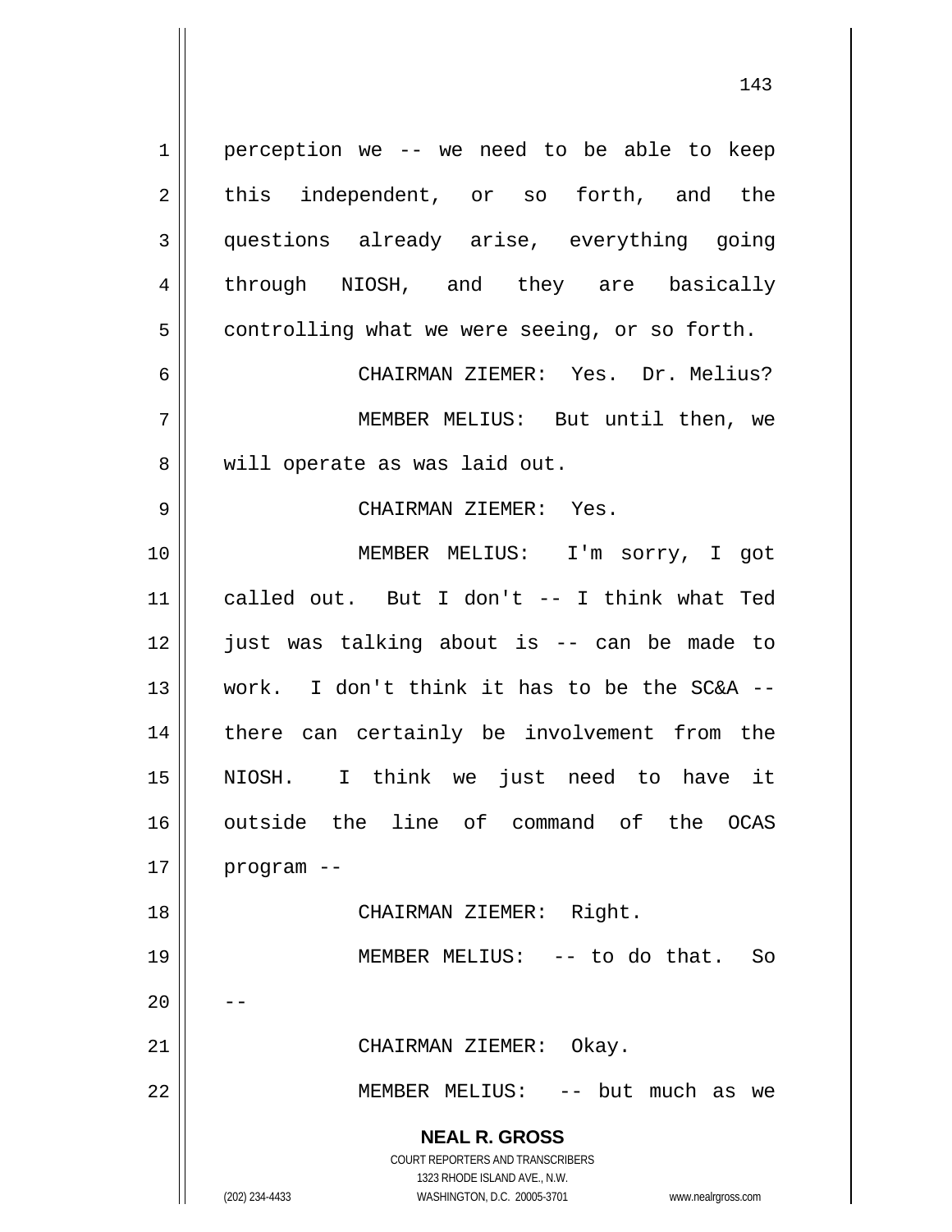perception we -- we need to be able to keep this independent, or so forth, and the questions already arise, everything going through NIOSH, and they are basically controlling what we were seeing, or so forth.

CHAIRMAN ZIEMER: Yes. Dr. Melius?

MEMBER MELIUS: But until then, we will operate as was laid out.

CHAIRMAN ZIEMER: Yes.

MEMBER MELIUS: I'm sorry, I got called out. But I don't -- I think what Ted just was talking about is -- can be made to work. I don't think it has to be the SC&A -- there can certainly be involvement from the NIOSH. I think we just need to have it outside the line of command of the OCAS program --

CHAIRMAN ZIEMER: Right.

MEMBER MELIUS: -- to do that. So --

CHAIRMAN ZIEMER: Okay.

MEMBER MELIUS: -- but much as we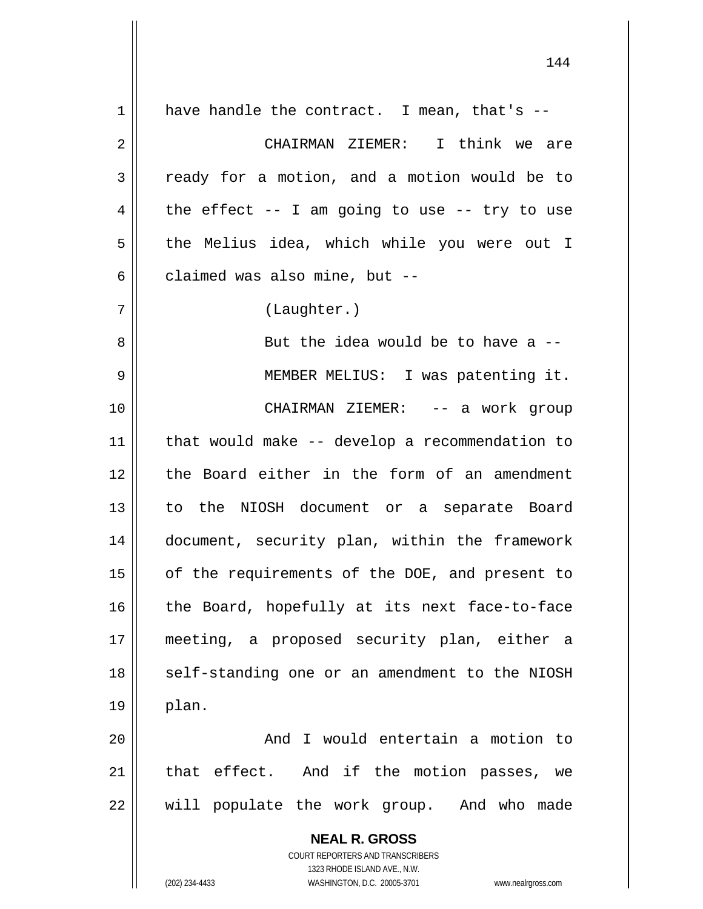have handle the contract. I mean, that's --

CHAIRMAN ZIEMER: I think we are ready for a motion, and a motion would be to the effect -- I am going to use -- try to use the Melius idea, which while you were out I claimed was also mine, but --

(Laughter.)

But the idea would be to have a --

MEMBER MELIUS: I was patenting it.

CHAIRMAN ZIEMER: -- a work group that would make -- develop a recommendation to the Board either in the form of an amendment to the NIOSH document or a separate Board document, security plan, within the framework of the requirements of the DOE, and present to the Board, hopefully at its next face-to-face meeting, a proposed security plan, either a self-standing one or an amendment to the NIOSH plan.

And I would entertain a motion to that effect. And if the motion passes, we will populate the work group. And who made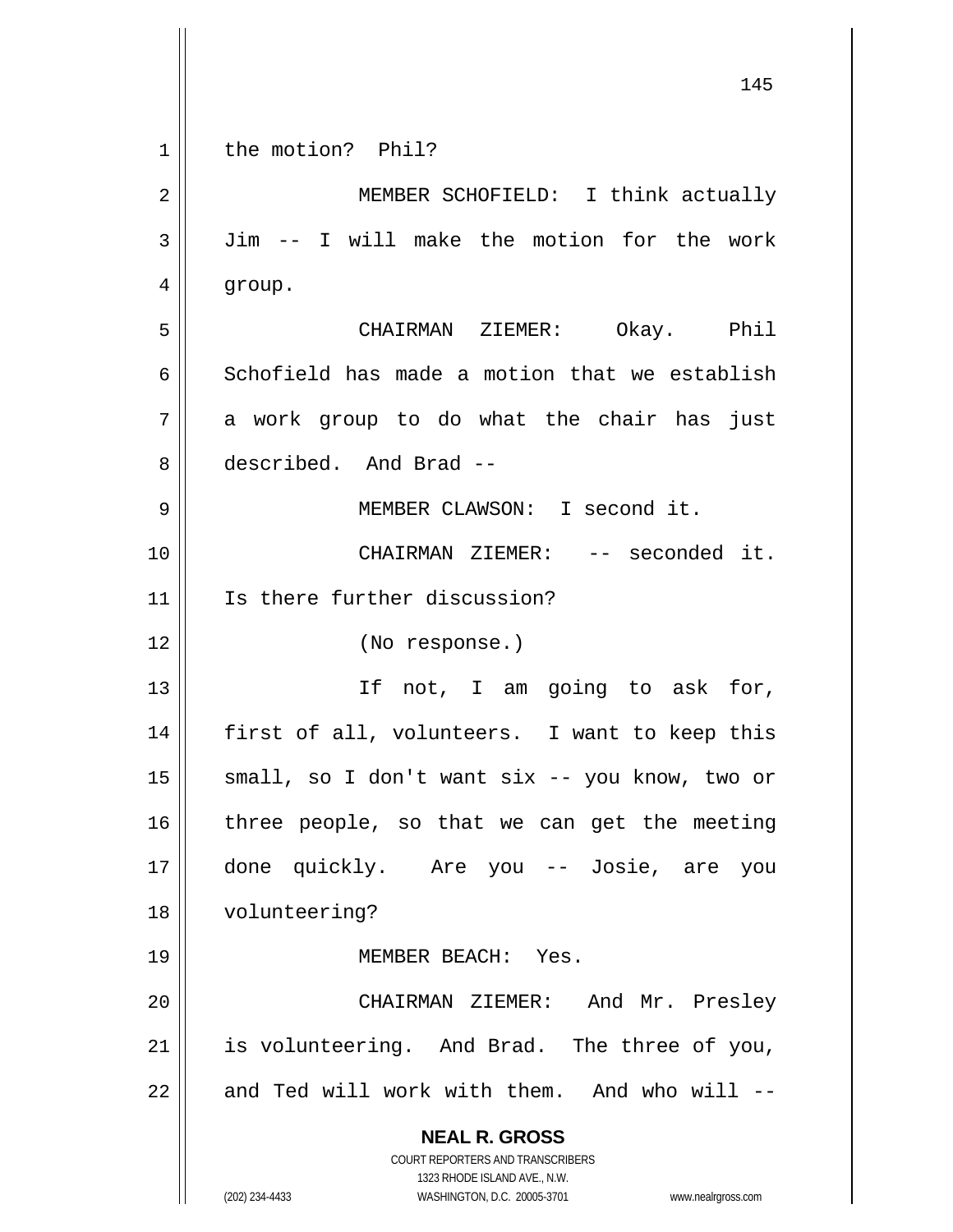the motion? Phil?

MEMBER SCHOFIELD: I think actually Jim -- I will make the motion for the work group.

CHAIRMAN ZIEMER: Okay. Phil Schofield has made a motion that we establish a work group to do what the chair has just described. And Brad --

MEMBER CLAWSON: I second it.

CHAIRMAN ZIEMER: -- seconded it. Is there further discussion?

(No response.)

If not, I am going to ask for, first of all, volunteers. I want to keep this small, so I don't want six -- you know, two or three people, so that we can get the meeting done quickly. Are you -- Josie, are you volunteering?

MEMBER BEACH: Yes.

CHAIRMAN ZIEMER: And Mr. Presley is volunteering. And Brad. The three of you, and Ted will work with them. And who will --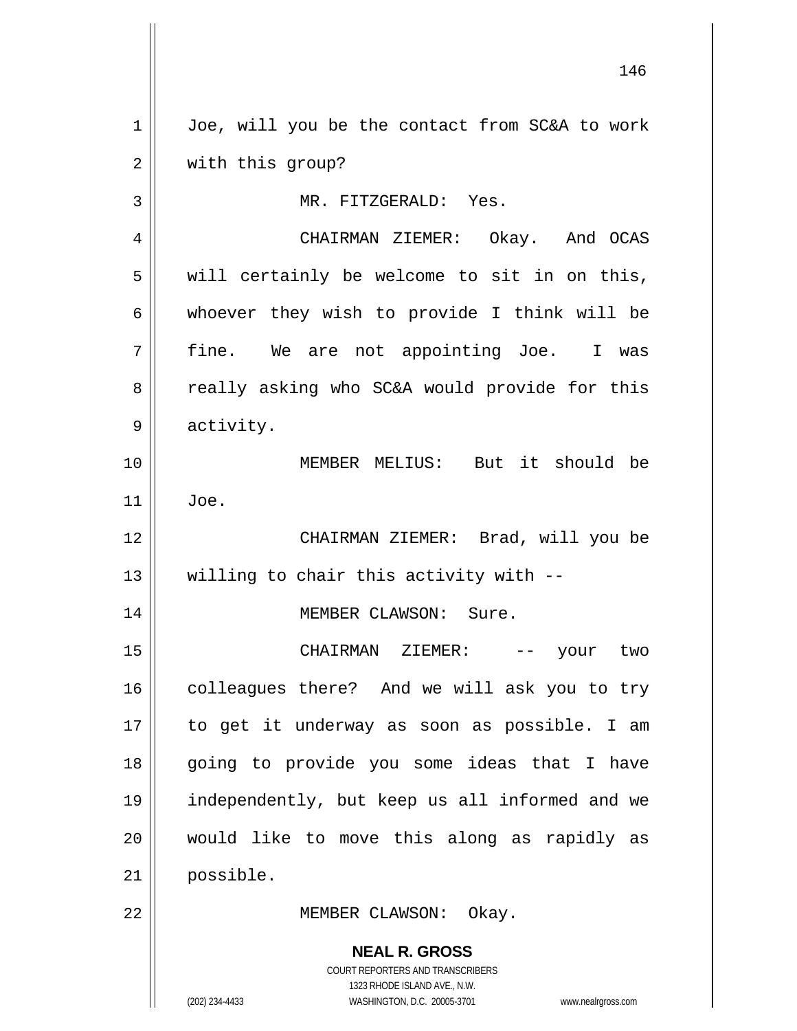Joe, will you be the contact from SC&A to work with this group?

MR. FITZGERALD: Yes.

CHAIRMAN ZIEMER: Okay. And OCAS will certainly be welcome to sit in on this, whoever they wish to provide I think will be fine. We are not appointing Joe. I was really asking who SC&A would provide for this activity.

MEMBER MELIUS: But it should be Joe.

CHAIRMAN ZIEMER: Brad, will you be willing to chair this activity with --

MEMBER CLAWSON: Sure.

CHAIRMAN ZIEMER: -- your two colleagues there? And we will ask you to try to get it underway as soon as possible. I am going to provide you some ideas that I have independently, but keep us all informed and we would like to move this along as rapidly as possible.

MEMBER CLAWSON: Okay.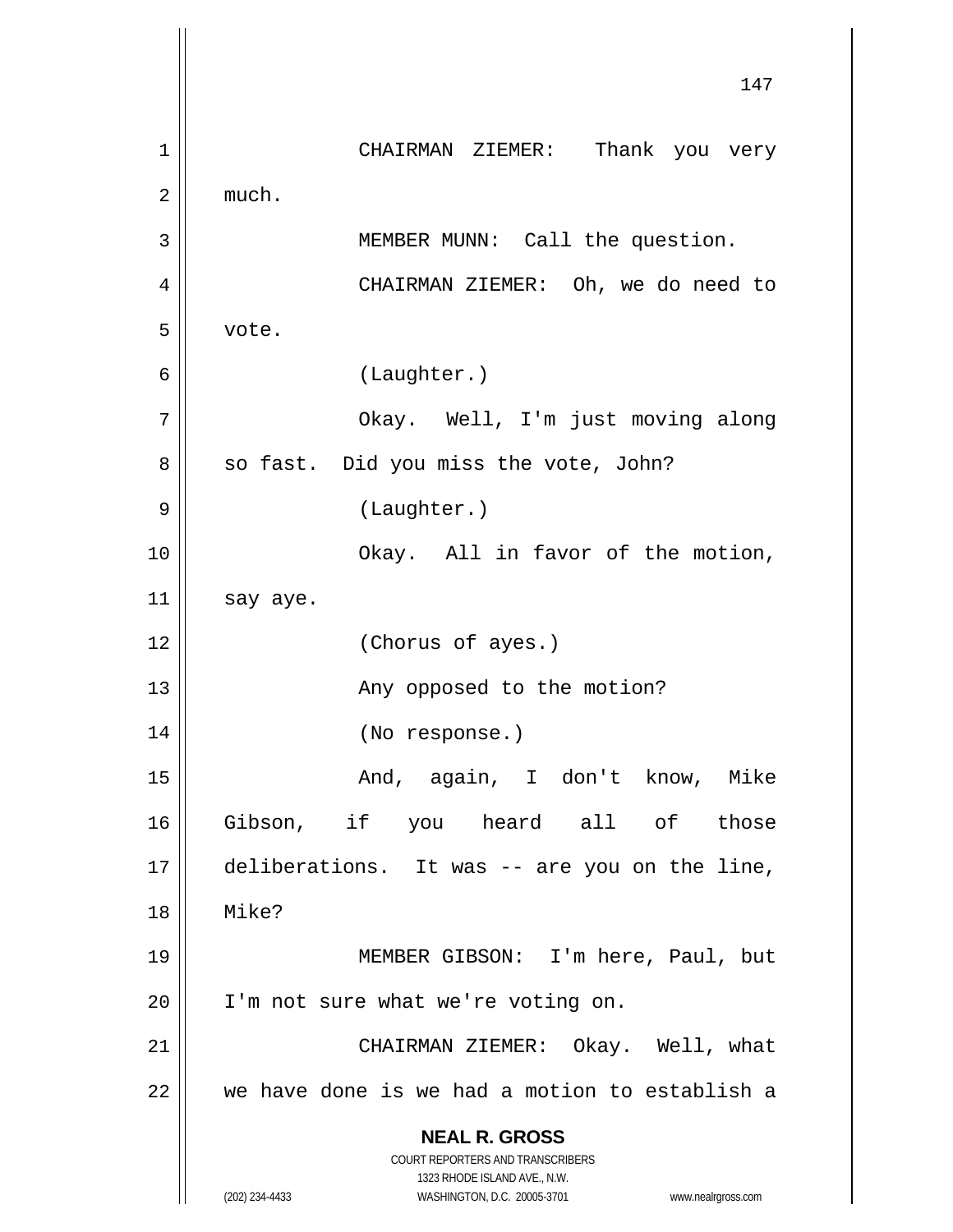CHAIRMAN ZIEMER: Thank you very much.

MEMBER MUNN: Call the question.

CHAIRMAN ZIEMER: Oh, we do need to vote.

(Laughter.)

Okay. Well, I'm just moving along so fast. Did you miss the vote, John?

(Laughter.)

Okay. All in favor of the motion, say aye.

(Chorus of ayes.)

Any opposed to the motion?

(No response.)

And, again, I don't know, Mike Gibson, if you heard all of those deliberations. It was -- are you on the line, Mike?

MEMBER GIBSON: I'm here, Paul, but I'm not sure what we're voting on.

CHAIRMAN ZIEMER: Okay. Well, what we have done is we had a motion to establish a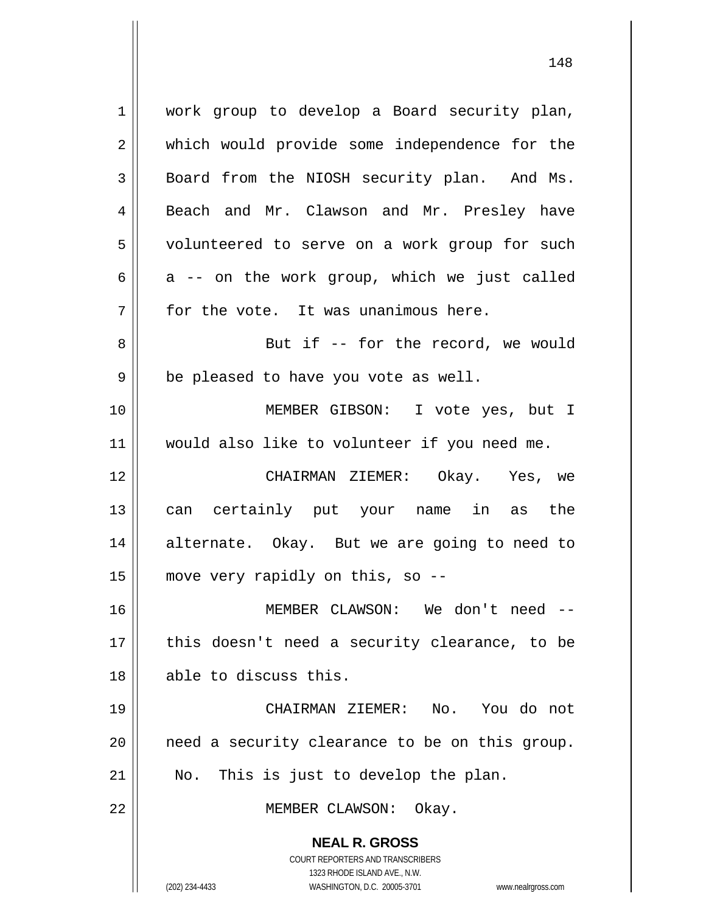work group to develop a Board security plan, which would provide some independence for the Board from the NIOSH security plan. And Ms. Beach and Mr. Clawson and Mr. Presley have volunteered to serve on a work group for such a -- on the work group, which we just called for the vote. It was unanimous here.

But if -- for the record, we would be pleased to have you vote as well.

MEMBER GIBSON: I vote yes, but I would also like to volunteer if you need me.

CHAIRMAN ZIEMER: Okay. Yes, we can certainly put your name in as the alternate. Okay. But we are going to need to move very rapidly on this, so --

MEMBER CLAWSON: We don't need -- this doesn't need a security clearance, to be able to discuss this.

CHAIRMAN ZIEMER: No. You do not need a security clearance to be on this group. No. This is just to develop the plan.

MEMBER CLAWSON: Okay.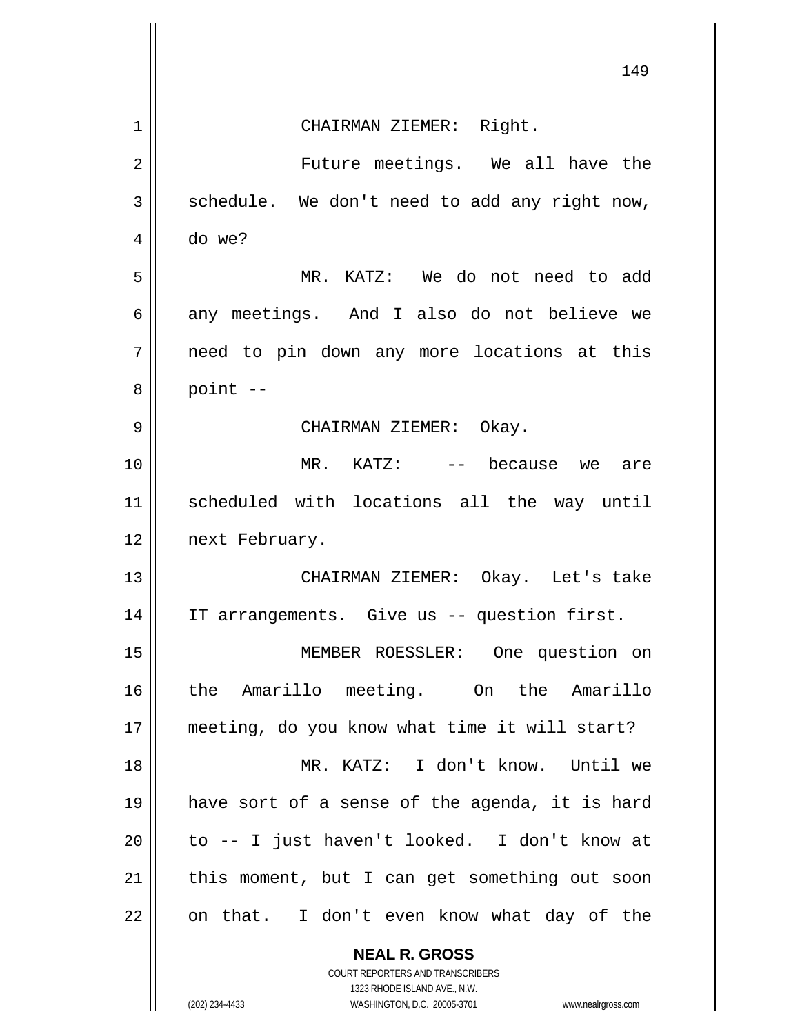CHAIRMAN ZIEMER: Right.

Future meetings. We all have the schedule. We don't need to add any right now, do we?

MR. KATZ: We do not need to add any meetings. And I also do not believe we need to pin down any more locations at this point --

CHAIRMAN ZIEMER: Okay.

MR. KATZ: -- because we are scheduled with locations all the way until next February.

CHAIRMAN ZIEMER: Okay. Let's take IT arrangements. Give us -- question first.

MEMBER ROESSLER: One question on the Amarillo meeting. On the Amarillo meeting, do you know what time it will start?

MR. KATZ: I don't know. Until we have sort of a sense of the agenda, it is hard to -- I just haven't looked. I don't know at this moment, but I can get something out soon on that. I don't even know what day of the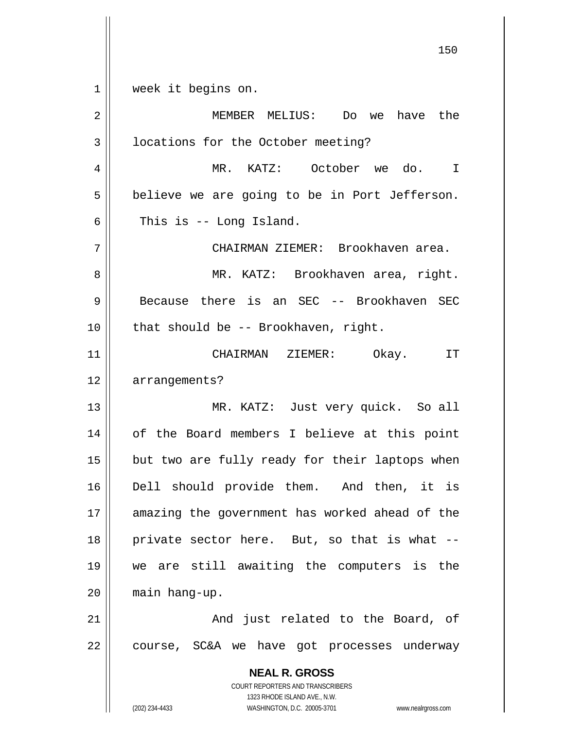week it begins on.

MEMBER MELIUS: Do we have the locations for the October meeting?

MR. KATZ: October we do. I believe we are going to be in Port Jefferson. This is -- Long Island.

CHAIRMAN ZIEMER: Brookhaven area.

MR. KATZ: Brookhaven area, right. Because there is an SEC -- Brookhaven SEC that should be -- Brookhaven, right.

CHAIRMAN ZIEMER: Okay. IT arrangements?

MR. KATZ: Just very quick. So all of the Board members I believe at this point but two are fully ready for their laptops when Dell should provide them. And then, it is amazing the government has worked ahead of the private sector here. But, so that is what -- we are still awaiting the computers is the main hang-up.

And just related to the Board, of course, SC&A we have got processes underway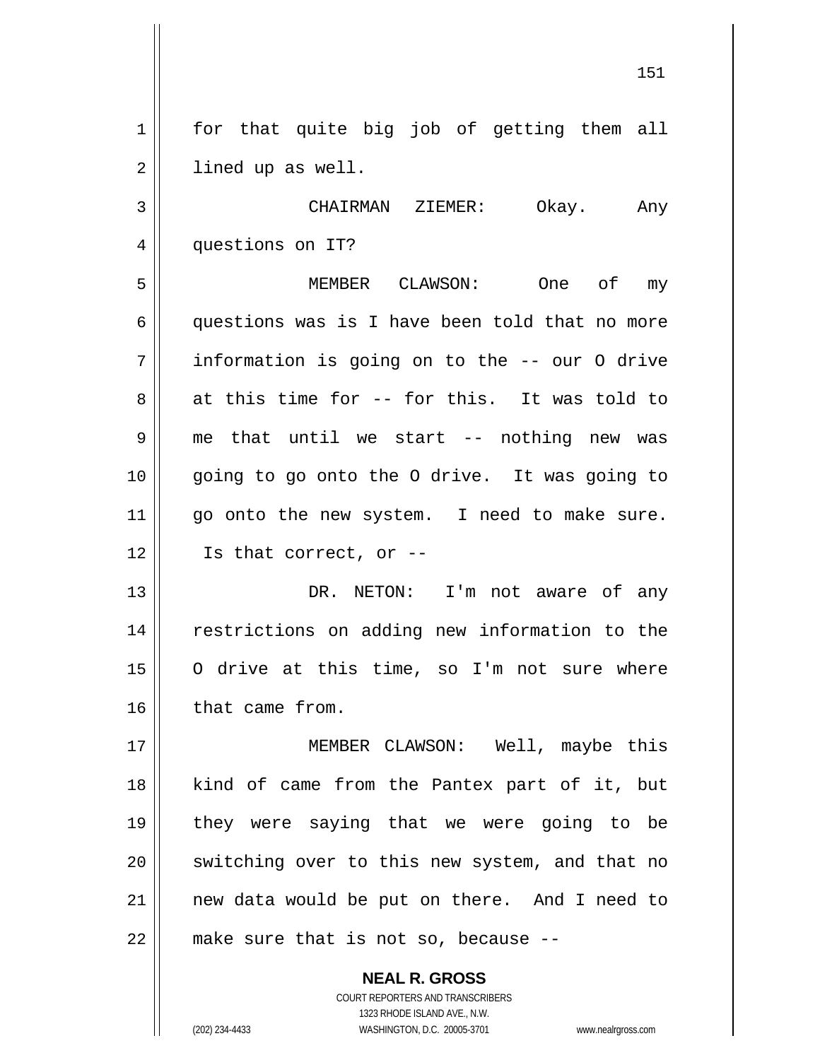for that quite big job of getting them all lined up as well.

CHAIRMAN ZIEMER: Okay. Any questions on IT?

MEMBER CLAWSON: One of my questions was is I have been told that no more information is going on to the -- our O drive at this time for -- for this. It was told to me that until we start -- nothing new was going to go onto the O drive. It was going to go onto the new system. I need to make sure. Is that correct, or --

DR. NETON: I'm not aware of any restrictions on adding new information to the O drive at this time, so I'm not sure where that came from.

MEMBER CLAWSON: Well, maybe this kind of came from the Pantex part of it, but they were saying that we were going to be switching over to this new system, and that no new data would be put on there. And I need to make sure that is not so, because --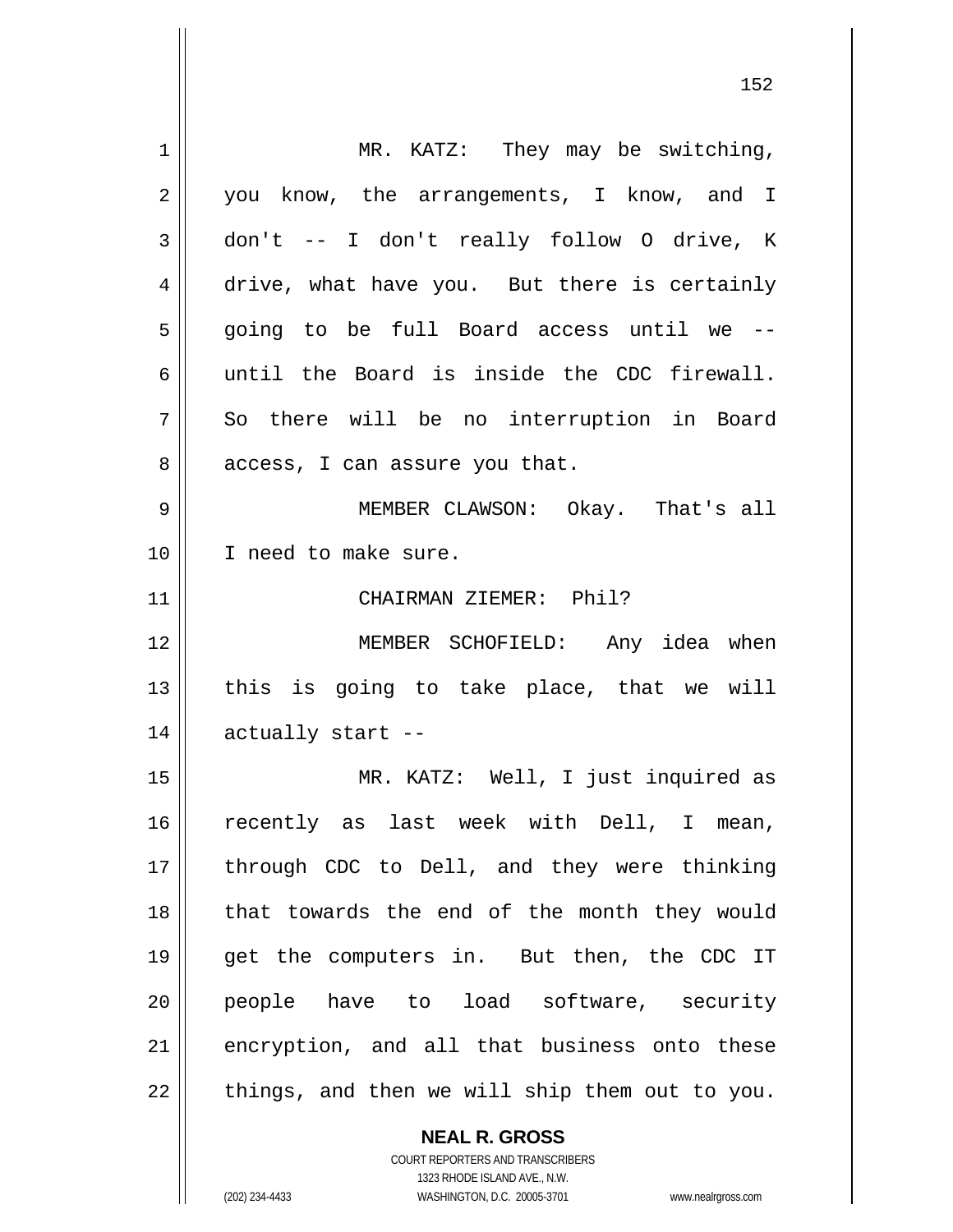MR. KATZ: They may be switching, you know, the arrangements, I know, and I don't -- I don't really follow O drive, K drive, what have you. But there is certainly going to be full Board access until we -- until the Board is inside the CDC firewall. So there will be no interruption in Board access, I can assure you that.

MEMBER CLAWSON: Okay. That's all I need to make sure.

CHAIRMAN ZIEMER: Phil?

MEMBER SCHOFIELD: Any idea when this is going to take place, that we will actually start --

MR. KATZ: Well, I just inquired as recently as last week with Dell, I mean, through CDC to Dell, and they were thinking that towards the end of the month they would get the computers in. But then, the CDC IT people have to load software, security encryption, and all that business onto these things, and then we will ship them out to you.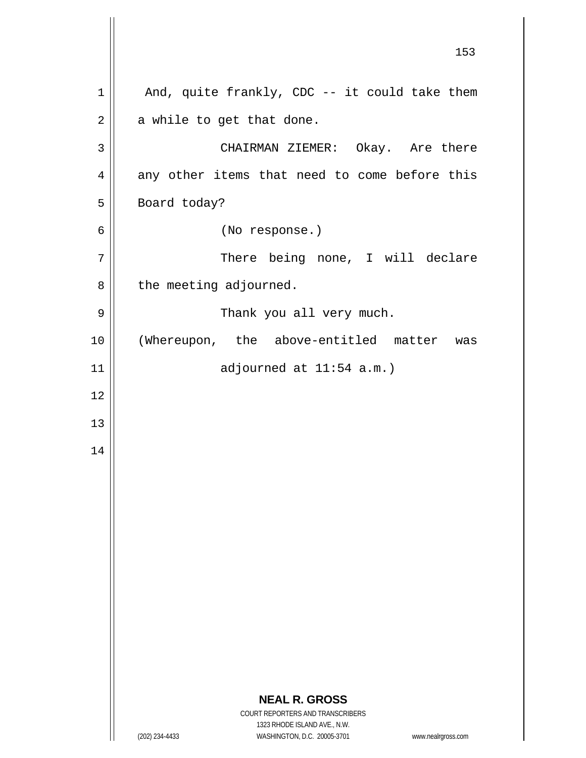And, quite frankly, CDC -- it could take them a while to get that done.

CHAIRMAN ZIEMER: Okay. Are there any other items that need to come before this Board today?

(No response.)

There being none, I will declare the meeting adjourned.

Thank you all very much.

(Whereupon, the above-entitled matter was adjourned at 11:54 a.m.)